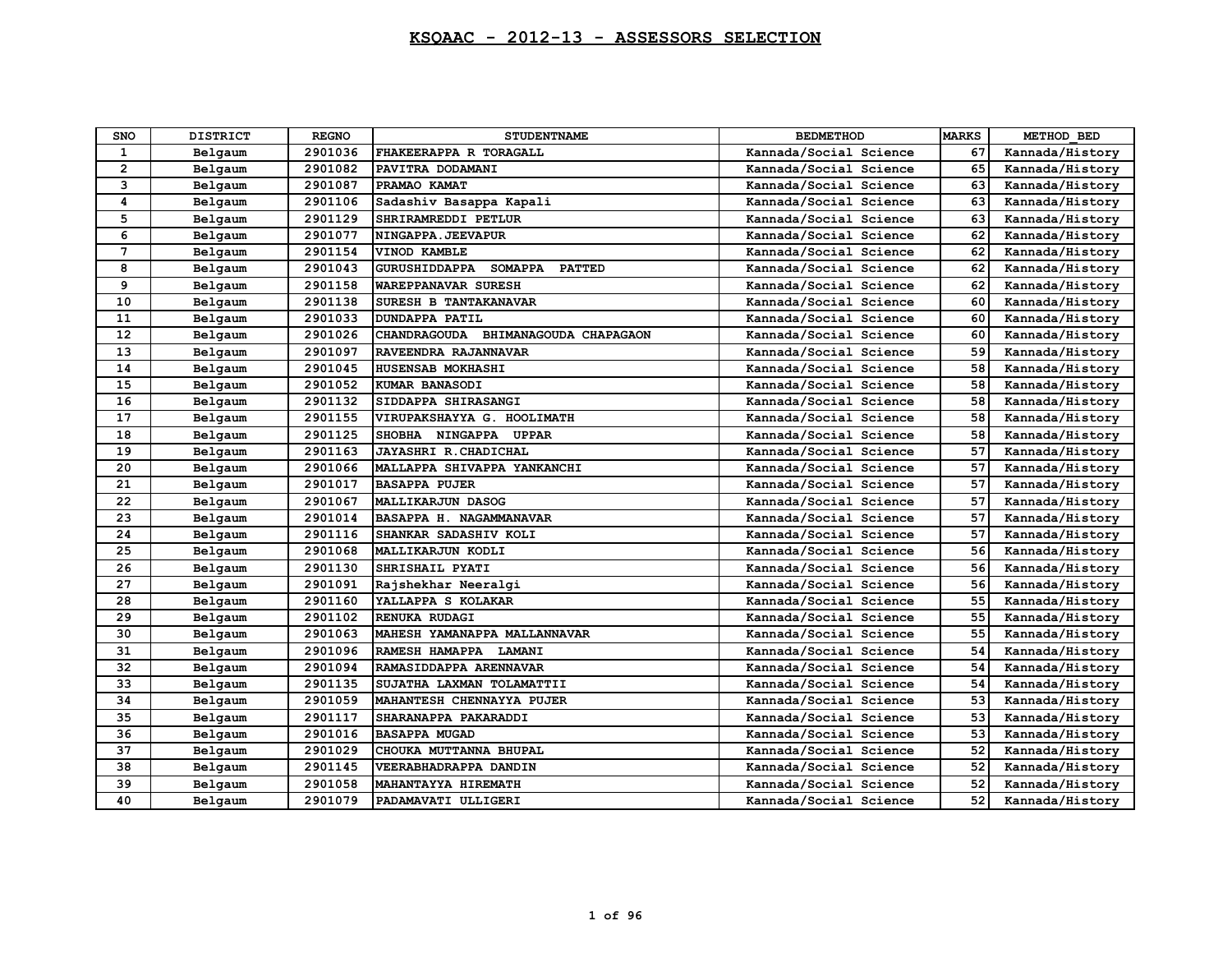# KSQAAC - 2012-13 - ASSESSORS SELECTION

| SNO | DISTRICT | REGNO | STUDENTNAME | BEDMETHOD | MARKS | METHOD_BED |
|---|---|---|---|---|---|---|
| 1 | Belgaum | 2901036 | FHAKEERAPPA R TORAGALL | Kannada/Social Science | 67 | Kannada/History |
| 2 | Belgaum | 2901082 | PAVITRA DODAMANI | Kannada/Social Science | 65 | Kannada/History |
| 3 | Belgaum | 2901087 | PRAMAO KAMAT | Kannada/Social Science | 63 | Kannada/History |
| 4 | Belgaum | 2901106 | Sadashiv Basappa Kapali | Kannada/Social Science | 63 | Kannada/History |
| 5 | Belgaum | 2901129 | SHRIRAMREDDI PETLUR | Kannada/Social Science | 63 | Kannada/History |
| 6 | Belgaum | 2901077 | NINGAPPA.JEEVAPUR | Kannada/Social Science | 62 | Kannada/History |
| 7 | Belgaum | 2901154 | VINOD KAMBLE | Kannada/Social Science | 62 | Kannada/History |
| 8 | Belgaum | 2901043 | GURUSHIDDAPPA SOMAPPA PATTED | Kannada/Social Science | 62 | Kannada/History |
| 9 | Belgaum | 2901158 | WAREPPANAVAR SURESH | Kannada/Social Science | 62 | Kannada/History |
| 10 | Belgaum | 2901138 | SURESH B TANTAKANAVAR | Kannada/Social Science | 60 | Kannada/History |
| 11 | Belgaum | 2901033 | DUNDAPPA PATIL | Kannada/Social Science | 60 | Kannada/History |
| 12 | Belgaum | 2901026 | CHANDRAGOUDA BHIMANAGOUDA CHAPAGAON | Kannada/Social Science | 60 | Kannada/History |
| 13 | Belgaum | 2901097 | RAVEENDRA RAJANNAVAR | Kannada/Social Science | 59 | Kannada/History |
| 14 | Belgaum | 2901045 | HUSENSAB MOKHASHI | Kannada/Social Science | 58 | Kannada/History |
| 15 | Belgaum | 2901052 | KUMAR BANASODI | Kannada/Social Science | 58 | Kannada/History |
| 16 | Belgaum | 2901132 | SIDDAPPA SHIRASANGI | Kannada/Social Science | 58 | Kannada/History |
| 17 | Belgaum | 2901155 | VIRUPAKSHAYYA G. HOOLIMATH | Kannada/Social Science | 58 | Kannada/History |
| 18 | Belgaum | 2901125 | SHOBHA NINGAPPA UPPAR | Kannada/Social Science | 58 | Kannada/History |
| 19 | Belgaum | 2901163 | JAYASHRI R.CHADICHAL | Kannada/Social Science | 57 | Kannada/History |
| 20 | Belgaum | 2901066 | MALLAPPA SHIVAPPA YANKANCHI | Kannada/Social Science | 57 | Kannada/History |
| 21 | Belgaum | 2901017 | BASAPPA PUJER | Kannada/Social Science | 57 | Kannada/History |
| 22 | Belgaum | 2901067 | MALLIKARJUN DASOG | Kannada/Social Science | 57 | Kannada/History |
| 23 | Belgaum | 2901014 | BASAPPA H. NAGAMMANAVAR | Kannada/Social Science | 57 | Kannada/History |
| 24 | Belgaum | 2901116 | SHANKAR SADASHIV KOLI | Kannada/Social Science | 57 | Kannada/History |
| 25 | Belgaum | 2901068 | MALLIKARJUN KODLI | Kannada/Social Science | 56 | Kannada/History |
| 26 | Belgaum | 2901130 | SHRISHAIL PYATI | Kannada/Social Science | 56 | Kannada/History |
| 27 | Belgaum | 2901091 | Rajshekhar Neeralgi | Kannada/Social Science | 56 | Kannada/History |
| 28 | Belgaum | 2901160 | YALLAPPA S KOLAKAR | Kannada/Social Science | 55 | Kannada/History |
| 29 | Belgaum | 2901102 | RENUKA RUDAGI | Kannada/Social Science | 55 | Kannada/History |
| 30 | Belgaum | 2901063 | MAHESH YAMANAPPA MALLANNAVAR | Kannada/Social Science | 55 | Kannada/History |
| 31 | Belgaum | 2901096 | RAMESH HAMAPPA LAMANI | Kannada/Social Science | 54 | Kannada/History |
| 32 | Belgaum | 2901094 | RAMASIDDAPPA ARENNAVAR | Kannada/Social Science | 54 | Kannada/History |
| 33 | Belgaum | 2901135 | SUJATHA LAXMAN TOLAMATTII | Kannada/Social Science | 54 | Kannada/History |
| 34 | Belgaum | 2901059 | MAHANTESH CHENNAYYA PUJER | Kannada/Social Science | 53 | Kannada/History |
| 35 | Belgaum | 2901117 | SHARANAPPA PAKARADDI | Kannada/Social Science | 53 | Kannada/History |
| 36 | Belgaum | 2901016 | BASAPPA MUGAD | Kannada/Social Science | 53 | Kannada/History |
| 37 | Belgaum | 2901029 | CHOUKA MUTTANNA BHUPAL | Kannada/Social Science | 52 | Kannada/History |
| 38 | Belgaum | 2901145 | VEERABHADRAPPA DANDIN | Kannada/Social Science | 52 | Kannada/History |
| 39 | Belgaum | 2901058 | MAHANTAYYA HIREMATH | Kannada/Social Science | 52 | Kannada/History |
| 40 | Belgaum | 2901079 | PADAMAVATI ULLIGERI | Kannada/Social Science | 52 | Kannada/History |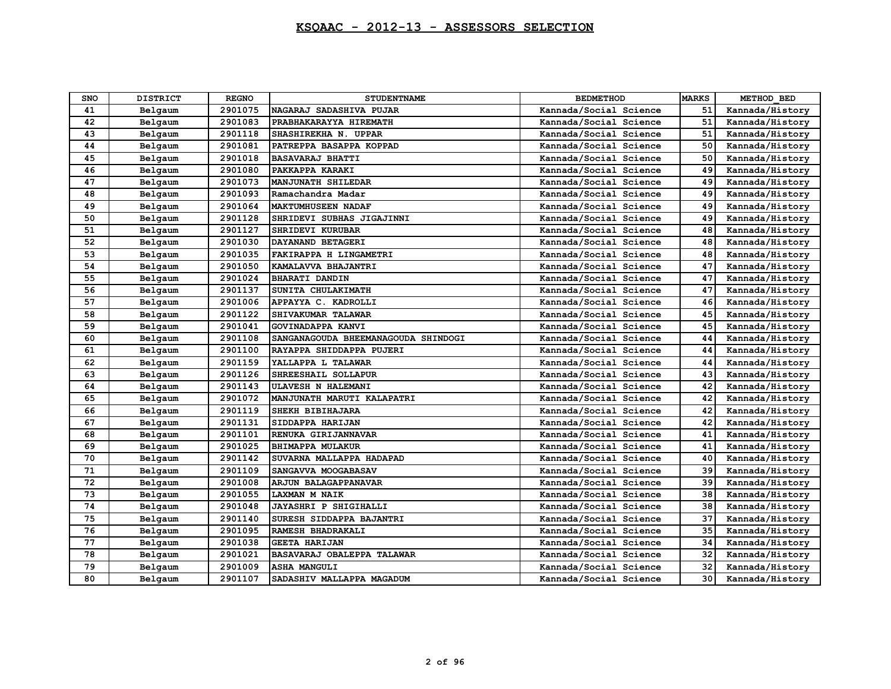# KSQAAC - 2012-13 - ASSESSORS SELECTION

| SNO | DISTRICT | REGNO | STUDENTNAME | BEDMETHOD | MARKS | METHOD_BED |
|---|---|---|---|---|---|---|
| 41 | Belgaum | 2901075 | NAGARAJ SADASHIVA PUJAR | Kannada/Social Science | 51 | Kannada/History |
| 42 | Belgaum | 2901083 | PRABHAKARAYYA HIREMATH | Kannada/Social Science | 51 | Kannada/History |
| 43 | Belgaum | 2901118 | SHASHIREKHA N. UPPAR | Kannada/Social Science | 51 | Kannada/History |
| 44 | Belgaum | 2901081 | PATREPPA BASAPPA KOPPAD | Kannada/Social Science | 50 | Kannada/History |
| 45 | Belgaum | 2901018 | BASAVARAJ BHATTI | Kannada/Social Science | 50 | Kannada/History |
| 46 | Belgaum | 2901080 | PAKKAPPA KARAKI | Kannada/Social Science | 49 | Kannada/History |
| 47 | Belgaum | 2901073 | MANJUNATH SHILEDAR | Kannada/Social Science | 49 | Kannada/History |
| 48 | Belgaum | 2901093 | Ramachandra Madar | Kannada/Social Science | 49 | Kannada/History |
| 49 | Belgaum | 2901064 | MAKTUMHUSEEN NADAF | Kannada/Social Science | 49 | Kannada/History |
| 50 | Belgaum | 2901128 | SHRIDEVI SUBHAS JIGAJINNI | Kannada/Social Science | 49 | Kannada/History |
| 51 | Belgaum | 2901127 | SHRIDEVI KURUBAR | Kannada/Social Science | 48 | Kannada/History |
| 52 | Belgaum | 2901030 | DAYANAND BETAGERI | Kannada/Social Science | 48 | Kannada/History |
| 53 | Belgaum | 2901035 | FAKIRAPPA H LINGAMETRI | Kannada/Social Science | 48 | Kannada/History |
| 54 | Belgaum | 2901050 | KAMALAVVA BHAJANTRI | Kannada/Social Science | 47 | Kannada/History |
| 55 | Belgaum | 2901024 | BHARATI DANDIN | Kannada/Social Science | 47 | Kannada/History |
| 56 | Belgaum | 2901137 | SUNITA CHULAKIMATH | Kannada/Social Science | 47 | Kannada/History |
| 57 | Belgaum | 2901006 | APPAYYA C. KADROLLI | Kannada/Social Science | 46 | Kannada/History |
| 58 | Belgaum | 2901122 | SHIVAKUMAR TALAWAR | Kannada/Social Science | 45 | Kannada/History |
| 59 | Belgaum | 2901041 | GOVINADAPPA KANVI | Kannada/Social Science | 45 | Kannada/History |
| 60 | Belgaum | 2901108 | SANGANAGOUDA BHEEMANAGOUDA SHINDOGI | Kannada/Social Science | 44 | Kannada/History |
| 61 | Belgaum | 2901100 | RAYAPPA SHIDDAPPA PUJERI | Kannada/Social Science | 44 | Kannada/History |
| 62 | Belgaum | 2901159 | YALLAPPA L TALAWAR | Kannada/Social Science | 44 | Kannada/History |
| 63 | Belgaum | 2901126 | SHREESHAIL SOLLAPUR | Kannada/Social Science | 43 | Kannada/History |
| 64 | Belgaum | 2901143 | ULAVESH N HALEMANI | Kannada/Social Science | 42 | Kannada/History |
| 65 | Belgaum | 2901072 | MANJUNATH MARUTI KALAPATRI | Kannada/Social Science | 42 | Kannada/History |
| 66 | Belgaum | 2901119 | SHEKH BIBIHAJARA | Kannada/Social Science | 42 | Kannada/History |
| 67 | Belgaum | 2901131 | SIDDAPPA HARIJAN | Kannada/Social Science | 42 | Kannada/History |
| 68 | Belgaum | 2901101 | RENUKA GIRIJANNAVAR | Kannada/Social Science | 41 | Kannada/History |
| 69 | Belgaum | 2901025 | BHIMAPPA MULAKUR | Kannada/Social Science | 41 | Kannada/History |
| 70 | Belgaum | 2901142 | SUVARNA MALLAPPA HADAPAD | Kannada/Social Science | 40 | Kannada/History |
| 71 | Belgaum | 2901109 | SANGAVVA MOOGABASAV | Kannada/Social Science | 39 | Kannada/History |
| 72 | Belgaum | 2901008 | ARJUN BALAGAPPANAVAR | Kannada/Social Science | 39 | Kannada/History |
| 73 | Belgaum | 2901055 | LAXMAN M NAIK | Kannada/Social Science | 38 | Kannada/History |
| 74 | Belgaum | 2901048 | JAYASHRI P SHIGIHALLI | Kannada/Social Science | 38 | Kannada/History |
| 75 | Belgaum | 2901140 | SURESH SIDDAPPA BAJANTRI | Kannada/Social Science | 37 | Kannada/History |
| 76 | Belgaum | 2901095 | RAMESH BHADRAKALI | Kannada/Social Science | 35 | Kannada/History |
| 77 | Belgaum | 2901038 | GEETA HARIJAN | Kannada/Social Science | 34 | Kannada/History |
| 78 | Belgaum | 2901021 | BASAVARAJ OBALEPPA TALAWAR | Kannada/Social Science | 32 | Kannada/History |
| 79 | Belgaum | 2901009 | ASHA MANGULI | Kannada/Social Science | 32 | Kannada/History |
| 80 | Belgaum | 2901107 | SADASHIV MALLAPPA MAGADUM | Kannada/Social Science | 30 | Kannada/History |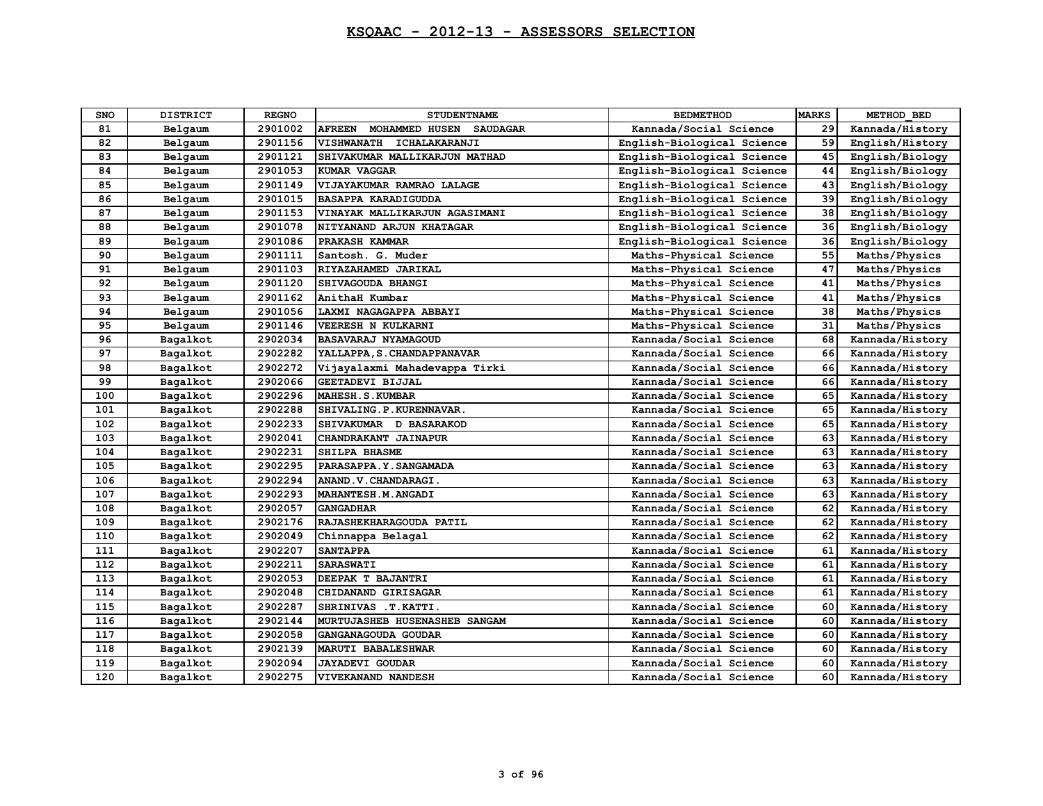# KSQAAC - 2012-13 - ASSESSORS SELECTION

| SNO | DISTRICT | REGNO | STUDENTNAME | BEDMETHOD | MARKS | METHOD_BED |
|---|---|---|---|---|---|---|
| 81 | Belgaum | 2901002 | AFREEN MOHAMMED HUSEN SAUDAGAR | Kannada/Social Science | 29 | Kannada/History |
| 82 | Belgaum | 2901156 | VISHWANATH ICHALAKARANJI | English-Biological Science | 59 | English/History |
| 83 | Belgaum | 2901121 | SHIVAKUMAR MALLIKARJUN MATHAD | English-Biological Science | 45 | English/Biology |
| 84 | Belgaum | 2901053 | KUMAR VAGGAR | English-Biological Science | 44 | English/Biology |
| 85 | Belgaum | 2901149 | VIJAYAKUMAR RAMRAO LALAGE | English-Biological Science | 43 | English/Biology |
| 86 | Belgaum | 2901015 | BASAPPA KARADIGUDDA | English-Biological Science | 39 | English/Biology |
| 87 | Belgaum | 2901153 | VINAYAK MALLIKARJUN AGASIMANI | English-Biological Science | 38 | English/Biology |
| 88 | Belgaum | 2901078 | NITYANAND ARJUN KHATAGAR | English-Biological Science | 36 | English/Biology |
| 89 | Belgaum | 2901086 | PRAKASH KAMMAR | English-Biological Science | 36 | English/Biology |
| 90 | Belgaum | 2901111 | Santosh. G. Muder | Maths-Physical Science | 55 | Maths/Physics |
| 91 | Belgaum | 2901103 | RIYAZAHAMED JARIKAL | Maths-Physical Science | 47 | Maths/Physics |
| 92 | Belgaum | 2901120 | SHIVAGOUDA BHANGI | Maths-Physical Science | 41 | Maths/Physics |
| 93 | Belgaum | 2901162 | AnithaH Kumbar | Maths-Physical Science | 41 | Maths/Physics |
| 94 | Belgaum | 2901056 | LAXMI NAGAGAPPA ABBAYI | Maths-Physical Science | 38 | Maths/Physics |
| 95 | Belgaum | 2901146 | VEERESH N KULKARNI | Maths-Physical Science | 31 | Maths/Physics |
| 96 | Bagalkot | 2902034 | BASAVARAJ NYAMAGOUD | Kannada/Social Science | 68 | Kannada/History |
| 97 | Bagalkot | 2902282 | YALLAPPA,S.CHANDAPPANAVAR | Kannada/Social Science | 66 | Kannada/History |
| 98 | Bagalkot | 2902272 | Vijayalaxmi Mahadevappa Tirki | Kannada/Social Science | 66 | Kannada/History |
| 99 | Bagalkot | 2902066 | GEETADEVI BIJJAL | Kannada/Social Science | 66 | Kannada/History |
| 100 | Bagalkot | 2902296 | MAHESH.S.KUMBAR | Kannada/Social Science | 65 | Kannada/History |
| 101 | Bagalkot | 2902288 | SHIVALING.P.KURENNAVAR. | Kannada/Social Science | 65 | Kannada/History |
| 102 | Bagalkot | 2902233 | SHIVAKUMAR D BASARAKOD | Kannada/Social Science | 65 | Kannada/History |
| 103 | Bagalkot | 2902041 | CHANDRAKANT JAINAPUR | Kannada/Social Science | 63 | Kannada/History |
| 104 | Bagalkot | 2902231 | SHILPA BHASME | Kannada/Social Science | 63 | Kannada/History |
| 105 | Bagalkot | 2902295 | PARASAPPA.Y.SANGAMADA | Kannada/Social Science | 63 | Kannada/History |
| 106 | Bagalkot | 2902294 | ANAND.V.CHANDARAGI. | Kannada/Social Science | 63 | Kannada/History |
| 107 | Bagalkot | 2902293 | MAHANTESH.M.ANGADI | Kannada/Social Science | 63 | Kannada/History |
| 108 | Bagalkot | 2902057 | GANGADHAR | Kannada/Social Science | 62 | Kannada/History |
| 109 | Bagalkot | 2902176 | RAJASHEKHARAGOUDA PATIL | Kannada/Social Science | 62 | Kannada/History |
| 110 | Bagalkot | 2902049 | Chinnappa Belagal | Kannada/Social Science | 62 | Kannada/History |
| 111 | Bagalkot | 2902207 | SANTAPPA | Kannada/Social Science | 61 | Kannada/History |
| 112 | Bagalkot | 2902211 | SARASWATI | Kannada/Social Science | 61 | Kannada/History |
| 113 | Bagalkot | 2902053 | DEEPAK T BAJANTRI | Kannada/Social Science | 61 | Kannada/History |
| 114 | Bagalkot | 2902048 | CHIDANAND GIRISAGAR | Kannada/Social Science | 61 | Kannada/History |
| 115 | Bagalkot | 2902287 | SHRINIVAS .T.KATTI. | Kannada/Social Science | 60 | Kannada/History |
| 116 | Bagalkot | 2902144 | MURTUJASHEB HUSENASHEB SANGAM | Kannada/Social Science | 60 | Kannada/History |
| 117 | Bagalkot | 2902058 | GANGANAGOUDA GOUDAR | Kannada/Social Science | 60 | Kannada/History |
| 118 | Bagalkot | 2902139 | MARUTI BABALESHWAR | Kannada/Social Science | 60 | Kannada/History |
| 119 | Bagalkot | 2902094 | JAYADEVI GOUDAR | Kannada/Social Science | 60 | Kannada/History |
| 120 | Bagalkot | 2902275 | VIVEKANAND NANDESH | Kannada/Social Science | 60 | Kannada/History |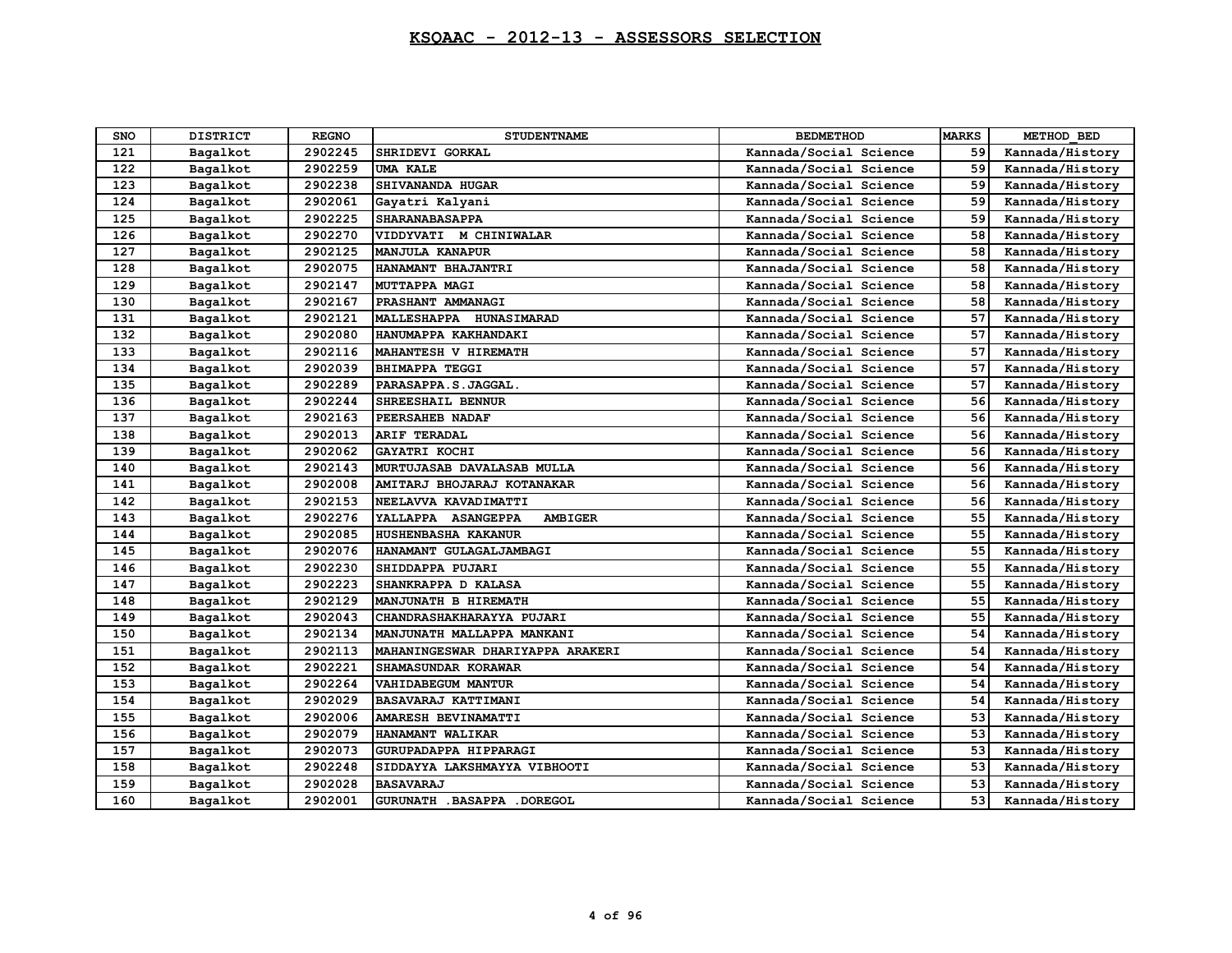# KSQAAC - 2012-13 - ASSESSORS SELECTION

| SNO | DISTRICT | REGNO | STUDENTNAME | BEDMETHOD | MARKS | METHOD_BED |
|---|---|---|---|---|---|---|
| 121 | Bagalkot | 2902245 | SHRIDEVI GORKAL | Kannada/Social Science | 59 | Kannada/History |
| 122 | Bagalkot | 2902259 | UMA KALE | Kannada/Social Science | 59 | Kannada/History |
| 123 | Bagalkot | 2902238 | SHIVANANDA HUGAR | Kannada/Social Science | 59 | Kannada/History |
| 124 | Bagalkot | 2902061 | Gayatri Kalyani | Kannada/Social Science | 59 | Kannada/History |
| 125 | Bagalkot | 2902225 | SHARANABASAPPA | Kannada/Social Science | 59 | Kannada/History |
| 126 | Bagalkot | 2902270 | VIDDYVATI M CHINIWALAR | Kannada/Social Science | 58 | Kannada/History |
| 127 | Bagalkot | 2902125 | MANJULA KANAPUR | Kannada/Social Science | 58 | Kannada/History |
| 128 | Bagalkot | 2902075 | HANAMANT BHAJANTRI | Kannada/Social Science | 58 | Kannada/History |
| 129 | Bagalkot | 2902147 | MUTTAPPA MAGI | Kannada/Social Science | 58 | Kannada/History |
| 130 | Bagalkot | 2902167 | PRASHANT AMMANAGI | Kannada/Social Science | 58 | Kannada/History |
| 131 | Bagalkot | 2902121 | MALLESHAPPA HUNASIMARAD | Kannada/Social Science | 57 | Kannada/History |
| 132 | Bagalkot | 2902080 | HANUMAPPA KAKHANDAKI | Kannada/Social Science | 57 | Kannada/History |
| 133 | Bagalkot | 2902116 | MAHANTESH V HIREMATH | Kannada/Social Science | 57 | Kannada/History |
| 134 | Bagalkot | 2902039 | BHIMAPPA TEGGI | Kannada/Social Science | 57 | Kannada/History |
| 135 | Bagalkot | 2902289 | PARASAPPA.S.JAGGAL. | Kannada/Social Science | 57 | Kannada/History |
| 136 | Bagalkot | 2902244 | SHREESHAIL BENNUR | Kannada/Social Science | 56 | Kannada/History |
| 137 | Bagalkot | 2902163 | PEERSAHEB NADAF | Kannada/Social Science | 56 | Kannada/History |
| 138 | Bagalkot | 2902013 | ARIF TERADAL | Kannada/Social Science | 56 | Kannada/History |
| 139 | Bagalkot | 2902062 | GAYATRI KOCHI | Kannada/Social Science | 56 | Kannada/History |
| 140 | Bagalkot | 2902143 | MURTUJASAB DAVALASAB MULLA | Kannada/Social Science | 56 | Kannada/History |
| 141 | Bagalkot | 2902008 | AMITARJ BHOJARAJ KOTANAKAR | Kannada/Social Science | 56 | Kannada/History |
| 142 | Bagalkot | 2902153 | NEELAVVA KAVADIMATTI | Kannada/Social Science | 56 | Kannada/History |
| 143 | Bagalkot | 2902276 | YALLAPPA ASANGEPPA AMBIGER | Kannada/Social Science | 55 | Kannada/History |
| 144 | Bagalkot | 2902085 | HUSHENBASHA KAKANUR | Kannada/Social Science | 55 | Kannada/History |
| 145 | Bagalkot | 2902076 | HANAMANT GULAGALJAMBAGI | Kannada/Social Science | 55 | Kannada/History |
| 146 | Bagalkot | 2902230 | SHIDDAPPA PUJARI | Kannada/Social Science | 55 | Kannada/History |
| 147 | Bagalkot | 2902223 | SHANKRAPPA D KALASA | Kannada/Social Science | 55 | Kannada/History |
| 148 | Bagalkot | 2902129 | MANJUNATH B HIREMATH | Kannada/Social Science | 55 | Kannada/History |
| 149 | Bagalkot | 2902043 | CHANDRASHAKHARAYYA PUJARI | Kannada/Social Science | 55 | Kannada/History |
| 150 | Bagalkot | 2902134 | MANJUNATH MALLAPPA MANKANI | Kannada/Social Science | 54 | Kannada/History |
| 151 | Bagalkot | 2902113 | MAHANINGESWAR DHARIYAPPA ARAKERI | Kannada/Social Science | 54 | Kannada/History |
| 152 | Bagalkot | 2902221 | SHAMASUNDAR KORAWAR | Kannada/Social Science | 54 | Kannada/History |
| 153 | Bagalkot | 2902264 | VAHIDABEGUM MANTUR | Kannada/Social Science | 54 | Kannada/History |
| 154 | Bagalkot | 2902029 | BASAVARAJ KATTIMANI | Kannada/Social Science | 54 | Kannada/History |
| 155 | Bagalkot | 2902006 | AMARESH BEVINAMATTI | Kannada/Social Science | 53 | Kannada/History |
| 156 | Bagalkot | 2902079 | HANAMANT WALIKAR | Kannada/Social Science | 53 | Kannada/History |
| 157 | Bagalkot | 2902073 | GURUPADAPPA HIPPARAGI | Kannada/Social Science | 53 | Kannada/History |
| 158 | Bagalkot | 2902248 | SIDDAYYA LAKSHMAYYA VIBHOOTI | Kannada/Social Science | 53 | Kannada/History |
| 159 | Bagalkot | 2902028 | BASAVARAJ | Kannada/Social Science | 53 | Kannada/History |
| 160 | Bagalkot | 2902001 | GURUNATH .BASAPPA .DOREGOL | Kannada/Social Science | 53 | Kannada/History |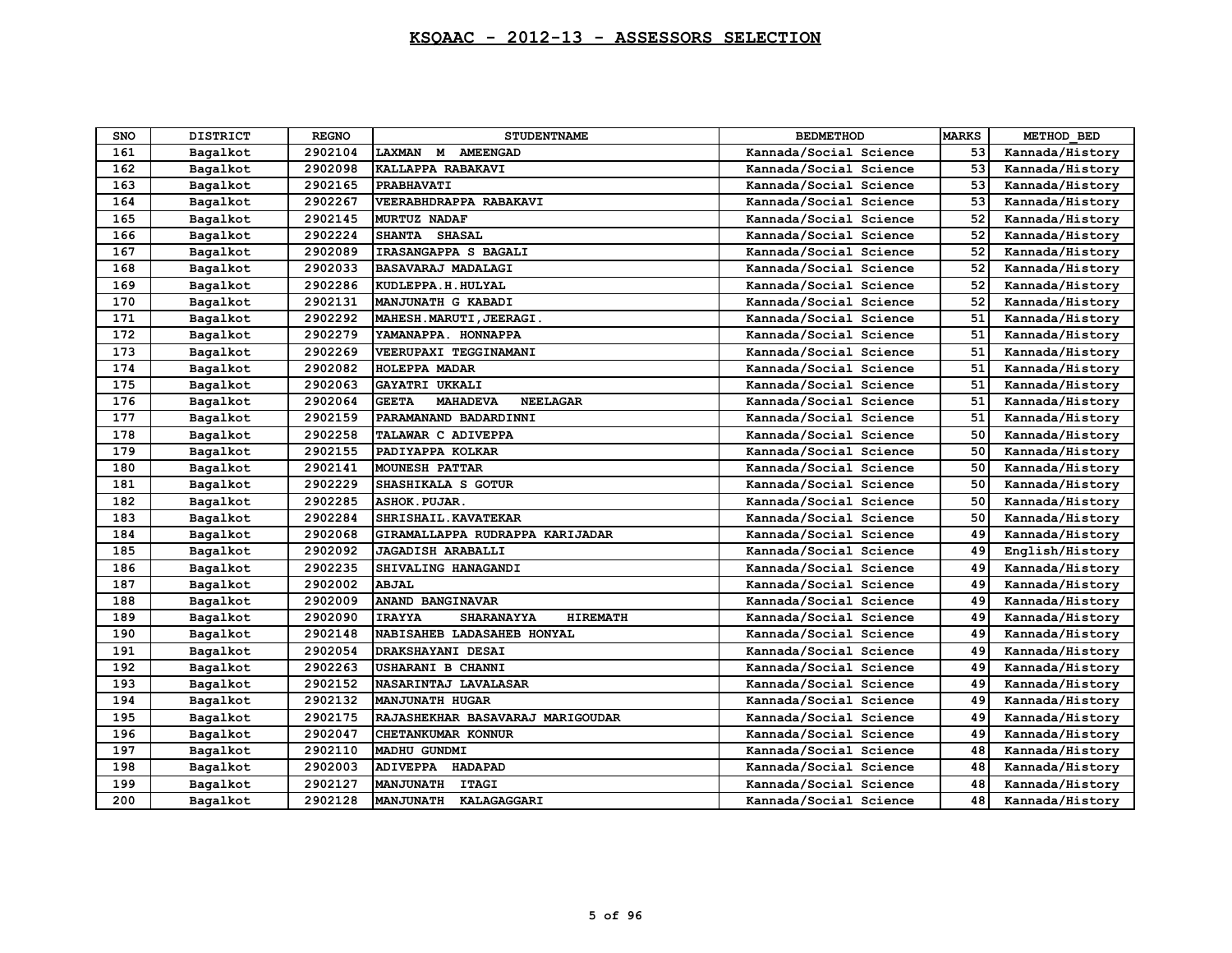# KSQAAC - 2012-13 - ASSESSORS SELECTION

| SNO | DISTRICT | REGNO | STUDENTNAME | BEDMETHOD | MARKS | METHOD_BED |
|---|---|---|---|---|---|---|
| 161 | Bagalkot | 2902104 | LAXMAN M AMEENGAD | Kannada/Social Science | 53 | Kannada/History |
| 162 | Bagalkot | 2902098 | KALLAPPA RABAKAVI | Kannada/Social Science | 53 | Kannada/History |
| 163 | Bagalkot | 2902165 | PRABHAVATI | Kannada/Social Science | 53 | Kannada/History |
| 164 | Bagalkot | 2902267 | VEERABHDRAPPA RABAKAVI | Kannada/Social Science | 53 | Kannada/History |
| 165 | Bagalkot | 2902145 | MURTUZ NADAF | Kannada/Social Science | 52 | Kannada/History |
| 166 | Bagalkot | 2902224 | SHANTA SHASAL | Kannada/Social Science | 52 | Kannada/History |
| 167 | Bagalkot | 2902089 | IRASANGAPPA S BAGALI | Kannada/Social Science | 52 | Kannada/History |
| 168 | Bagalkot | 2902033 | BASAVARAJ MADALAGI | Kannada/Social Science | 52 | Kannada/History |
| 169 | Bagalkot | 2902286 | KUDLEPPA.H.HULYAL | Kannada/Social Science | 52 | Kannada/History |
| 170 | Bagalkot | 2902131 | MANJUNATH G KABADI | Kannada/Social Science | 52 | Kannada/History |
| 171 | Bagalkot | 2902292 | MAHESH.MARUTI,JEERAGI. | Kannada/Social Science | 51 | Kannada/History |
| 172 | Bagalkot | 2902279 | YAMANAPPA. HONNAPPA | Kannada/Social Science | 51 | Kannada/History |
| 173 | Bagalkot | 2902269 | VEERUPAXI TEGGINAMANI | Kannada/Social Science | 51 | Kannada/History |
| 174 | Bagalkot | 2902082 | HOLEPPA MADAR | Kannada/Social Science | 51 | Kannada/History |
| 175 | Bagalkot | 2902063 | GAYATRI UKKALI | Kannada/Social Science | 51 | Kannada/History |
| 176 | Bagalkot | 2902064 | GEETA MAHADEVA NEELAGAR | Kannada/Social Science | 51 | Kannada/History |
| 177 | Bagalkot | 2902159 | PARAMANAND BADARDINNI | Kannada/Social Science | 51 | Kannada/History |
| 178 | Bagalkot | 2902258 | TALAWAR C ADIVEPPA | Kannada/Social Science | 50 | Kannada/History |
| 179 | Bagalkot | 2902155 | PADIYAPPA KOLKAR | Kannada/Social Science | 50 | Kannada/History |
| 180 | Bagalkot | 2902141 | MOUNESH PATTAR | Kannada/Social Science | 50 | Kannada/History |
| 181 | Bagalkot | 2902229 | SHASHIKALA S GOTUR | Kannada/Social Science | 50 | Kannada/History |
| 182 | Bagalkot | 2902285 | ASHOK.PUJAR. | Kannada/Social Science | 50 | Kannada/History |
| 183 | Bagalkot | 2902284 | SHRISHAIL.KAVATEKAR | Kannada/Social Science | 50 | Kannada/History |
| 184 | Bagalkot | 2902068 | GIRAMALLAPPA RUDRAPPA KARIJADAR | Kannada/Social Science | 49 | Kannada/History |
| 185 | Bagalkot | 2902092 | JAGADISH ARABALLI | Kannada/Social Science | 49 | English/History |
| 186 | Bagalkot | 2902235 | SHIVALING HANAGANDI | Kannada/Social Science | 49 | Kannada/History |
| 187 | Bagalkot | 2902002 | ABJAL | Kannada/Social Science | 49 | Kannada/History |
| 188 | Bagalkot | 2902009 | ANAND BANGINAVAR | Kannada/Social Science | 49 | Kannada/History |
| 189 | Bagalkot | 2902090 | IRAYYA SHARANAYYA HIREMATH | Kannada/Social Science | 49 | Kannada/History |
| 190 | Bagalkot | 2902148 | NABISAHEB LADASAHEB HONYAL | Kannada/Social Science | 49 | Kannada/History |
| 191 | Bagalkot | 2902054 | DRAKSHAYANI DESAI | Kannada/Social Science | 49 | Kannada/History |
| 192 | Bagalkot | 2902263 | USHARANI B CHANNI | Kannada/Social Science | 49 | Kannada/History |
| 193 | Bagalkot | 2902152 | NASARINTAJ LAVALASAR | Kannada/Social Science | 49 | Kannada/History |
| 194 | Bagalkot | 2902132 | MANJUNATH HUGAR | Kannada/Social Science | 49 | Kannada/History |
| 195 | Bagalkot | 2902175 | RAJASHEKHAR BASAVARAJ MARIGOUDAR | Kannada/Social Science | 49 | Kannada/History |
| 196 | Bagalkot | 2902047 | CHETANKUMAR KONNUR | Kannada/Social Science | 49 | Kannada/History |
| 197 | Bagalkot | 2902110 | MADHU GUNDMI | Kannada/Social Science | 48 | Kannada/History |
| 198 | Bagalkot | 2902003 | ADIVEPPA HADAPAD | Kannada/Social Science | 48 | Kannada/History |
| 199 | Bagalkot | 2902127 | MANJUNATH ITAGI | Kannada/Social Science | 48 | Kannada/History |
| 200 | Bagalkot | 2902128 | MANJUNATH KALAGAGGARI | Kannada/Social Science | 48 | Kannada/History |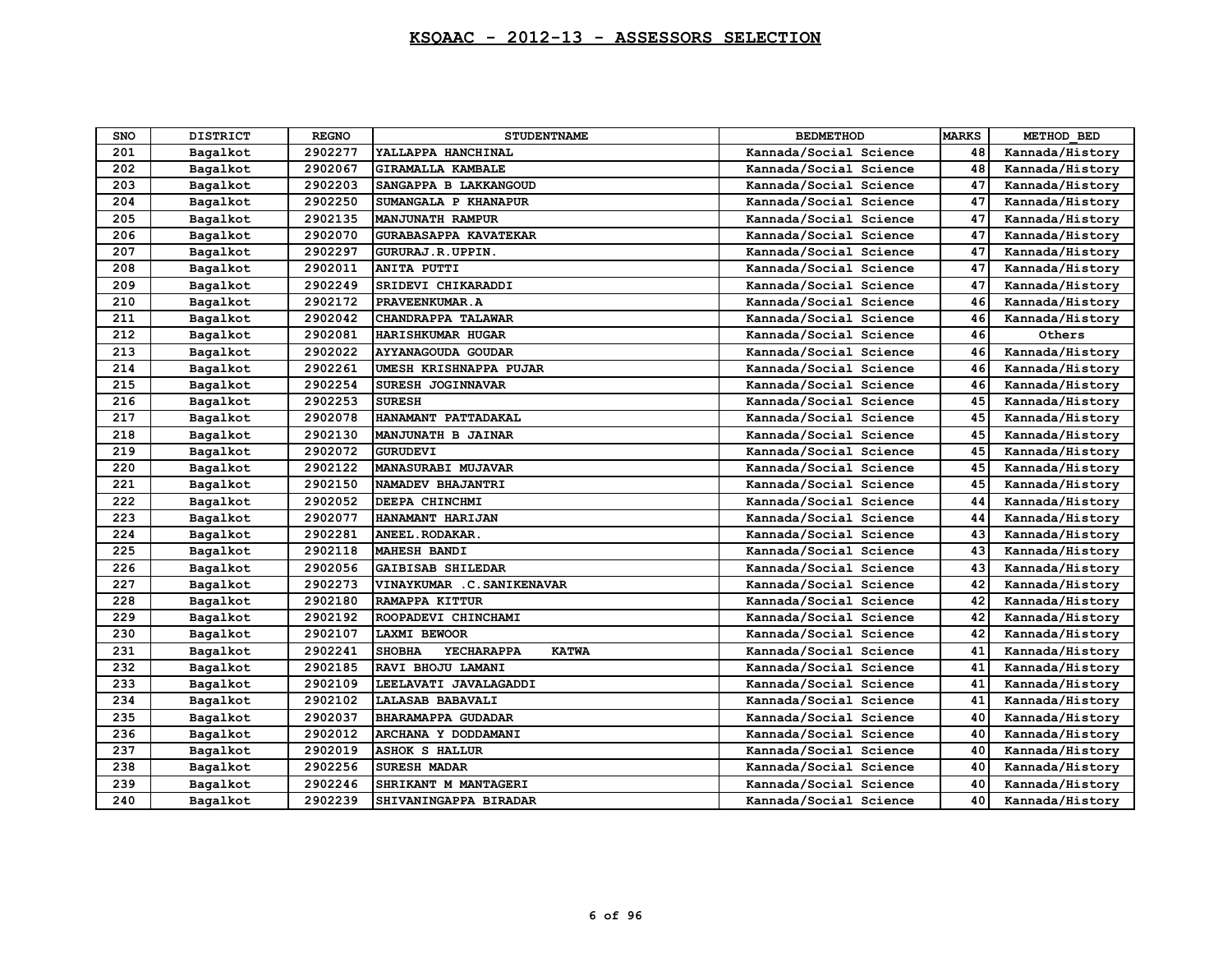# KSQAAC - 2012-13 - ASSESSORS SELECTION

| SNO | DISTRICT | REGNO | STUDENTNAME | BEDMETHOD | MARKS | METHOD_BED |
|---|---|---|---|---|---|---|
| 201 | Bagalkot | 2902277 | YALLAPPA HANCHINAL | Kannada/Social Science | 48 | Kannada/History |
| 202 | Bagalkot | 2902067 | GIRAMALLA KAMBALE | Kannada/Social Science | 48 | Kannada/History |
| 203 | Bagalkot | 2902203 | SANGAPPA B LAKKANGOUD | Kannada/Social Science | 47 | Kannada/History |
| 204 | Bagalkot | 2902250 | SUMANGALA P KHANAPUR | Kannada/Social Science | 47 | Kannada/History |
| 205 | Bagalkot | 2902135 | MANJUNATH RAMPUR | Kannada/Social Science | 47 | Kannada/History |
| 206 | Bagalkot | 2902070 | GURABASAPPA KAVATEKAR | Kannada/Social Science | 47 | Kannada/History |
| 207 | Bagalkot | 2902297 | GURURAJ.R.UPPIN. | Kannada/Social Science | 47 | Kannada/History |
| 208 | Bagalkot | 2902011 | ANITA PUTTI | Kannada/Social Science | 47 | Kannada/History |
| 209 | Bagalkot | 2902249 | SRIDEVI CHIKARADDI | Kannada/Social Science | 47 | Kannada/History |
| 210 | Bagalkot | 2902172 | PRAVEENKUMAR.A | Kannada/Social Science | 46 | Kannada/History |
| 211 | Bagalkot | 2902042 | CHANDRAPPA TALAWAR | Kannada/Social Science | 46 | Kannada/History |
| 212 | Bagalkot | 2902081 | HARISHKUMAR HUGAR | Kannada/Social Science | 46 | Others |
| 213 | Bagalkot | 2902022 | AYYANAGOUDA GOUDAR | Kannada/Social Science | 46 | Kannada/History |
| 214 | Bagalkot | 2902261 | UMESH KRISHNAPPA PUJAR | Kannada/Social Science | 46 | Kannada/History |
| 215 | Bagalkot | 2902254 | SURESH JOGINNAVAR | Kannada/Social Science | 46 | Kannada/History |
| 216 | Bagalkot | 2902253 | SURESH | Kannada/Social Science | 45 | Kannada/History |
| 217 | Bagalkot | 2902078 | HANAMANT PATTADAKAL | Kannada/Social Science | 45 | Kannada/History |
| 218 | Bagalkot | 2902130 | MANJUNATH B JAINAR | Kannada/Social Science | 45 | Kannada/History |
| 219 | Bagalkot | 2902072 | GURUDEVI | Kannada/Social Science | 45 | Kannada/History |
| 220 | Bagalkot | 2902122 | MANASURABI MUJAVAR | Kannada/Social Science | 45 | Kannada/History |
| 221 | Bagalkot | 2902150 | NAMADEV BHAJANTRI | Kannada/Social Science | 45 | Kannada/History |
| 222 | Bagalkot | 2902052 | DEEPA CHINCHMI | Kannada/Social Science | 44 | Kannada/History |
| 223 | Bagalkot | 2902077 | HANAMANT HARIJAN | Kannada/Social Science | 44 | Kannada/History |
| 224 | Bagalkot | 2902281 | ANEEL.RODAKAR. | Kannada/Social Science | 43 | Kannada/History |
| 225 | Bagalkot | 2902118 | MAHESH BANDI | Kannada/Social Science | 43 | Kannada/History |
| 226 | Bagalkot | 2902056 | GAIBISAB SHILEDAR | Kannada/Social Science | 43 | Kannada/History |
| 227 | Bagalkot | 2902273 | VINAYKUMAR .C.SANIKENAVAR | Kannada/Social Science | 42 | Kannada/History |
| 228 | Bagalkot | 2902180 | RAMAPPA KITTUR | Kannada/Social Science | 42 | Kannada/History |
| 229 | Bagalkot | 2902192 | ROOPADEVI CHINCHAMI | Kannada/Social Science | 42 | Kannada/History |
| 230 | Bagalkot | 2902107 | LAXMI BEWOOR | Kannada/Social Science | 42 | Kannada/History |
| 231 | Bagalkot | 2902241 | SHOBHA YECHARAPPA KATWA | Kannada/Social Science | 41 | Kannada/History |
| 232 | Bagalkot | 2902185 | RAVI BHOJU LAMANI | Kannada/Social Science | 41 | Kannada/History |
| 233 | Bagalkot | 2902109 | LEELAVATI JAVALAGADDI | Kannada/Social Science | 41 | Kannada/History |
| 234 | Bagalkot | 2902102 | LALASAB BABAVALI | Kannada/Social Science | 41 | Kannada/History |
| 235 | Bagalkot | 2902037 | BHARAMAPPA GUDADAR | Kannada/Social Science | 40 | Kannada/History |
| 236 | Bagalkot | 2902012 | ARCHANA Y DODDAMANI | Kannada/Social Science | 40 | Kannada/History |
| 237 | Bagalkot | 2902019 | ASHOK S HALLUR | Kannada/Social Science | 40 | Kannada/History |
| 238 | Bagalkot | 2902256 | SURESH MADAR | Kannada/Social Science | 40 | Kannada/History |
| 239 | Bagalkot | 2902246 | SHRIKANT M MANTAGERI | Kannada/Social Science | 40 | Kannada/History |
| 240 | Bagalkot | 2902239 | SHIVANINGAPPA BIRADAR | Kannada/Social Science | 40 | Kannada/History |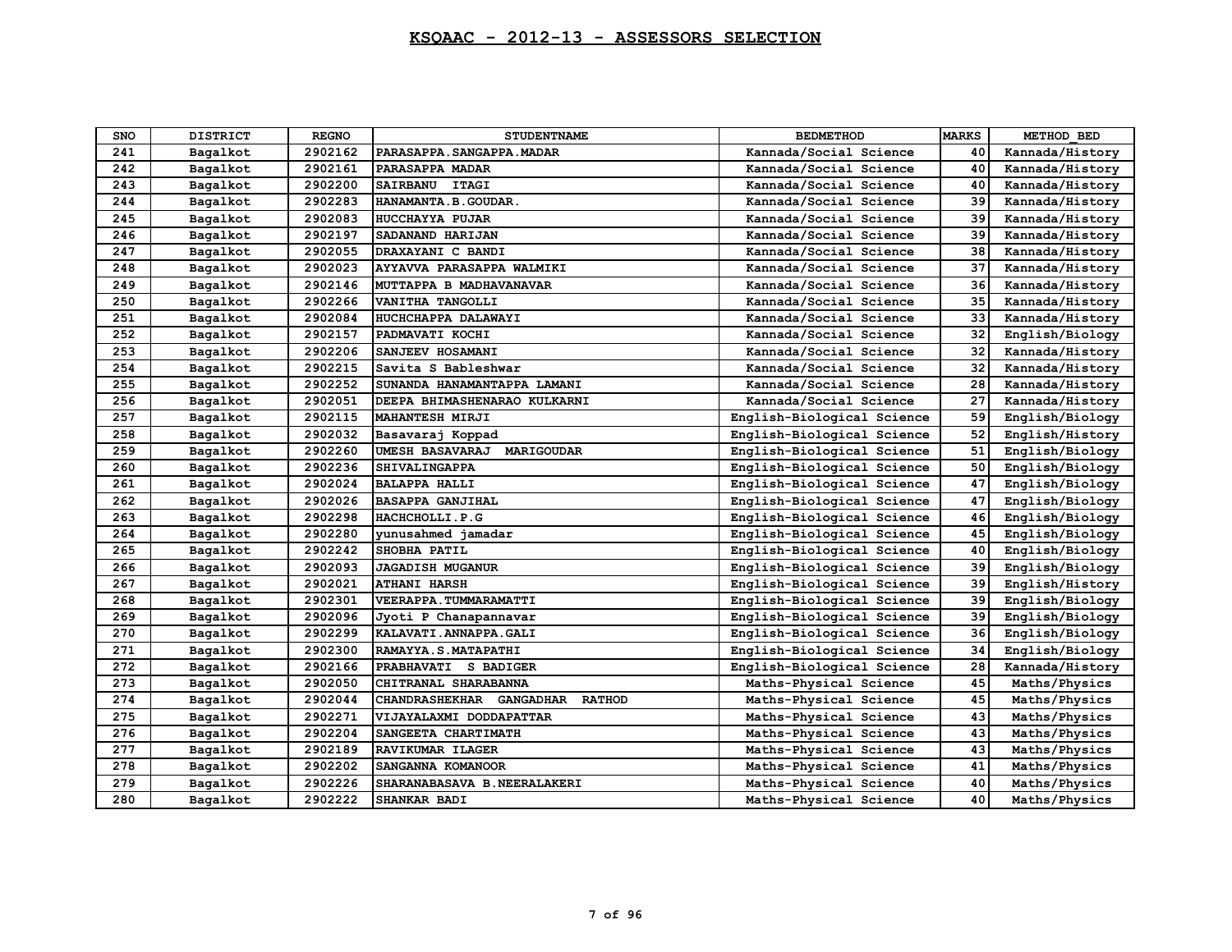# KSQAAC - 2012-13 - ASSESSORS SELECTION

| SNO | DISTRICT | REGNO | STUDENTNAME | BEDMETHOD | MARKS | METHOD_BED |
|---|---|---|---|---|---|---|
| 241 | Bagalkot | 2902162 | PARASAPPA.SANGAPPA.MADAR | Kannada/Social Science | 40 | Kannada/History |
| 242 | Bagalkot | 2902161 | PARASAPPA MADAR | Kannada/Social Science | 40 | Kannada/History |
| 243 | Bagalkot | 2902200 | SAIRBANU ITAGI | Kannada/Social Science | 40 | Kannada/History |
| 244 | Bagalkot | 2902283 | HANAMANTA.B.GOUDAR. | Kannada/Social Science | 39 | Kannada/History |
| 245 | Bagalkot | 2902083 | HUCCHAYYA PUJAR | Kannada/Social Science | 39 | Kannada/History |
| 246 | Bagalkot | 2902197 | SADANAND HARIJAN | Kannada/Social Science | 39 | Kannada/History |
| 247 | Bagalkot | 2902055 | DRAXAYANI C BANDI | Kannada/Social Science | 38 | Kannada/History |
| 248 | Bagalkot | 2902023 | AYYAVVA PARASAPPA WALMIKI | Kannada/Social Science | 37 | Kannada/History |
| 249 | Bagalkot | 2902146 | MUTTAPPA B MADHAVANAVAR | Kannada/Social Science | 36 | Kannada/History |
| 250 | Bagalkot | 2902266 | VANITHA TANGOLLI | Kannada/Social Science | 35 | Kannada/History |
| 251 | Bagalkot | 2902084 | HUCHCHAPPA DALAWAYI | Kannada/Social Science | 33 | Kannada/History |
| 252 | Bagalkot | 2902157 | PADMAVATI KOCHI | Kannada/Social Science | 32 | English/Biology |
| 253 | Bagalkot | 2902206 | SANJEEV HOSAMANI | Kannada/Social Science | 32 | Kannada/History |
| 254 | Bagalkot | 2902215 | Savita S Bableshwar | Kannada/Social Science | 32 | Kannada/History |
| 255 | Bagalkot | 2902252 | SUNANDA HANAMANTAPPA LAMANI | Kannada/Social Science | 28 | Kannada/History |
| 256 | Bagalkot | 2902051 | DEEPA BHIMASHENARAO KULKARNI | Kannada/Social Science | 27 | Kannada/History |
| 257 | Bagalkot | 2902115 | MAHANTESH MIRJI | English-Biological Science | 59 | English/Biology |
| 258 | Bagalkot | 2902032 | Basavaraj Koppad | English-Biological Science | 52 | English/History |
| 259 | Bagalkot | 2902260 | UMESH BASAVARAJ MARIGOUDAR | English-Biological Science | 51 | English/Biology |
| 260 | Bagalkot | 2902236 | SHIVALINGAPPA | English-Biological Science | 50 | English/Biology |
| 261 | Bagalkot | 2902024 | BALAPPA HALLI | English-Biological Science | 47 | English/Biology |
| 262 | Bagalkot | 2902026 | BASAPPA GANJIHAL | English-Biological Science | 47 | English/Biology |
| 263 | Bagalkot | 2902298 | HACHCHOLLI.P.G | English-Biological Science | 46 | English/Biology |
| 264 | Bagalkot | 2902280 | yunusahmed jamadar | English-Biological Science | 45 | English/Biology |
| 265 | Bagalkot | 2902242 | SHOBHA PATIL | English-Biological Science | 40 | English/Biology |
| 266 | Bagalkot | 2902093 | JAGADISH MUGANUR | English-Biological Science | 39 | English/Biology |
| 267 | Bagalkot | 2902021 | ATHANI HARSH | English-Biological Science | 39 | English/History |
| 268 | Bagalkot | 2902301 | VEERAPPA.TUMMARAMATTI | English-Biological Science | 39 | English/Biology |
| 269 | Bagalkot | 2902096 | Jyoti P Chanapannavar | English-Biological Science | 39 | English/Biology |
| 270 | Bagalkot | 2902299 | KALAVATI.ANNAPPA.GALI | English-Biological Science | 36 | English/Biology |
| 271 | Bagalkot | 2902300 | RAMAYYA.S.MATAPATHI | English-Biological Science | 34 | English/Biology |
| 272 | Bagalkot | 2902166 | PRABHAVATI S BADIGER | English-Biological Science | 28 | Kannada/History |
| 273 | Bagalkot | 2902050 | CHITRANAL SHARABANNA | Maths-Physical Science | 45 | Maths/Physics |
| 274 | Bagalkot | 2902044 | CHANDRASHEKHAR GANGADHAR RATHOD | Maths-Physical Science | 45 | Maths/Physics |
| 275 | Bagalkot | 2902271 | VIJAYALAXMI DODDAPATTAR | Maths-Physical Science | 43 | Maths/Physics |
| 276 | Bagalkot | 2902204 | SANGEETA CHARTIMATH | Maths-Physical Science | 43 | Maths/Physics |
| 277 | Bagalkot | 2902189 | RAVIKUMAR ILAGER | Maths-Physical Science | 43 | Maths/Physics |
| 278 | Bagalkot | 2902202 | SANGANNA KOMANOOR | Maths-Physical Science | 41 | Maths/Physics |
| 279 | Bagalkot | 2902226 | SHARANABASAVA B.NEERALAKERI | Maths-Physical Science | 40 | Maths/Physics |
| 280 | Bagalkot | 2902222 | SHANKAR BADI | Maths-Physical Science | 40 | Maths/Physics |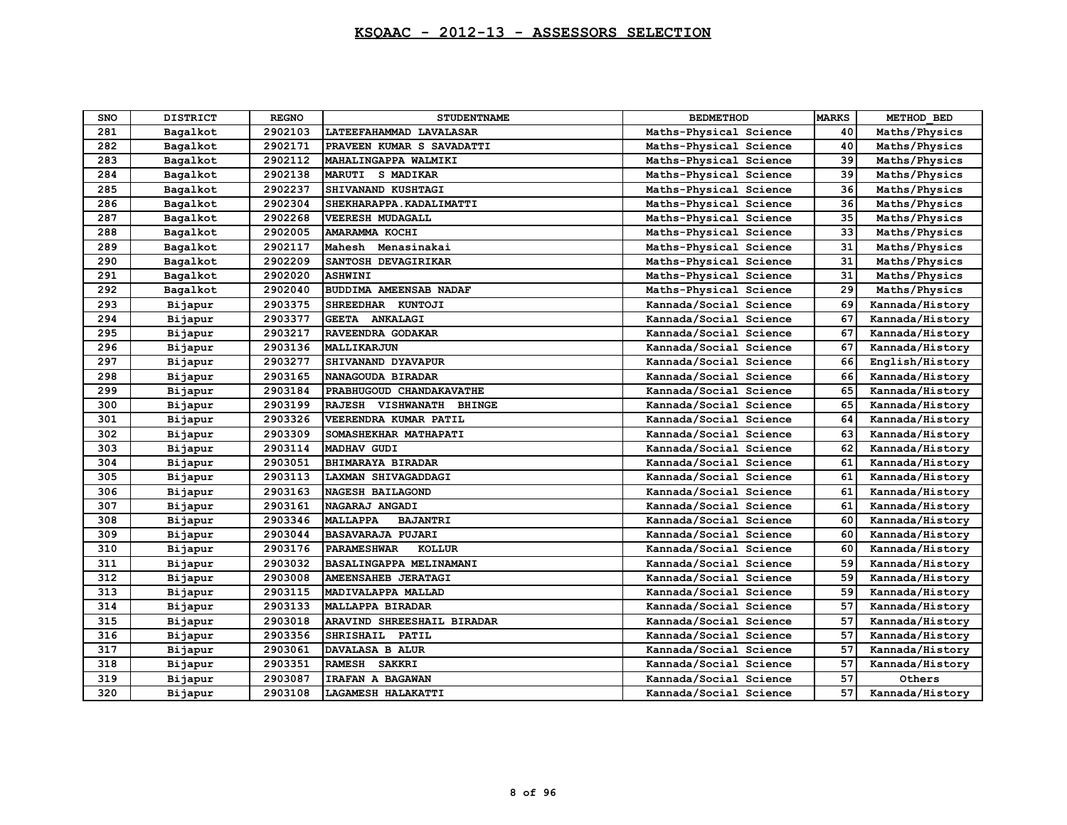# KSQAAC - 2012-13 - ASSESSORS SELECTION

| SNO | DISTRICT | REGNO | STUDENTNAME | BEDMETHOD | MARKS | METHOD_BED |
|---|---|---|---|---|---|---|
| 281 | Bagalkot | 2902103 | LATEEFAHAMMAD LAVALASAR | Maths-Physical Science | 40 | Maths/Physics |
| 282 | Bagalkot | 2902171 | PRAVEEN KUMAR S SAVADATTI | Maths-Physical Science | 40 | Maths/Physics |
| 283 | Bagalkot | 2902112 | MAHALINGAPPA WALMIKI | Maths-Physical Science | 39 | Maths/Physics |
| 284 | Bagalkot | 2902138 | MARUTI S MADIKAR | Maths-Physical Science | 39 | Maths/Physics |
| 285 | Bagalkot | 2902237 | SHIVANAND KUSHTAGI | Maths-Physical Science | 36 | Maths/Physics |
| 286 | Bagalkot | 2902304 | SHEKHARAPPA.KADALIMATTI | Maths-Physical Science | 36 | Maths/Physics |
| 287 | Bagalkot | 2902268 | VEERESH MUDAGALL | Maths-Physical Science | 35 | Maths/Physics |
| 288 | Bagalkot | 2902005 | AMARAMMA KOCHI | Maths-Physical Science | 33 | Maths/Physics |
| 289 | Bagalkot | 2902117 | Mahesh Menasinakai | Maths-Physical Science | 31 | Maths/Physics |
| 290 | Bagalkot | 2902209 | SANTOSH DEVAGIRIKAR | Maths-Physical Science | 31 | Maths/Physics |
| 291 | Bagalkot | 2902020 | ASHWINI | Maths-Physical Science | 31 | Maths/Physics |
| 292 | Bagalkot | 2902040 | BUDDIMA AMEENSAB NADAF | Maths-Physical Science | 29 | Maths/Physics |
| 293 | Bijapur | 2903375 | SHREEDHAR KUNTOJI | Kannada/Social Science | 69 | Kannada/History |
| 294 | Bijapur | 2903377 | GEETA ANKALAGI | Kannada/Social Science | 67 | Kannada/History |
| 295 | Bijapur | 2903217 | RAVEENDRA GODAKAR | Kannada/Social Science | 67 | Kannada/History |
| 296 | Bijapur | 2903136 | MALLIKARJUN | Kannada/Social Science | 67 | Kannada/History |
| 297 | Bijapur | 2903277 | SHIVANAND DYAVAPUR | Kannada/Social Science | 66 | English/History |
| 298 | Bijapur | 2903165 | NANAGOUDA BIRADAR | Kannada/Social Science | 66 | Kannada/History |
| 299 | Bijapur | 2903184 | PRABHUGOUD CHANDAKAVATHE | Kannada/Social Science | 65 | Kannada/History |
| 300 | Bijapur | 2903199 | RAJESH VISHWANATH BHINGE | Kannada/Social Science | 65 | Kannada/History |
| 301 | Bijapur | 2903326 | VEERENDRA KUMAR PATIL | Kannada/Social Science | 64 | Kannada/History |
| 302 | Bijapur | 2903309 | SOMASHEKHAR MATHAPATI | Kannada/Social Science | 63 | Kannada/History |
| 303 | Bijapur | 2903114 | MADHAV GUDI | Kannada/Social Science | 62 | Kannada/History |
| 304 | Bijapur | 2903051 | BHIMARAYA BIRADAR | Kannada/Social Science | 61 | Kannada/History |
| 305 | Bijapur | 2903113 | LAXMAN SHIVAGADDAGI | Kannada/Social Science | 61 | Kannada/History |
| 306 | Bijapur | 2903163 | NAGESH BAILAGOND | Kannada/Social Science | 61 | Kannada/History |
| 307 | Bijapur | 2903161 | NAGARAJ ANGADI | Kannada/Social Science | 61 | Kannada/History |
| 308 | Bijapur | 2903346 | MALLAPPA BAJANTRI | Kannada/Social Science | 60 | Kannada/History |
| 309 | Bijapur | 2903044 | BASAVARAJA PUJARI | Kannada/Social Science | 60 | Kannada/History |
| 310 | Bijapur | 2903176 | PARAMESHWAR KOLLUR | Kannada/Social Science | 60 | Kannada/History |
| 311 | Bijapur | 2903032 | BASALINGAPPA MELINAMANI | Kannada/Social Science | 59 | Kannada/History |
| 312 | Bijapur | 2903008 | AMEENSAHEB JERATAGI | Kannada/Social Science | 59 | Kannada/History |
| 313 | Bijapur | 2903115 | MADIVALAPPA MALLAD | Kannada/Social Science | 59 | Kannada/History |
| 314 | Bijapur | 2903133 | MALLAPPA BIRADAR | Kannada/Social Science | 57 | Kannada/History |
| 315 | Bijapur | 2903018 | ARAVIND SHREESHAIL BIRADAR | Kannada/Social Science | 57 | Kannada/History |
| 316 | Bijapur | 2903356 | SHRISHAIL PATIL | Kannada/Social Science | 57 | Kannada/History |
| 317 | Bijapur | 2903061 | DAVALASA B ALUR | Kannada/Social Science | 57 | Kannada/History |
| 318 | Bijapur | 2903351 | RAMESH SAKKRI | Kannada/Social Science | 57 | Kannada/History |
| 319 | Bijapur | 2903087 | IRAFAN A BAGAWAN | Kannada/Social Science | 57 | Others |
| 320 | Bijapur | 2903108 | LAGAMESH HALAKATTI | Kannada/Social Science | 57 | Kannada/History |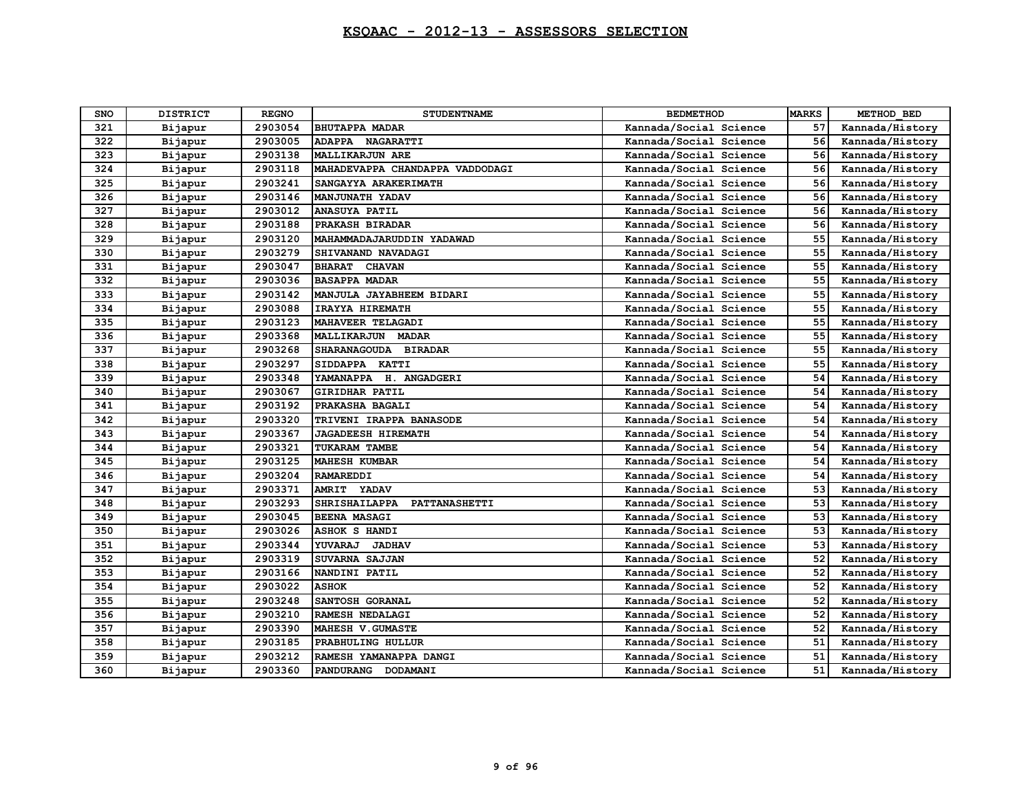# KSQAAC - 2012-13 - ASSESSORS SELECTION

| SNO | DISTRICT | REGNO | STUDENTNAME | BEDMETHOD | MARKS | METHOD_BED |
|---|---|---|---|---|---|---|
| 321 | Bijapur | 2903054 | BHUTAPPA MADAR | Kannada/Social Science | 57 | Kannada/History |
| 322 | Bijapur | 2903005 | ADAPPA NAGARATTI | Kannada/Social Science | 56 | Kannada/History |
| 323 | Bijapur | 2903138 | MALLIKARJUN ARE | Kannada/Social Science | 56 | Kannada/History |
| 324 | Bijapur | 2903118 | MAHADEVAPPA CHANDAPPA VADDODAGI | Kannada/Social Science | 56 | Kannada/History |
| 325 | Bijapur | 2903241 | SANGAYYA ARAKERIMATH | Kannada/Social Science | 56 | Kannada/History |
| 326 | Bijapur | 2903146 | MANJUNATH YADAV | Kannada/Social Science | 56 | Kannada/History |
| 327 | Bijapur | 2903012 | ANASUYA PATIL | Kannada/Social Science | 56 | Kannada/History |
| 328 | Bijapur | 2903188 | PRAKASH BIRADAR | Kannada/Social Science | 56 | Kannada/History |
| 329 | Bijapur | 2903120 | MAHAMMADAJARUDDIN YADAWAD | Kannada/Social Science | 55 | Kannada/History |
| 330 | Bijapur | 2903279 | SHIVANAND NAVADAGI | Kannada/Social Science | 55 | Kannada/History |
| 331 | Bijapur | 2903047 | BHARAT CHAVAN | Kannada/Social Science | 55 | Kannada/History |
| 332 | Bijapur | 2903036 | BASAPPA MADAR | Kannada/Social Science | 55 | Kannada/History |
| 333 | Bijapur | 2903142 | MANJULA JAYABHEEM BIDARI | Kannada/Social Science | 55 | Kannada/History |
| 334 | Bijapur | 2903088 | IRAYYA HIREMATH | Kannada/Social Science | 55 | Kannada/History |
| 335 | Bijapur | 2903123 | MAHAVEER TELAGADI | Kannada/Social Science | 55 | Kannada/History |
| 336 | Bijapur | 2903368 | MALLIKARJUN MADAR | Kannada/Social Science | 55 | Kannada/History |
| 337 | Bijapur | 2903268 | SHARANAGOUDA BIRADAR | Kannada/Social Science | 55 | Kannada/History |
| 338 | Bijapur | 2903297 | SIDDAPPA KATTI | Kannada/Social Science | 55 | Kannada/History |
| 339 | Bijapur | 2903348 | YAMANAPPA H. ANGADGERI | Kannada/Social Science | 54 | Kannada/History |
| 340 | Bijapur | 2903067 | GIRIDHAR PATIL | Kannada/Social Science | 54 | Kannada/History |
| 341 | Bijapur | 2903192 | PRAKASHA BAGALI | Kannada/Social Science | 54 | Kannada/History |
| 342 | Bijapur | 2903320 | TRIVENI IRAPPA BANASODE | Kannada/Social Science | 54 | Kannada/History |
| 343 | Bijapur | 2903367 | JAGADEESH HIREMATH | Kannada/Social Science | 54 | Kannada/History |
| 344 | Bijapur | 2903321 | TUKARAM TAMBE | Kannada/Social Science | 54 | Kannada/History |
| 345 | Bijapur | 2903125 | MAHESH KUMBAR | Kannada/Social Science | 54 | Kannada/History |
| 346 | Bijapur | 2903204 | RAMAREDDI | Kannada/Social Science | 54 | Kannada/History |
| 347 | Bijapur | 2903371 | AMRIT YADAV | Kannada/Social Science | 53 | Kannada/History |
| 348 | Bijapur | 2903293 | SHRISHAILAPPA PATTANASHETTI | Kannada/Social Science | 53 | Kannada/History |
| 349 | Bijapur | 2903045 | BEENA MASAGI | Kannada/Social Science | 53 | Kannada/History |
| 350 | Bijapur | 2903026 | ASHOK S HANDI | Kannada/Social Science | 53 | Kannada/History |
| 351 | Bijapur | 2903344 | YUVARAJ JADHAV | Kannada/Social Science | 53 | Kannada/History |
| 352 | Bijapur | 2903319 | SUVARNA SAJJAN | Kannada/Social Science | 52 | Kannada/History |
| 353 | Bijapur | 2903166 | NANDINI PATIL | Kannada/Social Science | 52 | Kannada/History |
| 354 | Bijapur | 2903022 | ASHOK | Kannada/Social Science | 52 | Kannada/History |
| 355 | Bijapur | 2903248 | SANTOSH GORANAL | Kannada/Social Science | 52 | Kannada/History |
| 356 | Bijapur | 2903210 | RAMESH NEDALAGI | Kannada/Social Science | 52 | Kannada/History |
| 357 | Bijapur | 2903390 | MAHESH V.GUMASTE | Kannada/Social Science | 52 | Kannada/History |
| 358 | Bijapur | 2903185 | PRABHULING HULLUR | Kannada/Social Science | 51 | Kannada/History |
| 359 | Bijapur | 2903212 | RAMESH YAMANAPPA DANGI | Kannada/Social Science | 51 | Kannada/History |
| 360 | Bijapur | 2903360 | PANDURANG DODAMANI | Kannada/Social Science | 51 | Kannada/History |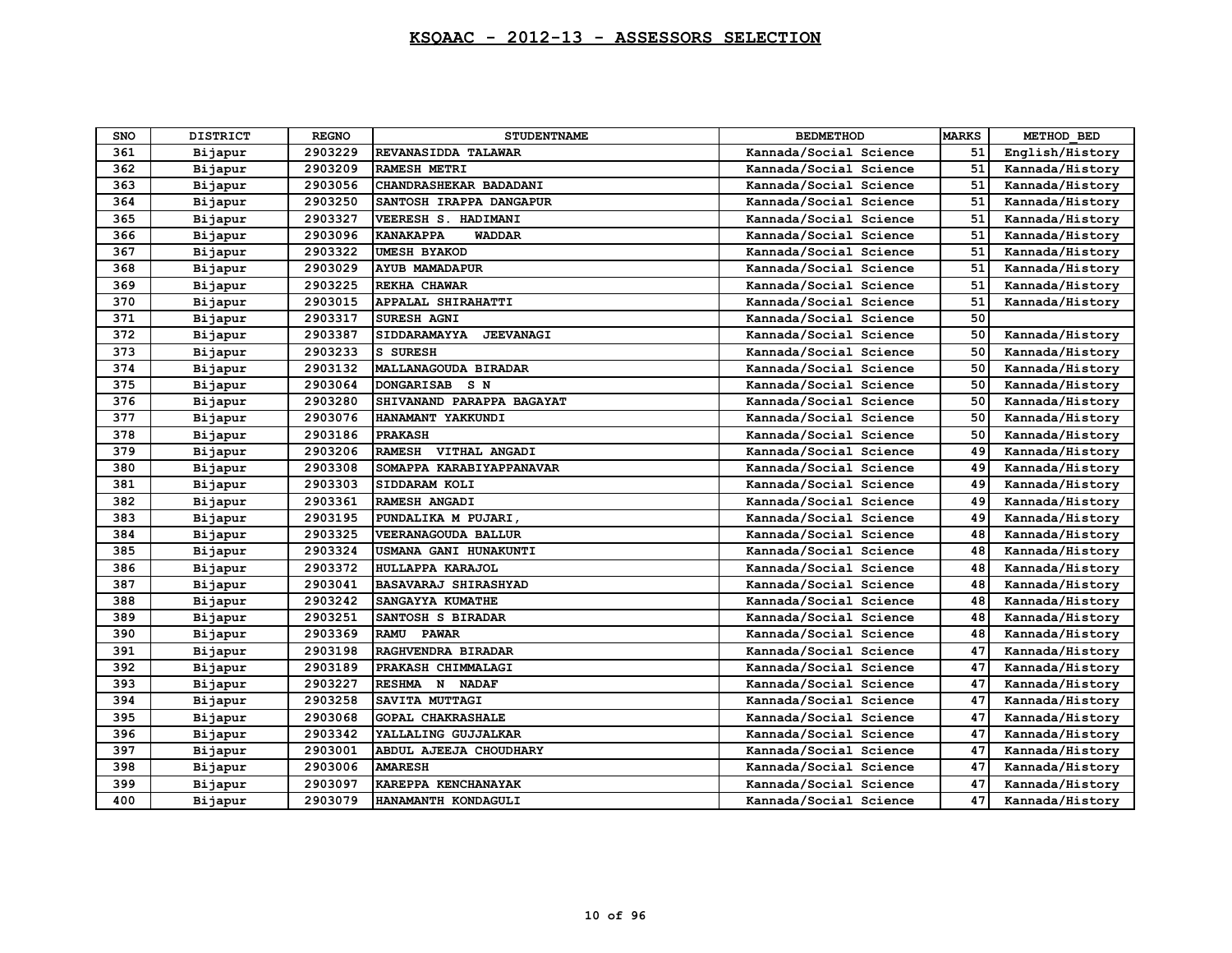# KSQAAC - 2012-13 - ASSESSORS SELECTION

| SNO | DISTRICT | REGNO | STUDENTNAME | BEDMETHOD | MARKS | METHOD_BED |
|---|---|---|---|---|---|---|
| 361 | Bijapur | 2903229 | REVANASIDDA TALAWAR | Kannada/Social Science | 51 | English/History |
| 362 | Bijapur | 2903209 | RAMESH METRI | Kannada/Social Science | 51 | Kannada/History |
| 363 | Bijapur | 2903056 | CHANDRASHEKAR BADADANI | Kannada/Social Science | 51 | Kannada/History |
| 364 | Bijapur | 2903250 | SANTOSH IRAPPA DANGAPUR | Kannada/Social Science | 51 | Kannada/History |
| 365 | Bijapur | 2903327 | VEERESH S. HADIMANI | Kannada/Social Science | 51 | Kannada/History |
| 366 | Bijapur | 2903096 | KANAKAPPA WADDAR | Kannada/Social Science | 51 | Kannada/History |
| 367 | Bijapur | 2903322 | UMESH BYAKOD | Kannada/Social Science | 51 | Kannada/History |
| 368 | Bijapur | 2903029 | AYUB MAMADAPUR | Kannada/Social Science | 51 | Kannada/History |
| 369 | Bijapur | 2903225 | REKHA CHAWAR | Kannada/Social Science | 51 | Kannada/History |
| 370 | Bijapur | 2903015 | APPALAL SHIRAHATTI | Kannada/Social Science | 51 | Kannada/History |
| 371 | Bijapur | 2903317 | SURESH AGNI | Kannada/Social Science | 50 | |
| 372 | Bijapur | 2903387 | SIDDARAMAYYA JEEVANAGI | Kannada/Social Science | 50 | Kannada/History |
| 373 | Bijapur | 2903233 | S SURESH | Kannada/Social Science | 50 | Kannada/History |
| 374 | Bijapur | 2903132 | MALLANAGOUDA BIRADAR | Kannada/Social Science | 50 | Kannada/History |
| 375 | Bijapur | 2903064 | DONGARISAB S N | Kannada/Social Science | 50 | Kannada/History |
| 376 | Bijapur | 2903280 | SHIVANAND PARAPPA BAGAYAT | Kannada/Social Science | 50 | Kannada/History |
| 377 | Bijapur | 2903076 | HANAMANT YAKKUNDI | Kannada/Social Science | 50 | Kannada/History |
| 378 | Bijapur | 2903186 | PRAKASH | Kannada/Social Science | 50 | Kannada/History |
| 379 | Bijapur | 2903206 | RAMESH VITHAL ANGADI | Kannada/Social Science | 49 | Kannada/History |
| 380 | Bijapur | 2903308 | SOMAPPA KARABIYAPPANAVAR | Kannada/Social Science | 49 | Kannada/History |
| 381 | Bijapur | 2903303 | SIDDARAM KOLI | Kannada/Social Science | 49 | Kannada/History |
| 382 | Bijapur | 2903361 | RAMESH ANGADI | Kannada/Social Science | 49 | Kannada/History |
| 383 | Bijapur | 2903195 | PUNDALIKA M PUJARI, | Kannada/Social Science | 49 | Kannada/History |
| 384 | Bijapur | 2903325 | VEERANAGOUDA BALLUR | Kannada/Social Science | 48 | Kannada/History |
| 385 | Bijapur | 2903324 | USMANA GANI HUNAKUNTI | Kannada/Social Science | 48 | Kannada/History |
| 386 | Bijapur | 2903372 | HULLAPPA KARAJOL | Kannada/Social Science | 48 | Kannada/History |
| 387 | Bijapur | 2903041 | BASAVARAJ SHIRASHYAD | Kannada/Social Science | 48 | Kannada/History |
| 388 | Bijapur | 2903242 | SANGAYYA KUMATHE | Kannada/Social Science | 48 | Kannada/History |
| 389 | Bijapur | 2903251 | SANTOSH S BIRADAR | Kannada/Social Science | 48 | Kannada/History |
| 390 | Bijapur | 2903369 | RAMU PAWAR | Kannada/Social Science | 48 | Kannada/History |
| 391 | Bijapur | 2903198 | RAGHVENDRA BIRADAR | Kannada/Social Science | 47 | Kannada/History |
| 392 | Bijapur | 2903189 | PRAKASH CHIMMALAGI | Kannada/Social Science | 47 | Kannada/History |
| 393 | Bijapur | 2903227 | RESHMA N NADAF | Kannada/Social Science | 47 | Kannada/History |
| 394 | Bijapur | 2903258 | SAVITA MUTTAGI | Kannada/Social Science | 47 | Kannada/History |
| 395 | Bijapur | 2903068 | GOPAL CHAKRASHALE | Kannada/Social Science | 47 | Kannada/History |
| 396 | Bijapur | 2903342 | YALLALING GUJJALKAR | Kannada/Social Science | 47 | Kannada/History |
| 397 | Bijapur | 2903001 | ABDUL AJEEJA CHOUDHARY | Kannada/Social Science | 47 | Kannada/History |
| 398 | Bijapur | 2903006 | AMARESH | Kannada/Social Science | 47 | Kannada/History |
| 399 | Bijapur | 2903097 | KAREPPA KENCHANAYAK | Kannada/Social Science | 47 | Kannada/History |
| 400 | Bijapur | 2903079 | HANAMANTH KONDAGULI | Kannada/Social Science | 47 | Kannada/History |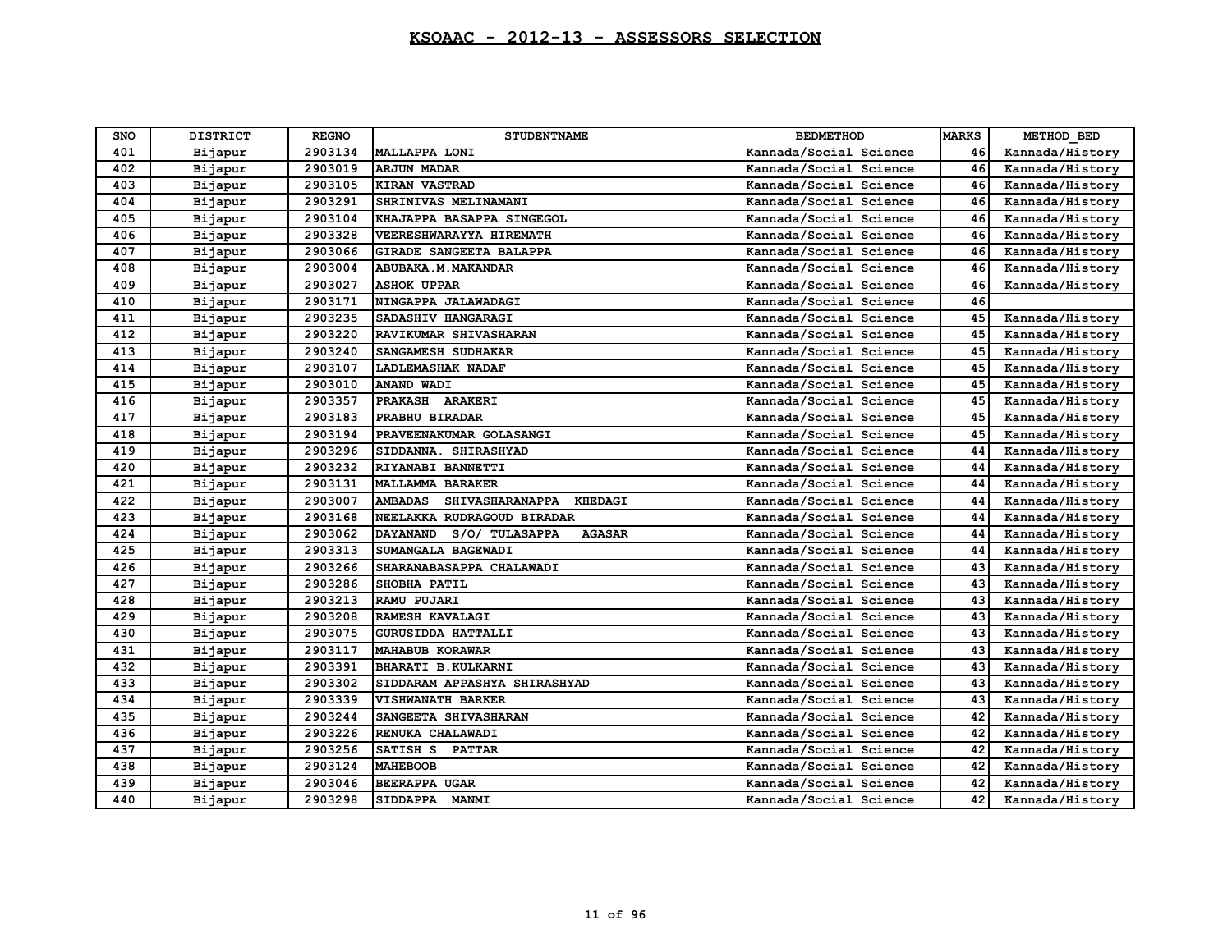# KSQAAC - 2012-13 - ASSESSORS SELECTION

| SNO | DISTRICT | REGNO | STUDENTNAME | BEDMETHOD | MARKS | METHOD_BED |
|---|---|---|---|---|---|---|
| 401 | Bijapur | 2903134 | MALLAPPA LONI | Kannada/Social Science | 46 | Kannada/History |
| 402 | Bijapur | 2903019 | ARJUN MADAR | Kannada/Social Science | 46 | Kannada/History |
| 403 | Bijapur | 2903105 | KIRAN VASTRAD | Kannada/Social Science | 46 | Kannada/History |
| 404 | Bijapur | 2903291 | SHRINIVAS MELINAMANI | Kannada/Social Science | 46 | Kannada/History |
| 405 | Bijapur | 2903104 | KHAJAPPA BASAPPA SINGEGOL | Kannada/Social Science | 46 | Kannada/History |
| 406 | Bijapur | 2903328 | VEERESHWARAYYA HIREMATH | Kannada/Social Science | 46 | Kannada/History |
| 407 | Bijapur | 2903066 | GIRADE SANGEETA BALAPPA | Kannada/Social Science | 46 | Kannada/History |
| 408 | Bijapur | 2903004 | ABUBAKA.M.MAKANDAR | Kannada/Social Science | 46 | Kannada/History |
| 409 | Bijapur | 2903027 | ASHOK UPPAR | Kannada/Social Science | 46 | Kannada/History |
| 410 | Bijapur | 2903171 | NINGAPPA JALAWADAGI | Kannada/Social Science | 46 | |
| 411 | Bijapur | 2903235 | SADASHIV HANGARAGI | Kannada/Social Science | 45 | Kannada/History |
| 412 | Bijapur | 2903220 | RAVIKUMAR SHIVASHARAN | Kannada/Social Science | 45 | Kannada/History |
| 413 | Bijapur | 2903240 | SANGAMESH SUDHAKAR | Kannada/Social Science | 45 | Kannada/History |
| 414 | Bijapur | 2903107 | LADLEMASHAK NADAF | Kannada/Social Science | 45 | Kannada/History |
| 415 | Bijapur | 2903010 | ANAND WADI | Kannada/Social Science | 45 | Kannada/History |
| 416 | Bijapur | 2903357 | PRAKASH ARAKERI | Kannada/Social Science | 45 | Kannada/History |
| 417 | Bijapur | 2903183 | PRABHU BIRADAR | Kannada/Social Science | 45 | Kannada/History |
| 418 | Bijapur | 2903194 | PRAVEENAKUMAR GOLASANGI | Kannada/Social Science | 45 | Kannada/History |
| 419 | Bijapur | 2903296 | SIDDANNA. SHIRASHYAD | Kannada/Social Science | 44 | Kannada/History |
| 420 | Bijapur | 2903232 | RIYANABI BANNETTI | Kannada/Social Science | 44 | Kannada/History |
| 421 | Bijapur | 2903131 | MALLAMMA BARAKER | Kannada/Social Science | 44 | Kannada/History |
| 422 | Bijapur | 2903007 | AMBADAS SHIVASHARANAPPA KHEDAGI | Kannada/Social Science | 44 | Kannada/History |
| 423 | Bijapur | 2903168 | NEELAKKA RUDRAGOUD BIRADAR | Kannada/Social Science | 44 | Kannada/History |
| 424 | Bijapur | 2903062 | DAYANAND S/O/ TULASAPPA AGASAR | Kannada/Social Science | 44 | Kannada/History |
| 425 | Bijapur | 2903313 | SUMANGALA BAGEWADI | Kannada/Social Science | 44 | Kannada/History |
| 426 | Bijapur | 2903266 | SHARANABASAPPA CHALAWADI | Kannada/Social Science | 43 | Kannada/History |
| 427 | Bijapur | 2903286 | SHOBHA PATIL | Kannada/Social Science | 43 | Kannada/History |
| 428 | Bijapur | 2903213 | RAMU PUJARI | Kannada/Social Science | 43 | Kannada/History |
| 429 | Bijapur | 2903208 | RAMESH KAVALAGI | Kannada/Social Science | 43 | Kannada/History |
| 430 | Bijapur | 2903075 | GURUSIDDA HATTALLI | Kannada/Social Science | 43 | Kannada/History |
| 431 | Bijapur | 2903117 | MAHABUB KORAWAR | Kannada/Social Science | 43 | Kannada/History |
| 432 | Bijapur | 2903391 | BHARATI B.KULKARNI | Kannada/Social Science | 43 | Kannada/History |
| 433 | Bijapur | 2903302 | SIDDARAM APPASHYA SHIRASHYAD | Kannada/Social Science | 43 | Kannada/History |
| 434 | Bijapur | 2903339 | VISHWANATH BARKER | Kannada/Social Science | 43 | Kannada/History |
| 435 | Bijapur | 2903244 | SANGEETA SHIVASHARAN | Kannada/Social Science | 42 | Kannada/History |
| 436 | Bijapur | 2903226 | RENUKA CHALAWADI | Kannada/Social Science | 42 | Kannada/History |
| 437 | Bijapur | 2903256 | SATISH S PATTAR | Kannada/Social Science | 42 | Kannada/History |
| 438 | Bijapur | 2903124 | MAHEBOOB | Kannada/Social Science | 42 | Kannada/History |
| 439 | Bijapur | 2903046 | BEERAPPA UGAR | Kannada/Social Science | 42 | Kannada/History |
| 440 | Bijapur | 2903298 | SIDDAPPA MANMI | Kannada/Social Science | 42 | Kannada/History |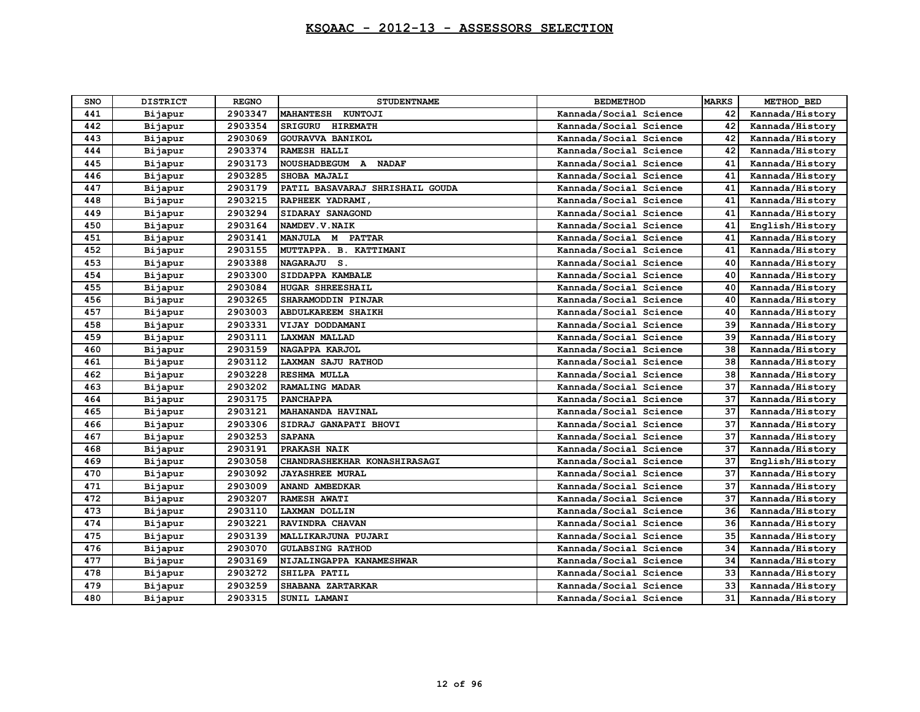# KSQAAC - 2012-13 - ASSESSORS SELECTION

| SNO | DISTRICT | REGNO | STUDENTNAME | BEDMETHOD | MARKS | METHOD_BED |
|---|---|---|---|---|---|---|
| 441 | Bijapur | 2903347 | MAHANTESH KUNTOJI | Kannada/Social Science | 42 | Kannada/History |
| 442 | Bijapur | 2903354 | SRIGURU HIREMATH | Kannada/Social Science | 42 | Kannada/History |
| 443 | Bijapur | 2903069 | GOURAVVA BANIKOL | Kannada/Social Science | 42 | Kannada/History |
| 444 | Bijapur | 2903374 | RAMESH HALLI | Kannada/Social Science | 42 | Kannada/History |
| 445 | Bijapur | 2903173 | NOUSHADBEGUM A NADAF | Kannada/Social Science | 41 | Kannada/History |
| 446 | Bijapur | 2903285 | SHOBA MAJALI | Kannada/Social Science | 41 | Kannada/History |
| 447 | Bijapur | 2903179 | PATIL BASAVARAJ SHRISHAIL GOUDA | Kannada/Social Science | 41 | Kannada/History |
| 448 | Bijapur | 2903215 | RAPHEEK YADRAMI, | Kannada/Social Science | 41 | Kannada/History |
| 449 | Bijapur | 2903294 | SIDARAY SANAGOND | Kannada/Social Science | 41 | Kannada/History |
| 450 | Bijapur | 2903164 | NAMDEV.V.NAIK | Kannada/Social Science | 41 | English/History |
| 451 | Bijapur | 2903141 | MANJULA M PATTAR | Kannada/Social Science | 41 | Kannada/History |
| 452 | Bijapur | 2903155 | MUTTAPPA. B. KATTIMANI | Kannada/Social Science | 41 | Kannada/History |
| 453 | Bijapur | 2903388 | NAGARAJU S. | Kannada/Social Science | 40 | Kannada/History |
| 454 | Bijapur | 2903300 | SIDDAPPA KAMBALE | Kannada/Social Science | 40 | Kannada/History |
| 455 | Bijapur | 2903084 | HUGAR SHREESHAIL | Kannada/Social Science | 40 | Kannada/History |
| 456 | Bijapur | 2903265 | SHARAMODDIN PINJAR | Kannada/Social Science | 40 | Kannada/History |
| 457 | Bijapur | 2903003 | ABDULKAREEM SHAIKH | Kannada/Social Science | 40 | Kannada/History |
| 458 | Bijapur | 2903331 | VIJAY DODDAMANI | Kannada/Social Science | 39 | Kannada/History |
| 459 | Bijapur | 2903111 | LAXMAN MALLAD | Kannada/Social Science | 39 | Kannada/History |
| 460 | Bijapur | 2903159 | NAGAPPA KARJOL | Kannada/Social Science | 38 | Kannada/History |
| 461 | Bijapur | 2903112 | LAXMAN SAJU RATHOD | Kannada/Social Science | 38 | Kannada/History |
| 462 | Bijapur | 2903228 | RESHMA MULLA | Kannada/Social Science | 38 | Kannada/History |
| 463 | Bijapur | 2903202 | RAMALING MADAR | Kannada/Social Science | 37 | Kannada/History |
| 464 | Bijapur | 2903175 | PANCHAPPA | Kannada/Social Science | 37 | Kannada/History |
| 465 | Bijapur | 2903121 | MAHANANDA HAVINAL | Kannada/Social Science | 37 | Kannada/History |
| 466 | Bijapur | 2903306 | SIDRAJ GANAPATI BHOVI | Kannada/Social Science | 37 | Kannada/History |
| 467 | Bijapur | 2903253 | SAPANA | Kannada/Social Science | 37 | Kannada/History |
| 468 | Bijapur | 2903191 | PRAKASH NAIK | Kannada/Social Science | 37 | Kannada/History |
| 469 | Bijapur | 2903058 | CHANDRASHEKHAR KONASHIRASAGI | Kannada/Social Science | 37 | English/History |
| 470 | Bijapur | 2903092 | JAYASHREE MURAL | Kannada/Social Science | 37 | Kannada/History |
| 471 | Bijapur | 2903009 | ANAND AMBEDKAR | Kannada/Social Science | 37 | Kannada/History |
| 472 | Bijapur | 2903207 | RAMESH AWATI | Kannada/Social Science | 37 | Kannada/History |
| 473 | Bijapur | 2903110 | LAXMAN DOLLIN | Kannada/Social Science | 36 | Kannada/History |
| 474 | Bijapur | 2903221 | RAVINDRA CHAVAN | Kannada/Social Science | 36 | Kannada/History |
| 475 | Bijapur | 2903139 | MALLIKARJUNA PUJARI | Kannada/Social Science | 35 | Kannada/History |
| 476 | Bijapur | 2903070 | GULABSING RATHOD | Kannada/Social Science | 34 | Kannada/History |
| 477 | Bijapur | 2903169 | NIJALINGAPPA KANAMESHWAR | Kannada/Social Science | 34 | Kannada/History |
| 478 | Bijapur | 2903272 | SHILPA PATIL | Kannada/Social Science | 33 | Kannada/History |
| 479 | Bijapur | 2903259 | SHABANA ZARTARKAR | Kannada/Social Science | 33 | Kannada/History |
| 480 | Bijapur | 2903315 | SUNIL LAMANI | Kannada/Social Science | 31 | Kannada/History |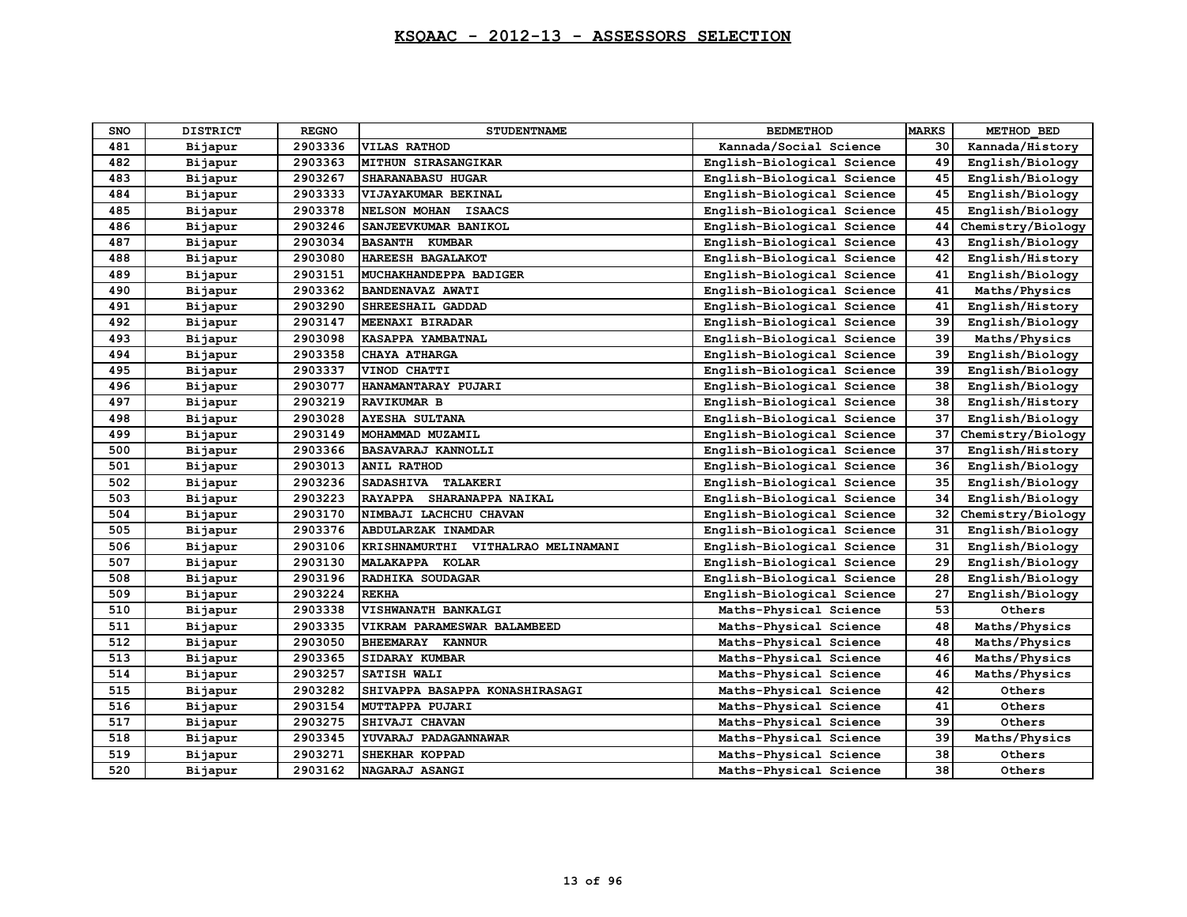## KSQAAC - 2012-13 - ASSESSORS SELECTION

| SNO | DISTRICT | REGNO | STUDENTNAME | BEDMETHOD | MARKS | METHOD_BED |
|---|---|---|---|---|---|---|
| 481 | Bijapur | 2903336 | VILAS RATHOD | Kannada/Social Science | 30 | Kannada/History |
| 482 | Bijapur | 2903363 | MITHUN SIRASANGIKAR | English-Biological Science | 49 | English/Biology |
| 483 | Bijapur | 2903267 | SHARANABASU HUGAR | English-Biological Science | 45 | English/Biology |
| 484 | Bijapur | 2903333 | VIJAYAKUMAR BEKINAL | English-Biological Science | 45 | English/Biology |
| 485 | Bijapur | 2903378 | NELSON MOHAN ISAACS | English-Biological Science | 45 | English/Biology |
| 486 | Bijapur | 2903246 | SANJEEVKUMAR BANIKOL | English-Biological Science | 44 | Chemistry/Biology |
| 487 | Bijapur | 2903034 | BASANTH KUMBAR | English-Biological Science | 43 | English/Biology |
| 488 | Bijapur | 2903080 | HAREESH BAGALAKOT | English-Biological Science | 42 | English/History |
| 489 | Bijapur | 2903151 | MUCHAKHANDEPPA BADIGER | English-Biological Science | 41 | English/Biology |
| 490 | Bijapur | 2903362 | BANDENAVAZ AWATI | English-Biological Science | 41 | Maths/Physics |
| 491 | Bijapur | 2903290 | SHREESHAIL GADDAD | English-Biological Science | 41 | English/History |
| 492 | Bijapur | 2903147 | MEENAXI BIRADAR | English-Biological Science | 39 | English/Biology |
| 493 | Bijapur | 2903098 | KASAPPA YAMBATNAL | English-Biological Science | 39 | Maths/Physics |
| 494 | Bijapur | 2903358 | CHAYA ATHARGA | English-Biological Science | 39 | English/Biology |
| 495 | Bijapur | 2903337 | VINOD CHATTI | English-Biological Science | 39 | English/Biology |
| 496 | Bijapur | 2903077 | HANAMANTARAY PUJARI | English-Biological Science | 38 | English/Biology |
| 497 | Bijapur | 2903219 | RAVIKUMAR B | English-Biological Science | 38 | English/History |
| 498 | Bijapur | 2903028 | AYESHA SULTANA | English-Biological Science | 37 | English/Biology |
| 499 | Bijapur | 2903149 | MOHAMMAD MUZAMIL | English-Biological Science | 37 | Chemistry/Biology |
| 500 | Bijapur | 2903366 | BASAVARAJ KANNOLLI | English-Biological Science | 37 | English/History |
| 501 | Bijapur | 2903013 | ANIL RATHOD | English-Biological Science | 36 | English/Biology |
| 502 | Bijapur | 2903236 | SADASHIVA TALAKERI | English-Biological Science | 35 | English/Biology |
| 503 | Bijapur | 2903223 | RAYAPPA SHARANAPPA NAIKAL | English-Biological Science | 34 | English/Biology |
| 504 | Bijapur | 2903170 | NIMBAJI LACHCHU CHAVAN | English-Biological Science | 32 | Chemistry/Biology |
| 505 | Bijapur | 2903376 | ABDULARZAK INAMDAR | English-Biological Science | 31 | English/Biology |
| 506 | Bijapur | 2903106 | KRISHNAMURTHI VITHALRAO MELINAMANI | English-Biological Science | 31 | English/Biology |
| 507 | Bijapur | 2903130 | MALAKAPPA KOLAR | English-Biological Science | 29 | English/Biology |
| 508 | Bijapur | 2903196 | RADHIKA SOUDAGAR | English-Biological Science | 28 | English/Biology |
| 509 | Bijapur | 2903224 | REKHA | English-Biological Science | 27 | English/Biology |
| 510 | Bijapur | 2903338 | VISHWANATH BANKALGI | Maths-Physical Science | 53 | Others |
| 511 | Bijapur | 2903335 | VIKRAM PARAMESWAR BALAMBEED | Maths-Physical Science | 48 | Maths/Physics |
| 512 | Bijapur | 2903050 | BHEEMARAY KANNUR | Maths-Physical Science | 48 | Maths/Physics |
| 513 | Bijapur | 2903365 | SIDARAY KUMBAR | Maths-Physical Science | 46 | Maths/Physics |
| 514 | Bijapur | 2903257 | SATISH WALI | Maths-Physical Science | 46 | Maths/Physics |
| 515 | Bijapur | 2903282 | SHIVAPPA BASAPPA KONASHIRASAGI | Maths-Physical Science | 42 | Others |
| 516 | Bijapur | 2903154 | MUTTAPPA PUJARI | Maths-Physical Science | 41 | Others |
| 517 | Bijapur | 2903275 | SHIVAJI CHAVAN | Maths-Physical Science | 39 | Others |
| 518 | Bijapur | 2903345 | YUVARAJ PADAGANNAWAR | Maths-Physical Science | 39 | Maths/Physics |
| 519 | Bijapur | 2903271 | SHEKHAR KOPPAD | Maths-Physical Science | 38 | Others |
| 520 | Bijapur | 2903162 | NAGARAJ ASANGI | Maths-Physical Science | 38 | Others |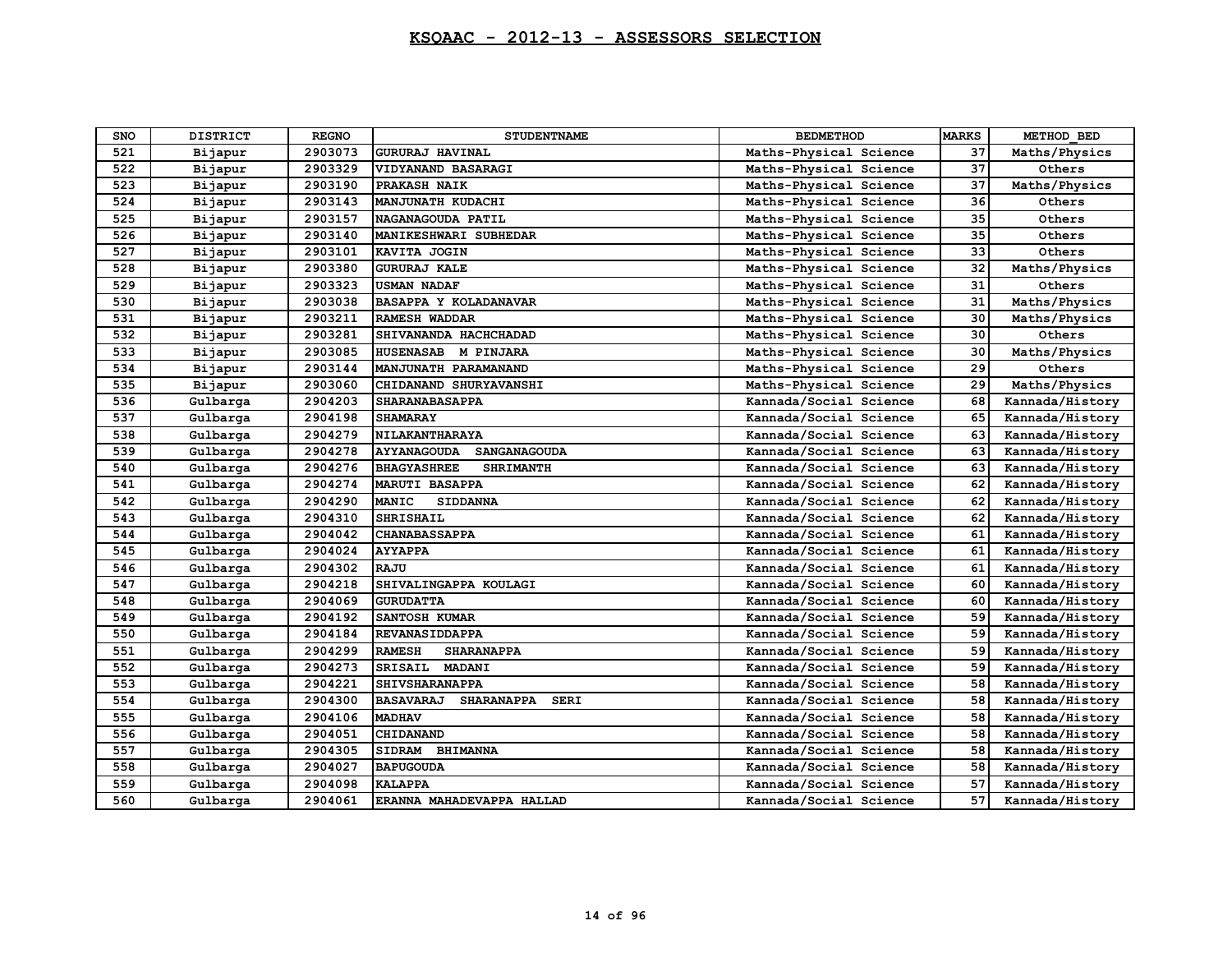# KSQAAC - 2012-13 - ASSESSORS SELECTION

| SNO | DISTRICT | REGNO | STUDENTNAME | BEDMETHOD | MARKS | METHOD_BED |
|---|---|---|---|---|---|---|
| 521 | Bijapur | 2903073 | GURURAJ HAVINAL | Maths-Physical Science | 37 | Maths/Physics |
| 522 | Bijapur | 2903329 | VIDYANAND BASARAGI | Maths-Physical Science | 37 | Others |
| 523 | Bijapur | 2903190 | PRAKASH NAIK | Maths-Physical Science | 37 | Maths/Physics |
| 524 | Bijapur | 2903143 | MANJUNATH KUDACHI | Maths-Physical Science | 36 | Others |
| 525 | Bijapur | 2903157 | NAGANAGOUDA PATIL | Maths-Physical Science | 35 | Others |
| 526 | Bijapur | 2903140 | MANIKESHWARI SUBHEDAR | Maths-Physical Science | 35 | Others |
| 527 | Bijapur | 2903101 | KAVITA JOGIN | Maths-Physical Science | 33 | Others |
| 528 | Bijapur | 2903380 | GURURAJ KALE | Maths-Physical Science | 32 | Maths/Physics |
| 529 | Bijapur | 2903323 | USMAN NADAF | Maths-Physical Science | 31 | Others |
| 530 | Bijapur | 2903038 | BASAPPA Y KOLADANAVAR | Maths-Physical Science | 31 | Maths/Physics |
| 531 | Bijapur | 2903211 | RAMESH WADDAR | Maths-Physical Science | 30 | Maths/Physics |
| 532 | Bijapur | 2903281 | SHIVANANDA HACHCHADAD | Maths-Physical Science | 30 | Others |
| 533 | Bijapur | 2903085 | HUSENASAB M PINJARA | Maths-Physical Science | 30 | Maths/Physics |
| 534 | Bijapur | 2903144 | MANJUNATH PARAMANAND | Maths-Physical Science | 29 | Others |
| 535 | Bijapur | 2903060 | CHIDANAND SHURYAVANSHI | Maths-Physical Science | 29 | Maths/Physics |
| 536 | Gulbarga | 2904203 | SHARANABASAPPA | Kannada/Social Science | 68 | Kannada/History |
| 537 | Gulbarga | 2904198 | SHAMARAY | Kannada/Social Science | 65 | Kannada/History |
| 538 | Gulbarga | 2904279 | NILAKANTHARAYA | Kannada/Social Science | 63 | Kannada/History |
| 539 | Gulbarga | 2904278 | AYYANAGOUDA SANGANAGOUDA | Kannada/Social Science | 63 | Kannada/History |
| 540 | Gulbarga | 2904276 | BHAGYASHREE SHRIMANTH | Kannada/Social Science | 63 | Kannada/History |
| 541 | Gulbarga | 2904274 | MARUTI BASAPPA | Kannada/Social Science | 62 | Kannada/History |
| 542 | Gulbarga | 2904290 | MANIC SIDDANNA | Kannada/Social Science | 62 | Kannada/History |
| 543 | Gulbarga | 2904310 | SHRISHAIL | Kannada/Social Science | 62 | Kannada/History |
| 544 | Gulbarga | 2904042 | CHANABASSAPPA | Kannada/Social Science | 61 | Kannada/History |
| 545 | Gulbarga | 2904024 | AYYAPPA | Kannada/Social Science | 61 | Kannada/History |
| 546 | Gulbarga | 2904302 | RAJU | Kannada/Social Science | 61 | Kannada/History |
| 547 | Gulbarga | 2904218 | SHIVALINGAPPA KOULAGI | Kannada/Social Science | 60 | Kannada/History |
| 548 | Gulbarga | 2904069 | GURUDATTA | Kannada/Social Science | 60 | Kannada/History |
| 549 | Gulbarga | 2904192 | SANTOSH KUMAR | Kannada/Social Science | 59 | Kannada/History |
| 550 | Gulbarga | 2904184 | REVANASIDDAPPA | Kannada/Social Science | 59 | Kannada/History |
| 551 | Gulbarga | 2904299 | RAMESH SHARANAPPA | Kannada/Social Science | 59 | Kannada/History |
| 552 | Gulbarga | 2904273 | SRISAIL MADANI | Kannada/Social Science | 59 | Kannada/History |
| 553 | Gulbarga | 2904221 | SHIVSHARANAPPA | Kannada/Social Science | 58 | Kannada/History |
| 554 | Gulbarga | 2904300 | BASAVARAJ SHARANAPPA SERI | Kannada/Social Science | 58 | Kannada/History |
| 555 | Gulbarga | 2904106 | MADHAV | Kannada/Social Science | 58 | Kannada/History |
| 556 | Gulbarga | 2904051 | CHIDANAND | Kannada/Social Science | 58 | Kannada/History |
| 557 | Gulbarga | 2904305 | SIDRAM BHIMANNA | Kannada/Social Science | 58 | Kannada/History |
| 558 | Gulbarga | 2904027 | BAPUGOUDA | Kannada/Social Science | 58 | Kannada/History |
| 559 | Gulbarga | 2904098 | KALAPPA | Kannada/Social Science | 57 | Kannada/History |
| 560 | Gulbarga | 2904061 | ERANNA MAHADEVAPPA HALLAD | Kannada/Social Science | 57 | Kannada/History |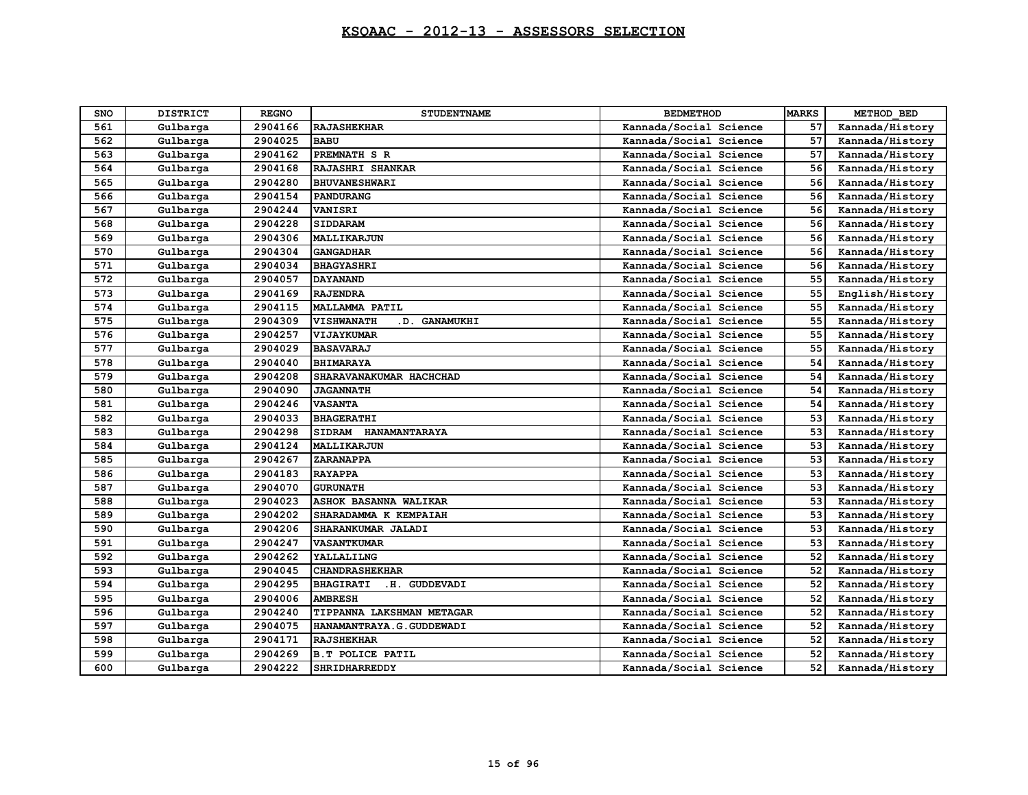# KSQAAC - 2012-13 - ASSESSORS SELECTION

| SNO | DISTRICT | REGNO | STUDENTNAME | BEDMETHOD | MARKS | METHOD_BED |
|---|---|---|---|---|---|---|
| 561 | Gulbarga | 2904166 | RAJASHEKHAR | Kannada/Social Science | 57 | Kannada/History |
| 562 | Gulbarga | 2904025 | BABU | Kannada/Social Science | 57 | Kannada/History |
| 563 | Gulbarga | 2904162 | PREMNATH S R | Kannada/Social Science | 57 | Kannada/History |
| 564 | Gulbarga | 2904168 | RAJASHRI SHANKAR | Kannada/Social Science | 56 | Kannada/History |
| 565 | Gulbarga | 2904280 | BHUVANESHWARI | Kannada/Social Science | 56 | Kannada/History |
| 566 | Gulbarga | 2904154 | PANDURANG | Kannada/Social Science | 56 | Kannada/History |
| 567 | Gulbarga | 2904244 | VANISRI | Kannada/Social Science | 56 | Kannada/History |
| 568 | Gulbarga | 2904228 | SIDDARAM | Kannada/Social Science | 56 | Kannada/History |
| 569 | Gulbarga | 2904306 | MALLIKARJUN | Kannada/Social Science | 56 | Kannada/History |
| 570 | Gulbarga | 2904304 | GANGADHAR | Kannada/Social Science | 56 | Kannada/History |
| 571 | Gulbarga | 2904034 | BHAGYASHRI | Kannada/Social Science | 56 | Kannada/History |
| 572 | Gulbarga | 2904057 | DAYANAND | Kannada/Social Science | 55 | Kannada/History |
| 573 | Gulbarga | 2904169 | RAJENDRA | Kannada/Social Science | 55 | English/History |
| 574 | Gulbarga | 2904115 | MALLAMMA PATIL | Kannada/Social Science | 55 | Kannada/History |
| 575 | Gulbarga | 2904309 | VISHWANATH .D. GANAMUKHI | Kannada/Social Science | 55 | Kannada/History |
| 576 | Gulbarga | 2904257 | VIJAYKUMAR | Kannada/Social Science | 55 | Kannada/History |
| 577 | Gulbarga | 2904029 | BASAVARAJ | Kannada/Social Science | 55 | Kannada/History |
| 578 | Gulbarga | 2904040 | BHIMARAYA | Kannada/Social Science | 54 | Kannada/History |
| 579 | Gulbarga | 2904208 | SHARAVANAKUMAR HACHCHAD | Kannada/Social Science | 54 | Kannada/History |
| 580 | Gulbarga | 2904090 | JAGANNATH | Kannada/Social Science | 54 | Kannada/History |
| 581 | Gulbarga | 2904246 | VASANTA | Kannada/Social Science | 54 | Kannada/History |
| 582 | Gulbarga | 2904033 | BHAGERATHI | Kannada/Social Science | 53 | Kannada/History |
| 583 | Gulbarga | 2904298 | SIDRAM HANAMANTARAYA | Kannada/Social Science | 53 | Kannada/History |
| 584 | Gulbarga | 2904124 | MALLIKARJUN | Kannada/Social Science | 53 | Kannada/History |
| 585 | Gulbarga | 2904267 | ZARANAPPA | Kannada/Social Science | 53 | Kannada/History |
| 586 | Gulbarga | 2904183 | RAYAPPA | Kannada/Social Science | 53 | Kannada/History |
| 587 | Gulbarga | 2904070 | GURUNATH | Kannada/Social Science | 53 | Kannada/History |
| 588 | Gulbarga | 2904023 | ASHOK BASANNA WALIKAR | Kannada/Social Science | 53 | Kannada/History |
| 589 | Gulbarga | 2904202 | SHARADAMMA K KEMPAIAH | Kannada/Social Science | 53 | Kannada/History |
| 590 | Gulbarga | 2904206 | SHARANKUMAR JALADI | Kannada/Social Science | 53 | Kannada/History |
| 591 | Gulbarga | 2904247 | VASANTKUMAR | Kannada/Social Science | 53 | Kannada/History |
| 592 | Gulbarga | 2904262 | YALLALILNG | Kannada/Social Science | 52 | Kannada/History |
| 593 | Gulbarga | 2904045 | CHANDRASHEKHAR | Kannada/Social Science | 52 | Kannada/History |
| 594 | Gulbarga | 2904295 | BHAGIRATI .H. GUDDEVADI | Kannada/Social Science | 52 | Kannada/History |
| 595 | Gulbarga | 2904006 | AMBRESH | Kannada/Social Science | 52 | Kannada/History |
| 596 | Gulbarga | 2904240 | TIPPANNA LAKSHMAN METAGAR | Kannada/Social Science | 52 | Kannada/History |
| 597 | Gulbarga | 2904075 | HANAMANTRAYA.G.GUDDEWADI | Kannada/Social Science | 52 | Kannada/History |
| 598 | Gulbarga | 2904171 | RAJSHEKHAR | Kannada/Social Science | 52 | Kannada/History |
| 599 | Gulbarga | 2904269 | B.T POLICE PATIL | Kannada/Social Science | 52 | Kannada/History |
| 600 | Gulbarga | 2904222 | SHRIDHARREDDY | Kannada/Social Science | 52 | Kannada/History |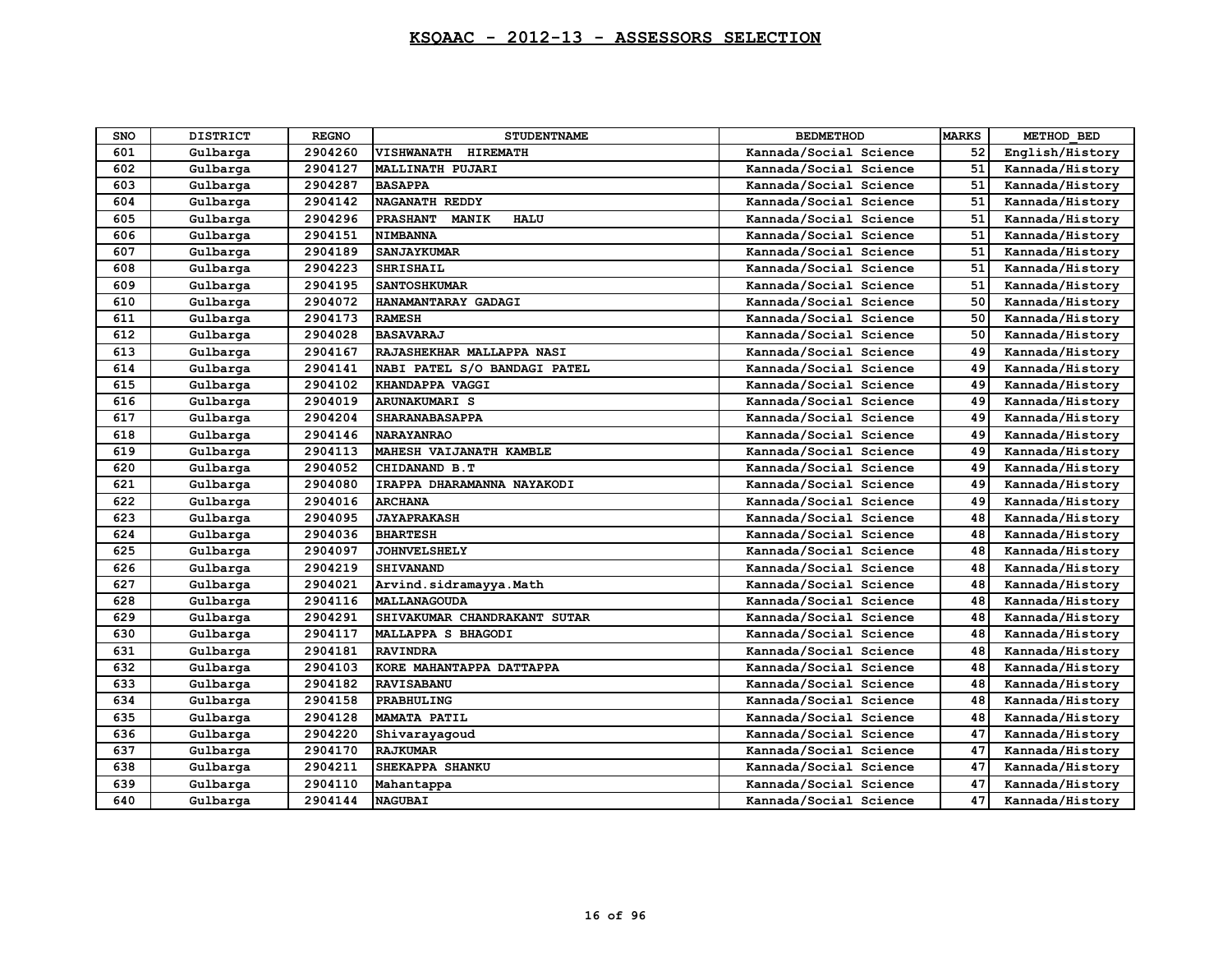# KSQAAC - 2012-13 - ASSESSORS SELECTION

| SNO | DISTRICT | REGNO | STUDENTNAME | BEDMETHOD | MARKS | METHOD_BED |
|---|---|---|---|---|---|---|
| 601 | Gulbarga | 2904260 | VISHWANATH HIREMATH | Kannada/Social Science | 52 | English/History |
| 602 | Gulbarga | 2904127 | MALLINATH PUJARI | Kannada/Social Science | 51 | Kannada/History |
| 603 | Gulbarga | 2904287 | BASAPPA | Kannada/Social Science | 51 | Kannada/History |
| 604 | Gulbarga | 2904142 | NAGANATH REDDY | Kannada/Social Science | 51 | Kannada/History |
| 605 | Gulbarga | 2904296 | PRASHANT MANIK HALU | Kannada/Social Science | 51 | Kannada/History |
| 606 | Gulbarga | 2904151 | NIMBANNA | Kannada/Social Science | 51 | Kannada/History |
| 607 | Gulbarga | 2904189 | SANJAYKUMAR | Kannada/Social Science | 51 | Kannada/History |
| 608 | Gulbarga | 2904223 | SHRISHAIL | Kannada/Social Science | 51 | Kannada/History |
| 609 | Gulbarga | 2904195 | SANTOSHKUMAR | Kannada/Social Science | 51 | Kannada/History |
| 610 | Gulbarga | 2904072 | HANAMANTARAY GADAGI | Kannada/Social Science | 50 | Kannada/History |
| 611 | Gulbarga | 2904173 | RAMESH | Kannada/Social Science | 50 | Kannada/History |
| 612 | Gulbarga | 2904028 | BASAVARAJ | Kannada/Social Science | 50 | Kannada/History |
| 613 | Gulbarga | 2904167 | RAJASHEKHAR MALLAPPA NASI | Kannada/Social Science | 49 | Kannada/History |
| 614 | Gulbarga | 2904141 | NABI PATEL S/O BANDAGI PATEL | Kannada/Social Science | 49 | Kannada/History |
| 615 | Gulbarga | 2904102 | KHANDAPPA VAGGI | Kannada/Social Science | 49 | Kannada/History |
| 616 | Gulbarga | 2904019 | ARUNAKUMARI S | Kannada/Social Science | 49 | Kannada/History |
| 617 | Gulbarga | 2904204 | SHARANABASAPPA | Kannada/Social Science | 49 | Kannada/History |
| 618 | Gulbarga | 2904146 | NARAYANRAO | Kannada/Social Science | 49 | Kannada/History |
| 619 | Gulbarga | 2904113 | MAHESH VAIJANATH KAMBLE | Kannada/Social Science | 49 | Kannada/History |
| 620 | Gulbarga | 2904052 | CHIDANAND B.T | Kannada/Social Science | 49 | Kannada/History |
| 621 | Gulbarga | 2904080 | IRAPPA DHARAMANNA NAYAKODI | Kannada/Social Science | 49 | Kannada/History |
| 622 | Gulbarga | 2904016 | ARCHANA | Kannada/Social Science | 49 | Kannada/History |
| 623 | Gulbarga | 2904095 | JAYAPRAKASH | Kannada/Social Science | 48 | Kannada/History |
| 624 | Gulbarga | 2904036 | BHARTESH | Kannada/Social Science | 48 | Kannada/History |
| 625 | Gulbarga | 2904097 | JOHNVELSHELY | Kannada/Social Science | 48 | Kannada/History |
| 626 | Gulbarga | 2904219 | SHIVANAND | Kannada/Social Science | 48 | Kannada/History |
| 627 | Gulbarga | 2904021 | Arvind.sidramayya.Math | Kannada/Social Science | 48 | Kannada/History |
| 628 | Gulbarga | 2904116 | MALLANAGOUDA | Kannada/Social Science | 48 | Kannada/History |
| 629 | Gulbarga | 2904291 | SHIVAKUMAR CHANDRAKANT SUTAR | Kannada/Social Science | 48 | Kannada/History |
| 630 | Gulbarga | 2904117 | MALLAPPA S BHAGODI | Kannada/Social Science | 48 | Kannada/History |
| 631 | Gulbarga | 2904181 | RAVINDRA | Kannada/Social Science | 48 | Kannada/History |
| 632 | Gulbarga | 2904103 | KORE MAHANTAPPA DATTAPPA | Kannada/Social Science | 48 | Kannada/History |
| 633 | Gulbarga | 2904182 | RAVISABANU | Kannada/Social Science | 48 | Kannada/History |
| 634 | Gulbarga | 2904158 | PRABHULING | Kannada/Social Science | 48 | Kannada/History |
| 635 | Gulbarga | 2904128 | MAMATA PATIL | Kannada/Social Science | 48 | Kannada/History |
| 636 | Gulbarga | 2904220 | Shivarayagoud | Kannada/Social Science | 47 | Kannada/History |
| 637 | Gulbarga | 2904170 | RAJKUMAR | Kannada/Social Science | 47 | Kannada/History |
| 638 | Gulbarga | 2904211 | SHEKAPPA SHANKU | Kannada/Social Science | 47 | Kannada/History |
| 639 | Gulbarga | 2904110 | Mahantappa | Kannada/Social Science | 47 | Kannada/History |
| 640 | Gulbarga | 2904144 | NAGUBAI | Kannada/Social Science | 47 | Kannada/History |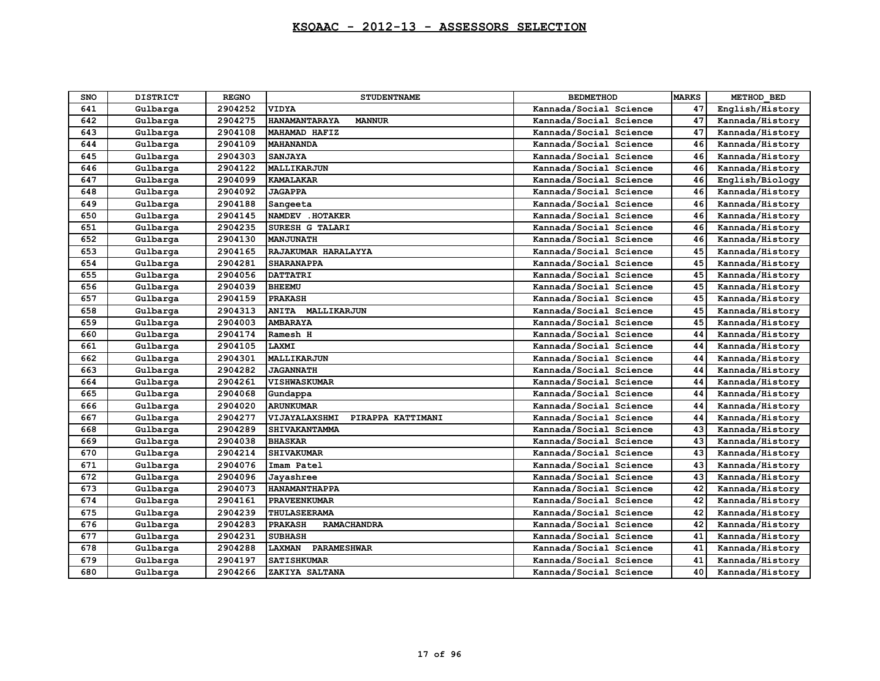# KSQAAC - 2012-13 - ASSESSORS SELECTION

| SNO | DISTRICT | REGNO | STUDENTNAME | BEDMETHOD | MARKS | METHOD_BED |
|---|---|---|---|---|---|---|
| 641 | Gulbarga | 2904252 | VIDYA | Kannada/Social Science | 47 | English/History |
| 642 | Gulbarga | 2904275 | HANAMANTARAYA MANNUR | Kannada/Social Science | 47 | Kannada/History |
| 643 | Gulbarga | 2904108 | MAHAMAD HAFIZ | Kannada/Social Science | 47 | Kannada/History |
| 644 | Gulbarga | 2904109 | MAHANANDA | Kannada/Social Science | 46 | Kannada/History |
| 645 | Gulbarga | 2904303 | SANJAYA | Kannada/Social Science | 46 | Kannada/History |
| 646 | Gulbarga | 2904122 | MALLIKARJUN | Kannada/Social Science | 46 | Kannada/History |
| 647 | Gulbarga | 2904099 | KAMALAKAR | Kannada/Social Science | 46 | English/Biology |
| 648 | Gulbarga | 2904092 | JAGAPPA | Kannada/Social Science | 46 | Kannada/History |
| 649 | Gulbarga | 2904188 | Sangeeta | Kannada/Social Science | 46 | Kannada/History |
| 650 | Gulbarga | 2904145 | NAMDEV .HOTAKER | Kannada/Social Science | 46 | Kannada/History |
| 651 | Gulbarga | 2904235 | SURESH G TALARI | Kannada/Social Science | 46 | Kannada/History |
| 652 | Gulbarga | 2904130 | MANJUNATH | Kannada/Social Science | 46 | Kannada/History |
| 653 | Gulbarga | 2904165 | RAJAKUMAR HARALAYYA | Kannada/Social Science | 45 | Kannada/History |
| 654 | Gulbarga | 2904281 | SHARANAPPA | Kannada/Social Science | 45 | Kannada/History |
| 655 | Gulbarga | 2904056 | DATTATRI | Kannada/Social Science | 45 | Kannada/History |
| 656 | Gulbarga | 2904039 | BHEEMU | Kannada/Social Science | 45 | Kannada/History |
| 657 | Gulbarga | 2904159 | PRAKASH | Kannada/Social Science | 45 | Kannada/History |
| 658 | Gulbarga | 2904313 | ANITA MALLIKARJUN | Kannada/Social Science | 45 | Kannada/History |
| 659 | Gulbarga | 2904003 | AMBARAYA | Kannada/Social Science | 45 | Kannada/History |
| 660 | Gulbarga | 2904174 | Ramesh H | Kannada/Social Science | 44 | Kannada/History |
| 661 | Gulbarga | 2904105 | LAXMI | Kannada/Social Science | 44 | Kannada/History |
| 662 | Gulbarga | 2904301 | MALLIKARJUN | Kannada/Social Science | 44 | Kannada/History |
| 663 | Gulbarga | 2904282 | JAGANNATH | Kannada/Social Science | 44 | Kannada/History |
| 664 | Gulbarga | 2904261 | VISHWASKUMAR | Kannada/Social Science | 44 | Kannada/History |
| 665 | Gulbarga | 2904068 | Gundappa | Kannada/Social Science | 44 | Kannada/History |
| 666 | Gulbarga | 2904020 | ARUNKUMAR | Kannada/Social Science | 44 | Kannada/History |
| 667 | Gulbarga | 2904277 | VIJAYALAXSHMI PIRAPPA KATTIMANI | Kannada/Social Science | 44 | Kannada/History |
| 668 | Gulbarga | 2904289 | SHIVAKANTAMMA | Kannada/Social Science | 43 | Kannada/History |
| 669 | Gulbarga | 2904038 | BHASKAR | Kannada/Social Science | 43 | Kannada/History |
| 670 | Gulbarga | 2904214 | SHIVAKUMAR | Kannada/Social Science | 43 | Kannada/History |
| 671 | Gulbarga | 2904076 | Imam Patel | Kannada/Social Science | 43 | Kannada/History |
| 672 | Gulbarga | 2904096 | Jayashree | Kannada/Social Science | 43 | Kannada/History |
| 673 | Gulbarga | 2904073 | HANAMANTHAPPA | Kannada/Social Science | 42 | Kannada/History |
| 674 | Gulbarga | 2904161 | PRAVEENKUMAR | Kannada/Social Science | 42 | Kannada/History |
| 675 | Gulbarga | 2904239 | THULASEERAMA | Kannada/Social Science | 42 | Kannada/History |
| 676 | Gulbarga | 2904283 | PRAKASH RAMACHANDRA | Kannada/Social Science | 42 | Kannada/History |
| 677 | Gulbarga | 2904231 | SUBHASH | Kannada/Social Science | 41 | Kannada/History |
| 678 | Gulbarga | 2904288 | LAXMAN PARAMESHWAR | Kannada/Social Science | 41 | Kannada/History |
| 679 | Gulbarga | 2904197 | SATISHKUMAR | Kannada/Social Science | 41 | Kannada/History |
| 680 | Gulbarga | 2904266 | ZAKIYA SALTANA | Kannada/Social Science | 40 | Kannada/History |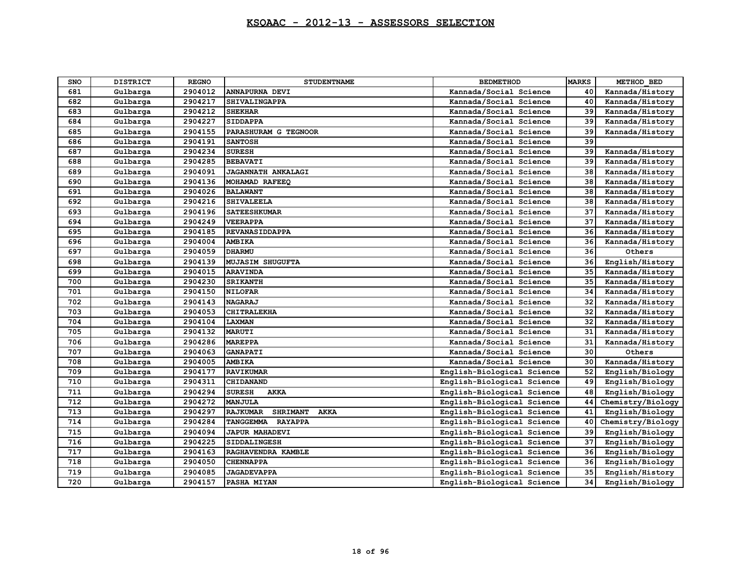# KSQAAC - 2012-13 - ASSESSORS SELECTION

| SNO | DISTRICT | REGNO | STUDENTNAME | BEDMETHOD | MARKS | METHOD_BED |
|---|---|---|---|---|---|---|
| 681 | Gulbarga | 2904012 | ANNAPURNA DEVI | Kannada/Social Science | 40 | Kannada/History |
| 682 | Gulbarga | 2904217 | SHIVALINGAPPA | Kannada/Social Science | 40 | Kannada/History |
| 683 | Gulbarga | 2904212 | SHEKHAR | Kannada/Social Science | 39 | Kannada/History |
| 684 | Gulbarga | 2904227 | SIDDAPPA | Kannada/Social Science | 39 | Kannada/History |
| 685 | Gulbarga | 2904155 | PARASHURAM G TEGNOOR | Kannada/Social Science | 39 | Kannada/History |
| 686 | Gulbarga | 2904191 | SANTOSH | Kannada/Social Science | 39 | |
| 687 | Gulbarga | 2904234 | SURESH | Kannada/Social Science | 39 | Kannada/History |
| 688 | Gulbarga | 2904285 | BEBAVATI | Kannada/Social Science | 39 | Kannada/History |
| 689 | Gulbarga | 2904091 | JAGANNATH ANKALAGI | Kannada/Social Science | 38 | Kannada/History |
| 690 | Gulbarga | 2904136 | MOHAMAD RAFEEQ | Kannada/Social Science | 38 | Kannada/History |
| 691 | Gulbarga | 2904026 | BALAWANT | Kannada/Social Science | 38 | Kannada/History |
| 692 | Gulbarga | 2904216 | SHIVALEELA | Kannada/Social Science | 38 | Kannada/History |
| 693 | Gulbarga | 2904196 | SATEESHKUMAR | Kannada/Social Science | 37 | Kannada/History |
| 694 | Gulbarga | 2904249 | VEERAPPA | Kannada/Social Science | 37 | Kannada/History |
| 695 | Gulbarga | 2904185 | REVANASIDDAPPA | Kannada/Social Science | 36 | Kannada/History |
| 696 | Gulbarga | 2904004 | AMBIKA | Kannada/Social Science | 36 | Kannada/History |
| 697 | Gulbarga | 2904059 | DHARMU | Kannada/Social Science | 36 | Others |
| 698 | Gulbarga | 2904139 | MUJASIM SHUGUFTA | Kannada/Social Science | 36 | English/History |
| 699 | Gulbarga | 2904015 | ARAVINDA | Kannada/Social Science | 35 | Kannada/History |
| 700 | Gulbarga | 2904230 | SRIKANTH | Kannada/Social Science | 35 | Kannada/History |
| 701 | Gulbarga | 2904150 | NILOFAR | Kannada/Social Science | 34 | Kannada/History |
| 702 | Gulbarga | 2904143 | NAGARAJ | Kannada/Social Science | 32 | Kannada/History |
| 703 | Gulbarga | 2904053 | CHITRALEKHA | Kannada/Social Science | 32 | Kannada/History |
| 704 | Gulbarga | 2904104 | LAXMAN | Kannada/Social Science | 32 | Kannada/History |
| 705 | Gulbarga | 2904132 | MARUTI | Kannada/Social Science | 31 | Kannada/History |
| 706 | Gulbarga | 2904286 | MAREPPA | Kannada/Social Science | 31 | Kannada/History |
| 707 | Gulbarga | 2904063 | GANAPATI | Kannada/Social Science | 30 | Others |
| 708 | Gulbarga | 2904005 | AMBIKA | Kannada/Social Science | 30 | Kannada/History |
| 709 | Gulbarga | 2904177 | RAVIKUMAR | English-Biological Science | 52 | English/Biology |
| 710 | Gulbarga | 2904311 | CHIDANAND | English-Biological Science | 49 | English/Biology |
| 711 | Gulbarga | 2904294 | SURESH AKKA | English-Biological Science | 48 | English/Biology |
| 712 | Gulbarga | 2904272 | MANJULA | English-Biological Science | 44 | Chemistry/Biology |
| 713 | Gulbarga | 2904297 | RAJKUMAR SHRIMANT AKKA | English-Biological Science | 41 | English/Biology |
| 714 | Gulbarga | 2904284 | TANGGEMMA RAYAPPA | English-Biological Science | 40 | Chemistry/Biology |
| 715 | Gulbarga | 2904094 | JAPUR MAHADEVI | English-Biological Science | 39 | English/Biology |
| 716 | Gulbarga | 2904225 | SIDDALINGESH | English-Biological Science | 37 | English/Biology |
| 717 | Gulbarga | 2904163 | RAGHAVENDRA KAMBLE | English-Biological Science | 36 | English/Biology |
| 718 | Gulbarga | 2904050 | CHENNAPPA | English-Biological Science | 36 | English/Biology |
| 719 | Gulbarga | 2904085 | JAGADEVAPPA | English-Biological Science | 35 | English/History |
| 720 | Gulbarga | 2904157 | PASHA MIYAN | English-Biological Science | 34 | English/Biology |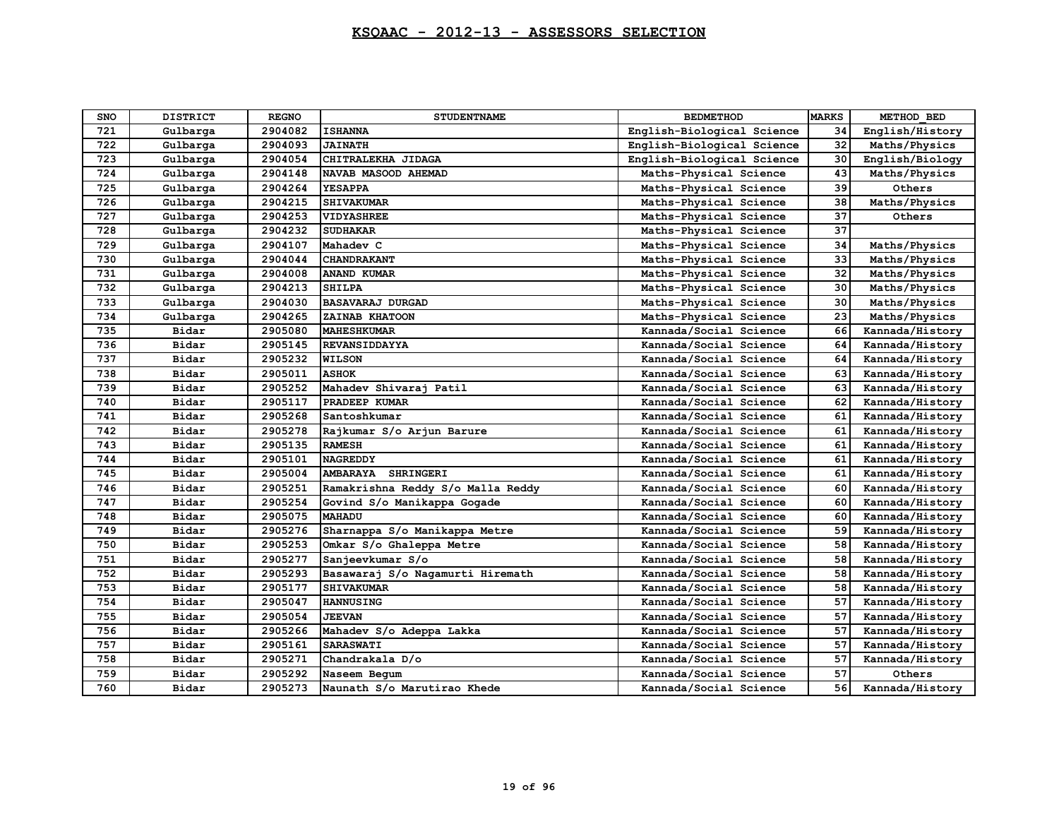# KSQAAC - 2012-13 - ASSESSORS SELECTION

| SNO | DISTRICT | REGNO | STUDENTNAME | BEDMETHOD | MARKS | METHOD_BED |
|---|---|---|---|---|---|---|
| 721 | Gulbarga | 2904082 | ISHANNA | English-Biological Science | 34 | English/History |
| 722 | Gulbarga | 2904093 | JAINATH | English-Biological Science | 32 | Maths/Physics |
| 723 | Gulbarga | 2904054 | CHITRALEKHA JIDAGA | English-Biological Science | 30 | English/Biology |
| 724 | Gulbarga | 2904148 | NAVAB MASOOD AHEMAD | Maths-Physical Science | 43 | Maths/Physics |
| 725 | Gulbarga | 2904264 | YESAPPA | Maths-Physical Science | 39 | Others |
| 726 | Gulbarga | 2904215 | SHIVAKUMAR | Maths-Physical Science | 38 | Maths/Physics |
| 727 | Gulbarga | 2904253 | VIDYASHREE | Maths-Physical Science | 37 | Others |
| 728 | Gulbarga | 2904232 | SUDHAKAR | Maths-Physical Science | 37 | |
| 729 | Gulbarga | 2904107 | Mahadev C | Maths-Physical Science | 34 | Maths/Physics |
| 730 | Gulbarga | 2904044 | CHANDRAKANT | Maths-Physical Science | 33 | Maths/Physics |
| 731 | Gulbarga | 2904008 | ANAND KUMAR | Maths-Physical Science | 32 | Maths/Physics |
| 732 | Gulbarga | 2904213 | SHILPA | Maths-Physical Science | 30 | Maths/Physics |
| 733 | Gulbarga | 2904030 | BASAVARAJ DURGAD | Maths-Physical Science | 30 | Maths/Physics |
| 734 | Gulbarga | 2904265 | ZAINAB KHATOON | Maths-Physical Science | 23 | Maths/Physics |
| 735 | Bidar | 2905080 | MAHESHKUMAR | Kannada/Social Science | 66 | Kannada/History |
| 736 | Bidar | 2905145 | REVANSIDDAYYA | Kannada/Social Science | 64 | Kannada/History |
| 737 | Bidar | 2905232 | WILSON | Kannada/Social Science | 64 | Kannada/History |
| 738 | Bidar | 2905011 | ASHOK | Kannada/Social Science | 63 | Kannada/History |
| 739 | Bidar | 2905252 | Mahadev Shivaraj Patil | Kannada/Social Science | 63 | Kannada/History |
| 740 | Bidar | 2905117 | PRADEEP KUMAR | Kannada/Social Science | 62 | Kannada/History |
| 741 | Bidar | 2905268 | Santoshkumar | Kannada/Social Science | 61 | Kannada/History |
| 742 | Bidar | 2905278 | Rajkumar S/o Arjun Barure | Kannada/Social Science | 61 | Kannada/History |
| 743 | Bidar | 2905135 | RAMESH | Kannada/Social Science | 61 | Kannada/History |
| 744 | Bidar | 2905101 | NAGREDDY | Kannada/Social Science | 61 | Kannada/History |
| 745 | Bidar | 2905004 | AMBARAYA SHRINGERI | Kannada/Social Science | 61 | Kannada/History |
| 746 | Bidar | 2905251 | Ramakrishna Reddy S/o Malla Reddy | Kannada/Social Science | 60 | Kannada/History |
| 747 | Bidar | 2905254 | Govind S/o Manikappa Gogade | Kannada/Social Science | 60 | Kannada/History |
| 748 | Bidar | 2905075 | MAHADU | Kannada/Social Science | 60 | Kannada/History |
| 749 | Bidar | 2905276 | Sharnappa S/o Manikappa Metre | Kannada/Social Science | 59 | Kannada/History |
| 750 | Bidar | 2905253 | Omkar S/o Ghaleppa Metre | Kannada/Social Science | 58 | Kannada/History |
| 751 | Bidar | 2905277 | Sanjeevkumar S/o | Kannada/Social Science | 58 | Kannada/History |
| 752 | Bidar | 2905293 | Basawaraj S/o Nagamurti Hiremath | Kannada/Social Science | 58 | Kannada/History |
| 753 | Bidar | 2905177 | SHIVAKUMAR | Kannada/Social Science | 58 | Kannada/History |
| 754 | Bidar | 2905047 | HANNUSING | Kannada/Social Science | 57 | Kannada/History |
| 755 | Bidar | 2905054 | JEEVAN | Kannada/Social Science | 57 | Kannada/History |
| 756 | Bidar | 2905266 | Mahadev S/o Adeppa Lakka | Kannada/Social Science | 57 | Kannada/History |
| 757 | Bidar | 2905161 | SARASWATI | Kannada/Social Science | 57 | Kannada/History |
| 758 | Bidar | 2905271 | Chandrakala D/o | Kannada/Social Science | 57 | Kannada/History |
| 759 | Bidar | 2905292 | Naseem Begum | Kannada/Social Science | 57 | Others |
| 760 | Bidar | 2905273 | Naunath S/o Marutirao Khede | Kannada/Social Science | 56 | Kannada/History |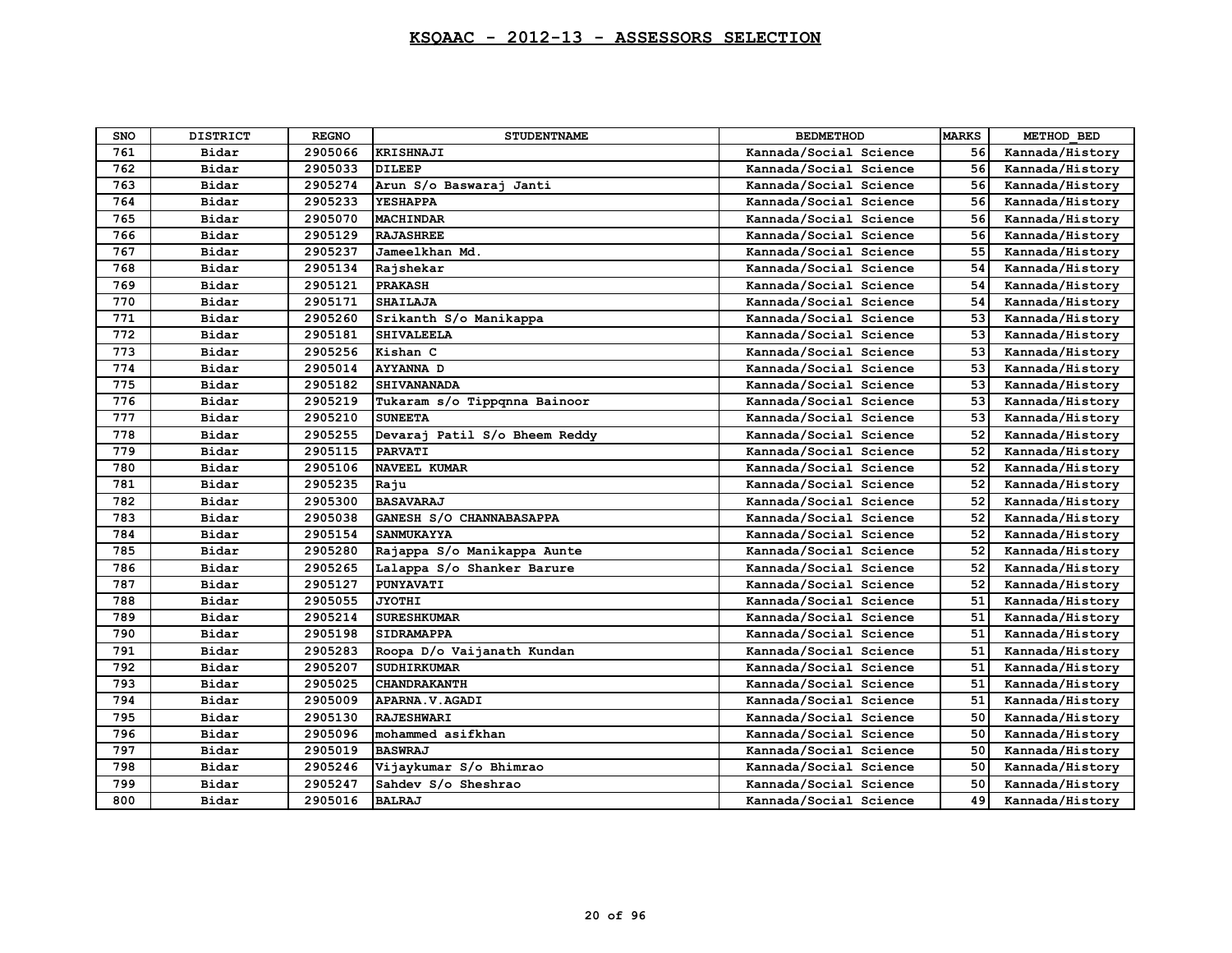# KSQAAC - 2012-13 - ASSESSORS SELECTION

| SNO | DISTRICT | REGNO | STUDENTNAME | BEDMETHOD | MARKS | METHOD_BED |
|---|---|---|---|---|---|---|
| 761 | Bidar | 2905066 | KRISHNAJI | Kannada/Social Science | 56 | Kannada/History |
| 762 | Bidar | 2905033 | DILEEP | Kannada/Social Science | 56 | Kannada/History |
| 763 | Bidar | 2905274 | Arun S/o Baswaraj Janti | Kannada/Social Science | 56 | Kannada/History |
| 764 | Bidar | 2905233 | YESHAPPA | Kannada/Social Science | 56 | Kannada/History |
| 765 | Bidar | 2905070 | MACHINDAR | Kannada/Social Science | 56 | Kannada/History |
| 766 | Bidar | 2905129 | RAJASHREE | Kannada/Social Science | 56 | Kannada/History |
| 767 | Bidar | 2905237 | Jameelkhan Md. | Kannada/Social Science | 55 | Kannada/History |
| 768 | Bidar | 2905134 | Rajshekar | Kannada/Social Science | 54 | Kannada/History |
| 769 | Bidar | 2905121 | PRAKASH | Kannada/Social Science | 54 | Kannada/History |
| 770 | Bidar | 2905171 | SHAILAJA | Kannada/Social Science | 54 | Kannada/History |
| 771 | Bidar | 2905260 | Srikanth S/o Manikappa | Kannada/Social Science | 53 | Kannada/History |
| 772 | Bidar | 2905181 | SHIVALEELA | Kannada/Social Science | 53 | Kannada/History |
| 773 | Bidar | 2905256 | Kishan C | Kannada/Social Science | 53 | Kannada/History |
| 774 | Bidar | 2905014 | AYYANNA D | Kannada/Social Science | 53 | Kannada/History |
| 775 | Bidar | 2905182 | SHIVANANADA | Kannada/Social Science | 53 | Kannada/History |
| 776 | Bidar | 2905219 | Tukaram s/o Tippqnna Bainoor | Kannada/Social Science | 53 | Kannada/History |
| 777 | Bidar | 2905210 | SUNEETA | Kannada/Social Science | 53 | Kannada/History |
| 778 | Bidar | 2905255 | Devaraj Patil S/o Bheem Reddy | Kannada/Social Science | 52 | Kannada/History |
| 779 | Bidar | 2905115 | PARVATI | Kannada/Social Science | 52 | Kannada/History |
| 780 | Bidar | 2905106 | NAVEEL KUMAR | Kannada/Social Science | 52 | Kannada/History |
| 781 | Bidar | 2905235 | Raju | Kannada/Social Science | 52 | Kannada/History |
| 782 | Bidar | 2905300 | BASAVARAJ | Kannada/Social Science | 52 | Kannada/History |
| 783 | Bidar | 2905038 | GANESH S/O CHANNABASAPPA | Kannada/Social Science | 52 | Kannada/History |
| 784 | Bidar | 2905154 | SANMUKAYYA | Kannada/Social Science | 52 | Kannada/History |
| 785 | Bidar | 2905280 | Rajappa S/o Manikappa Aunte | Kannada/Social Science | 52 | Kannada/History |
| 786 | Bidar | 2905265 | Lalappa S/o Shanker Barure | Kannada/Social Science | 52 | Kannada/History |
| 787 | Bidar | 2905127 | PUNYAVATI | Kannada/Social Science | 52 | Kannada/History |
| 788 | Bidar | 2905055 | JYOTHI | Kannada/Social Science | 51 | Kannada/History |
| 789 | Bidar | 2905214 | SURESHKUMAR | Kannada/Social Science | 51 | Kannada/History |
| 790 | Bidar | 2905198 | SIDRAMAPPA | Kannada/Social Science | 51 | Kannada/History |
| 791 | Bidar | 2905283 | Roopa D/o Vaijanath Kundan | Kannada/Social Science | 51 | Kannada/History |
| 792 | Bidar | 2905207 | SUDHIRKUMAR | Kannada/Social Science | 51 | Kannada/History |
| 793 | Bidar | 2905025 | CHANDRAKANTH | Kannada/Social Science | 51 | Kannada/History |
| 794 | Bidar | 2905009 | APARNA.V.AGADI | Kannada/Social Science | 51 | Kannada/History |
| 795 | Bidar | 2905130 | RAJESHWARI | Kannada/Social Science | 50 | Kannada/History |
| 796 | Bidar | 2905096 | mohammed asifkhan | Kannada/Social Science | 50 | Kannada/History |
| 797 | Bidar | 2905019 | BASWRAJ | Kannada/Social Science | 50 | Kannada/History |
| 798 | Bidar | 2905246 | Vijaykumar S/o Bhimrao | Kannada/Social Science | 50 | Kannada/History |
| 799 | Bidar | 2905247 | Sahdev S/o Sheshrao | Kannada/Social Science | 50 | Kannada/History |
| 800 | Bidar | 2905016 | BALRAJ | Kannada/Social Science | 49 | Kannada/History |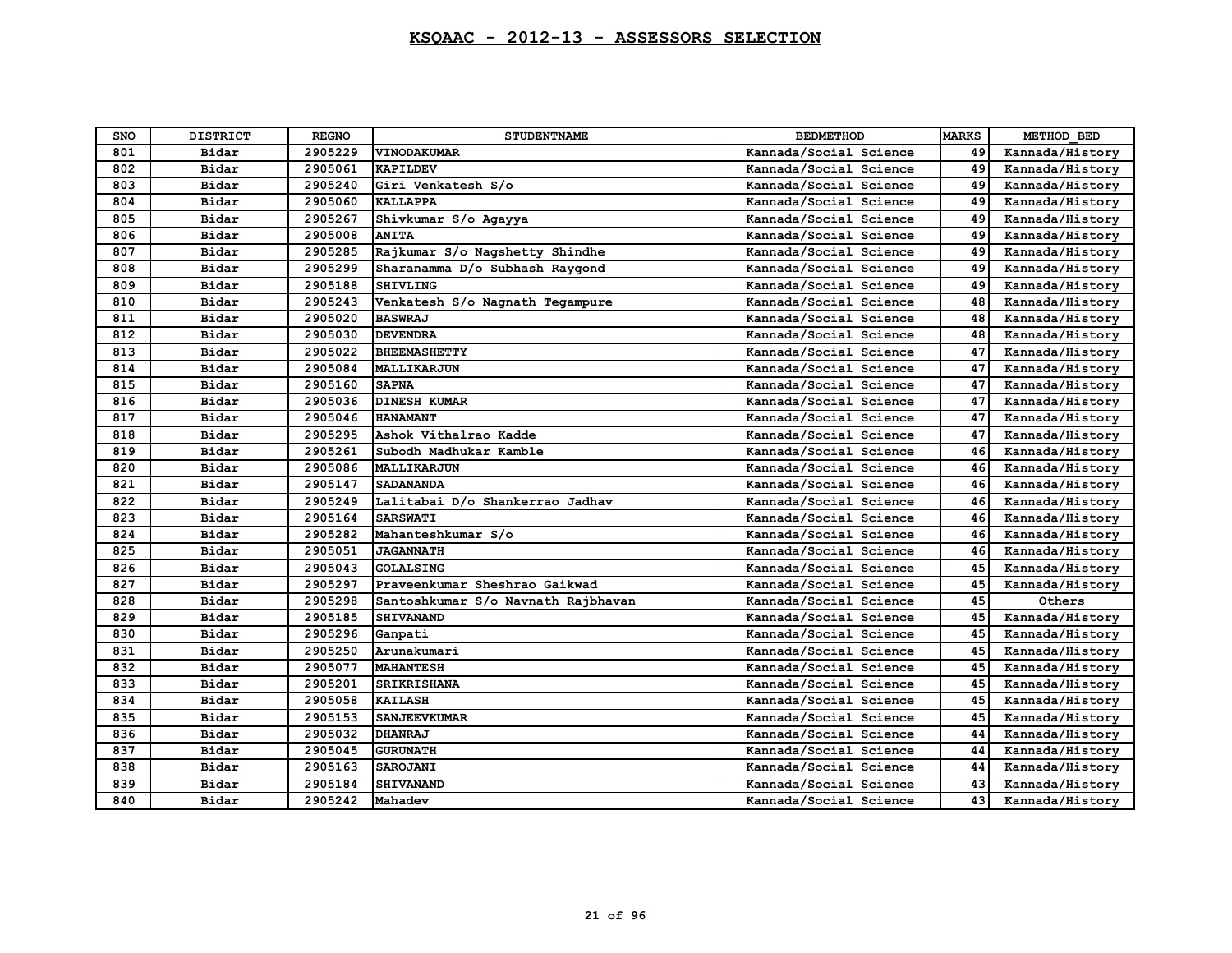# KSQAAC - 2012-13 - ASSESSORS SELECTION

| SNO | DISTRICT | REGNO | STUDENTNAME | BEDMETHOD | MARKS | METHOD_BED |
|---|---|---|---|---|---|---|
| 801 | Bidar | 2905229 | VINODAKUMAR | Kannada/Social Science | 49 | Kannada/History |
| 802 | Bidar | 2905061 | KAPILDEV | Kannada/Social Science | 49 | Kannada/History |
| 803 | Bidar | 2905240 | Giri Venkatesh S/o | Kannada/Social Science | 49 | Kannada/History |
| 804 | Bidar | 2905060 | KALLAPPA | Kannada/Social Science | 49 | Kannada/History |
| 805 | Bidar | 2905267 | Shivkumar S/o Agayya | Kannada/Social Science | 49 | Kannada/History |
| 806 | Bidar | 2905008 | ANITA | Kannada/Social Science | 49 | Kannada/History |
| 807 | Bidar | 2905285 | Rajkumar S/o Nagshetty Shindhe | Kannada/Social Science | 49 | Kannada/History |
| 808 | Bidar | 2905299 | Sharanamma D/o Subhash Raygond | Kannada/Social Science | 49 | Kannada/History |
| 809 | Bidar | 2905188 | SHIVLING | Kannada/Social Science | 49 | Kannada/History |
| 810 | Bidar | 2905243 | Venkatesh S/o Nagnath Tegampure | Kannada/Social Science | 48 | Kannada/History |
| 811 | Bidar | 2905020 | BASWRAJ | Kannada/Social Science | 48 | Kannada/History |
| 812 | Bidar | 2905030 | DEVENDRA | Kannada/Social Science | 48 | Kannada/History |
| 813 | Bidar | 2905022 | BHEEMASHETTY | Kannada/Social Science | 47 | Kannada/History |
| 814 | Bidar | 2905084 | MALLIKARJUN | Kannada/Social Science | 47 | Kannada/History |
| 815 | Bidar | 2905160 | SAPNA | Kannada/Social Science | 47 | Kannada/History |
| 816 | Bidar | 2905036 | DINESH KUMAR | Kannada/Social Science | 47 | Kannada/History |
| 817 | Bidar | 2905046 | HANAMANT | Kannada/Social Science | 47 | Kannada/History |
| 818 | Bidar | 2905295 | Ashok Vithalrao Kadde | Kannada/Social Science | 47 | Kannada/History |
| 819 | Bidar | 2905261 | Subodh Madhukar Kamble | Kannada/Social Science | 46 | Kannada/History |
| 820 | Bidar | 2905086 | MALLIKARJUN | Kannada/Social Science | 46 | Kannada/History |
| 821 | Bidar | 2905147 | SADANANDA | Kannada/Social Science | 46 | Kannada/History |
| 822 | Bidar | 2905249 | Lalitabai D/o Shankerrao Jadhav | Kannada/Social Science | 46 | Kannada/History |
| 823 | Bidar | 2905164 | SARSWATI | Kannada/Social Science | 46 | Kannada/History |
| 824 | Bidar | 2905282 | Mahanteshkumar S/o | Kannada/Social Science | 46 | Kannada/History |
| 825 | Bidar | 2905051 | JAGANNATH | Kannada/Social Science | 46 | Kannada/History |
| 826 | Bidar | 2905043 | GOLALSING | Kannada/Social Science | 45 | Kannada/History |
| 827 | Bidar | 2905297 | Praveenkumar Sheshrao Gaikwad | Kannada/Social Science | 45 | Kannada/History |
| 828 | Bidar | 2905298 | Santoshkumar S/o Navnath Rajbhavan | Kannada/Social Science | 45 | Others |
| 829 | Bidar | 2905185 | SHIVANAND | Kannada/Social Science | 45 | Kannada/History |
| 830 | Bidar | 2905296 | Ganpati | Kannada/Social Science | 45 | Kannada/History |
| 831 | Bidar | 2905250 | Arunakumari | Kannada/Social Science | 45 | Kannada/History |
| 832 | Bidar | 2905077 | MAHANTESH | Kannada/Social Science | 45 | Kannada/History |
| 833 | Bidar | 2905201 | SRIKRISHANA | Kannada/Social Science | 45 | Kannada/History |
| 834 | Bidar | 2905058 | KAILASH | Kannada/Social Science | 45 | Kannada/History |
| 835 | Bidar | 2905153 | SANJEEVKUMAR | Kannada/Social Science | 45 | Kannada/History |
| 836 | Bidar | 2905032 | DHANRAJ | Kannada/Social Science | 44 | Kannada/History |
| 837 | Bidar | 2905045 | GURUNATH | Kannada/Social Science | 44 | Kannada/History |
| 838 | Bidar | 2905163 | SAROJANI | Kannada/Social Science | 44 | Kannada/History |
| 839 | Bidar | 2905184 | SHIVANAND | Kannada/Social Science | 43 | Kannada/History |
| 840 | Bidar | 2905242 | Mahadev | Kannada/Social Science | 43 | Kannada/History |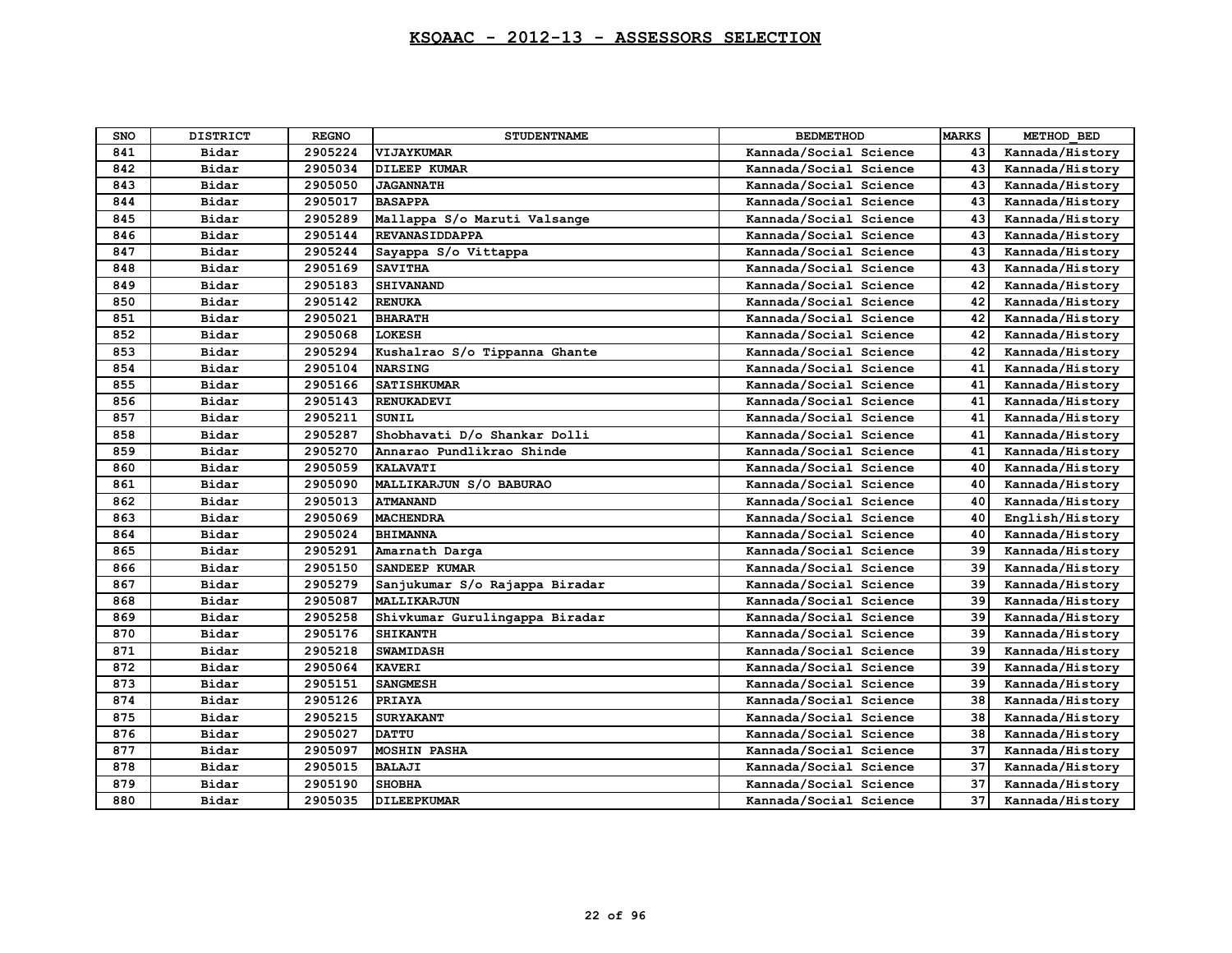# KSQAAC - 2012-13 - ASSESSORS SELECTION

| SNO | DISTRICT | REGNO | STUDENTNAME | BEDMETHOD | MARKS | METHOD_BED |
|---|---|---|---|---|---|---|
| 841 | Bidar | 2905224 | VIJAYKUMAR | Kannada/Social Science | 43 | Kannada/History |
| 842 | Bidar | 2905034 | DILEEP KUMAR | Kannada/Social Science | 43 | Kannada/History |
| 843 | Bidar | 2905050 | JAGANNATH | Kannada/Social Science | 43 | Kannada/History |
| 844 | Bidar | 2905017 | BASAPPA | Kannada/Social Science | 43 | Kannada/History |
| 845 | Bidar | 2905289 | Mallappa S/o Maruti Valsange | Kannada/Social Science | 43 | Kannada/History |
| 846 | Bidar | 2905144 | REVANASIDDAPPA | Kannada/Social Science | 43 | Kannada/History |
| 847 | Bidar | 2905244 | Sayappa S/o Vittappa | Kannada/Social Science | 43 | Kannada/History |
| 848 | Bidar | 2905169 | SAVITHA | Kannada/Social Science | 43 | Kannada/History |
| 849 | Bidar | 2905183 | SHIVANAND | Kannada/Social Science | 42 | Kannada/History |
| 850 | Bidar | 2905142 | RENUKA | Kannada/Social Science | 42 | Kannada/History |
| 851 | Bidar | 2905021 | BHARATH | Kannada/Social Science | 42 | Kannada/History |
| 852 | Bidar | 2905068 | LOKESH | Kannada/Social Science | 42 | Kannada/History |
| 853 | Bidar | 2905294 | Kushalrao S/o Tippanna Ghante | Kannada/Social Science | 42 | Kannada/History |
| 854 | Bidar | 2905104 | NARSING | Kannada/Social Science | 41 | Kannada/History |
| 855 | Bidar | 2905166 | SATISHKUMAR | Kannada/Social Science | 41 | Kannada/History |
| 856 | Bidar | 2905143 | RENUKADEVI | Kannada/Social Science | 41 | Kannada/History |
| 857 | Bidar | 2905211 | SUNIL | Kannada/Social Science | 41 | Kannada/History |
| 858 | Bidar | 2905287 | Shobhavati D/o Shankar Dolli | Kannada/Social Science | 41 | Kannada/History |
| 859 | Bidar | 2905270 | Annarao Pundlikrao Shinde | Kannada/Social Science | 41 | Kannada/History |
| 860 | Bidar | 2905059 | KALAVATI | Kannada/Social Science | 40 | Kannada/History |
| 861 | Bidar | 2905090 | MALLIKARJUN S/O BABURAO | Kannada/Social Science | 40 | Kannada/History |
| 862 | Bidar | 2905013 | ATMANAND | Kannada/Social Science | 40 | Kannada/History |
| 863 | Bidar | 2905069 | MACHENDRA | Kannada/Social Science | 40 | English/History |
| 864 | Bidar | 2905024 | BHIMANNA | Kannada/Social Science | 40 | Kannada/History |
| 865 | Bidar | 2905291 | Amarnath Darga | Kannada/Social Science | 39 | Kannada/History |
| 866 | Bidar | 2905150 | SANDEEP KUMAR | Kannada/Social Science | 39 | Kannada/History |
| 867 | Bidar | 2905279 | Sanjukumar S/o Rajappa Biradar | Kannada/Social Science | 39 | Kannada/History |
| 868 | Bidar | 2905087 | MALLIKARJUN | Kannada/Social Science | 39 | Kannada/History |
| 869 | Bidar | 2905258 | Shivkumar Gurulingappa Biradar | Kannada/Social Science | 39 | Kannada/History |
| 870 | Bidar | 2905176 | SHIKANTH | Kannada/Social Science | 39 | Kannada/History |
| 871 | Bidar | 2905218 | SWAMIDASH | Kannada/Social Science | 39 | Kannada/History |
| 872 | Bidar | 2905064 | KAVERI | Kannada/Social Science | 39 | Kannada/History |
| 873 | Bidar | 2905151 | SANGMESH | Kannada/Social Science | 39 | Kannada/History |
| 874 | Bidar | 2905126 | PRIAYA | Kannada/Social Science | 38 | Kannada/History |
| 875 | Bidar | 2905215 | SURYAKANT | Kannada/Social Science | 38 | Kannada/History |
| 876 | Bidar | 2905027 | DATTU | Kannada/Social Science | 38 | Kannada/History |
| 877 | Bidar | 2905097 | MOSHIN PASHA | Kannada/Social Science | 37 | Kannada/History |
| 878 | Bidar | 2905015 | BALAJI | Kannada/Social Science | 37 | Kannada/History |
| 879 | Bidar | 2905190 | SHOBHA | Kannada/Social Science | 37 | Kannada/History |
| 880 | Bidar | 2905035 | DILEEPKUMAR | Kannada/Social Science | 37 | Kannada/History |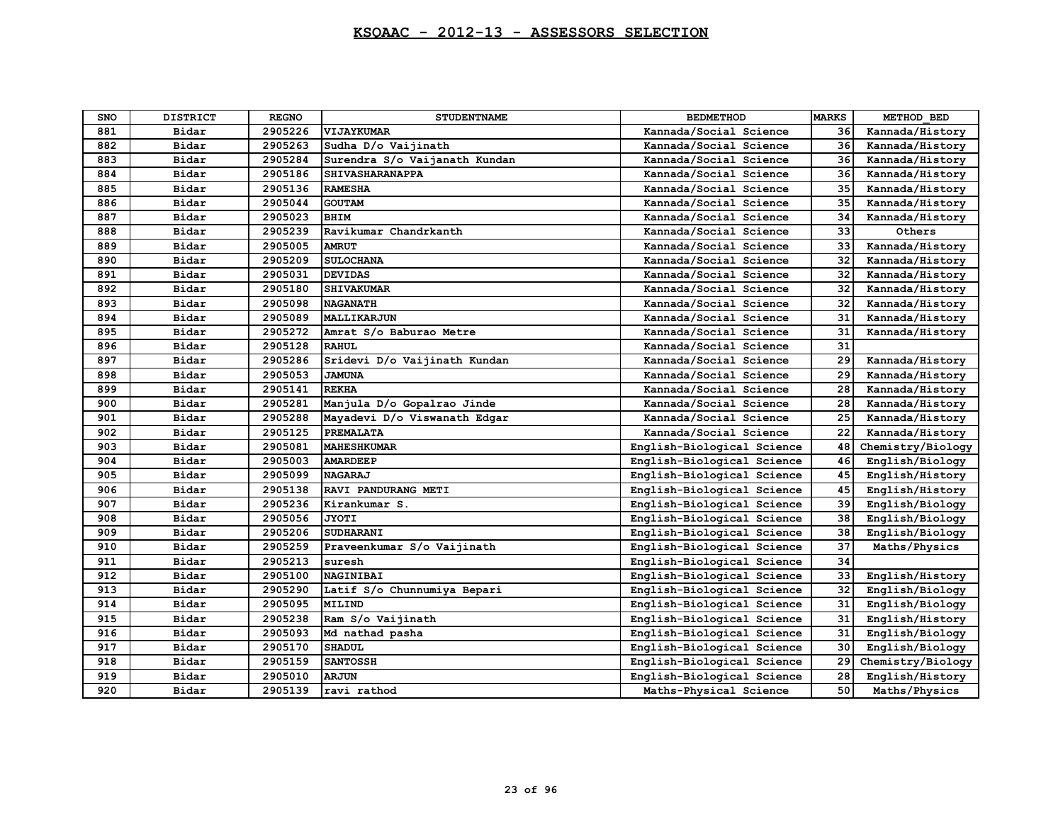# KSQAAC - 2012-13 - ASSESSORS SELECTION

| SNO | DISTRICT | REGNO | STUDENTNAME | BEDMETHOD | MARKS | METHOD_BED |
|---|---|---|---|---|---|---|
| 881 | Bidar | 2905226 | VIJAYKUMAR | Kannada/Social Science | 36 | Kannada/History |
| 882 | Bidar | 2905263 | Sudha D/o Vaijinath | Kannada/Social Science | 36 | Kannada/History |
| 883 | Bidar | 2905284 | Surendra S/o Vaijanath Kundan | Kannada/Social Science | 36 | Kannada/History |
| 884 | Bidar | 2905186 | SHIVASHARANAPPA | Kannada/Social Science | 36 | Kannada/History |
| 885 | Bidar | 2905136 | RAMESHA | Kannada/Social Science | 35 | Kannada/History |
| 886 | Bidar | 2905044 | GOUTAM | Kannada/Social Science | 35 | Kannada/History |
| 887 | Bidar | 2905023 | BHIM | Kannada/Social Science | 34 | Kannada/History |
| 888 | Bidar | 2905239 | Ravikumar Chandrkanth | Kannada/Social Science | 33 | Others |
| 889 | Bidar | 2905005 | AMRUT | Kannada/Social Science | 33 | Kannada/History |
| 890 | Bidar | 2905209 | SULOCHANA | Kannada/Social Science | 32 | Kannada/History |
| 891 | Bidar | 2905031 | DEVIDAS | Kannada/Social Science | 32 | Kannada/History |
| 892 | Bidar | 2905180 | SHIVAKUMAR | Kannada/Social Science | 32 | Kannada/History |
| 893 | Bidar | 2905098 | NAGANATH | Kannada/Social Science | 32 | Kannada/History |
| 894 | Bidar | 2905089 | MALLIKARJUN | Kannada/Social Science | 31 | Kannada/History |
| 895 | Bidar | 2905272 | Amrat S/o Baburao Metre | Kannada/Social Science | 31 | Kannada/History |
| 896 | Bidar | 2905128 | RAHUL | Kannada/Social Science | 31 | |
| 897 | Bidar | 2905286 | Sridevi D/o Vaijinath Kundan | Kannada/Social Science | 29 | Kannada/History |
| 898 | Bidar | 2905053 | JAMUNA | Kannada/Social Science | 29 | Kannada/History |
| 899 | Bidar | 2905141 | REKHA | Kannada/Social Science | 28 | Kannada/History |
| 900 | Bidar | 2905281 | Manjula D/o Gopalrao Jinde | Kannada/Social Science | 28 | Kannada/History |
| 901 | Bidar | 2905288 | Mayadevi D/o Viswanath Edgar | Kannada/Social Science | 25 | Kannada/History |
| 902 | Bidar | 2905125 | PREMALATA | Kannada/Social Science | 22 | Kannada/History |
| 903 | Bidar | 2905081 | MAHESHKUMAR | English-Biological Science | 48 | Chemistry/Biology |
| 904 | Bidar | 2905003 | AMARDEEP | English-Biological Science | 46 | English/Biology |
| 905 | Bidar | 2905099 | NAGARAJ | English-Biological Science | 45 | English/History |
| 906 | Bidar | 2905138 | RAVI PANDURANG METI | English-Biological Science | 45 | English/History |
| 907 | Bidar | 2905236 | Kirankumar S. | English-Biological Science | 39 | English/Biology |
| 908 | Bidar | 2905056 | JYOTI | English-Biological Science | 38 | English/Biology |
| 909 | Bidar | 2905206 | SUDHARANI | English-Biological Science | 38 | English/Biology |
| 910 | Bidar | 2905259 | Praveenkumar S/o Vaijinath | English-Biological Science | 37 | Maths/Physics |
| 911 | Bidar | 2905213 | suresh | English-Biological Science | 34 | |
| 912 | Bidar | 2905100 | NAGINIBAI | English-Biological Science | 33 | English/History |
| 913 | Bidar | 2905290 | Latif S/o Chunnumiya Bepari | English-Biological Science | 32 | English/Biology |
| 914 | Bidar | 2905095 | MILIND | English-Biological Science | 31 | English/Biology |
| 915 | Bidar | 2905238 | Ram S/o Vaijinath | English-Biological Science | 31 | English/History |
| 916 | Bidar | 2905093 | Md nathad pasha | English-Biological Science | 31 | English/Biology |
| 917 | Bidar | 2905170 | SHADUL | English-Biological Science | 30 | English/Biology |
| 918 | Bidar | 2905159 | SANTOSSH | English-Biological Science | 29 | Chemistry/Biology |
| 919 | Bidar | 2905010 | ARJUN | English-Biological Science | 28 | English/History |
| 920 | Bidar | 2905139 | ravi rathod | Maths-Physical Science | 50 | Maths/Physics |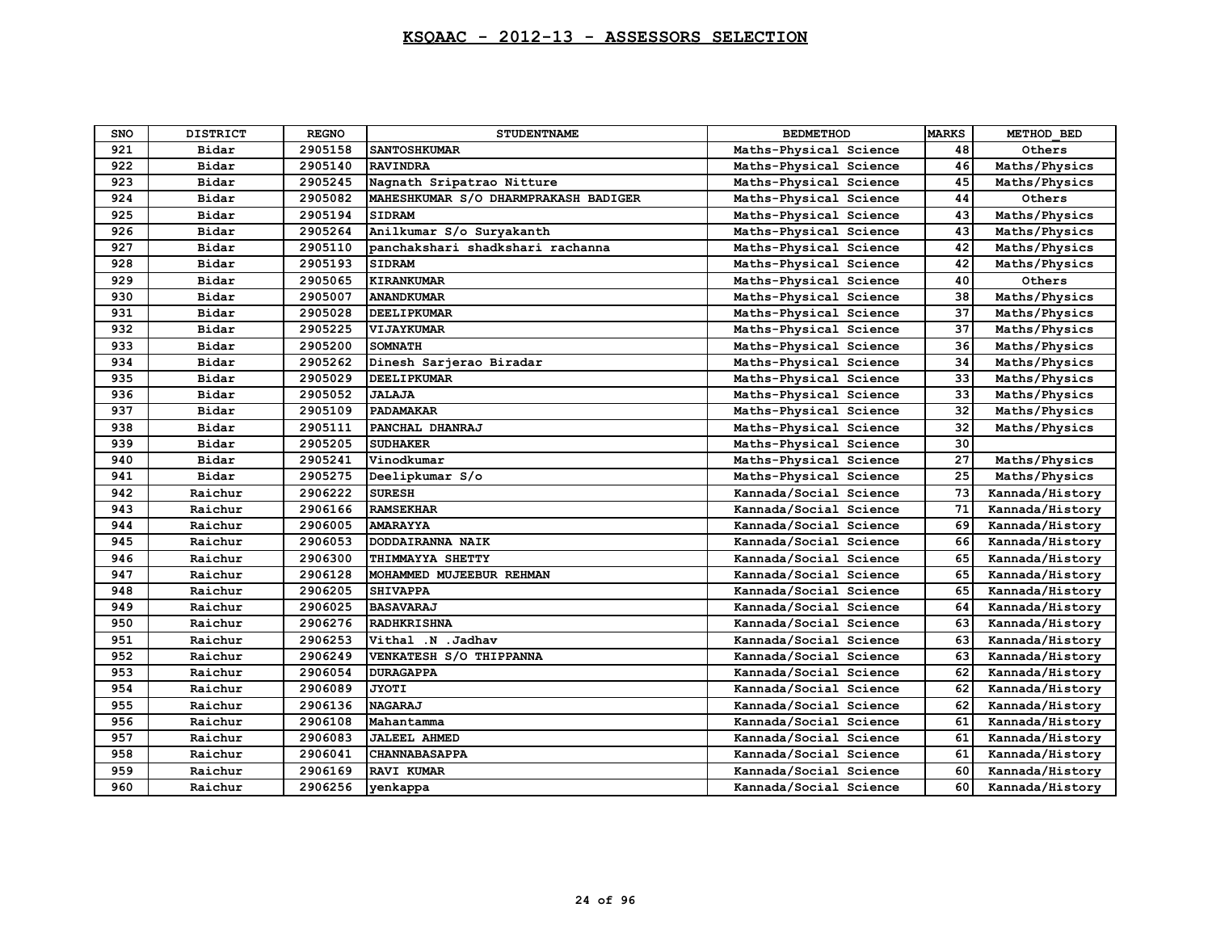# KSQAAC - 2012-13 - ASSESSORS SELECTION

| SNO | DISTRICT | REGNO | STUDENTNAME | BEDMETHOD | MARKS | METHOD_BED |
|---|---|---|---|---|---|---|
| 921 | Bidar | 2905158 | SANTOSHKUMAR | Maths-Physical Science | 48 | Others |
| 922 | Bidar | 2905140 | RAVINDRA | Maths-Physical Science | 46 | Maths/Physics |
| 923 | Bidar | 2905245 | Nagnath Sripatrao Nitture | Maths-Physical Science | 45 | Maths/Physics |
| 924 | Bidar | 2905082 | MAHESHKUMAR S/O DHARMPRAKASH BADIGER | Maths-Physical Science | 44 | Others |
| 925 | Bidar | 2905194 | SIDRAM | Maths-Physical Science | 43 | Maths/Physics |
| 926 | Bidar | 2905264 | Anilkumar S/o Suryakanth | Maths-Physical Science | 43 | Maths/Physics |
| 927 | Bidar | 2905110 | panchakshari shadkshari rachanna | Maths-Physical Science | 42 | Maths/Physics |
| 928 | Bidar | 2905193 | SIDRAM | Maths-Physical Science | 42 | Maths/Physics |
| 929 | Bidar | 2905065 | KIRANKUMAR | Maths-Physical Science | 40 | Others |
| 930 | Bidar | 2905007 | ANANDKUMAR | Maths-Physical Science | 38 | Maths/Physics |
| 931 | Bidar | 2905028 | DEELIPKUMAR | Maths-Physical Science | 37 | Maths/Physics |
| 932 | Bidar | 2905225 | VIJAYKUMAR | Maths-Physical Science | 37 | Maths/Physics |
| 933 | Bidar | 2905200 | SOMNATH | Maths-Physical Science | 36 | Maths/Physics |
| 934 | Bidar | 2905262 | Dinesh Sarjerao Biradar | Maths-Physical Science | 34 | Maths/Physics |
| 935 | Bidar | 2905029 | DEELIPKUMAR | Maths-Physical Science | 33 | Maths/Physics |
| 936 | Bidar | 2905052 | JALAJA | Maths-Physical Science | 33 | Maths/Physics |
| 937 | Bidar | 2905109 | PADAMAKAR | Maths-Physical Science | 32 | Maths/Physics |
| 938 | Bidar | 2905111 | PANCHAL DHANRAJ | Maths-Physical Science | 32 | Maths/Physics |
| 939 | Bidar | 2905205 | SUDHAKER | Maths-Physical Science | 30 | |
| 940 | Bidar | 2905241 | Vinodkumar | Maths-Physical Science | 27 | Maths/Physics |
| 941 | Bidar | 2905275 | Deelipkumar S/o | Maths-Physical Science | 25 | Maths/Physics |
| 942 | Raichur | 2906222 | SURESH | Kannada/Social Science | 73 | Kannada/History |
| 943 | Raichur | 2906166 | RAMSEKHAR | Kannada/Social Science | 71 | Kannada/History |
| 944 | Raichur | 2906005 | AMARAYYA | Kannada/Social Science | 69 | Kannada/History |
| 945 | Raichur | 2906053 | DODDAIRANNA NAIK | Kannada/Social Science | 66 | Kannada/History |
| 946 | Raichur | 2906300 | THIMMAYYA SHETTY | Kannada/Social Science | 65 | Kannada/History |
| 947 | Raichur | 2906128 | MOHAMMED MUJEEBUR REHMAN | Kannada/Social Science | 65 | Kannada/History |
| 948 | Raichur | 2906205 | SHIVAPPA | Kannada/Social Science | 65 | Kannada/History |
| 949 | Raichur | 2906025 | BASAVARAJ | Kannada/Social Science | 64 | Kannada/History |
| 950 | Raichur | 2906276 | RADHKRISHNA | Kannada/Social Science | 63 | Kannada/History |
| 951 | Raichur | 2906253 | Vithal .N .Jadhav | Kannada/Social Science | 63 | Kannada/History |
| 952 | Raichur | 2906249 | VENKATESH S/O THIPPANNA | Kannada/Social Science | 63 | Kannada/History |
| 953 | Raichur | 2906054 | DURAGAPPA | Kannada/Social Science | 62 | Kannada/History |
| 954 | Raichur | 2906089 | JYOTI | Kannada/Social Science | 62 | Kannada/History |
| 955 | Raichur | 2906136 | NAGARAJ | Kannada/Social Science | 62 | Kannada/History |
| 956 | Raichur | 2906108 | Mahantamma | Kannada/Social Science | 61 | Kannada/History |
| 957 | Raichur | 2906083 | JALEEL AHMED | Kannada/Social Science | 61 | Kannada/History |
| 958 | Raichur | 2906041 | CHANNABASAPPA | Kannada/Social Science | 61 | Kannada/History |
| 959 | Raichur | 2906169 | RAVI KUMAR | Kannada/Social Science | 60 | Kannada/History |
| 960 | Raichur | 2906256 | yenkappa | Kannada/Social Science | 60 | Kannada/History |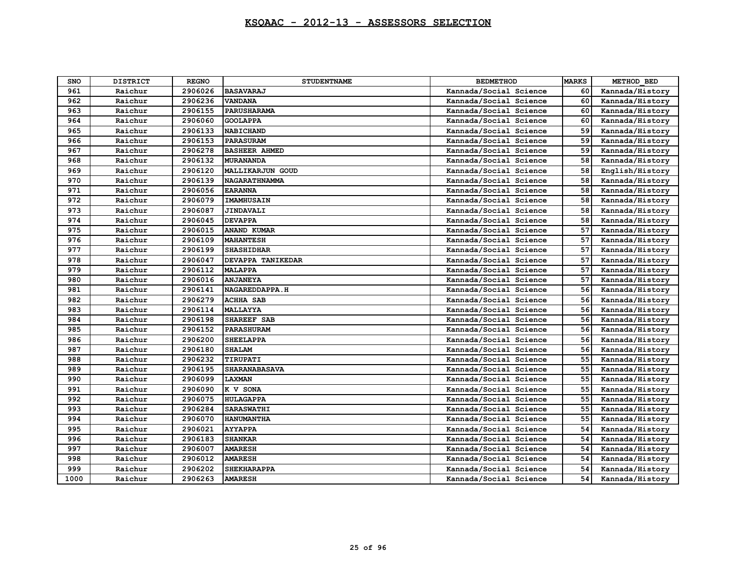# KSQAAC - 2012-13 - ASSESSORS SELECTION

| SNO | DISTRICT | REGNO | STUDENTNAME | BEDMETHOD | MARKS | METHOD_BED |
|---|---|---|---|---|---|---|
| 961 | Raichur | 2906026 | BASAVARAJ | Kannada/Social Science | 60 | Kannada/History |
| 962 | Raichur | 2906236 | VANDANA | Kannada/Social Science | 60 | Kannada/History |
| 963 | Raichur | 2906155 | PARUSHARAMA | Kannada/Social Science | 60 | Kannada/History |
| 964 | Raichur | 2906060 | GOOLAPPA | Kannada/Social Science | 60 | Kannada/History |
| 965 | Raichur | 2906133 | NABICHAND | Kannada/Social Science | 59 | Kannada/History |
| 966 | Raichur | 2906153 | PARASURAM | Kannada/Social Science | 59 | Kannada/History |
| 967 | Raichur | 2906278 | BASHEER AHMED | Kannada/Social Science | 59 | Kannada/History |
| 968 | Raichur | 2906132 | MURANANDA | Kannada/Social Science | 58 | Kannada/History |
| 969 | Raichur | 2906120 | MALLIKARJUN GOUD | Kannada/Social Science | 58 | English/History |
| 970 | Raichur | 2906139 | NAGARATHNAMMA | Kannada/Social Science | 58 | Kannada/History |
| 971 | Raichur | 2906056 | EARANNA | Kannada/Social Science | 58 | Kannada/History |
| 972 | Raichur | 2906079 | IMAMHUSAIN | Kannada/Social Science | 58 | Kannada/History |
| 973 | Raichur | 2906087 | JINDAVALI | Kannada/Social Science | 58 | Kannada/History |
| 974 | Raichur | 2906045 | DEVAPPA | Kannada/Social Science | 58 | Kannada/History |
| 975 | Raichur | 2906015 | ANAND KUMAR | Kannada/Social Science | 57 | Kannada/History |
| 976 | Raichur | 2906109 | MAHANTESH | Kannada/Social Science | 57 | Kannada/History |
| 977 | Raichur | 2906199 | SHASHIDHAR | Kannada/Social Science | 57 | Kannada/History |
| 978 | Raichur | 2906047 | DEVAPPA TANIKEDAR | Kannada/Social Science | 57 | Kannada/History |
| 979 | Raichur | 2906112 | MALAPPA | Kannada/Social Science | 57 | Kannada/History |
| 980 | Raichur | 2906016 | ANJANEYA | Kannada/Social Science | 57 | Kannada/History |
| 981 | Raichur | 2906141 | NAGAREDDAPPA.H | Kannada/Social Science | 56 | Kannada/History |
| 982 | Raichur | 2906279 | ACHHA SAB | Kannada/Social Science | 56 | Kannada/History |
| 983 | Raichur | 2906114 | MALLAYYA | Kannada/Social Science | 56 | Kannada/History |
| 984 | Raichur | 2906198 | SHAREEF SAB | Kannada/Social Science | 56 | Kannada/History |
| 985 | Raichur | 2906152 | PARASHURAM | Kannada/Social Science | 56 | Kannada/History |
| 986 | Raichur | 2906200 | SHEELAPPA | Kannada/Social Science | 56 | Kannada/History |
| 987 | Raichur | 2906180 | SHALAM | Kannada/Social Science | 56 | Kannada/History |
| 988 | Raichur | 2906232 | TIRUPATI | Kannada/Social Science | 55 | Kannada/History |
| 989 | Raichur | 2906195 | SHARANABASAVA | Kannada/Social Science | 55 | Kannada/History |
| 990 | Raichur | 2906099 | LAXMAN | Kannada/Social Science | 55 | Kannada/History |
| 991 | Raichur | 2906090 | K V SONA | Kannada/Social Science | 55 | Kannada/History |
| 992 | Raichur | 2906075 | HULAGAPPA | Kannada/Social Science | 55 | Kannada/History |
| 993 | Raichur | 2906284 | SARASWATHI | Kannada/Social Science | 55 | Kannada/History |
| 994 | Raichur | 2906070 | HANUMANTHA | Kannada/Social Science | 55 | Kannada/History |
| 995 | Raichur | 2906021 | AYYAPPA | Kannada/Social Science | 54 | Kannada/History |
| 996 | Raichur | 2906183 | SHANKAR | Kannada/Social Science | 54 | Kannada/History |
| 997 | Raichur | 2906007 | AMARESH | Kannada/Social Science | 54 | Kannada/History |
| 998 | Raichur | 2906012 | AMARESH | Kannada/Social Science | 54 | Kannada/History |
| 999 | Raichur | 2906202 | SHEKHARAPPA | Kannada/Social Science | 54 | Kannada/History |
| 1000 | Raichur | 2906263 | AMARESH | Kannada/Social Science | 54 | Kannada/History |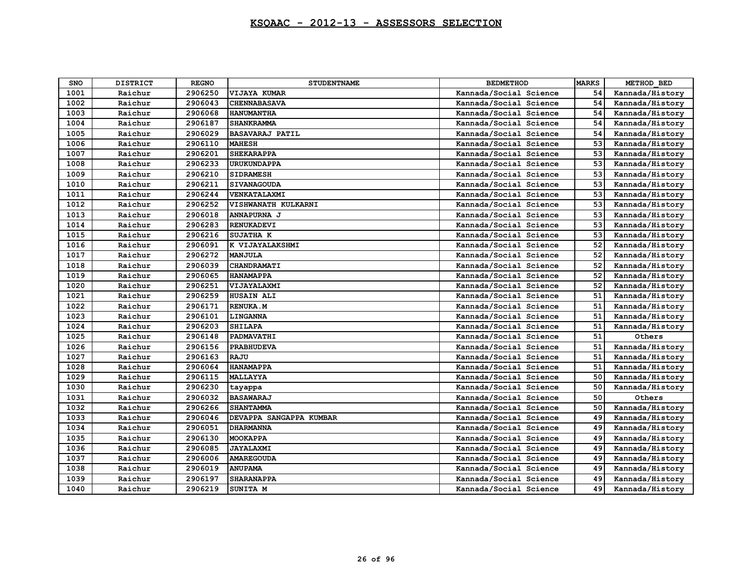# KSQAAC - 2012-13 - ASSESSORS SELECTION

| SNO | DISTRICT | REGNO | STUDENTNAME | BEDMETHOD | MARKS | METHOD_BED |
|---|---|---|---|---|---|---|
| 1001 | Raichur | 2906250 | VIJAYA KUMAR | Kannada/Social Science | 54 | Kannada/History |
| 1002 | Raichur | 2906043 | CHENNABASAVA | Kannada/Social Science | 54 | Kannada/History |
| 1003 | Raichur | 2906068 | HANUMANTHA | Kannada/Social Science | 54 | Kannada/History |
| 1004 | Raichur | 2906187 | SHANKRAMMA | Kannada/Social Science | 54 | Kannada/History |
| 1005 | Raichur | 2906029 | BASAVARAJ PATIL | Kannada/Social Science | 54 | Kannada/History |
| 1006 | Raichur | 2906110 | MAHESH | Kannada/Social Science | 53 | Kannada/History |
| 1007 | Raichur | 2906201 | SHEKARAPPA | Kannada/Social Science | 53 | Kannada/History |
| 1008 | Raichur | 2906233 | URUKUNDAPPA | Kannada/Social Science | 53 | Kannada/History |
| 1009 | Raichur | 2906210 | SIDRAMESH | Kannada/Social Science | 53 | Kannada/History |
| 1010 | Raichur | 2906211 | SIVANAGOUDA | Kannada/Social Science | 53 | Kannada/History |
| 1011 | Raichur | 2906244 | VENKATALAXMI | Kannada/Social Science | 53 | Kannada/History |
| 1012 | Raichur | 2906252 | VISHWANATH KULKARNI | Kannada/Social Science | 53 | Kannada/History |
| 1013 | Raichur | 2906018 | ANNAPURNA J | Kannada/Social Science | 53 | Kannada/History |
| 1014 | Raichur | 2906283 | RENUKADEVI | Kannada/Social Science | 53 | Kannada/History |
| 1015 | Raichur | 2906216 | SUJATHA K | Kannada/Social Science | 53 | Kannada/History |
| 1016 | Raichur | 2906091 | K VIJAYALAKSHMI | Kannada/Social Science | 52 | Kannada/History |
| 1017 | Raichur | 2906272 | MANJULA | Kannada/Social Science | 52 | Kannada/History |
| 1018 | Raichur | 2906039 | CHANDRAMATI | Kannada/Social Science | 52 | Kannada/History |
| 1019 | Raichur | 2906065 | HANAMAPPA | Kannada/Social Science | 52 | Kannada/History |
| 1020 | Raichur | 2906251 | VIJAYALAXMI | Kannada/Social Science | 52 | Kannada/History |
| 1021 | Raichur | 2906259 | HUSAIN ALI | Kannada/Social Science | 51 | Kannada/History |
| 1022 | Raichur | 2906171 | RENUKA.M | Kannada/Social Science | 51 | Kannada/History |
| 1023 | Raichur | 2906101 | LINGANNA | Kannada/Social Science | 51 | Kannada/History |
| 1024 | Raichur | 2906203 | SHILAPA | Kannada/Social Science | 51 | Kannada/History |
| 1025 | Raichur | 2906148 | PADMAVATHI | Kannada/Social Science | 51 | Others |
| 1026 | Raichur | 2906156 | PRABHUDEVA | Kannada/Social Science | 51 | Kannada/History |
| 1027 | Raichur | 2906163 | RAJU | Kannada/Social Science | 51 | Kannada/History |
| 1028 | Raichur | 2906064 | HANAMAPPA | Kannada/Social Science | 51 | Kannada/History |
| 1029 | Raichur | 2906115 | MALLAYYA | Kannada/Social Science | 50 | Kannada/History |
| 1030 | Raichur | 2906230 | tayappa | Kannada/Social Science | 50 | Kannada/History |
| 1031 | Raichur | 2906032 | BASAWARAJ | Kannada/Social Science | 50 | Others |
| 1032 | Raichur | 2906266 | SHANTAMMA | Kannada/Social Science | 50 | Kannada/History |
| 1033 | Raichur | 2906046 | DEVAPPA SANGAPPA KUMBAR | Kannada/Social Science | 49 | Kannada/History |
| 1034 | Raichur | 2906051 | DHARMANNA | Kannada/Social Science | 49 | Kannada/History |
| 1035 | Raichur | 2906130 | MOOKAPPA | Kannada/Social Science | 49 | Kannada/History |
| 1036 | Raichur | 2906085 | JAYALAXMI | Kannada/Social Science | 49 | Kannada/History |
| 1037 | Raichur | 2906006 | AMAREGOUDA | Kannada/Social Science | 49 | Kannada/History |
| 1038 | Raichur | 2906019 | ANUPAMA | Kannada/Social Science | 49 | Kannada/History |
| 1039 | Raichur | 2906197 | SHARANAPPA | Kannada/Social Science | 49 | Kannada/History |
| 1040 | Raichur | 2906219 | SUNITA M | Kannada/Social Science | 49 | Kannada/History |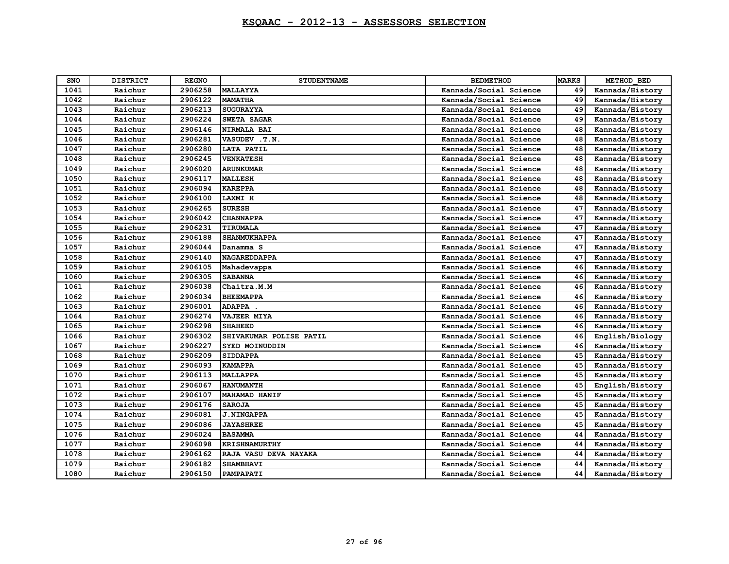# KSQAAC - 2012-13 - ASSESSORS SELECTION

| SNO | DISTRICT | REGNO | STUDENTNAME | BEDMETHOD | MARKS | METHOD_BED |
|---|---|---|---|---|---|---|
| 1041 | Raichur | 2906258 | MALLAYYA | Kannada/Social Science | 49 | Kannada/History |
| 1042 | Raichur | 2906122 | MAMATHA | Kannada/Social Science | 49 | Kannada/History |
| 1043 | Raichur | 2906213 | SUGURAYYA | Kannada/Social Science | 49 | Kannada/History |
| 1044 | Raichur | 2906224 | SWETA SAGAR | Kannada/Social Science | 49 | Kannada/History |
| 1045 | Raichur | 2906146 | NIRMALA BAI | Kannada/Social Science | 48 | Kannada/History |
| 1046 | Raichur | 2906281 | VASUDEV .T.N. | Kannada/Social Science | 48 | Kannada/History |
| 1047 | Raichur | 2906280 | LATA PATIL | Kannada/Social Science | 48 | Kannada/History |
| 1048 | Raichur | 2906245 | VENKATESH | Kannada/Social Science | 48 | Kannada/History |
| 1049 | Raichur | 2906020 | ARUNKUMAR | Kannada/Social Science | 48 | Kannada/History |
| 1050 | Raichur | 2906117 | MALLESH | Kannada/Social Science | 48 | Kannada/History |
| 1051 | Raichur | 2906094 | KAREPPA | Kannada/Social Science | 48 | Kannada/History |
| 1052 | Raichur | 2906100 | LAXMI H | Kannada/Social Science | 48 | Kannada/History |
| 1053 | Raichur | 2906265 | SURESH | Kannada/Social Science | 47 | Kannada/History |
| 1054 | Raichur | 2906042 | CHANNAPPA | Kannada/Social Science | 47 | Kannada/History |
| 1055 | Raichur | 2906231 | TIRUMALA | Kannada/Social Science | 47 | Kannada/History |
| 1056 | Raichur | 2906188 | SHANMUKHAPPA | Kannada/Social Science | 47 | Kannada/History |
| 1057 | Raichur | 2906044 | Danamma S | Kannada/Social Science | 47 | Kannada/History |
| 1058 | Raichur | 2906140 | NAGAREDDAPPA | Kannada/Social Science | 47 | Kannada/History |
| 1059 | Raichur | 2906105 | Mahadevappa | Kannada/Social Science | 46 | Kannada/History |
| 1060 | Raichur | 2906305 | SABANNA | Kannada/Social Science | 46 | Kannada/History |
| 1061 | Raichur | 2906038 | Chaitra.M.M | Kannada/Social Science | 46 | Kannada/History |
| 1062 | Raichur | 2906034 | BHEEMAPPA | Kannada/Social Science | 46 | Kannada/History |
| 1063 | Raichur | 2906001 | ADAPPA . | Kannada/Social Science | 46 | Kannada/History |
| 1064 | Raichur | 2906274 | VAJEER MIYA | Kannada/Social Science | 46 | Kannada/History |
| 1065 | Raichur | 2906298 | SHAHEED | Kannada/Social Science | 46 | Kannada/History |
| 1066 | Raichur | 2906302 | SHIVAKUMAR POLISE PATIL | Kannada/Social Science | 46 | English/Biology |
| 1067 | Raichur | 2906227 | SYED MOINUDDIN | Kannada/Social Science | 46 | Kannada/History |
| 1068 | Raichur | 2906209 | SIDDAPPA | Kannada/Social Science | 45 | Kannada/History |
| 1069 | Raichur | 2906093 | KAMAPPA | Kannada/Social Science | 45 | Kannada/History |
| 1070 | Raichur | 2906113 | MALLAPPA | Kannada/Social Science | 45 | Kannada/History |
| 1071 | Raichur | 2906067 | HANUMANTH | Kannada/Social Science | 45 | English/History |
| 1072 | Raichur | 2906107 | MAHAMAD HANIF | Kannada/Social Science | 45 | Kannada/History |
| 1073 | Raichur | 2906176 | SAROJA | Kannada/Social Science | 45 | Kannada/History |
| 1074 | Raichur | 2906081 | J.NINGAPPA | Kannada/Social Science | 45 | Kannada/History |
| 1075 | Raichur | 2906086 | JAYASHREE | Kannada/Social Science | 45 | Kannada/History |
| 1076 | Raichur | 2906024 | BASAMMA | Kannada/Social Science | 44 | Kannada/History |
| 1077 | Raichur | 2906098 | KRISHNAMURTHY | Kannada/Social Science | 44 | Kannada/History |
| 1078 | Raichur | 2906162 | RAJA VASU DEVA NAYAKA | Kannada/Social Science | 44 | Kannada/History |
| 1079 | Raichur | 2906182 | SHAMBHAVI | Kannada/Social Science | 44 | Kannada/History |
| 1080 | Raichur | 2906150 | PAMPAPATI | Kannada/Social Science | 44 | Kannada/History |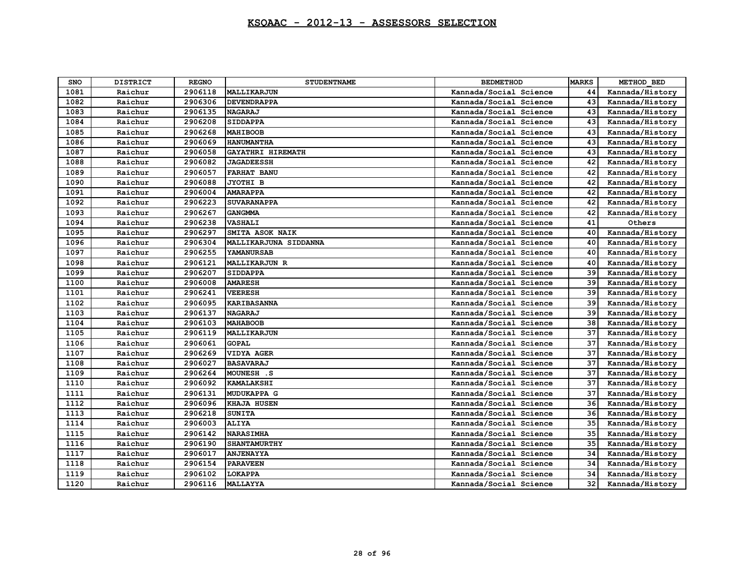# KSQAAC - 2012-13 - ASSESSORS SELECTION

| SNO | DISTRICT | REGNO | STUDENTNAME | BEDMETHOD | MARKS | METHOD_BED |
|---|---|---|---|---|---|---|
| 1081 | Raichur | 2906118 | MALLIKARJUN | Kannada/Social Science | 44 | Kannada/History |
| 1082 | Raichur | 2906306 | DEVENDRAPPA | Kannada/Social Science | 43 | Kannada/History |
| 1083 | Raichur | 2906135 | NAGARAJ | Kannada/Social Science | 43 | Kannada/History |
| 1084 | Raichur | 2906208 | SIDDAPPA | Kannada/Social Science | 43 | Kannada/History |
| 1085 | Raichur | 2906268 | MAHIBOOB | Kannada/Social Science | 43 | Kannada/History |
| 1086 | Raichur | 2906069 | HANUMANTHA | Kannada/Social Science | 43 | Kannada/History |
| 1087 | Raichur | 2906058 | GAYATHRI HIREMATH | Kannada/Social Science | 43 | Kannada/History |
| 1088 | Raichur | 2906082 | JAGADEESSH | Kannada/Social Science | 42 | Kannada/History |
| 1089 | Raichur | 2906057 | FARHAT BANU | Kannada/Social Science | 42 | Kannada/History |
| 1090 | Raichur | 2906088 | JYOTHI B | Kannada/Social Science | 42 | Kannada/History |
| 1091 | Raichur | 2906004 | AMARAPPA | Kannada/Social Science | 42 | Kannada/History |
| 1092 | Raichur | 2906223 | SUVARANAPPA | Kannada/Social Science | 42 | Kannada/History |
| 1093 | Raichur | 2906267 | GANGMMA | Kannada/Social Science | 42 | Kannada/History |
| 1094 | Raichur | 2906238 | VASHALI | Kannada/Social Science | 41 | Others |
| 1095 | Raichur | 2906297 | SMITA ASOK NAIK | Kannada/Social Science | 40 | Kannada/History |
| 1096 | Raichur | 2906304 | MALLIKARJUNA SIDDANNA | Kannada/Social Science | 40 | Kannada/History |
| 1097 | Raichur | 2906255 | YAMANURSAB | Kannada/Social Science | 40 | Kannada/History |
| 1098 | Raichur | 2906121 | MALLIKARJUN R | Kannada/Social Science | 40 | Kannada/History |
| 1099 | Raichur | 2906207 | SIDDAPPA | Kannada/Social Science | 39 | Kannada/History |
| 1100 | Raichur | 2906008 | AMARESH | Kannada/Social Science | 39 | Kannada/History |
| 1101 | Raichur | 2906241 | VEERESH | Kannada/Social Science | 39 | Kannada/History |
| 1102 | Raichur | 2906095 | KARIBASANNA | Kannada/Social Science | 39 | Kannada/History |
| 1103 | Raichur | 2906137 | NAGARAJ | Kannada/Social Science | 39 | Kannada/History |
| 1104 | Raichur | 2906103 | MAHABOOB | Kannada/Social Science | 38 | Kannada/History |
| 1105 | Raichur | 2906119 | MALLIKARJUN | Kannada/Social Science | 37 | Kannada/History |
| 1106 | Raichur | 2906061 | GOPAL | Kannada/Social Science | 37 | Kannada/History |
| 1107 | Raichur | 2906269 | VIDYA AGER | Kannada/Social Science | 37 | Kannada/History |
| 1108 | Raichur | 2906027 | BASAVARAJ | Kannada/Social Science | 37 | Kannada/History |
| 1109 | Raichur | 2906264 | MOUNESH .S | Kannada/Social Science | 37 | Kannada/History |
| 1110 | Raichur | 2906092 | KAMALAKSHI | Kannada/Social Science | 37 | Kannada/History |
| 1111 | Raichur | 2906131 | MUDUKAPPA G | Kannada/Social Science | 37 | Kannada/History |
| 1112 | Raichur | 2906096 | KHAJA HUSEN | Kannada/Social Science | 36 | Kannada/History |
| 1113 | Raichur | 2906218 | SUNITA | Kannada/Social Science | 36 | Kannada/History |
| 1114 | Raichur | 2906003 | ALIYA | Kannada/Social Science | 35 | Kannada/History |
| 1115 | Raichur | 2906142 | NARASIMHA | Kannada/Social Science | 35 | Kannada/History |
| 1116 | Raichur | 2906190 | SHANTAMURTHY | Kannada/Social Science | 35 | Kannada/History |
| 1117 | Raichur | 2906017 | ANJENAYYA | Kannada/Social Science | 34 | Kannada/History |
| 1118 | Raichur | 2906154 | PARAVEEN | Kannada/Social Science | 34 | Kannada/History |
| 1119 | Raichur | 2906102 | LOKAPPA | Kannada/Social Science | 34 | Kannada/History |
| 1120 | Raichur | 2906116 | MALLAYYA | Kannada/Social Science | 32 | Kannada/History |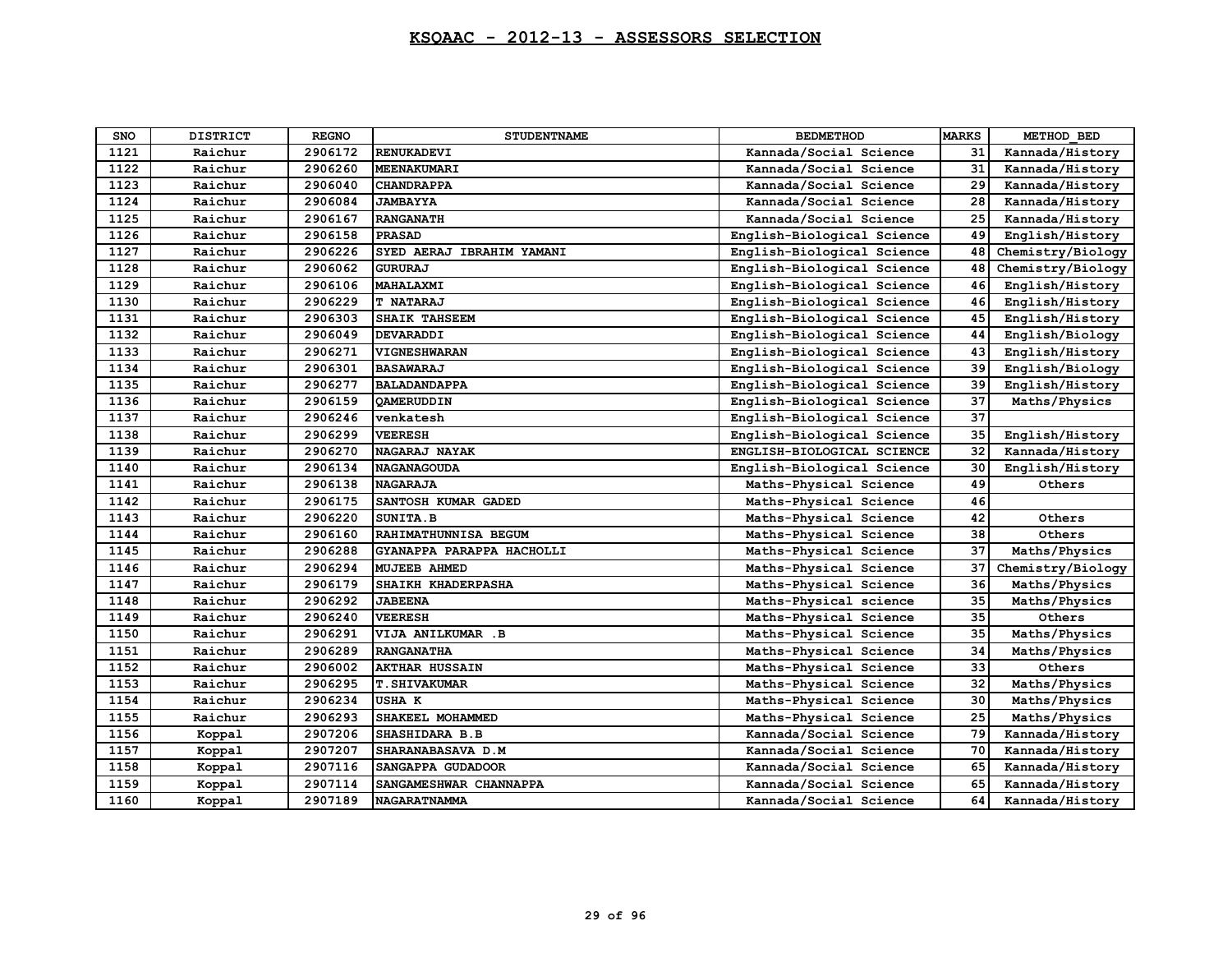# KSQAAC - 2012-13 - ASSESSORS SELECTION

| SNO | DISTRICT | REGNO | STUDENTNAME | BEDMETHOD | MARKS | METHOD_BED |
|---|---|---|---|---|---|---|
| 1121 | Raichur | 2906172 | RENUKADEVI | Kannada/Social Science | 31 | Kannada/History |
| 1122 | Raichur | 2906260 | MEENAKUMARI | Kannada/Social Science | 31 | Kannada/History |
| 1123 | Raichur | 2906040 | CHANDRAPPA | Kannada/Social Science | 29 | Kannada/History |
| 1124 | Raichur | 2906084 | JAMBAYYA | Kannada/Social Science | 28 | Kannada/History |
| 1125 | Raichur | 2906167 | RANGANATH | Kannada/Social Science | 25 | Kannada/History |
| 1126 | Raichur | 2906158 | PRASAD | English-Biological Science | 49 | English/History |
| 1127 | Raichur | 2906226 | SYED AERAJ IBRAHIM YAMANI | English-Biological Science | 48 | Chemistry/Biology |
| 1128 | Raichur | 2906062 | GURURAJ | English-Biological Science | 48 | Chemistry/Biology |
| 1129 | Raichur | 2906106 | MAHALAXMI | English-Biological Science | 46 | English/History |
| 1130 | Raichur | 2906229 | T NATARAJ | English-Biological Science | 46 | English/History |
| 1131 | Raichur | 2906303 | SHAIK TAHSEEM | English-Biological Science | 45 | English/History |
| 1132 | Raichur | 2906049 | DEVARADDI | English-Biological Science | 44 | English/Biology |
| 1133 | Raichur | 2906271 | VIGNESHWARAN | English-Biological Science | 43 | English/History |
| 1134 | Raichur | 2906301 | BASAWARAJ | English-Biological Science | 39 | English/Biology |
| 1135 | Raichur | 2906277 | BALADANDAPPA | English-Biological Science | 39 | English/History |
| 1136 | Raichur | 2906159 | QAMERUDDIN | English-Biological Science | 37 | Maths/Physics |
| 1137 | Raichur | 2906246 | venkatesh | English-Biological Science | 37 | |
| 1138 | Raichur | 2906299 | VEERESH | English-Biological Science | 35 | English/History |
| 1139 | Raichur | 2906270 | NAGARAJ NAYAK | ENGLISH-BIOLOGICAL SCIENCE | 32 | Kannada/History |
| 1140 | Raichur | 2906134 | NAGANAGOUDA | English-Biological Science | 30 | English/History |
| 1141 | Raichur | 2906138 | NAGARAJA | Maths-Physical Science | 49 | Others |
| 1142 | Raichur | 2906175 | SANTOSH KUMAR GADED | Maths-Physical Science | 46 | |
| 1143 | Raichur | 2906220 | SUNITA.B | Maths-Physical Science | 42 | Others |
| 1144 | Raichur | 2906160 | RAHIMATHUNNISA BEGUM | Maths-Physical Science | 38 | Others |
| 1145 | Raichur | 2906288 | GYANAPPA PARAPPA HACHOLLI | Maths-Physical Science | 37 | Maths/Physics |
| 1146 | Raichur | 2906294 | MUJEEB AHMED | Maths-Physical Science | 37 | Chemistry/Biology |
| 1147 | Raichur | 2906179 | SHAIKH KHADERPASHA | Maths-Physical Science | 36 | Maths/Physics |
| 1148 | Raichur | 2906292 | JABEENA | Maths-Physical science | 35 | Maths/Physics |
| 1149 | Raichur | 2906240 | VEERESH | Maths-Physical Science | 35 | Others |
| 1150 | Raichur | 2906291 | VIJA ANILKUMAR .B | Maths-Physical Science | 35 | Maths/Physics |
| 1151 | Raichur | 2906289 | RANGANATHA | Maths-Physical Science | 34 | Maths/Physics |
| 1152 | Raichur | 2906002 | AKTHAR HUSSAIN | Maths-Physical Science | 33 | Others |
| 1153 | Raichur | 2906295 | T.SHIVAKUMAR | Maths-Physical Science | 32 | Maths/Physics |
| 1154 | Raichur | 2906234 | USHA K | Maths-Physical Science | 30 | Maths/Physics |
| 1155 | Raichur | 2906293 | SHAKEEL MOHAMMED | Maths-Physical Science | 25 | Maths/Physics |
| 1156 | Koppal | 2907206 | SHASHIDARA B.B | Kannada/Social Science | 79 | Kannada/History |
| 1157 | Koppal | 2907207 | SHARANABASAVA D.M | Kannada/Social Science | 70 | Kannada/History |
| 1158 | Koppal | 2907116 | SANGAPPA GUDADOOR | Kannada/Social Science | 65 | Kannada/History |
| 1159 | Koppal | 2907114 | SANGAMESHWAR CHANNAPPA | Kannada/Social Science | 65 | Kannada/History |
| 1160 | Koppal | 2907189 | NAGARATNAMMA | Kannada/Social Science | 64 | Kannada/History |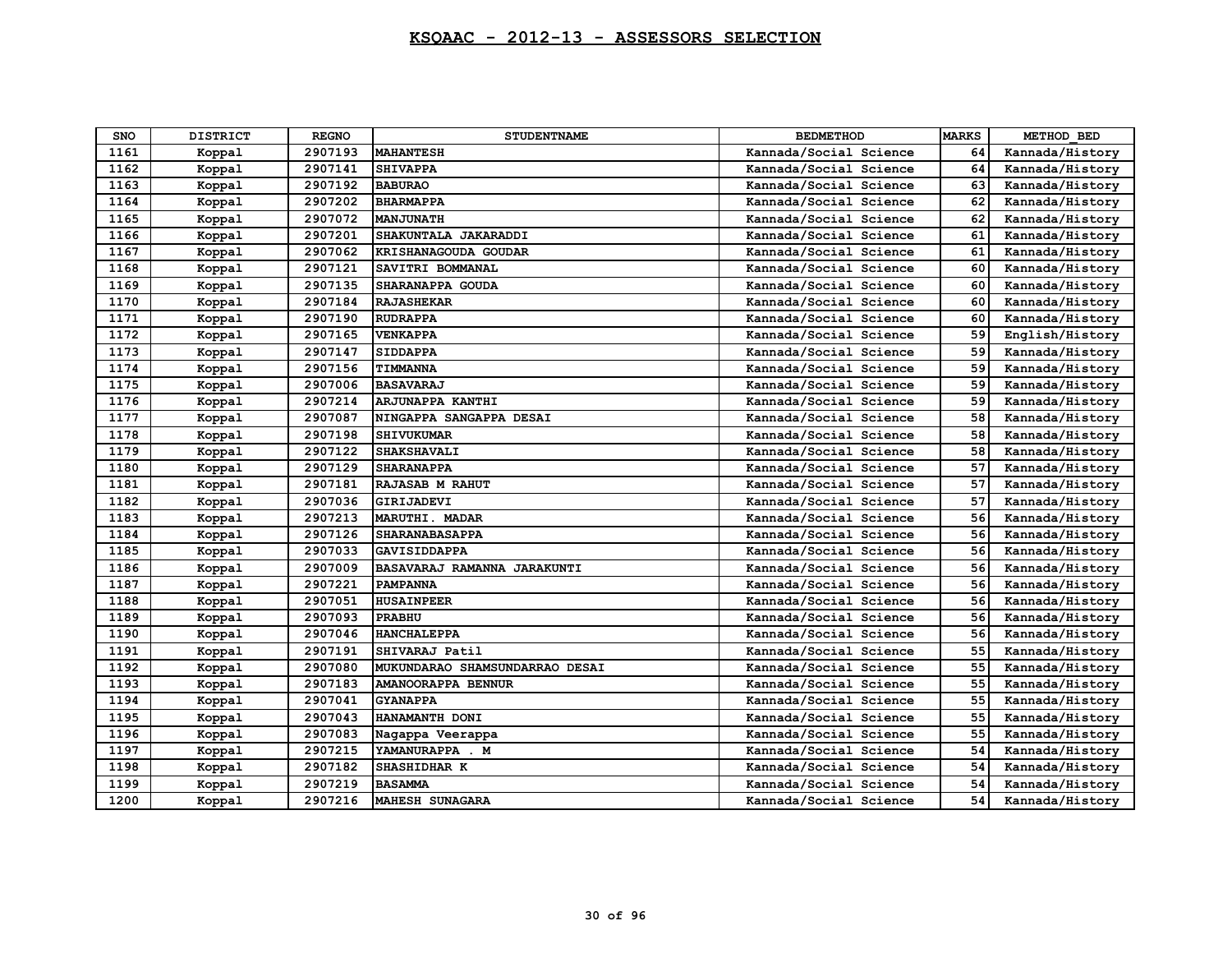# KSQAAC - 2012-13 - ASSESSORS SELECTION

| SNO | DISTRICT | REGNO | STUDENTNAME | BEDMETHOD | MARKS | METHOD_BED |
|---|---|---|---|---|---|---|
| 1161 | Koppal | 2907193 | MAHANTESH | Kannada/Social Science | 64 | Kannada/History |
| 1162 | Koppal | 2907141 | SHIVAPPA | Kannada/Social Science | 64 | Kannada/History |
| 1163 | Koppal | 2907192 | BABURAO | Kannada/Social Science | 63 | Kannada/History |
| 1164 | Koppal | 2907202 | BHARMAPPA | Kannada/Social Science | 62 | Kannada/History |
| 1165 | Koppal | 2907072 | MANJUNATH | Kannada/Social Science | 62 | Kannada/History |
| 1166 | Koppal | 2907201 | SHAKUNTALA JAKARADDI | Kannada/Social Science | 61 | Kannada/History |
| 1167 | Koppal | 2907062 | KRISHANAGOUDA GOUDAR | Kannada/Social Science | 61 | Kannada/History |
| 1168 | Koppal | 2907121 | SAVITRI BOMMANAL | Kannada/Social Science | 60 | Kannada/History |
| 1169 | Koppal | 2907135 | SHARANAPPA GOUDA | Kannada/Social Science | 60 | Kannada/History |
| 1170 | Koppal | 2907184 | RAJASHEKAR | Kannada/Social Science | 60 | Kannada/History |
| 1171 | Koppal | 2907190 | RUDRAPPA | Kannada/Social Science | 60 | Kannada/History |
| 1172 | Koppal | 2907165 | VENKAPPA | Kannada/Social Science | 59 | English/History |
| 1173 | Koppal | 2907147 | SIDDAPPA | Kannada/Social Science | 59 | Kannada/History |
| 1174 | Koppal | 2907156 | TIMMANNA | Kannada/Social Science | 59 | Kannada/History |
| 1175 | Koppal | 2907006 | BASAVARAJ | Kannada/Social Science | 59 | Kannada/History |
| 1176 | Koppal | 2907214 | ARJUNAPPA KANTHI | Kannada/Social Science | 59 | Kannada/History |
| 1177 | Koppal | 2907087 | NINGAPPA SANGAPPA DESAI | Kannada/Social Science | 58 | Kannada/History |
| 1178 | Koppal | 2907198 | SHIVUKUMAR | Kannada/Social Science | 58 | Kannada/History |
| 1179 | Koppal | 2907122 | SHAKSHAVALI | Kannada/Social Science | 58 | Kannada/History |
| 1180 | Koppal | 2907129 | SHARANAPPA | Kannada/Social Science | 57 | Kannada/History |
| 1181 | Koppal | 2907181 | RAJASAB M RAHUT | Kannada/Social Science | 57 | Kannada/History |
| 1182 | Koppal | 2907036 | GIRIJADEVI | Kannada/Social Science | 57 | Kannada/History |
| 1183 | Koppal | 2907213 | MARUTHI. MADAR | Kannada/Social Science | 56 | Kannada/History |
| 1184 | Koppal | 2907126 | SHARANABASAPPA | Kannada/Social Science | 56 | Kannada/History |
| 1185 | Koppal | 2907033 | GAVISIDDAPPA | Kannada/Social Science | 56 | Kannada/History |
| 1186 | Koppal | 2907009 | BASAVARAJ RAMANNA JARAKUNTI | Kannada/Social Science | 56 | Kannada/History |
| 1187 | Koppal | 2907221 | PAMPANNA | Kannada/Social Science | 56 | Kannada/History |
| 1188 | Koppal | 2907051 | HUSAINPEER | Kannada/Social Science | 56 | Kannada/History |
| 1189 | Koppal | 2907093 | PRABHU | Kannada/Social Science | 56 | Kannada/History |
| 1190 | Koppal | 2907046 | HANCHALEPPA | Kannada/Social Science | 56 | Kannada/History |
| 1191 | Koppal | 2907191 | SHIVARAJ Patil | Kannada/Social Science | 55 | Kannada/History |
| 1192 | Koppal | 2907080 | MUKUNDARAO SHAMSUNDARRAO DESAI | Kannada/Social Science | 55 | Kannada/History |
| 1193 | Koppal | 2907183 | AMANOORAPPA BENNUR | Kannada/Social Science | 55 | Kannada/History |
| 1194 | Koppal | 2907041 | GYANAPPA | Kannada/Social Science | 55 | Kannada/History |
| 1195 | Koppal | 2907043 | HANAMANTH DONI | Kannada/Social Science | 55 | Kannada/History |
| 1196 | Koppal | 2907083 | Nagappa Veerappa | Kannada/Social Science | 55 | Kannada/History |
| 1197 | Koppal | 2907215 | YAMANURAPPA . M | Kannada/Social Science | 54 | Kannada/History |
| 1198 | Koppal | 2907182 | SHASHIDHAR K | Kannada/Social Science | 54 | Kannada/History |
| 1199 | Koppal | 2907219 | BASAMMA | Kannada/Social Science | 54 | Kannada/History |
| 1200 | Koppal | 2907216 | MAHESH SUNAGARA | Kannada/Social Science | 54 | Kannada/History |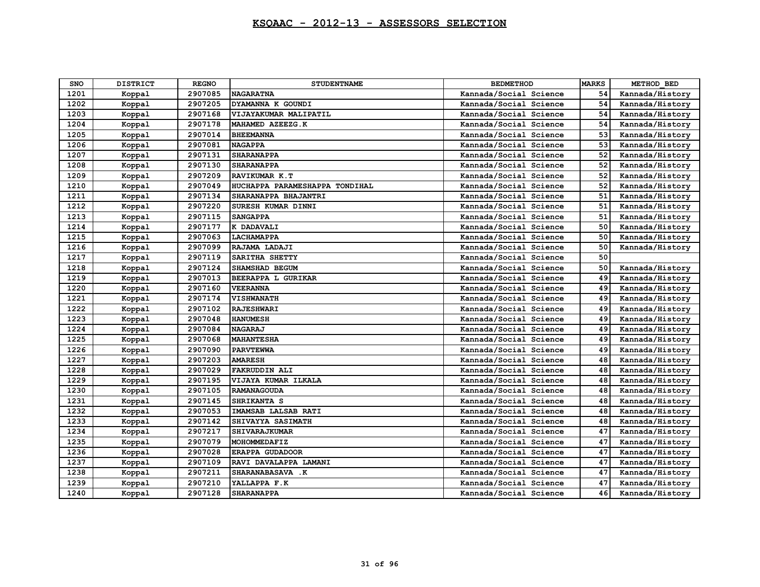# KSQAAC - 2012-13 - ASSESSORS SELECTION

| SNO | DISTRICT | REGNO | STUDENTNAME | BEDMETHOD | MARKS | METHOD_BED |
|---|---|---|---|---|---|---|
| 1201 | Koppal | 2907085 | NAGARATNA | Kannada/Social Science | 54 | Kannada/History |
| 1202 | Koppal | 2907205 | DYAMANNA K GOUNDI | Kannada/Social Science | 54 | Kannada/History |
| 1203 | Koppal | 2907168 | VIJAYAKUMAR MALIPATIL | Kannada/Social Science | 54 | Kannada/History |
| 1204 | Koppal | 2907178 | MAHAMED AZEEZG.K | Kannada/Social Science | 54 | Kannada/History |
| 1205 | Koppal | 2907014 | BHEEMANNA | Kannada/Social Science | 53 | Kannada/History |
| 1206 | Koppal | 2907081 | NAGAPPA | Kannada/Social Science | 53 | Kannada/History |
| 1207 | Koppal | 2907131 | SHARANAPPA | Kannada/Social Science | 52 | Kannada/History |
| 1208 | Koppal | 2907130 | SHARANAPPA | Kannada/Social Science | 52 | Kannada/History |
| 1209 | Koppal | 2907209 | RAVIKUMAR K.T | Kannada/Social Science | 52 | Kannada/History |
| 1210 | Koppal | 2907049 | HUCHAPPA PARAMESHAPPA TONDIHAL | Kannada/Social Science | 52 | Kannada/History |
| 1211 | Koppal | 2907134 | SHARANAPPA BHAJANTRI | Kannada/Social Science | 51 | Kannada/History |
| 1212 | Koppal | 2907220 | SURESH KUMAR DINNI | Kannada/Social Science | 51 | Kannada/History |
| 1213 | Koppal | 2907115 | SANGAPPA | Kannada/Social Science | 51 | Kannada/History |
| 1214 | Koppal | 2907177 | K DADAVALI | Kannada/Social Science | 50 | Kannada/History |
| 1215 | Koppal | 2907063 | LACHAMAPPA | Kannada/Social Science | 50 | Kannada/History |
| 1216 | Koppal | 2907099 | RAJAMA LADAJI | Kannada/Social Science | 50 | Kannada/History |
| 1217 | Koppal | 2907119 | SARITHA SHETTY | Kannada/Social Science | 50 | |
| 1218 | Koppal | 2907124 | SHAMSHAD BEGUM | Kannada/Social Science | 50 | Kannada/History |
| 1219 | Koppal | 2907013 | BEERAPPA L GURIKAR | Kannada/Social Science | 49 | Kannada/History |
| 1220 | Koppal | 2907160 | VEERANNA | Kannada/Social Science | 49 | Kannada/History |
| 1221 | Koppal | 2907174 | VISHWANATH | Kannada/Social Science | 49 | Kannada/History |
| 1222 | Koppal | 2907102 | RAJESHWARI | Kannada/Social Science | 49 | Kannada/History |
| 1223 | Koppal | 2907048 | HANUMESH | Kannada/Social Science | 49 | Kannada/History |
| 1224 | Koppal | 2907084 | NAGARAJ | Kannada/Social Science | 49 | Kannada/History |
| 1225 | Koppal | 2907068 | MAHANTESHA | Kannada/Social Science | 49 | Kannada/History |
| 1226 | Koppal | 2907090 | PARVTEWWA | Kannada/Social Science | 49 | Kannada/History |
| 1227 | Koppal | 2907203 | AMARESH | Kannada/Social Science | 48 | Kannada/History |
| 1228 | Koppal | 2907029 | FAKRUDDIN ALI | Kannada/Social Science | 48 | Kannada/History |
| 1229 | Koppal | 2907195 | VIJAYA KUMAR ILKALA | Kannada/Social Science | 48 | Kannada/History |
| 1230 | Koppal | 2907105 | RAMANAGOUDA | Kannada/Social Science | 48 | Kannada/History |
| 1231 | Koppal | 2907145 | SHRIKANTA S | Kannada/Social Science | 48 | Kannada/History |
| 1232 | Koppal | 2907053 | IMAMSAB LALSAB RATI | Kannada/Social Science | 48 | Kannada/History |
| 1233 | Koppal | 2907142 | SHIVAYYA SASIMATH | Kannada/Social Science | 48 | Kannada/History |
| 1234 | Koppal | 2907217 | SHIVARAJKUMAR | Kannada/Social Science | 47 | Kannada/History |
| 1235 | Koppal | 2907079 | MOHOMMEDAFIZ | Kannada/Social Science | 47 | Kannada/History |
| 1236 | Koppal | 2907028 | ERAPPA GUDADOOR | Kannada/Social Science | 47 | Kannada/History |
| 1237 | Koppal | 2907109 | RAVI DAVALAPPA LAMANI | Kannada/Social Science | 47 | Kannada/History |
| 1238 | Koppal | 2907211 | SHARANABASAVA .K | Kannada/Social Science | 47 | Kannada/History |
| 1239 | Koppal | 2907210 | YALLAPPA F.K | Kannada/Social Science | 47 | Kannada/History |
| 1240 | Koppal | 2907128 | SHARANAPPA | Kannada/Social Science | 46 | Kannada/History |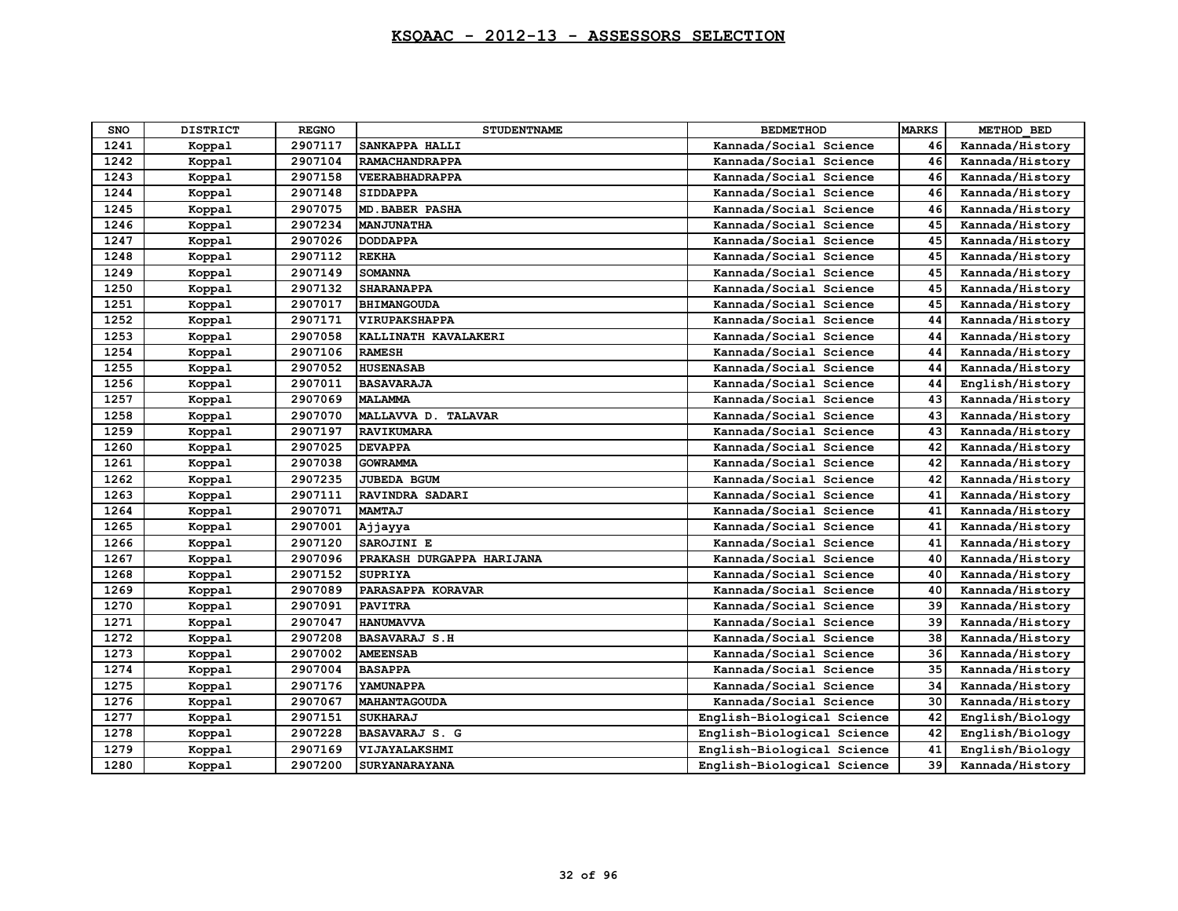## KSQAAC - 2012-13 - ASSESSORS SELECTION

| SNO | DISTRICT | REGNO | STUDENTNAME | BEDMETHOD | MARKS | METHOD_BED |
|---|---|---|---|---|---|---|
| 1241 | Koppal | 2907117 | SANKAPPA HALLI | Kannada/Social Science | 46 | Kannada/History |
| 1242 | Koppal | 2907104 | RAMACHANDRAPPA | Kannada/Social Science | 46 | Kannada/History |
| 1243 | Koppal | 2907158 | VEERABHADRAPPA | Kannada/Social Science | 46 | Kannada/History |
| 1244 | Koppal | 2907148 | SIDDAPPA | Kannada/Social Science | 46 | Kannada/History |
| 1245 | Koppal | 2907075 | MD.BABER PASHA | Kannada/Social Science | 46 | Kannada/History |
| 1246 | Koppal | 2907234 | MANJUNATHA | Kannada/Social Science | 45 | Kannada/History |
| 1247 | Koppal | 2907026 | DODDAPPA | Kannada/Social Science | 45 | Kannada/History |
| 1248 | Koppal | 2907112 | REKHA | Kannada/Social Science | 45 | Kannada/History |
| 1249 | Koppal | 2907149 | SOMANNA | Kannada/Social Science | 45 | Kannada/History |
| 1250 | Koppal | 2907132 | SHARANAPPA | Kannada/Social Science | 45 | Kannada/History |
| 1251 | Koppal | 2907017 | BHIMANGOUDA | Kannada/Social Science | 45 | Kannada/History |
| 1252 | Koppal | 2907171 | VIRUPAKSHAPPA | Kannada/Social Science | 44 | Kannada/History |
| 1253 | Koppal | 2907058 | KALLINATH KAVALAKERI | Kannada/Social Science | 44 | Kannada/History |
| 1254 | Koppal | 2907106 | RAMESH | Kannada/Social Science | 44 | Kannada/History |
| 1255 | Koppal | 2907052 | HUSENASAB | Kannada/Social Science | 44 | Kannada/History |
| 1256 | Koppal | 2907011 | BASAVARAJA | Kannada/Social Science | 44 | English/History |
| 1257 | Koppal | 2907069 | MALAMMA | Kannada/Social Science | 43 | Kannada/History |
| 1258 | Koppal | 2907070 | MALLAVVA D. TALAVAR | Kannada/Social Science | 43 | Kannada/History |
| 1259 | Koppal | 2907197 | RAVIKUMARA | Kannada/Social Science | 43 | Kannada/History |
| 1260 | Koppal | 2907025 | DEVAPPA | Kannada/Social Science | 42 | Kannada/History |
| 1261 | Koppal | 2907038 | GOWRAMMA | Kannada/Social Science | 42 | Kannada/History |
| 1262 | Koppal | 2907235 | JUBEDA BGUM | Kannada/Social Science | 42 | Kannada/History |
| 1263 | Koppal | 2907111 | RAVINDRA SADARI | Kannada/Social Science | 41 | Kannada/History |
| 1264 | Koppal | 2907071 | MAMTAJ | Kannada/Social Science | 41 | Kannada/History |
| 1265 | Koppal | 2907001 | Ajjayya | Kannada/Social Science | 41 | Kannada/History |
| 1266 | Koppal | 2907120 | SAROJINI E | Kannada/Social Science | 41 | Kannada/History |
| 1267 | Koppal | 2907096 | PRAKASH DURGAPPA HARIJANA | Kannada/Social Science | 40 | Kannada/History |
| 1268 | Koppal | 2907152 | SUPRIYA | Kannada/Social Science | 40 | Kannada/History |
| 1269 | Koppal | 2907089 | PARASAPPA KORAVAR | Kannada/Social Science | 40 | Kannada/History |
| 1270 | Koppal | 2907091 | PAVITRA | Kannada/Social Science | 39 | Kannada/History |
| 1271 | Koppal | 2907047 | HANUMAVVA | Kannada/Social Science | 39 | Kannada/History |
| 1272 | Koppal | 2907208 | BASAVARAJ S.H | Kannada/Social Science | 38 | Kannada/History |
| 1273 | Koppal | 2907002 | AMEENSAB | Kannada/Social Science | 36 | Kannada/History |
| 1274 | Koppal | 2907004 | BASAPPA | Kannada/Social Science | 35 | Kannada/History |
| 1275 | Koppal | 2907176 | YAMUNAPPA | Kannada/Social Science | 34 | Kannada/History |
| 1276 | Koppal | 2907067 | MAHANTAGOUDA | Kannada/Social Science | 30 | Kannada/History |
| 1277 | Koppal | 2907151 | SUKHARAJ | English-Biological Science | 42 | English/Biology |
| 1278 | Koppal | 2907228 | BASAVARAJ S. G | English-Biological Science | 42 | English/Biology |
| 1279 | Koppal | 2907169 | VIJAYALAKSHMI | English-Biological Science | 41 | English/Biology |
| 1280 | Koppal | 2907200 | SURYANARAYANA | English-Biological Science | 39 | Kannada/History |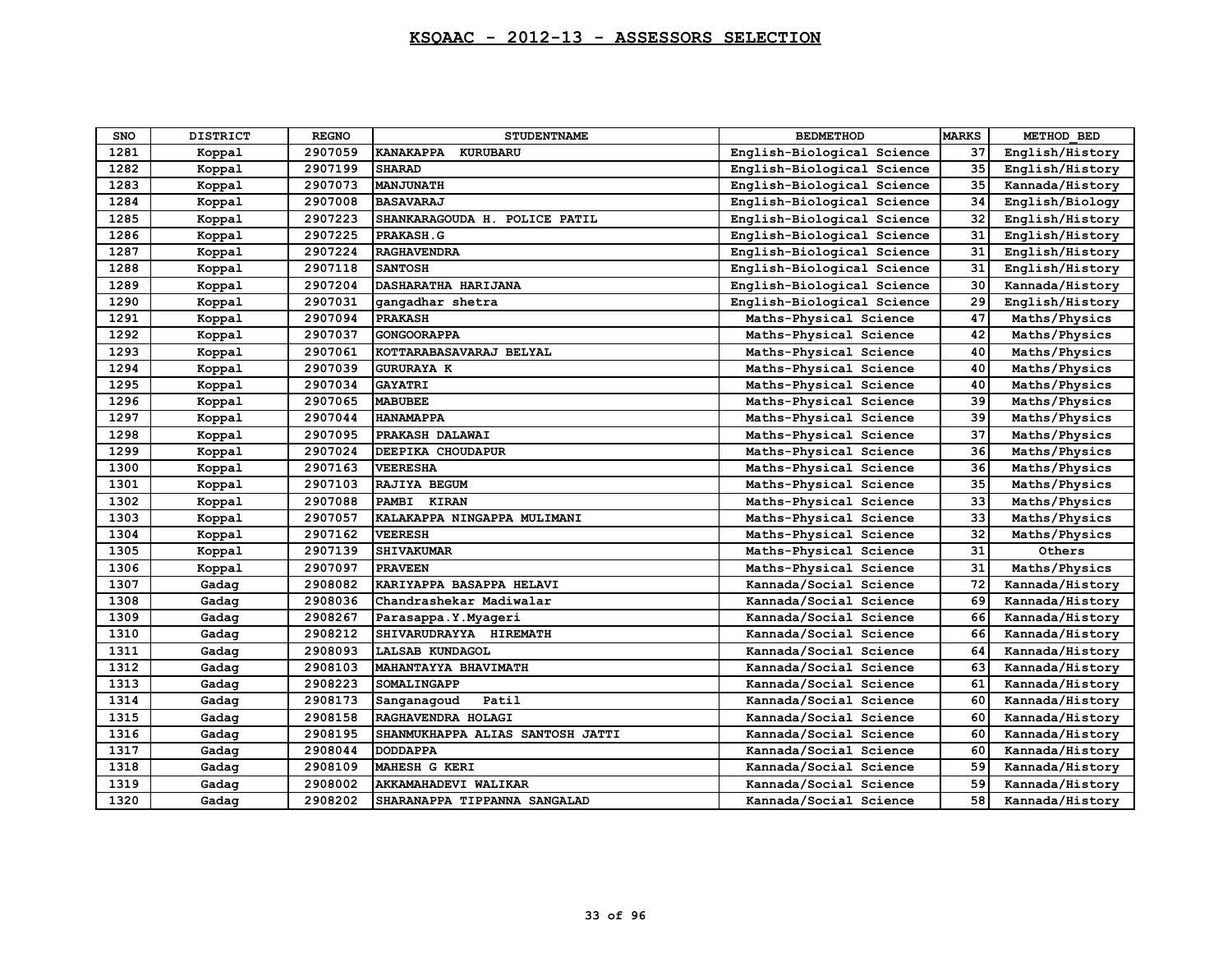# KSQAAC - 2012-13 - ASSESSORS SELECTION

| SNO | DISTRICT | REGNO | STUDENTNAME | BEDMETHOD | MARKS | METHOD_BED |
|---|---|---|---|---|---|---|
| 1281 | Koppal | 2907059 | KANAKAPPA KURUBARU | English-Biological Science | 37 | English/History |
| 1282 | Koppal | 2907199 | SHARAD | English-Biological Science | 35 | English/History |
| 1283 | Koppal | 2907073 | MANJUNATH | English-Biological Science | 35 | Kannada/History |
| 1284 | Koppal | 2907008 | BASAVARAJ | English-Biological Science | 34 | English/Biology |
| 1285 | Koppal | 2907223 | SHANKARAGOUDA H. POLICE PATIL | English-Biological Science | 32 | English/History |
| 1286 | Koppal | 2907225 | PRAKASH.G | English-Biological Science | 31 | English/History |
| 1287 | Koppal | 2907224 | RAGHAVENDRA | English-Biological Science | 31 | English/History |
| 1288 | Koppal | 2907118 | SANTOSH | English-Biological Science | 31 | English/History |
| 1289 | Koppal | 2907204 | DASHARATHA HARIJANA | English-Biological Science | 30 | Kannada/History |
| 1290 | Koppal | 2907031 | gangadhar shetra | English-Biological Science | 29 | English/History |
| 1291 | Koppal | 2907094 | PRAKASH | Maths-Physical Science | 47 | Maths/Physics |
| 1292 | Koppal | 2907037 | GONGOORAPPA | Maths-Physical Science | 42 | Maths/Physics |
| 1293 | Koppal | 2907061 | KOTTARABASAVARAJ BELYAL | Maths-Physical Science | 40 | Maths/Physics |
| 1294 | Koppal | 2907039 | GURURAYA K | Maths-Physical Science | 40 | Maths/Physics |
| 1295 | Koppal | 2907034 | GAYATRI | Maths-Physical Science | 40 | Maths/Physics |
| 1296 | Koppal | 2907065 | MABUBEE | Maths-Physical Science | 39 | Maths/Physics |
| 1297 | Koppal | 2907044 | HANAMAPPA | Maths-Physical Science | 39 | Maths/Physics |
| 1298 | Koppal | 2907095 | PRAKASH DALAWAI | Maths-Physical Science | 37 | Maths/Physics |
| 1299 | Koppal | 2907024 | DEEPIKA CHOUDAPUR | Maths-Physical Science | 36 | Maths/Physics |
| 1300 | Koppal | 2907163 | VEERESHA | Maths-Physical Science | 36 | Maths/Physics |
| 1301 | Koppal | 2907103 | RAJIYA BEGUM | Maths-Physical Science | 35 | Maths/Physics |
| 1302 | Koppal | 2907088 | PAMBI KIRAN | Maths-Physical Science | 33 | Maths/Physics |
| 1303 | Koppal | 2907057 | KALAKAPPA NINGAPPA MULIMANI | Maths-Physical Science | 33 | Maths/Physics |
| 1304 | Koppal | 2907162 | VEERESH | Maths-Physical Science | 32 | Maths/Physics |
| 1305 | Koppal | 2907139 | SHIVAKUMAR | Maths-Physical Science | 31 | Others |
| 1306 | Koppal | 2907097 | PRAVEEN | Maths-Physical Science | 31 | Maths/Physics |
| 1307 | Gadag | 2908082 | KARIYAPPA BASAPPA HELAVI | Kannada/Social Science | 72 | Kannada/History |
| 1308 | Gadag | 2908036 | Chandrashekar Madiwalar | Kannada/Social Science | 69 | Kannada/History |
| 1309 | Gadag | 2908267 | Parasappa.Y.Myageri | Kannada/Social Science | 66 | Kannada/History |
| 1310 | Gadag | 2908212 | SHIVARUDRAYYA HIREMATH | Kannada/Social Science | 66 | Kannada/History |
| 1311 | Gadag | 2908093 | LALSAB KUNDAGOL | Kannada/Social Science | 64 | Kannada/History |
| 1312 | Gadag | 2908103 | MAHANTAYYA BHAVIMATH | Kannada/Social Science | 63 | Kannada/History |
| 1313 | Gadag | 2908223 | SOMALINGAPP | Kannada/Social Science | 61 | Kannada/History |
| 1314 | Gadag | 2908173 | Sanganagoud Patil | Kannada/Social Science | 60 | Kannada/History |
| 1315 | Gadag | 2908158 | RAGHAVENDRA HOLAGI | Kannada/Social Science | 60 | Kannada/History |
| 1316 | Gadag | 2908195 | SHANMUKHAPPA ALIAS SANTOSH JATTI | Kannada/Social Science | 60 | Kannada/History |
| 1317 | Gadag | 2908044 | DODDAPPA | Kannada/Social Science | 60 | Kannada/History |
| 1318 | Gadag | 2908109 | MAHESH G KERI | Kannada/Social Science | 59 | Kannada/History |
| 1319 | Gadag | 2908002 | AKKAMAHADEVI WALIKAR | Kannada/Social Science | 59 | Kannada/History |
| 1320 | Gadag | 2908202 | SHARANAPPA TIPPANNA SANGALAD | Kannada/Social Science | 58 | Kannada/History |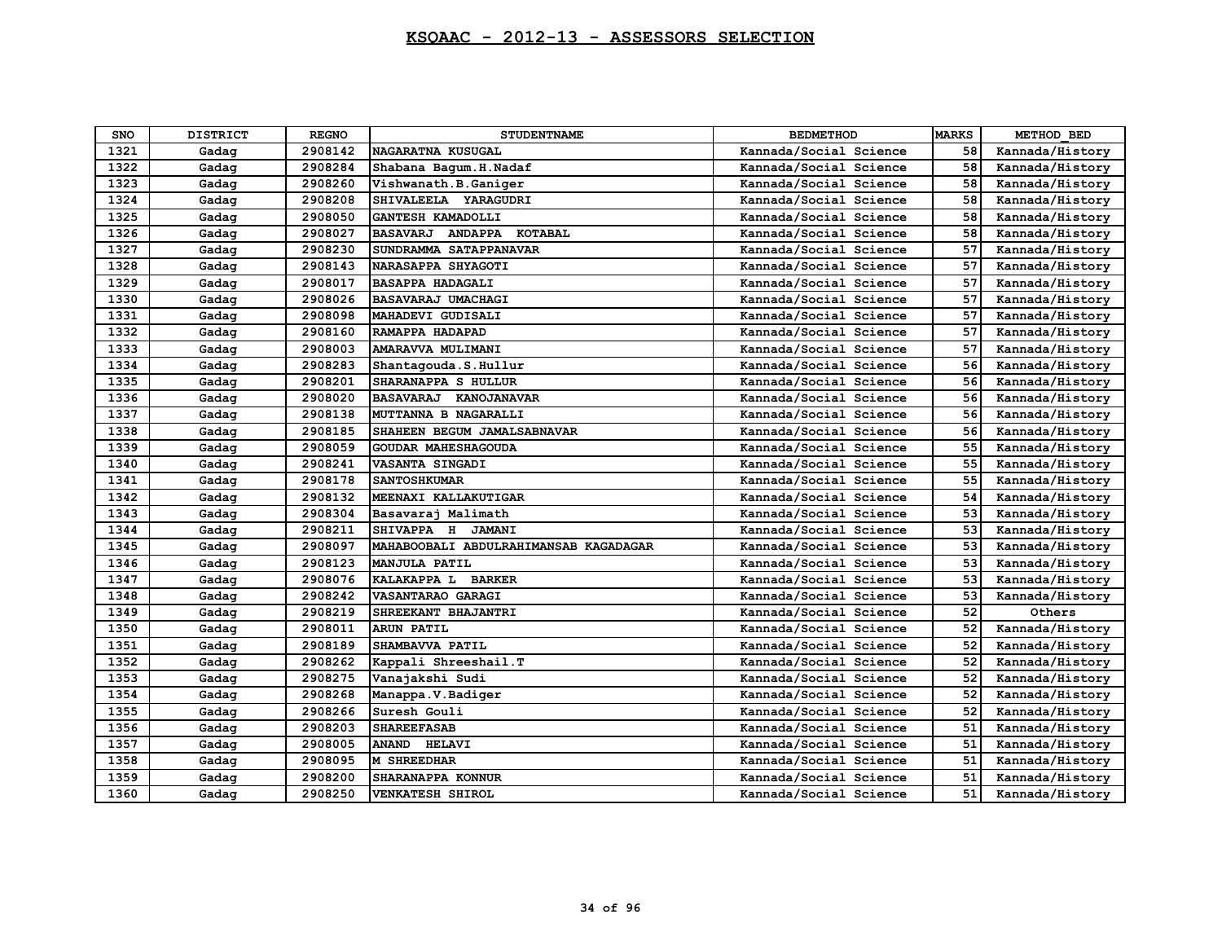# KSQAAC - 2012-13 - ASSESSORS SELECTION

| SNO | DISTRICT | REGNO | STUDENTNAME | BEDMETHOD | MARKS | METHOD_BED |
|---|---|---|---|---|---|---|
| 1321 | Gadag | 2908142 | NAGARATNA KUSUGAL | Kannada/Social Science | 58 | Kannada/History |
| 1322 | Gadag | 2908284 | Shabana Bagum.H.Nadaf | Kannada/Social Science | 58 | Kannada/History |
| 1323 | Gadag | 2908260 | Vishwanath.B.Ganiger | Kannada/Social Science | 58 | Kannada/History |
| 1324 | Gadag | 2908208 | SHIVALEELA YARAGUDRI | Kannada/Social Science | 58 | Kannada/History |
| 1325 | Gadag | 2908050 | GANTESH KAMADOLLI | Kannada/Social Science | 58 | Kannada/History |
| 1326 | Gadag | 2908027 | BASAVARJ ANDAPPA KOTABAL | Kannada/Social Science | 58 | Kannada/History |
| 1327 | Gadag | 2908230 | SUNDRAMMA SATAPPANAVAR | Kannada/Social Science | 57 | Kannada/History |
| 1328 | Gadag | 2908143 | NARASAPPA SHYAGOTI | Kannada/Social Science | 57 | Kannada/History |
| 1329 | Gadag | 2908017 | BASAPPA HADAGALI | Kannada/Social Science | 57 | Kannada/History |
| 1330 | Gadag | 2908026 | BASAVARAJ UMACHAGI | Kannada/Social Science | 57 | Kannada/History |
| 1331 | Gadag | 2908098 | MAHADEVI GUDISALI | Kannada/Social Science | 57 | Kannada/History |
| 1332 | Gadag | 2908160 | RAMAPPA HADAPAD | Kannada/Social Science | 57 | Kannada/History |
| 1333 | Gadag | 2908003 | AMARAVVA MULIMANI | Kannada/Social Science | 57 | Kannada/History |
| 1334 | Gadag | 2908283 | Shantagouda.S.Hullur | Kannada/Social Science | 56 | Kannada/History |
| 1335 | Gadag | 2908201 | SHARANAPPA S HULLUR | Kannada/Social Science | 56 | Kannada/History |
| 1336 | Gadag | 2908020 | BASAVARAJ KANOJANAVAR | Kannada/Social Science | 56 | Kannada/History |
| 1337 | Gadag | 2908138 | MUTTANNA B NAGARALLI | Kannada/Social Science | 56 | Kannada/History |
| 1338 | Gadag | 2908185 | SHAHEEN BEGUM JAMALSABNAVAR | Kannada/Social Science | 56 | Kannada/History |
| 1339 | Gadag | 2908059 | GOUDAR MAHESHAGOUDA | Kannada/Social Science | 55 | Kannada/History |
| 1340 | Gadag | 2908241 | VASANTA SINGADI | Kannada/Social Science | 55 | Kannada/History |
| 1341 | Gadag | 2908178 | SANTOSHKUMAR | Kannada/Social Science | 55 | Kannada/History |
| 1342 | Gadag | 2908132 | MEENAXI KALLAKUTIGAR | Kannada/Social Science | 54 | Kannada/History |
| 1343 | Gadag | 2908304 | Basavaraj Malimath | Kannada/Social Science | 53 | Kannada/History |
| 1344 | Gadag | 2908211 | SHIVAPPA H JAMANI | Kannada/Social Science | 53 | Kannada/History |
| 1345 | Gadag | 2908097 | MAHABOOBALI ABDULRAHIMANSAB KAGADAGAR | Kannada/Social Science | 53 | Kannada/History |
| 1346 | Gadag | 2908123 | MANJULA PATIL | Kannada/Social Science | 53 | Kannada/History |
| 1347 | Gadag | 2908076 | KALAKAPPA L BARKER | Kannada/Social Science | 53 | Kannada/History |
| 1348 | Gadag | 2908242 | VASANTARAO GARAGI | Kannada/Social Science | 53 | Kannada/History |
| 1349 | Gadag | 2908219 | SHREEKANT BHAJANTRI | Kannada/Social Science | 52 | Others |
| 1350 | Gadag | 2908011 | ARUN PATIL | Kannada/Social Science | 52 | Kannada/History |
| 1351 | Gadag | 2908189 | SHAMBAVVA PATIL | Kannada/Social Science | 52 | Kannada/History |
| 1352 | Gadag | 2908262 | Kappali Shreeshail.T | Kannada/Social Science | 52 | Kannada/History |
| 1353 | Gadag | 2908275 | Vanajakshi Sudi | Kannada/Social Science | 52 | Kannada/History |
| 1354 | Gadag | 2908268 | Manappa.V.Badiger | Kannada/Social Science | 52 | Kannada/History |
| 1355 | Gadag | 2908266 | Suresh Gouli | Kannada/Social Science | 52 | Kannada/History |
| 1356 | Gadag | 2908203 | SHAREEFASAB | Kannada/Social Science | 51 | Kannada/History |
| 1357 | Gadag | 2908005 | ANAND HELAVI | Kannada/Social Science | 51 | Kannada/History |
| 1358 | Gadag | 2908095 | M SHREEDHAR | Kannada/Social Science | 51 | Kannada/History |
| 1359 | Gadag | 2908200 | SHARANAPPA KONNUR | Kannada/Social Science | 51 | Kannada/History |
| 1360 | Gadag | 2908250 | VENKATESH SHIROL | Kannada/Social Science | 51 | Kannada/History |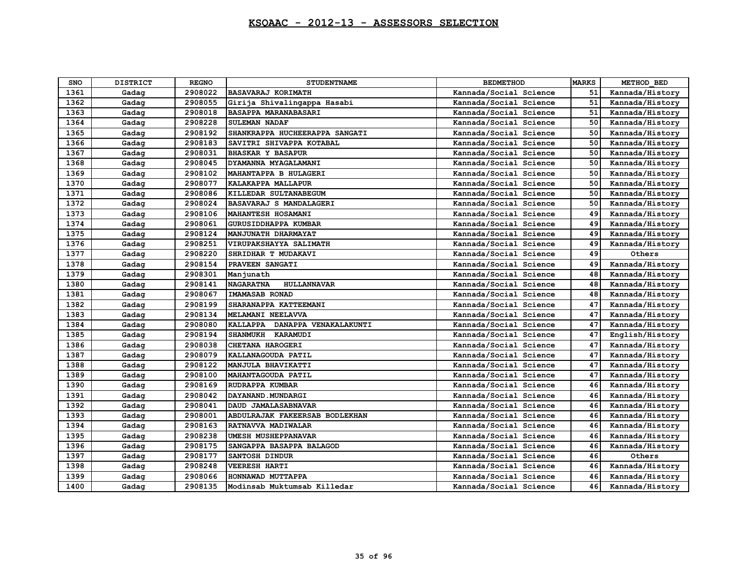# KSQAAC - 2012-13 - ASSESSORS SELECTION

| SNO | DISTRICT | REGNO | STUDENTNAME | BEDMETHOD | MARKS | METHOD_BED |
|---|---|---|---|---|---|---|
| 1361 | Gadag | 2908022 | BASAVARAJ KORIMATH | Kannada/Social Science | 51 | Kannada/History |
| 1362 | Gadag | 2908055 | Girija Shivalingappa Hasabi | Kannada/Social Science | 51 | Kannada/History |
| 1363 | Gadag | 2908018 | BASAPPA MARANABASARI | Kannada/Social Science | 51 | Kannada/History |
| 1364 | Gadag | 2908228 | SULEMAN NADAF | Kannada/Social Science | 50 | Kannada/History |
| 1365 | Gadag | 2908192 | SHANKRAPPA HUCHEERAPPA SANGATI | Kannada/Social Science | 50 | Kannada/History |
| 1366 | Gadag | 2908183 | SAVITRI SHIVAPPA KOTABAL | Kannada/Social Science | 50 | Kannada/History |
| 1367 | Gadag | 2908031 | BHASKAR Y BASAPUR | Kannada/Social Science | 50 | Kannada/History |
| 1368 | Gadag | 2908045 | DYAMANNA MYAGALAMANI | Kannada/Social Science | 50 | Kannada/History |
| 1369 | Gadag | 2908102 | MAHANTAPPA B HULAGERI | Kannada/Social Science | 50 | Kannada/History |
| 1370 | Gadag | 2908077 | KALAKAPPA MALLAPUR | Kannada/Social Science | 50 | Kannada/History |
| 1371 | Gadag | 2908086 | KILLEDAR SULTANABEGUM | Kannada/Social Science | 50 | Kannada/History |
| 1372 | Gadag | 2908024 | BASAVARAJ S MANDALAGERI | Kannada/Social Science | 50 | Kannada/History |
| 1373 | Gadag | 2908106 | MAHANTESH HOSAMANI | Kannada/Social Science | 49 | Kannada/History |
| 1374 | Gadag | 2908061 | GURUSIDDHAPPA KUMBAR | Kannada/Social Science | 49 | Kannada/History |
| 1375 | Gadag | 2908124 | MANJUNATH DHARMAYAT | Kannada/Social Science | 49 | Kannada/History |
| 1376 | Gadag | 2908251 | VIRUPAKSHAYYA SALIMATH | Kannada/Social Science | 49 | Kannada/History |
| 1377 | Gadag | 2908220 | SHRIDHAR T MUDAKAVI | Kannada/Social Science | 49 | Others |
| 1378 | Gadag | 2908154 | PRAVEEN SANGATI | Kannada/Social Science | 49 | Kannada/History |
| 1379 | Gadag | 2908301 | Manjunath | Kannada/Social Science | 48 | Kannada/History |
| 1380 | Gadag | 2908141 | NAGARATNA HULLANNAVAR | Kannada/Social Science | 48 | Kannada/History |
| 1381 | Gadag | 2908067 | IMAMASAB RONAD | Kannada/Social Science | 48 | Kannada/History |
| 1382 | Gadag | 2908199 | SHARANAPPA KATTEEMANI | Kannada/Social Science | 47 | Kannada/History |
| 1383 | Gadag | 2908134 | MELAMANI NEELAVVA | Kannada/Social Science | 47 | Kannada/History |
| 1384 | Gadag | 2908080 | KALLAPPA DANAPPA VENAKALAKUNTI | Kannada/Social Science | 47 | Kannada/History |
| 1385 | Gadag | 2908194 | SHANMUKH KARAMUDI | Kannada/Social Science | 47 | English/History |
| 1386 | Gadag | 2908038 | CHETANA HAROGERI | Kannada/Social Science | 47 | Kannada/History |
| 1387 | Gadag | 2908079 | KALLANAGOUDA PATIL | Kannada/Social Science | 47 | Kannada/History |
| 1388 | Gadag | 2908122 | MANJULA BHAVIKATTI | Kannada/Social Science | 47 | Kannada/History |
| 1389 | Gadag | 2908100 | MAHANTAGOUDA PATIL | Kannada/Social Science | 47 | Kannada/History |
| 1390 | Gadag | 2908169 | RUDRAPPA KUMBAR | Kannada/Social Science | 46 | Kannada/History |
| 1391 | Gadag | 2908042 | DAYANAND.MUNDARGI | Kannada/Social Science | 46 | Kannada/History |
| 1392 | Gadag | 2908041 | DAUD JAMALASABNAVAR | Kannada/Social Science | 46 | Kannada/History |
| 1393 | Gadag | 2908001 | ABDULRAJAK FAKEERSAB BODLEKHAN | Kannada/Social Science | 46 | Kannada/History |
| 1394 | Gadag | 2908163 | RATNAVVA MADIWALAR | Kannada/Social Science | 46 | Kannada/History |
| 1395 | Gadag | 2908238 | UMESH MUSHEPPANAVAR | Kannada/Social Science | 46 | Kannada/History |
| 1396 | Gadag | 2908175 | SANGAPPA BASAPPA BALAGOD | Kannada/Social Science | 46 | Kannada/History |
| 1397 | Gadag | 2908177 | SANTOSH DINDUR | Kannada/Social Science | 46 | Others |
| 1398 | Gadag | 2908248 | VEERESH HARTI | Kannada/Social Science | 46 | Kannada/History |
| 1399 | Gadag | 2908066 | HONNAWAD MUTTAPPA | Kannada/Social Science | 46 | Kannada/History |
| 1400 | Gadag | 2908135 | Modinsab Muktumsab Killedar | Kannada/Social Science | 46 | Kannada/History |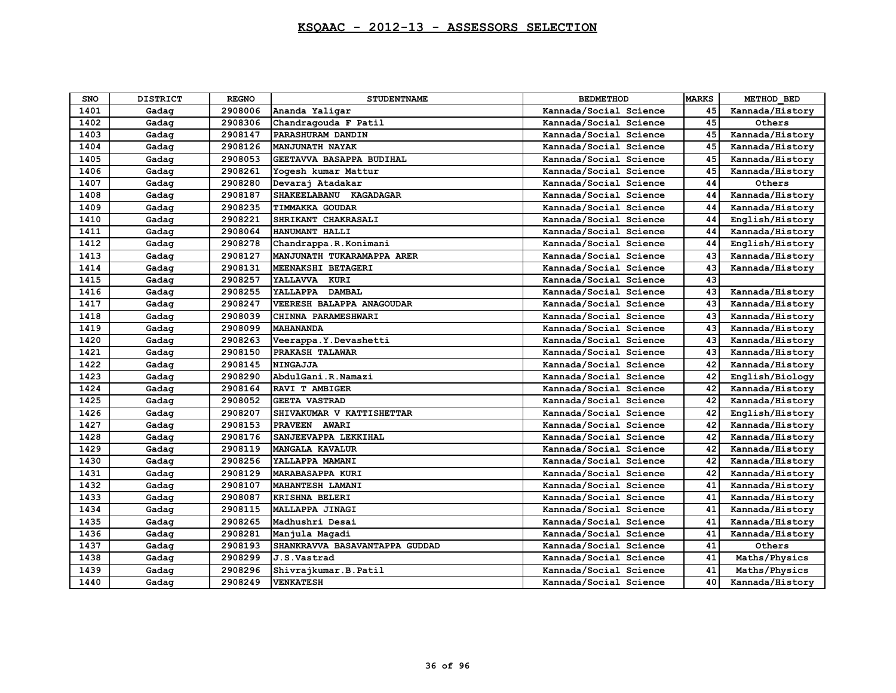# KSQAAC - 2012-13 - ASSESSORS SELECTION

| SNO | DISTRICT | REGNO | STUDENTNAME | BEDMETHOD | MARKS | METHOD_BED |
|---|---|---|---|---|---|---|
| 1401 | Gadag | 2908006 | Ananda Yaligar | Kannada/Social Science | 45 | Kannada/History |
| 1402 | Gadag | 2908306 | Chandragouda F Patil | Kannada/Social Science | 45 | Others |
| 1403 | Gadag | 2908147 | PARASHURAM DANDIN | Kannada/Social Science | 45 | Kannada/History |
| 1404 | Gadag | 2908126 | MANJUNATH NAYAK | Kannada/Social Science | 45 | Kannada/History |
| 1405 | Gadag | 2908053 | GEETAVVA BASAPPA BUDIHAL | Kannada/Social Science | 45 | Kannada/History |
| 1406 | Gadag | 2908261 | Yogesh kumar Mattur | Kannada/Social Science | 45 | Kannada/History |
| 1407 | Gadag | 2908280 | Devaraj Atadakar | Kannada/Social Science | 44 | Others |
| 1408 | Gadag | 2908187 | SHAKEELABANU KAGADAGAR | Kannada/Social Science | 44 | Kannada/History |
| 1409 | Gadag | 2908235 | TIMMAKKA GOUDAR | Kannada/Social Science | 44 | Kannada/History |
| 1410 | Gadag | 2908221 | SHRIKANT CHAKRASALI | Kannada/Social Science | 44 | English/History |
| 1411 | Gadag | 2908064 | HANUMANT HALLI | Kannada/Social Science | 44 | Kannada/History |
| 1412 | Gadag | 2908278 | Chandrappa.R.Konimani | Kannada/Social Science | 44 | English/History |
| 1413 | Gadag | 2908127 | MANJUNATH TUKARAMAPPA ARER | Kannada/Social Science | 43 | Kannada/History |
| 1414 | Gadag | 2908131 | MEENAKSHI BETAGERI | Kannada/Social Science | 43 | Kannada/History |
| 1415 | Gadag | 2908257 | YALLAVVA KURI | Kannada/Social Science | 43 | |
| 1416 | Gadag | 2908255 | YALLAPPA DAMBAL | Kannada/Social Science | 43 | Kannada/History |
| 1417 | Gadag | 2908247 | VEERESH BALAPPA ANAGOUDAR | Kannada/Social Science | 43 | Kannada/History |
| 1418 | Gadag | 2908039 | CHINNA PARAMESHWARI | Kannada/Social Science | 43 | Kannada/History |
| 1419 | Gadag | 2908099 | MAHANANDA | Kannada/Social Science | 43 | Kannada/History |
| 1420 | Gadag | 2908263 | Veerappa.Y.Devashetti | Kannada/Social Science | 43 | Kannada/History |
| 1421 | Gadag | 2908150 | PRAKASH TALAWAR | Kannada/Social Science | 43 | Kannada/History |
| 1422 | Gadag | 2908145 | NINGAJJA | Kannada/Social Science | 42 | Kannada/History |
| 1423 | Gadag | 2908290 | AbdulGani.R.Namazi | Kannada/Social Science | 42 | English/Biology |
| 1424 | Gadag | 2908164 | RAVI T AMBIGER | Kannada/Social Science | 42 | Kannada/History |
| 1425 | Gadag | 2908052 | GEETA VASTRAD | Kannada/Social Science | 42 | Kannada/History |
| 1426 | Gadag | 2908207 | SHIVAKUMAR V KATTISHETTAR | Kannada/Social Science | 42 | English/History |
| 1427 | Gadag | 2908153 | PRAVEEN AWARI | Kannada/Social Science | 42 | Kannada/History |
| 1428 | Gadag | 2908176 | SANJEEVAPPA LEKKIHAL | Kannada/Social Science | 42 | Kannada/History |
| 1429 | Gadag | 2908119 | MANGALA KAVALUR | Kannada/Social Science | 42 | Kannada/History |
| 1430 | Gadag | 2908256 | YALLAPPA MAMANI | Kannada/Social Science | 42 | Kannada/History |
| 1431 | Gadag | 2908129 | MARABASAPPA KURI | Kannada/Social Science | 42 | Kannada/History |
| 1432 | Gadag | 2908107 | MAHANTESH LAMANI | Kannada/Social Science | 41 | Kannada/History |
| 1433 | Gadag | 2908087 | KRISHNA BELERI | Kannada/Social Science | 41 | Kannada/History |
| 1434 | Gadag | 2908115 | MALLAPPA JINAGI | Kannada/Social Science | 41 | Kannada/History |
| 1435 | Gadag | 2908265 | Madhushri Desai | Kannada/Social Science | 41 | Kannada/History |
| 1436 | Gadag | 2908281 | Manjula Magadi | Kannada/Social Science | 41 | Kannada/History |
| 1437 | Gadag | 2908193 | SHANKRAVVA BASAVANTAPPA GUDDAD | Kannada/Social Science | 41 | Others |
| 1438 | Gadag | 2908299 | J.S.Vastrad | Kannada/Social Science | 41 | Maths/Physics |
| 1439 | Gadag | 2908296 | Shivrajkumar.B.Patil | Kannada/Social Science | 41 | Maths/Physics |
| 1440 | Gadag | 2908249 | VENKATESH | Kannada/Social Science | 40 | Kannada/History |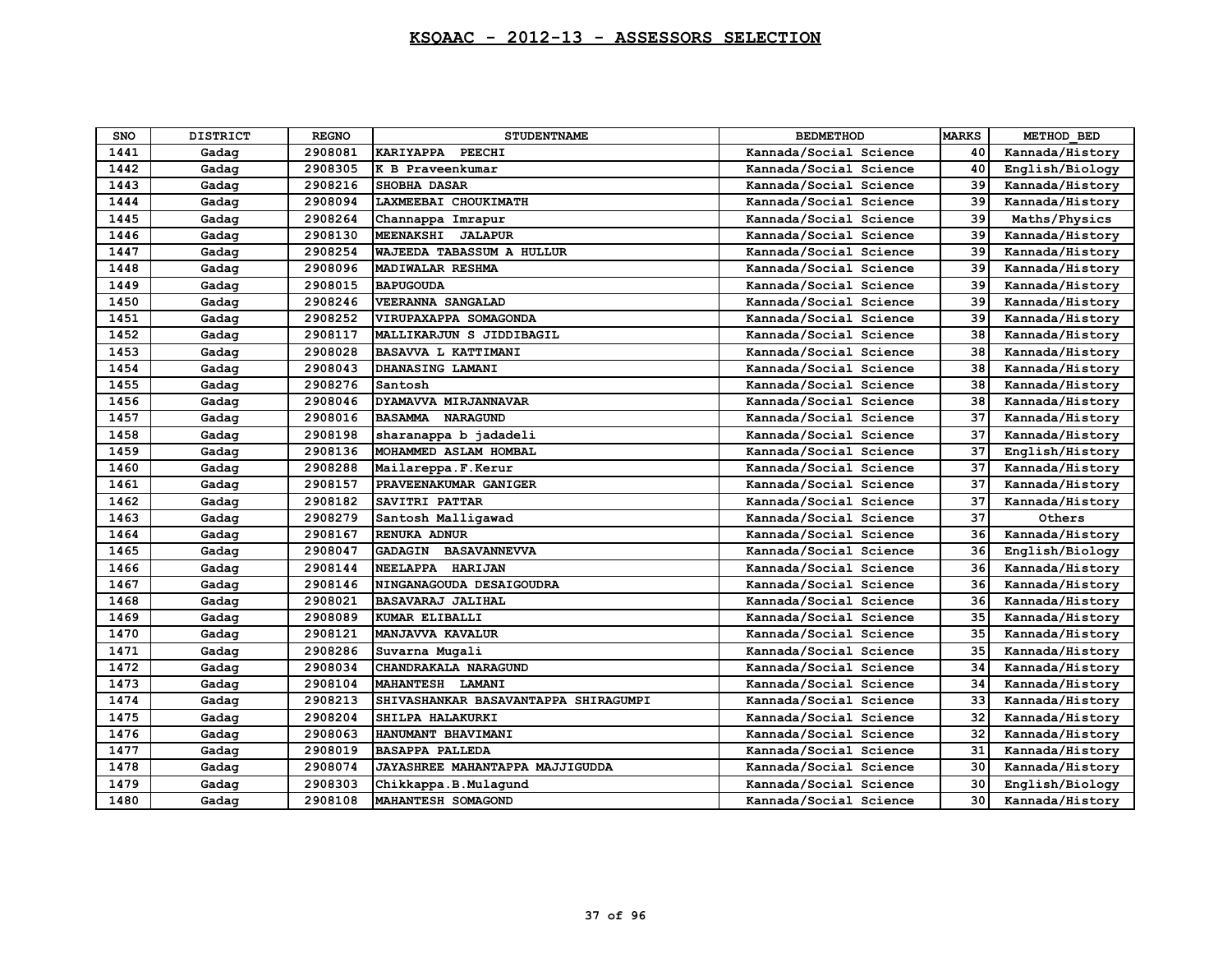## KSQAAC - 2012-13 - ASSESSORS SELECTION

| SNO | DISTRICT | REGNO | STUDENTNAME | BEDMETHOD | MARKS | METHOD_BED |
|---|---|---|---|---|---|---|
| 1441 | Gadag | 2908081 | KARIYAPPA PEECHI | Kannada/Social Science | 40 | Kannada/History |
| 1442 | Gadag | 2908305 | K B Praveenkumar | Kannada/Social Science | 40 | English/Biology |
| 1443 | Gadag | 2908216 | SHOBHA DASAR | Kannada/Social Science | 39 | Kannada/History |
| 1444 | Gadag | 2908094 | LAXMEEBAI CHOUKIMATH | Kannada/Social Science | 39 | Kannada/History |
| 1445 | Gadag | 2908264 | Channappa Imrapur | Kannada/Social Science | 39 | Maths/Physics |
| 1446 | Gadag | 2908130 | MEENAKSHI JALAPUR | Kannada/Social Science | 39 | Kannada/History |
| 1447 | Gadag | 2908254 | WAJEEDA TABASSUM A HULLUR | Kannada/Social Science | 39 | Kannada/History |
| 1448 | Gadag | 2908096 | MADIWALAR RESHMA | Kannada/Social Science | 39 | Kannada/History |
| 1449 | Gadag | 2908015 | BAPUGOUDA | Kannada/Social Science | 39 | Kannada/History |
| 1450 | Gadag | 2908246 | VEERANNA SANGALAD | Kannada/Social Science | 39 | Kannada/History |
| 1451 | Gadag | 2908252 | VIRUPAXAPPA SOMAGONDA | Kannada/Social Science | 39 | Kannada/History |
| 1452 | Gadag | 2908117 | MALLIKARJUN S JIDDIBAGIL | Kannada/Social Science | 38 | Kannada/History |
| 1453 | Gadag | 2908028 | BASAVVA L KATTIMANI | Kannada/Social Science | 38 | Kannada/History |
| 1454 | Gadag | 2908043 | DHANASING LAMANI | Kannada/Social Science | 38 | Kannada/History |
| 1455 | Gadag | 2908276 | Santosh | Kannada/Social Science | 38 | Kannada/History |
| 1456 | Gadag | 2908046 | DYAMAVVA MIRJANNAVAR | Kannada/Social Science | 38 | Kannada/History |
| 1457 | Gadag | 2908016 | BASAMMA NARAGUND | Kannada/Social Science | 37 | Kannada/History |
| 1458 | Gadag | 2908198 | sharanappa b jadadeli | Kannada/Social Science | 37 | Kannada/History |
| 1459 | Gadag | 2908136 | MOHAMMED ASLAM HOMBAL | Kannada/Social Science | 37 | English/History |
| 1460 | Gadag | 2908288 | Mailareppa.F.Kerur | Kannada/Social Science | 37 | Kannada/History |
| 1461 | Gadag | 2908157 | PRAVEENAKUMAR GANIGER | Kannada/Social Science | 37 | Kannada/History |
| 1462 | Gadag | 2908182 | SAVITRI PATTAR | Kannada/Social Science | 37 | Kannada/History |
| 1463 | Gadag | 2908279 | Santosh Malligawad | Kannada/Social Science | 37 | Others |
| 1464 | Gadag | 2908167 | RENUKA ADNUR | Kannada/Social Science | 36 | Kannada/History |
| 1465 | Gadag | 2908047 | GADAGIN BASAVANNEVVA | Kannada/Social Science | 36 | English/Biology |
| 1466 | Gadag | 2908144 | NEELAPPA HARIJAN | Kannada/Social Science | 36 | Kannada/History |
| 1467 | Gadag | 2908146 | NINGANAGOUDA DESAIGOUDRA | Kannada/Social Science | 36 | Kannada/History |
| 1468 | Gadag | 2908021 | BASAVARAJ JALIHAL | Kannada/Social Science | 36 | Kannada/History |
| 1469 | Gadag | 2908089 | KUMAR ELIBALLI | Kannada/Social Science | 35 | Kannada/History |
| 1470 | Gadag | 2908121 | MANJAVVA KAVALUR | Kannada/Social Science | 35 | Kannada/History |
| 1471 | Gadag | 2908286 | Suvarna Mugali | Kannada/Social Science | 35 | Kannada/History |
| 1472 | Gadag | 2908034 | CHANDRAKALA NARAGUND | Kannada/Social Science | 34 | Kannada/History |
| 1473 | Gadag | 2908104 | MAHANTESH LAMANI | Kannada/Social Science | 34 | Kannada/History |
| 1474 | Gadag | 2908213 | SHIVASHANKAR BASAVANTAPPA SHIRAGUMPI | Kannada/Social Science | 33 | Kannada/History |
| 1475 | Gadag | 2908204 | SHILPA HALAKURKI | Kannada/Social Science | 32 | Kannada/History |
| 1476 | Gadag | 2908063 | HANUMANT BHAVIMANI | Kannada/Social Science | 32 | Kannada/History |
| 1477 | Gadag | 2908019 | BASAPPA PALLEDA | Kannada/Social Science | 31 | Kannada/History |
| 1478 | Gadag | 2908074 | JAYASHREE MAHANTAPPA MAJJIGUDDA | Kannada/Social Science | 30 | Kannada/History |
| 1479 | Gadag | 2908303 | Chikkappa.B.Mulagund | Kannada/Social Science | 30 | English/Biology |
| 1480 | Gadag | 2908108 | MAHANTESH SOMAGOND | Kannada/Social Science | 30 | Kannada/History |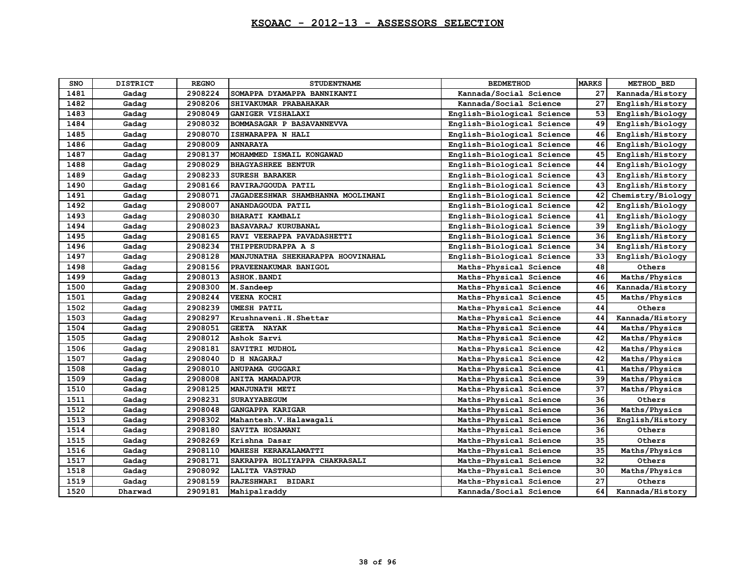# KSQAAC - 2012-13 - ASSESSORS SELECTION

| SNO | DISTRICT | REGNO | STUDENTNAME | BEDMETHOD | MARKS | METHOD_BED |
|---|---|---|---|---|---|---|
| 1481 | Gadag | 2908224 | SOMAPPA DYAMAPPA BANNIKANTI | Kannada/Social Science | 27 | Kannada/History |
| 1482 | Gadag | 2908206 | SHIVAKUMAR PRABAHAKAR | Kannada/Social Science | 27 | English/History |
| 1483 | Gadag | 2908049 | GANIGER VISHALAXI | English-Biological Science | 53 | English/Biology |
| 1484 | Gadag | 2908032 | BOMMASAGAR P BASAVANNEVVA | English-Biological Science | 49 | English/Biology |
| 1485 | Gadag | 2908070 | ISHWARAPPA N HALI | English-Biological Science | 46 | English/History |
| 1486 | Gadag | 2908009 | ANNARAYA | English-Biological Science | 46 | English/Biology |
| 1487 | Gadag | 2908137 | MOHAMMED ISMAIL KONGAWAD | English-Biological Science | 45 | English/History |
| 1488 | Gadag | 2908029 | BHAGYASHREE BENTUR | English-Biological Science | 44 | English/Biology |
| 1489 | Gadag | 2908233 | SURESH BARAKER | English-Biological Science | 43 | English/History |
| 1490 | Gadag | 2908166 | RAVIRAJGOUDA PATIL | English-Biological Science | 43 | English/History |
| 1491 | Gadag | 2908071 | JAGADEESHWAR SHAMBHANNA MOOLIMANI | English-Biological Science | 42 | Chemistry/Biology |
| 1492 | Gadag | 2908007 | ANANDAGOUDA PATIL | English-Biological Science | 42 | English/Biology |
| 1493 | Gadag | 2908030 | BHARATI KAMBALI | English-Biological Science | 41 | English/Biology |
| 1494 | Gadag | 2908023 | BASAVARAJ KURUBANAL | English-Biological Science | 39 | English/Biology |
| 1495 | Gadag | 2908165 | RAVI VEERAPPA PAVADASHETTI | English-Biological Science | 36 | English/History |
| 1496 | Gadag | 2908234 | THIPPERUDRAPPA A S | English-Biological Science | 34 | English/History |
| 1497 | Gadag | 2908128 | MANJUNATHA SHEKHARAPPA HOOVINAHAL | English-Biological Science | 33 | English/Biology |
| 1498 | Gadag | 2908156 | PRAVEENAKUMAR BANIGOL | Maths-Physical Science | 48 | Others |
| 1499 | Gadag | 2908013 | ASHOK.BANDI | Maths-Physical Science | 46 | Maths/Physics |
| 1500 | Gadag | 2908300 | M.Sandeep | Maths-Physical Science | 46 | Kannada/History |
| 1501 | Gadag | 2908244 | VEENA KOCHI | Maths-Physical Science | 45 | Maths/Physics |
| 1502 | Gadag | 2908239 | UMESH PATIL | Maths-Physical Science | 44 | Others |
| 1503 | Gadag | 2908297 | Krushnaveni.H.Shettar | Maths-Physical Science | 44 | Kannada/History |
| 1504 | Gadag | 2908051 | GEETA NAYAK | Maths-Physical Science | 44 | Maths/Physics |
| 1505 | Gadag | 2908012 | Ashok Sarvi | Maths-Physical Science | 42 | Maths/Physics |
| 1506 | Gadag | 2908181 | SAVITRI MUDHOL | Maths-Physical Science | 42 | Maths/Physics |
| 1507 | Gadag | 2908040 | D H NAGARAJ | Maths-Physical Science | 42 | Maths/Physics |
| 1508 | Gadag | 2908010 | ANUPAMA GUGGARI | Maths-Physical Science | 41 | Maths/Physics |
| 1509 | Gadag | 2908008 | ANITA MAMADAPUR | Maths-Physical Science | 39 | Maths/Physics |
| 1510 | Gadag | 2908125 | MANJUNATH METI | Maths-Physical Science | 37 | Maths/Physics |
| 1511 | Gadag | 2908231 | SURAYYABEGUM | Maths-Physical Science | 36 | Others |
| 1512 | Gadag | 2908048 | GANGAPPA KARIGAR | Maths-Physical Science | 36 | Maths/Physics |
| 1513 | Gadag | 2908302 | Mahantesh.V.Halawagali | Maths-Physical Science | 36 | English/History |
| 1514 | Gadag | 2908180 | SAVITA HOSAMANI | Maths-Physical Science | 36 | Others |
| 1515 | Gadag | 2908269 | Krishna Dasar | Maths-Physical Science | 35 | Others |
| 1516 | Gadag | 2908110 | MAHESH KERAKALAMATTI | Maths-Physical Science | 35 | Maths/Physics |
| 1517 | Gadag | 2908171 | SAKRAPPA HOLIYAPPA CHAKRASALI | Maths-Physical Science | 32 | Others |
| 1518 | Gadag | 2908092 | LALITA VASTRAD | Maths-Physical Science | 30 | Maths/Physics |
| 1519 | Gadag | 2908159 | RAJESHWARI BIDARI | Maths-Physical Science | 27 | Others |
| 1520 | Dharwad | 2909181 | Mahipalraddy | Kannada/Social Science | 64 | Kannada/History |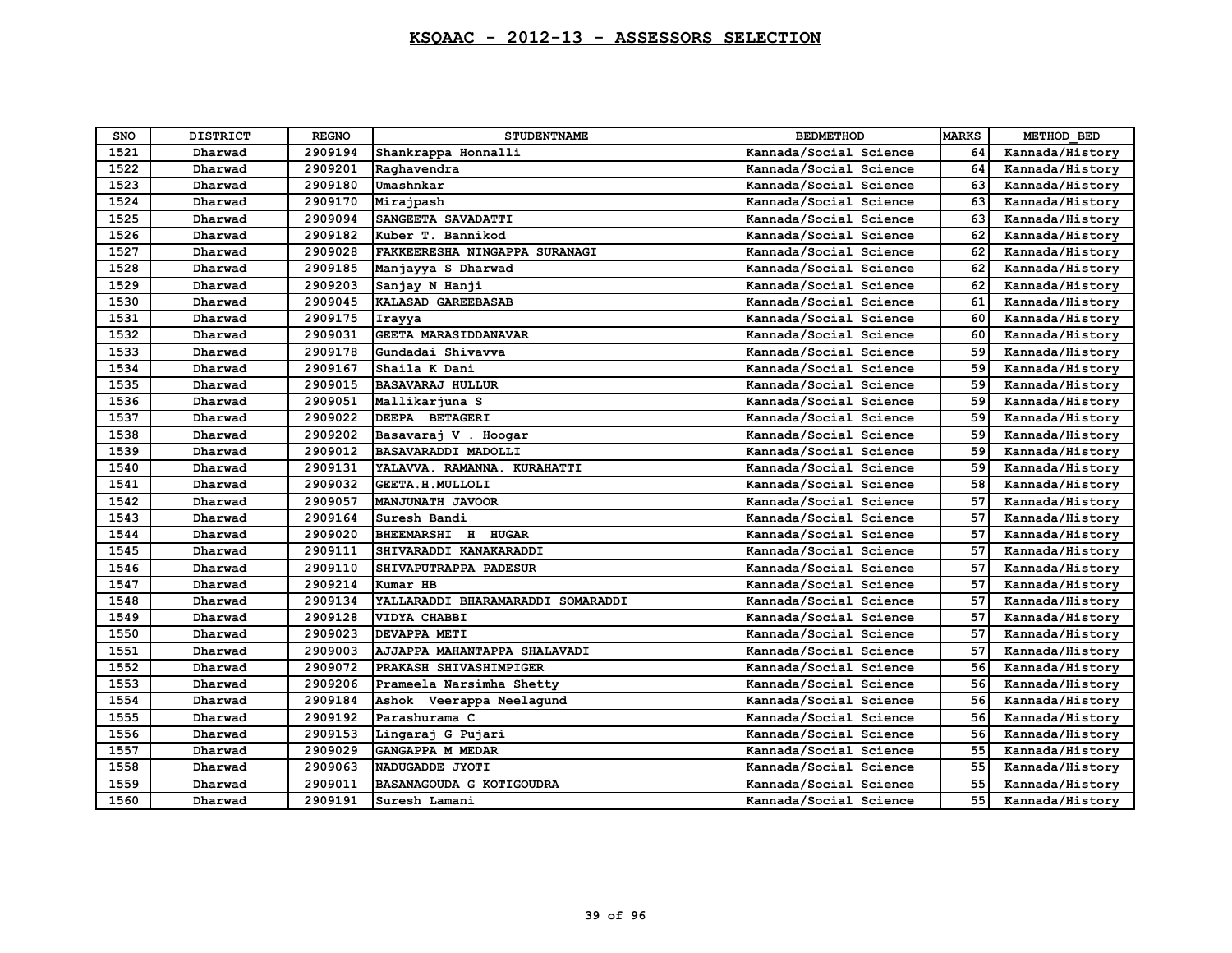# KSQAAC - 2012-13 - ASSESSORS SELECTION

| SNO | DISTRICT | REGNO | STUDENTNAME | BEDMETHOD | MARKS | METHOD_BED |
|---|---|---|---|---|---|---|
| 1521 | Dharwad | 2909194 | Shankrappa Honnalli | Kannada/Social Science | 64 | Kannada/History |
| 1522 | Dharwad | 2909201 | Raghavendra | Kannada/Social Science | 64 | Kannada/History |
| 1523 | Dharwad | 2909180 | Umashnkar | Kannada/Social Science | 63 | Kannada/History |
| 1524 | Dharwad | 2909170 | Mirajpash | Kannada/Social Science | 63 | Kannada/History |
| 1525 | Dharwad | 2909094 | SANGEETA SAVADATTI | Kannada/Social Science | 63 | Kannada/History |
| 1526 | Dharwad | 2909182 | Kuber T. Bannikod | Kannada/Social Science | 62 | Kannada/History |
| 1527 | Dharwad | 2909028 | FAKKEERESHA NINGAPPA SURANAGI | Kannada/Social Science | 62 | Kannada/History |
| 1528 | Dharwad | 2909185 | Manjayya S Dharwad | Kannada/Social Science | 62 | Kannada/History |
| 1529 | Dharwad | 2909203 | Sanjay N Hanji | Kannada/Social Science | 62 | Kannada/History |
| 1530 | Dharwad | 2909045 | KALASAD GAREEBASAB | Kannada/Social Science | 61 | Kannada/History |
| 1531 | Dharwad | 2909175 | Irayya | Kannada/Social Science | 60 | Kannada/History |
| 1532 | Dharwad | 2909031 | GEETA MARASIDDANAVAR | Kannada/Social Science | 60 | Kannada/History |
| 1533 | Dharwad | 2909178 | Gundadai Shivavva | Kannada/Social Science | 59 | Kannada/History |
| 1534 | Dharwad | 2909167 | Shaila K Dani | Kannada/Social Science | 59 | Kannada/History |
| 1535 | Dharwad | 2909015 | BASAVARAJ HULLUR | Kannada/Social Science | 59 | Kannada/History |
| 1536 | Dharwad | 2909051 | Mallikarjuna S | Kannada/Social Science | 59 | Kannada/History |
| 1537 | Dharwad | 2909022 | DEEPA BETAGERI | Kannada/Social Science | 59 | Kannada/History |
| 1538 | Dharwad | 2909202 | Basavaraj V . Hoogar | Kannada/Social Science | 59 | Kannada/History |
| 1539 | Dharwad | 2909012 | BASAVARADDI MADOLLI | Kannada/Social Science | 59 | Kannada/History |
| 1540 | Dharwad | 2909131 | YALAVVA. RAMANNA. KURAHATTI | Kannada/Social Science | 59 | Kannada/History |
| 1541 | Dharwad | 2909032 | GEETA.H.MULLOLI | Kannada/Social Science | 58 | Kannada/History |
| 1542 | Dharwad | 2909057 | MANJUNATH JAVOOR | Kannada/Social Science | 57 | Kannada/History |
| 1543 | Dharwad | 2909164 | Suresh Bandi | Kannada/Social Science | 57 | Kannada/History |
| 1544 | Dharwad | 2909020 | BHEEMARSHI H HUGAR | Kannada/Social Science | 57 | Kannada/History |
| 1545 | Dharwad | 2909111 | SHIVARADDI KANAKARADDI | Kannada/Social Science | 57 | Kannada/History |
| 1546 | Dharwad | 2909110 | SHIVAPUTRAPPA PADESUR | Kannada/Social Science | 57 | Kannada/History |
| 1547 | Dharwad | 2909214 | Kumar HB | Kannada/Social Science | 57 | Kannada/History |
| 1548 | Dharwad | 2909134 | YALLARADDI BHARAMARADDI SOMARADDI | Kannada/Social Science | 57 | Kannada/History |
| 1549 | Dharwad | 2909128 | VIDYA CHABBI | Kannada/Social Science | 57 | Kannada/History |
| 1550 | Dharwad | 2909023 | DEVAPPA METI | Kannada/Social Science | 57 | Kannada/History |
| 1551 | Dharwad | 2909003 | AJJAPPA MAHANTAPPA SHALAVADI | Kannada/Social Science | 57 | Kannada/History |
| 1552 | Dharwad | 2909072 | PRAKASH SHIVASHIMPIGER | Kannada/Social Science | 56 | Kannada/History |
| 1553 | Dharwad | 2909206 | Prameela Narsimha Shetty | Kannada/Social Science | 56 | Kannada/History |
| 1554 | Dharwad | 2909184 | Ashok Veerappa Neelagund | Kannada/Social Science | 56 | Kannada/History |
| 1555 | Dharwad | 2909192 | Parashurama C | Kannada/Social Science | 56 | Kannada/History |
| 1556 | Dharwad | 2909153 | Lingaraj G Pujari | Kannada/Social Science | 56 | Kannada/History |
| 1557 | Dharwad | 2909029 | GANGAPPA M MEDAR | Kannada/Social Science | 55 | Kannada/History |
| 1558 | Dharwad | 2909063 | NADUGADDE JYOTI | Kannada/Social Science | 55 | Kannada/History |
| 1559 | Dharwad | 2909011 | BASANAGOUDA G KOTIGOUDRA | Kannada/Social Science | 55 | Kannada/History |
| 1560 | Dharwad | 2909191 | Suresh Lamani | Kannada/Social Science | 55 | Kannada/History |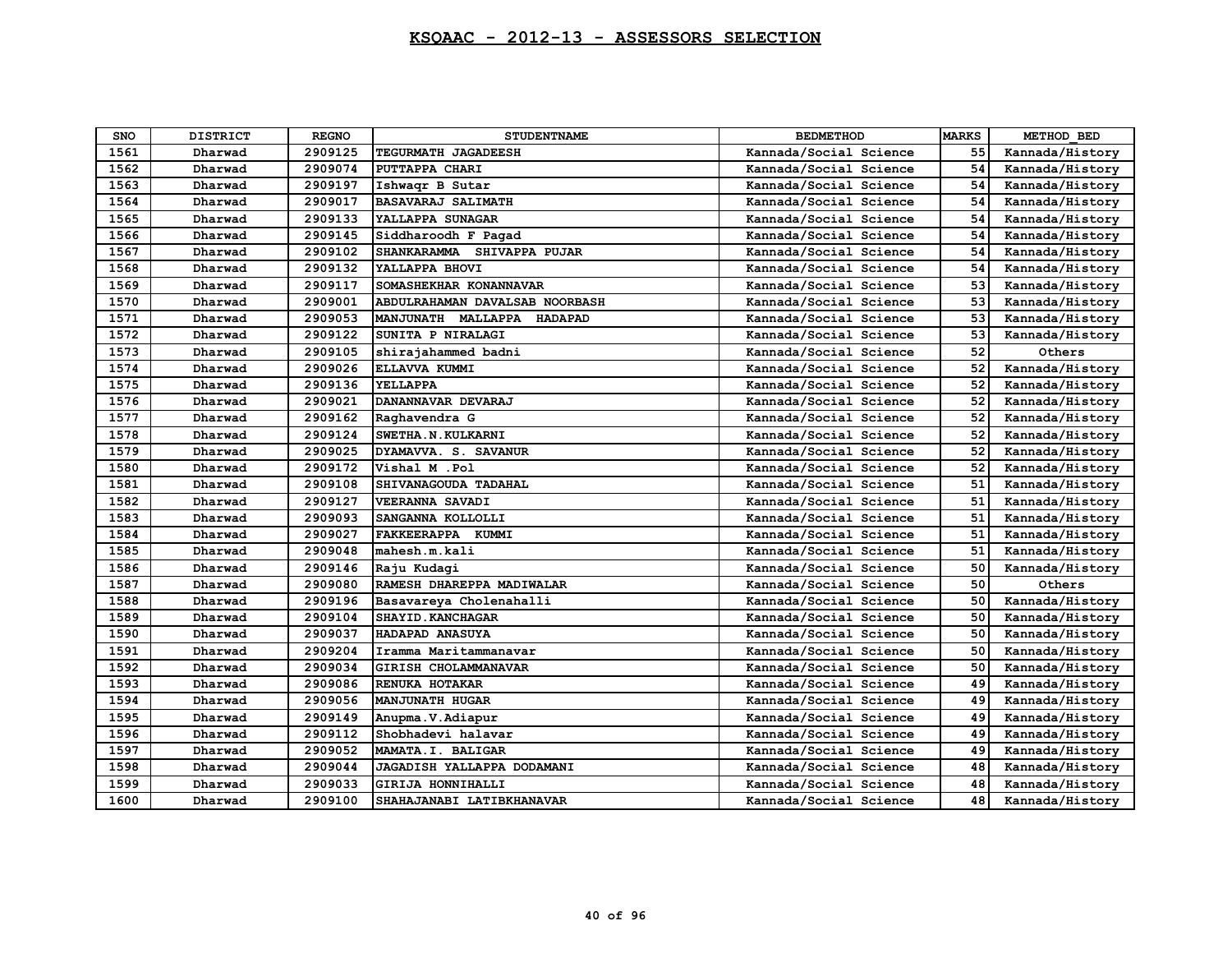# KSQAAC - 2012-13 - ASSESSORS SELECTION

| SNO | DISTRICT | REGNO | STUDENTNAME | BEDMETHOD | MARKS | METHOD_BED |
|---|---|---|---|---|---|---|
| 1561 | Dharwad | 2909125 | TEGURMATH JAGADEESH | Kannada/Social Science | 55 | Kannada/History |
| 1562 | Dharwad | 2909074 | PUTTAPPA CHARI | Kannada/Social Science | 54 | Kannada/History |
| 1563 | Dharwad | 2909197 | Ishwaqr B Sutar | Kannada/Social Science | 54 | Kannada/History |
| 1564 | Dharwad | 2909017 | BASAVARAJ SALIMATH | Kannada/Social Science | 54 | Kannada/History |
| 1565 | Dharwad | 2909133 | YALLAPPA SUNAGAR | Kannada/Social Science | 54 | Kannada/History |
| 1566 | Dharwad | 2909145 | Siddharoodh F Pagad | Kannada/Social Science | 54 | Kannada/History |
| 1567 | Dharwad | 2909102 | SHANKARAMMA SHIVAPPA PUJAR | Kannada/Social Science | 54 | Kannada/History |
| 1568 | Dharwad | 2909132 | YALLAPPA BHOVI | Kannada/Social Science | 54 | Kannada/History |
| 1569 | Dharwad | 2909117 | SOMASHEKHAR KONANNAVAR | Kannada/Social Science | 53 | Kannada/History |
| 1570 | Dharwad | 2909001 | ABDULRAHAMAN DAVALSAB NOORBASH | Kannada/Social Science | 53 | Kannada/History |
| 1571 | Dharwad | 2909053 | MANJUNATH MALLAPPA HADAPAD | Kannada/Social Science | 53 | Kannada/History |
| 1572 | Dharwad | 2909122 | SUNITA P NIRALAGI | Kannada/Social Science | 53 | Kannada/History |
| 1573 | Dharwad | 2909105 | shirajahammed badni | Kannada/Social Science | 52 | Others |
| 1574 | Dharwad | 2909026 | ELLAVVA KUMMI | Kannada/Social Science | 52 | Kannada/History |
| 1575 | Dharwad | 2909136 | YELLAPPA | Kannada/Social Science | 52 | Kannada/History |
| 1576 | Dharwad | 2909021 | DANANNAVAR DEVARAJ | Kannada/Social Science | 52 | Kannada/History |
| 1577 | Dharwad | 2909162 | Raghavendra G | Kannada/Social Science | 52 | Kannada/History |
| 1578 | Dharwad | 2909124 | SWETHA.N.KULKARNI | Kannada/Social Science | 52 | Kannada/History |
| 1579 | Dharwad | 2909025 | DYAMAVVA. S. SAVANUR | Kannada/Social Science | 52 | Kannada/History |
| 1580 | Dharwad | 2909172 | Vishal M .Pol | Kannada/Social Science | 52 | Kannada/History |
| 1581 | Dharwad | 2909108 | SHIVANAGOUDA TADAHAL | Kannada/Social Science | 51 | Kannada/History |
| 1582 | Dharwad | 2909127 | VEERANNA SAVADI | Kannada/Social Science | 51 | Kannada/History |
| 1583 | Dharwad | 2909093 | SANGANNA KOLLOLLI | Kannada/Social Science | 51 | Kannada/History |
| 1584 | Dharwad | 2909027 | FAKKEERAPPA KUMMI | Kannada/Social Science | 51 | Kannada/History |
| 1585 | Dharwad | 2909048 | mahesh.m.kali | Kannada/Social Science | 51 | Kannada/History |
| 1586 | Dharwad | 2909146 | Raju Kudagi | Kannada/Social Science | 50 | Kannada/History |
| 1587 | Dharwad | 2909080 | RAMESH DHAREPPA MADIWALAR | Kannada/Social Science | 50 | Others |
| 1588 | Dharwad | 2909196 | Basavareya Cholenahalli | Kannada/Social Science | 50 | Kannada/History |
| 1589 | Dharwad | 2909104 | SHAYID.KANCHAGAR | Kannada/Social Science | 50 | Kannada/History |
| 1590 | Dharwad | 2909037 | HADAPAD ANASUYA | Kannada/Social Science | 50 | Kannada/History |
| 1591 | Dharwad | 2909204 | Iramma Maritammanavar | Kannada/Social Science | 50 | Kannada/History |
| 1592 | Dharwad | 2909034 | GIRISH CHOLAMMANAVAR | Kannada/Social Science | 50 | Kannada/History |
| 1593 | Dharwad | 2909086 | RENUKA HOTAKAR | Kannada/Social Science | 49 | Kannada/History |
| 1594 | Dharwad | 2909056 | MANJUNATH HUGAR | Kannada/Social Science | 49 | Kannada/History |
| 1595 | Dharwad | 2909149 | Anupma.V.Adiapur | Kannada/Social Science | 49 | Kannada/History |
| 1596 | Dharwad | 2909112 | Shobhadevi halavar | Kannada/Social Science | 49 | Kannada/History |
| 1597 | Dharwad | 2909052 | MAMATA.I. BALIGAR | Kannada/Social Science | 49 | Kannada/History |
| 1598 | Dharwad | 2909044 | JAGADISH YALLAPPA DODAMANI | Kannada/Social Science | 48 | Kannada/History |
| 1599 | Dharwad | 2909033 | GIRIJA HONNIHALLI | Kannada/Social Science | 48 | Kannada/History |
| 1600 | Dharwad | 2909100 | SHAHAJANABI LATIBKHANAVAR | Kannada/Social Science | 48 | Kannada/History |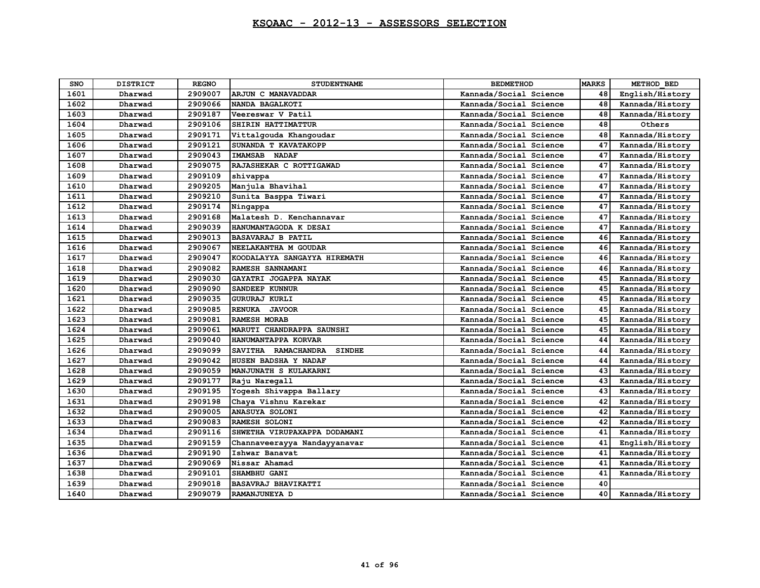# KSQAAC - 2012-13 - ASSESSORS SELECTION

| SNO | DISTRICT | REGNO | STUDENTNAME | BEDMETHOD | MARKS | METHOD_BED |
|---|---|---|---|---|---|---|
| 1601 | Dharwad | 2909007 | ARJUN C MANAVADDAR | Kannada/Social Science | 48 | English/History |
| 1602 | Dharwad | 2909066 | NANDA BAGALKOTI | Kannada/Social Science | 48 | Kannada/History |
| 1603 | Dharwad | 2909187 | Veereswar V Patil | Kannada/Social Science | 48 | Kannada/History |
| 1604 | Dharwad | 2909106 | SHIRIN HATTIMATTUR | Kannada/Social Science | 48 | Others |
| 1605 | Dharwad | 2909171 | Vittalgouda Khangoudar | Kannada/Social Science | 48 | Kannada/History |
| 1606 | Dharwad | 2909121 | SUNANDA T KAVATAKOPP | Kannada/Social Science | 47 | Kannada/History |
| 1607 | Dharwad | 2909043 | IMAMSAB NADAF | Kannada/Social Science | 47 | Kannada/History |
| 1608 | Dharwad | 2909075 | RAJASHEKAR C ROTTIGAWAD | Kannada/Social Science | 47 | Kannada/History |
| 1609 | Dharwad | 2909109 | shivappa | Kannada/Social Science | 47 | Kannada/History |
| 1610 | Dharwad | 2909205 | Manjula Bhavihal | Kannada/Social Science | 47 | Kannada/History |
| 1611 | Dharwad | 2909210 | Sunita Basppa Tiwari | Kannada/Social Science | 47 | Kannada/History |
| 1612 | Dharwad | 2909174 | Ningappa | Kannada/Social Science | 47 | Kannada/History |
| 1613 | Dharwad | 2909168 | Malatesh D. Kenchannavar | Kannada/Social Science | 47 | Kannada/History |
| 1614 | Dharwad | 2909039 | HANUMANTAGODA K DESAI | Kannada/Social Science | 47 | Kannada/History |
| 1615 | Dharwad | 2909013 | BASAVARAJ B PATIL | Kannada/Social Science | 46 | Kannada/History |
| 1616 | Dharwad | 2909067 | NEELAKANTHA M GOUDAR | Kannada/Social Science | 46 | Kannada/History |
| 1617 | Dharwad | 2909047 | KOODALAYYA SANGAYYA HIREMATH | Kannada/Social Science | 46 | Kannada/History |
| 1618 | Dharwad | 2909082 | RAMESH SANNAMANI | Kannada/Social Science | 46 | Kannada/History |
| 1619 | Dharwad | 2909030 | GAYATRI JOGAPPA NAYAK | Kannada/Social Science | 45 | Kannada/History |
| 1620 | Dharwad | 2909090 | SANDEEP KUNNUR | Kannada/Social Science | 45 | Kannada/History |
| 1621 | Dharwad | 2909035 | GURURAJ KURLI | Kannada/Social Science | 45 | Kannada/History |
| 1622 | Dharwad | 2909085 | RENUKA JAVOOR | Kannada/Social Science | 45 | Kannada/History |
| 1623 | Dharwad | 2909081 | RAMESH MORAB | Kannada/Social Science | 45 | Kannada/History |
| 1624 | Dharwad | 2909061 | MARUTI CHANDRAPPA SAUNSHI | Kannada/Social Science | 45 | Kannada/History |
| 1625 | Dharwad | 2909040 | HANUMANTAPPA KORVAR | Kannada/Social Science | 44 | Kannada/History |
| 1626 | Dharwad | 2909099 | SAVITHA RAMACHANDRA SINDHE | Kannada/Social Science | 44 | Kannada/History |
| 1627 | Dharwad | 2909042 | HUSEN BADSHA Y NADAF | Kannada/Social Science | 44 | Kannada/History |
| 1628 | Dharwad | 2909059 | MANJUNATH S KULAKARNI | Kannada/Social Science | 43 | Kannada/History |
| 1629 | Dharwad | 2909177 | Raju Naregall | Kannada/Social Science | 43 | Kannada/History |
| 1630 | Dharwad | 2909195 | Yogesh Shivappa Ballary | Kannada/Social Science | 43 | Kannada/History |
| 1631 | Dharwad | 2909198 | Chaya Vishnu Karekar | Kannada/Social Science | 42 | Kannada/History |
| 1632 | Dharwad | 2909005 | ANASUYA SOLONI | Kannada/Social Science | 42 | Kannada/History |
| 1633 | Dharwad | 2909083 | RAMESH SOLONI | Kannada/Social Science | 42 | Kannada/History |
| 1634 | Dharwad | 2909116 | SHWETHA VIRUPAXAPPA DODAMANI | Kannada/Social Science | 41 | Kannada/History |
| 1635 | Dharwad | 2909159 | Channaveerayya Nandayyanavar | Kannada/Social Science | 41 | English/History |
| 1636 | Dharwad | 2909190 | Ishwar Banavat | Kannada/Social Science | 41 | Kannada/History |
| 1637 | Dharwad | 2909069 | Nissar Ahamad | Kannada/Social Science | 41 | Kannada/History |
| 1638 | Dharwad | 2909101 | SHAMBHU GANI | Kannada/Social Science | 41 | Kannada/History |
| 1639 | Dharwad | 2909018 | BASAVRAJ BHAVIKATTI | Kannada/Social Science | 40 | |
| 1640 | Dharwad | 2909079 | RAMANJUNEYA D | Kannada/Social Science | 40 | Kannada/History |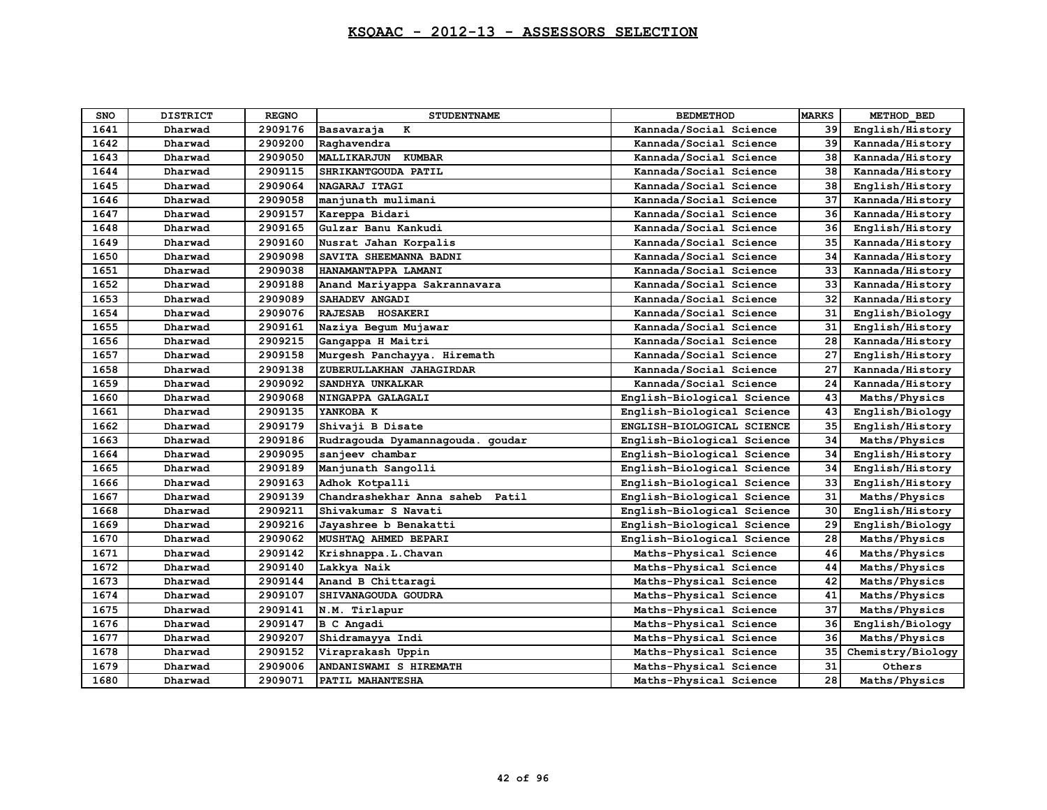# KSQAAC - 2012-13 - ASSESSORS SELECTION

| SNO | DISTRICT | REGNO | STUDENTNAME | BEDMETHOD | MARKS | METHOD_BED |
|---|---|---|---|---|---|---|
| 1641 | Dharwad | 2909176 | Basavaraja K | Kannada/Social Science | 39 | English/History |
| 1642 | Dharwad | 2909200 | Raghavendra | Kannada/Social Science | 39 | Kannada/History |
| 1643 | Dharwad | 2909050 | MALLIKARJUN KUMBAR | Kannada/Social Science | 38 | Kannada/History |
| 1644 | Dharwad | 2909115 | SHRIKANTGOUDA PATIL | Kannada/Social Science | 38 | Kannada/History |
| 1645 | Dharwad | 2909064 | NAGARAJ ITAGI | Kannada/Social Science | 38 | English/History |
| 1646 | Dharwad | 2909058 | manjunath mulimani | Kannada/Social Science | 37 | Kannada/History |
| 1647 | Dharwad | 2909157 | Kareppa Bidari | Kannada/Social Science | 36 | Kannada/History |
| 1648 | Dharwad | 2909165 | Gulzar Banu Kankudi | Kannada/Social Science | 36 | English/History |
| 1649 | Dharwad | 2909160 | Nusrat Jahan Korpalis | Kannada/Social Science | 35 | Kannada/History |
| 1650 | Dharwad | 2909098 | SAVITA SHEEMANNA BADNI | Kannada/Social Science | 34 | Kannada/History |
| 1651 | Dharwad | 2909038 | HANAMANTAPPA LAMANI | Kannada/Social Science | 33 | Kannada/History |
| 1652 | Dharwad | 2909188 | Anand Mariyappa Sakrannavara | Kannada/Social Science | 33 | Kannada/History |
| 1653 | Dharwad | 2909089 | SAHADEV ANGADI | Kannada/Social Science | 32 | Kannada/History |
| 1654 | Dharwad | 2909076 | RAJESAB HOSAKERI | Kannada/Social Science | 31 | English/Biology |
| 1655 | Dharwad | 2909161 | Naziya Begum Mujawar | Kannada/Social Science | 31 | English/History |
| 1656 | Dharwad | 2909215 | Gangappa H Maitri | Kannada/Social Science | 28 | Kannada/History |
| 1657 | Dharwad | 2909158 | Murgesh Panchayya. Hiremath | Kannada/Social Science | 27 | English/History |
| 1658 | Dharwad | 2909138 | ZUBERULLAKHAN JAHAGIRDAR | Kannada/Social Science | 27 | Kannada/History |
| 1659 | Dharwad | 2909092 | SANDHYA UNKALKAR | Kannada/Social Science | 24 | Kannada/History |
| 1660 | Dharwad | 2909068 | NINGAPPA GALAGALI | English-Biological Science | 43 | Maths/Physics |
| 1661 | Dharwad | 2909135 | YANKOBA K | English-Biological Science | 43 | English/Biology |
| 1662 | Dharwad | 2909179 | Shivaji B Disate | ENGLISH-BIOLOGICAL SCIENCE | 35 | English/History |
| 1663 | Dharwad | 2909186 | Rudragouda Dyamannagouda. goudar | English-Biological Science | 34 | Maths/Physics |
| 1664 | Dharwad | 2909095 | sanjeev chambar | English-Biological Science | 34 | English/History |
| 1665 | Dharwad | 2909189 | Manjunath Sangolli | English-Biological Science | 34 | English/History |
| 1666 | Dharwad | 2909163 | Adhok Kotpalli | English-Biological Science | 33 | English/History |
| 1667 | Dharwad | 2909139 | Chandrashekhar Anna saheb Patil | English-Biological Science | 31 | Maths/Physics |
| 1668 | Dharwad | 2909211 | Shivakumar S Navati | English-Biological Science | 30 | English/History |
| 1669 | Dharwad | 2909216 | Jayashree b Benakatti | English-Biological Science | 29 | English/Biology |
| 1670 | Dharwad | 2909062 | MUSHTAQ AHMED BEPARI | English-Biological Science | 28 | Maths/Physics |
| 1671 | Dharwad | 2909142 | Krishnappa.L.Chavan | Maths-Physical Science | 46 | Maths/Physics |
| 1672 | Dharwad | 2909140 | Lakkya Naik | Maths-Physical Science | 44 | Maths/Physics |
| 1673 | Dharwad | 2909144 | Anand B Chittaragi | Maths-Physical Science | 42 | Maths/Physics |
| 1674 | Dharwad | 2909107 | SHIVANAGOUDA GOUDRA | Maths-Physical Science | 41 | Maths/Physics |
| 1675 | Dharwad | 2909141 | N.M. Tirlapur | Maths-Physical Science | 37 | Maths/Physics |
| 1676 | Dharwad | 2909147 | B C Angadi | Maths-Physical Science | 36 | English/Biology |
| 1677 | Dharwad | 2909207 | Shidramayya Indi | Maths-Physical Science | 36 | Maths/Physics |
| 1678 | Dharwad | 2909152 | Viraprakash Uppin | Maths-Physical Science | 35 | Chemistry/Biology |
| 1679 | Dharwad | 2909006 | ANDANISWAMI S HIREMATH | Maths-Physical Science | 31 | Others |
| 1680 | Dharwad | 2909071 | PATIL MAHANTESHA | Maths-Physical Science | 28 | Maths/Physics |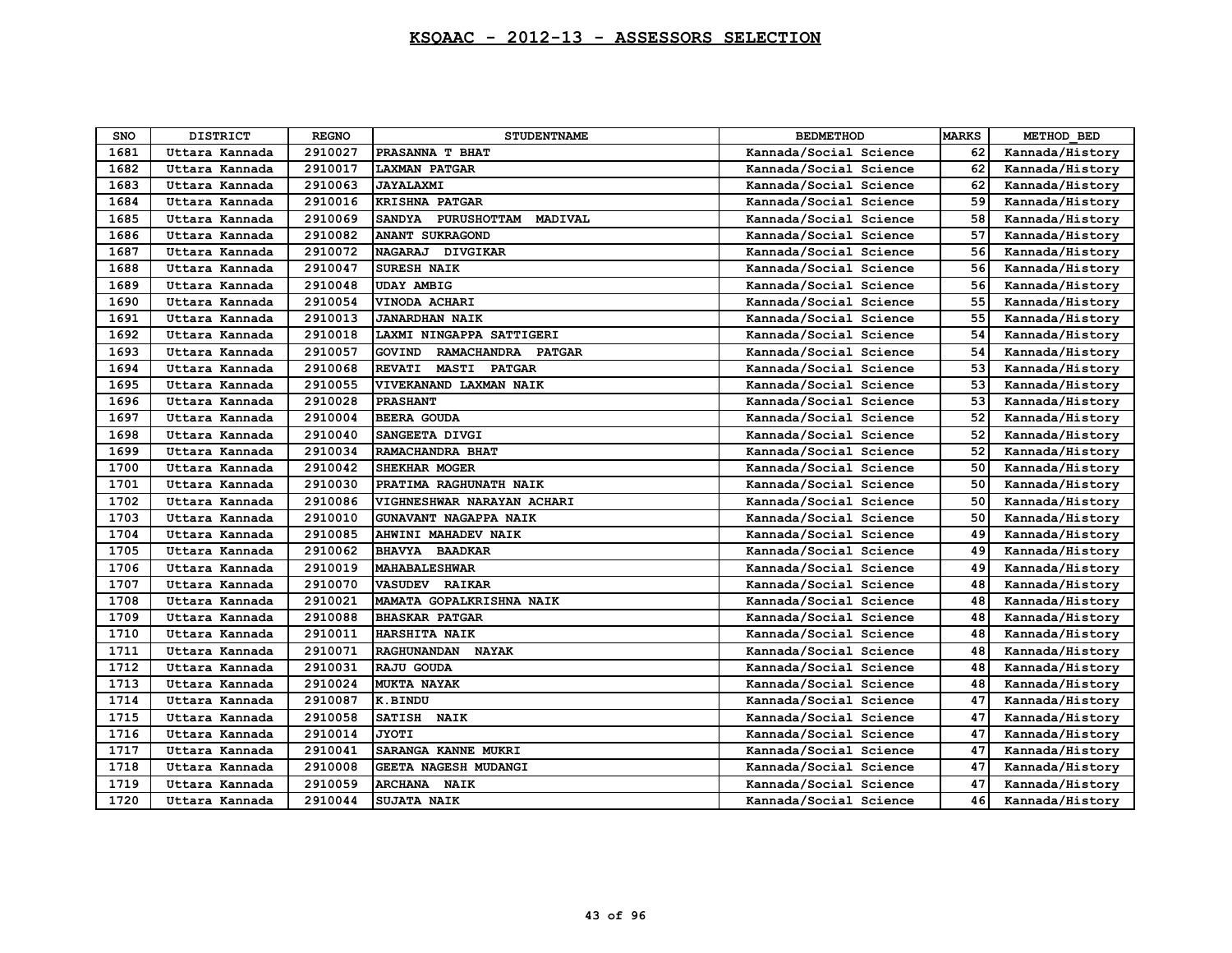# KSQAAC - 2012-13 - ASSESSORS SELECTION

| SNO | DISTRICT | REGNO | STUDENTNAME | BEDMETHOD | MARKS | METHOD_BED |
|---|---|---|---|---|---|---|
| 1681 | Uttara Kannada | 2910027 | PRASANNA T BHAT | Kannada/Social Science | 62 | Kannada/History |
| 1682 | Uttara Kannada | 2910017 | LAXMAN PATGAR | Kannada/Social Science | 62 | Kannada/History |
| 1683 | Uttara Kannada | 2910063 | JAYALAXMI | Kannada/Social Science | 62 | Kannada/History |
| 1684 | Uttara Kannada | 2910016 | KRISHNA PATGAR | Kannada/Social Science | 59 | Kannada/History |
| 1685 | Uttara Kannada | 2910069 | SANDYA PURUSHOTTAM MADIVAL | Kannada/Social Science | 58 | Kannada/History |
| 1686 | Uttara Kannada | 2910082 | ANANT SUKRAGOND | Kannada/Social Science | 57 | Kannada/History |
| 1687 | Uttara Kannada | 2910072 | NAGARAJ DIVGIKAR | Kannada/Social Science | 56 | Kannada/History |
| 1688 | Uttara Kannada | 2910047 | SURESH NAIK | Kannada/Social Science | 56 | Kannada/History |
| 1689 | Uttara Kannada | 2910048 | UDAY AMBIG | Kannada/Social Science | 56 | Kannada/History |
| 1690 | Uttara Kannada | 2910054 | VINODA ACHARI | Kannada/Social Science | 55 | Kannada/History |
| 1691 | Uttara Kannada | 2910013 | JANARDHAN NAIK | Kannada/Social Science | 55 | Kannada/History |
| 1692 | Uttara Kannada | 2910018 | LAXMI NINGAPPA SATTIGERI | Kannada/Social Science | 54 | Kannada/History |
| 1693 | Uttara Kannada | 2910057 | GOVIND RAMACHANDRA PATGAR | Kannada/Social Science | 54 | Kannada/History |
| 1694 | Uttara Kannada | 2910068 | REVATI MASTI PATGAR | Kannada/Social Science | 53 | Kannada/History |
| 1695 | Uttara Kannada | 2910055 | VIVEKANAND LAXMAN NAIK | Kannada/Social Science | 53 | Kannada/History |
| 1696 | Uttara Kannada | 2910028 | PRASHANT | Kannada/Social Science | 53 | Kannada/History |
| 1697 | Uttara Kannada | 2910004 | BEERA GOUDA | Kannada/Social Science | 52 | Kannada/History |
| 1698 | Uttara Kannada | 2910040 | SANGEETA DIVGI | Kannada/Social Science | 52 | Kannada/History |
| 1699 | Uttara Kannada | 2910034 | RAMACHANDRA BHAT | Kannada/Social Science | 52 | Kannada/History |
| 1700 | Uttara Kannada | 2910042 | SHEKHAR MOGER | Kannada/Social Science | 50 | Kannada/History |
| 1701 | Uttara Kannada | 2910030 | PRATIMA RAGHUNATH NAIK | Kannada/Social Science | 50 | Kannada/History |
| 1702 | Uttara Kannada | 2910086 | VIGHNESHWAR NARAYAN ACHARI | Kannada/Social Science | 50 | Kannada/History |
| 1703 | Uttara Kannada | 2910010 | GUNAVANT NAGAPPA NAIK | Kannada/Social Science | 50 | Kannada/History |
| 1704 | Uttara Kannada | 2910085 | AHWINI MAHADEV NAIK | Kannada/Social Science | 49 | Kannada/History |
| 1705 | Uttara Kannada | 2910062 | BHAVYA BAADKAR | Kannada/Social Science | 49 | Kannada/History |
| 1706 | Uttara Kannada | 2910019 | MAHABALESHWAR | Kannada/Social Science | 49 | Kannada/History |
| 1707 | Uttara Kannada | 2910070 | VASUDEV RAIKAR | Kannada/Social Science | 48 | Kannada/History |
| 1708 | Uttara Kannada | 2910021 | MAMATA GOPALKRISHNA NAIK | Kannada/Social Science | 48 | Kannada/History |
| 1709 | Uttara Kannada | 2910088 | BHASKAR PATGAR | Kannada/Social Science | 48 | Kannada/History |
| 1710 | Uttara Kannada | 2910011 | HARSHITA NAIK | Kannada/Social Science | 48 | Kannada/History |
| 1711 | Uttara Kannada | 2910071 | RAGHUNANDAN NAYAK | Kannada/Social Science | 48 | Kannada/History |
| 1712 | Uttara Kannada | 2910031 | RAJU GOUDA | Kannada/Social Science | 48 | Kannada/History |
| 1713 | Uttara Kannada | 2910024 | MUKTA NAYAK | Kannada/Social Science | 48 | Kannada/History |
| 1714 | Uttara Kannada | 2910087 | K.BINDU | Kannada/Social Science | 47 | Kannada/History |
| 1715 | Uttara Kannada | 2910058 | SATISH NAIK | Kannada/Social Science | 47 | Kannada/History |
| 1716 | Uttara Kannada | 2910014 | JYOTI | Kannada/Social Science | 47 | Kannada/History |
| 1717 | Uttara Kannada | 2910041 | SARANGA KANNE MUKRI | Kannada/Social Science | 47 | Kannada/History |
| 1718 | Uttara Kannada | 2910008 | GEETA NAGESH MUDANGI | Kannada/Social Science | 47 | Kannada/History |
| 1719 | Uttara Kannada | 2910059 | ARCHANA NAIK | Kannada/Social Science | 47 | Kannada/History |
| 1720 | Uttara Kannada | 2910044 | SUJATA NAIK | Kannada/Social Science | 46 | Kannada/History |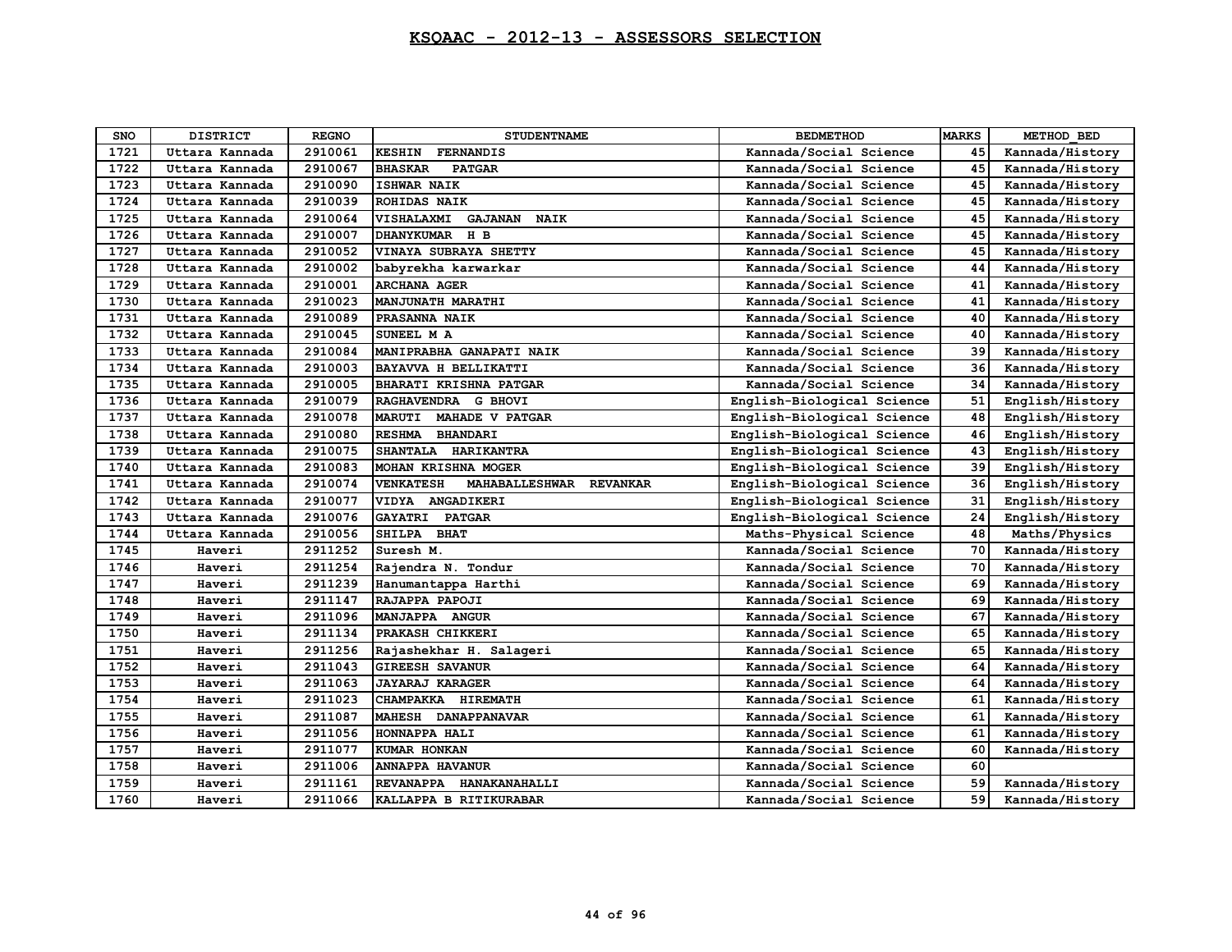# KSQAAC - 2012-13 - ASSESSORS SELECTION

| SNO | DISTRICT | REGNO | STUDENTNAME | BEDMETHOD | MARKS | METHOD_BED |
|---|---|---|---|---|---|---|
| 1721 | Uttara Kannada | 2910061 | KESHIN FERNANDIS | Kannada/Social Science | 45 | Kannada/History |
| 1722 | Uttara Kannada | 2910067 | BHASKAR PATGAR | Kannada/Social Science | 45 | Kannada/History |
| 1723 | Uttara Kannada | 2910090 | ISHWAR NAIK | Kannada/Social Science | 45 | Kannada/History |
| 1724 | Uttara Kannada | 2910039 | ROHIDAS NAIK | Kannada/Social Science | 45 | Kannada/History |
| 1725 | Uttara Kannada | 2910064 | VISHALAXMI GAJANAN NAIK | Kannada/Social Science | 45 | Kannada/History |
| 1726 | Uttara Kannada | 2910007 | DHANYKUMAR H B | Kannada/Social Science | 45 | Kannada/History |
| 1727 | Uttara Kannada | 2910052 | VINAYA SUBRAYA SHETTY | Kannada/Social Science | 45 | Kannada/History |
| 1728 | Uttara Kannada | 2910002 | babyrekha karwarkar | Kannada/Social Science | 44 | Kannada/History |
| 1729 | Uttara Kannada | 2910001 | ARCHANA AGER | Kannada/Social Science | 41 | Kannada/History |
| 1730 | Uttara Kannada | 2910023 | MANJUNATH MARATHI | Kannada/Social Science | 41 | Kannada/History |
| 1731 | Uttara Kannada | 2910089 | PRASANNA NAIK | Kannada/Social Science | 40 | Kannada/History |
| 1732 | Uttara Kannada | 2910045 | SUNEEL M A | Kannada/Social Science | 40 | Kannada/History |
| 1733 | Uttara Kannada | 2910084 | MANIPRABHA GANAPATI NAIK | Kannada/Social Science | 39 | Kannada/History |
| 1734 | Uttara Kannada | 2910003 | BAYAVVA H BELLIKATTI | Kannada/Social Science | 36 | Kannada/History |
| 1735 | Uttara Kannada | 2910005 | BHARATI KRISHNA PATGAR | Kannada/Social Science | 34 | Kannada/History |
| 1736 | Uttara Kannada | 2910079 | RAGHAVENDRA G BHOVI | English-Biological Science | 51 | English/History |
| 1737 | Uttara Kannada | 2910078 | MARUTI MAHADE V PATGAR | English-Biological Science | 48 | English/History |
| 1738 | Uttara Kannada | 2910080 | RESHMA BHANDARI | English-Biological Science | 46 | English/History |
| 1739 | Uttara Kannada | 2910075 | SHANTALA HARIKANTRA | English-Biological Science | 43 | English/History |
| 1740 | Uttara Kannada | 2910083 | MOHAN KRISHNA MOGER | English-Biological Science | 39 | English/History |
| 1741 | Uttara Kannada | 2910074 | VENKATESH MAHABALLESHWAR REVANKAR | English-Biological Science | 36 | English/History |
| 1742 | Uttara Kannada | 2910077 | VIDYA ANGADIKERI | English-Biological Science | 31 | English/History |
| 1743 | Uttara Kannada | 2910076 | GAYATRI PATGAR | English-Biological Science | 24 | English/History |
| 1744 | Uttara Kannada | 2910056 | SHILPA BHAT | Maths-Physical Science | 48 | Maths/Physics |
| 1745 | Haveri | 2911252 | Suresh M. | Kannada/Social Science | 70 | Kannada/History |
| 1746 | Haveri | 2911254 | Rajendra N. Tondur | Kannada/Social Science | 70 | Kannada/History |
| 1747 | Haveri | 2911239 | Hanumantappa Harthi | Kannada/Social Science | 69 | Kannada/History |
| 1748 | Haveri | 2911147 | RAJAPPA PAPOJI | Kannada/Social Science | 69 | Kannada/History |
| 1749 | Haveri | 2911096 | MANJAPPA ANGUR | Kannada/Social Science | 67 | Kannada/History |
| 1750 | Haveri | 2911134 | PRAKASH CHIKKERI | Kannada/Social Science | 65 | Kannada/History |
| 1751 | Haveri | 2911256 | Rajashekhar H. Salageri | Kannada/Social Science | 65 | Kannada/History |
| 1752 | Haveri | 2911043 | GIREESH SAVANUR | Kannada/Social Science | 64 | Kannada/History |
| 1753 | Haveri | 2911063 | JAYARAJ KARAGER | Kannada/Social Science | 64 | Kannada/History |
| 1754 | Haveri | 2911023 | CHAMPAKKA HIREMATH | Kannada/Social Science | 61 | Kannada/History |
| 1755 | Haveri | 2911087 | MAHESH DANAPPANAVAR | Kannada/Social Science | 61 | Kannada/History |
| 1756 | Haveri | 2911056 | HONNAPPA HALI | Kannada/Social Science | 61 | Kannada/History |
| 1757 | Haveri | 2911077 | KUMAR HONKAN | Kannada/Social Science | 60 | Kannada/History |
| 1758 | Haveri | 2911006 | ANNAPPA HAVANUR | Kannada/Social Science | 60 | |
| 1759 | Haveri | 2911161 | REVANAPPA HANAKANAHALLI | Kannada/Social Science | 59 | Kannada/History |
| 1760 | Haveri | 2911066 | KALLAPPA B RITIKURABAR | Kannada/Social Science | 59 | Kannada/History |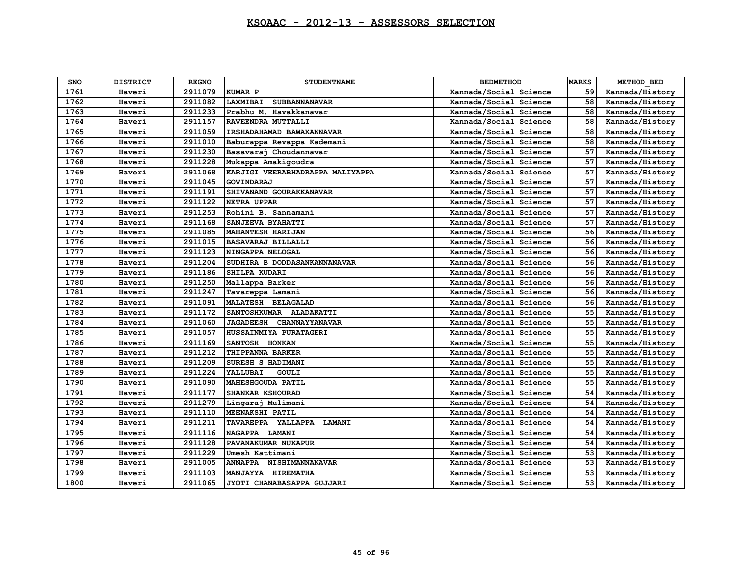# KSQAAC - 2012-13 - ASSESSORS SELECTION

| SNO | DISTRICT | REGNO | STUDENTNAME | BEDMETHOD | MARKS | METHOD_BED |
|---|---|---|---|---|---|---|
| 1761 | Haveri | 2911079 | KUMAR P | Kannada/Social Science | 59 | Kannada/History |
| 1762 | Haveri | 2911082 | LAXMIBAI SUBBANNANAVAR | Kannada/Social Science | 58 | Kannada/History |
| 1763 | Haveri | 2911233 | Prabhu M. Havakkanavar | Kannada/Social Science | 58 | Kannada/History |
| 1764 | Haveri | 2911157 | RAVEENDRA MUTTALLI | Kannada/Social Science | 58 | Kannada/History |
| 1765 | Haveri | 2911059 | IRSHADAHAMAD BAWAKANNAVAR | Kannada/Social Science | 58 | Kannada/History |
| 1766 | Haveri | 2911010 | Baburappa Revappa Kademani | Kannada/Social Science | 58 | Kannada/History |
| 1767 | Haveri | 2911230 | Basavaraj Choudannavar | Kannada/Social Science | 57 | Kannada/History |
| 1768 | Haveri | 2911228 | Mukappa Amakigoudra | Kannada/Social Science | 57 | Kannada/History |
| 1769 | Haveri | 2911068 | KARJIGI VEERABHADRAPPA MALIYAPPA | Kannada/Social Science | 57 | Kannada/History |
| 1770 | Haveri | 2911045 | GOVINDARAJ | Kannada/Social Science | 57 | Kannada/History |
| 1771 | Haveri | 2911191 | SHIVANAND GOURAKKANAVAR | Kannada/Social Science | 57 | Kannada/History |
| 1772 | Haveri | 2911122 | NETRA UPPAR | Kannada/Social Science | 57 | Kannada/History |
| 1773 | Haveri | 2911253 | Rohini B. Sannamani | Kannada/Social Science | 57 | Kannada/History |
| 1774 | Haveri | 2911168 | SANJEEVA BYAHATTI | Kannada/Social Science | 57 | Kannada/History |
| 1775 | Haveri | 2911085 | MAHANTESH HARIJAN | Kannada/Social Science | 56 | Kannada/History |
| 1776 | Haveri | 2911015 | BASAVARAJ BILLALLI | Kannada/Social Science | 56 | Kannada/History |
| 1777 | Haveri | 2911123 | NINGAPPA NELOGAL | Kannada/Social Science | 56 | Kannada/History |
| 1778 | Haveri | 2911204 | SUDHIRA B DODDASANKANNANAVAR | Kannada/Social Science | 56 | Kannada/History |
| 1779 | Haveri | 2911186 | SHILPA KUDARI | Kannada/Social Science | 56 | Kannada/History |
| 1780 | Haveri | 2911250 | Mallappa Barker | Kannada/Social Science | 56 | Kannada/History |
| 1781 | Haveri | 2911247 | Tavareppa Lamani | Kannada/Social Science | 56 | Kannada/History |
| 1782 | Haveri | 2911091 | MALATESH BELAGALAD | Kannada/Social Science | 56 | Kannada/History |
| 1783 | Haveri | 2911172 | SANTOSHKUMAR ALADAKATTI | Kannada/Social Science | 55 | Kannada/History |
| 1784 | Haveri | 2911060 | JAGADEESH CHANNAYYANAVAR | Kannada/Social Science | 55 | Kannada/History |
| 1785 | Haveri | 2911057 | HUSSAINMIYA PURATAGERI | Kannada/Social Science | 55 | Kannada/History |
| 1786 | Haveri | 2911169 | SANTOSH HONKAN | Kannada/Social Science | 55 | Kannada/History |
| 1787 | Haveri | 2911212 | THIPPANNA BARKER | Kannada/Social Science | 55 | Kannada/History |
| 1788 | Haveri | 2911209 | SURESH S HADIMANI | Kannada/Social Science | 55 | Kannada/History |
| 1789 | Haveri | 2911224 | YALLUBAI GOULI | Kannada/Social Science | 55 | Kannada/History |
| 1790 | Haveri | 2911090 | MAHESHGOUDA PATIL | Kannada/Social Science | 55 | Kannada/History |
| 1791 | Haveri | 2911177 | SHANKAR KSHOURAD | Kannada/Social Science | 54 | Kannada/History |
| 1792 | Haveri | 2911279 | Lingaraj Mulimani | Kannada/Social Science | 54 | Kannada/History |
| 1793 | Haveri | 2911110 | MEENAKSHI PATIL | Kannada/Social Science | 54 | Kannada/History |
| 1794 | Haveri | 2911211 | TAVAREPPA YALLAPPA LAMANI | Kannada/Social Science | 54 | Kannada/History |
| 1795 | Haveri | 2911116 | NAGAPPA LAMANI | Kannada/Social Science | 54 | Kannada/History |
| 1796 | Haveri | 2911128 | PAVANAKUMAR NUKAPUR | Kannada/Social Science | 54 | Kannada/History |
| 1797 | Haveri | 2911229 | Umesh Kattimani | Kannada/Social Science | 53 | Kannada/History |
| 1798 | Haveri | 2911005 | ANNAPPA NISHIMANNANAVAR | Kannada/Social Science | 53 | Kannada/History |
| 1799 | Haveri | 2911103 | MANJAYYA HIREMATHA | Kannada/Social Science | 53 | Kannada/History |
| 1800 | Haveri | 2911065 | JYOTI CHANABASAPPA GUJJARI | Kannada/Social Science | 53 | Kannada/History |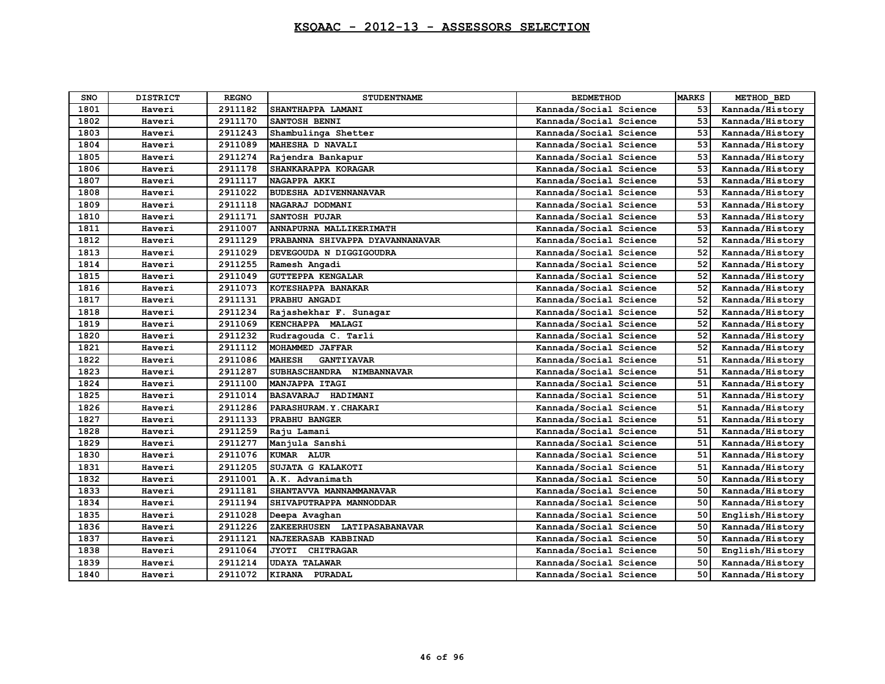# KSQAAC - 2012-13 - ASSESSORS SELECTION

| SNO | DISTRICT | REGNO | STUDENTNAME | BEDMETHOD | MARKS | METHOD_BED |
|---|---|---|---|---|---|---|
| 1801 | Haveri | 2911182 | SHANTHAPPA LAMANI | Kannada/Social Science | 53 | Kannada/History |
| 1802 | Haveri | 2911170 | SANTOSH BENNI | Kannada/Social Science | 53 | Kannada/History |
| 1803 | Haveri | 2911243 | Shambulinga Shetter | Kannada/Social Science | 53 | Kannada/History |
| 1804 | Haveri | 2911089 | MAHESHA D NAVALI | Kannada/Social Science | 53 | Kannada/History |
| 1805 | Haveri | 2911274 | Rajendra Bankapur | Kannada/Social Science | 53 | Kannada/History |
| 1806 | Haveri | 2911178 | SHANKARAPPA KORAGAR | Kannada/Social Science | 53 | Kannada/History |
| 1807 | Haveri | 2911117 | NAGAPPA AKKI | Kannada/Social Science | 53 | Kannada/History |
| 1808 | Haveri | 2911022 | BUDESHA ADIVENNANAVAR | Kannada/Social Science | 53 | Kannada/History |
| 1809 | Haveri | 2911118 | NAGARAJ DODMANI | Kannada/Social Science | 53 | Kannada/History |
| 1810 | Haveri | 2911171 | SANTOSH PUJAR | Kannada/Social Science | 53 | Kannada/History |
| 1811 | Haveri | 2911007 | ANNAPURNA MALLIKERIMATH | Kannada/Social Science | 53 | Kannada/History |
| 1812 | Haveri | 2911129 | PRABANNA SHIVAPPA DYAVANNANAVAR | Kannada/Social Science | 52 | Kannada/History |
| 1813 | Haveri | 2911029 | DEVEGOUDA N DIGGIGOUDRA | Kannada/Social Science | 52 | Kannada/History |
| 1814 | Haveri | 2911255 | Ramesh Angadi | Kannada/Social Science | 52 | Kannada/History |
| 1815 | Haveri | 2911049 | GUTTEPPA KENGALAR | Kannada/Social Science | 52 | Kannada/History |
| 1816 | Haveri | 2911073 | KOTESHAPPA BANAKAR | Kannada/Social Science | 52 | Kannada/History |
| 1817 | Haveri | 2911131 | PRABHU ANGADI | Kannada/Social Science | 52 | Kannada/History |
| 1818 | Haveri | 2911234 | Rajashekhar F. Sunagar | Kannada/Social Science | 52 | Kannada/History |
| 1819 | Haveri | 2911069 | KENCHAPPA MALAGI | Kannada/Social Science | 52 | Kannada/History |
| 1820 | Haveri | 2911232 | Rudragouda C. Tarli | Kannada/Social Science | 52 | Kannada/History |
| 1821 | Haveri | 2911112 | MOHAMMED JAFFAR | Kannada/Social Science | 52 | Kannada/History |
| 1822 | Haveri | 2911086 | MAHESH GANTIYAVAR | Kannada/Social Science | 51 | Kannada/History |
| 1823 | Haveri | 2911287 | SUBHASCHANDRA NIMBANNAVAR | Kannada/Social Science | 51 | Kannada/History |
| 1824 | Haveri | 2911100 | MANJAPPA ITAGI | Kannada/Social Science | 51 | Kannada/History |
| 1825 | Haveri | 2911014 | BASAVARAJ HADIMANI | Kannada/Social Science | 51 | Kannada/History |
| 1826 | Haveri | 2911286 | PARASHURAM.Y.CHAKARI | Kannada/Social Science | 51 | Kannada/History |
| 1827 | Haveri | 2911133 | PRABHU BANGER | Kannada/Social Science | 51 | Kannada/History |
| 1828 | Haveri | 2911259 | Raju Lamani | Kannada/Social Science | 51 | Kannada/History |
| 1829 | Haveri | 2911277 | Manjula Sanshi | Kannada/Social Science | 51 | Kannada/History |
| 1830 | Haveri | 2911076 | KUMAR ALUR | Kannada/Social Science | 51 | Kannada/History |
| 1831 | Haveri | 2911205 | SUJATA G KALAKOTI | Kannada/Social Science | 51 | Kannada/History |
| 1832 | Haveri | 2911001 | A.K. Advanimath | Kannada/Social Science | 50 | Kannada/History |
| 1833 | Haveri | 2911181 | SHANTAVVA MANNAMMANAVAR | Kannada/Social Science | 50 | Kannada/History |
| 1834 | Haveri | 2911194 | SHIVAPUTRAPPA MANNODDAR | Kannada/Social Science | 50 | Kannada/History |
| 1835 | Haveri | 2911028 | Deepa Avaghan | Kannada/Social Science | 50 | English/History |
| 1836 | Haveri | 2911226 | ZAKEERHUSEN LATIPASABANAVAR | Kannada/Social Science | 50 | Kannada/History |
| 1837 | Haveri | 2911121 | NAJEERASAB KABBINAD | Kannada/Social Science | 50 | Kannada/History |
| 1838 | Haveri | 2911064 | JYOTI CHITRAGAR | Kannada/Social Science | 50 | English/History |
| 1839 | Haveri | 2911214 | UDAYA TALAWAR | Kannada/Social Science | 50 | Kannada/History |
| 1840 | Haveri | 2911072 | KIRANA PURADAL | Kannada/Social Science | 50 | Kannada/History |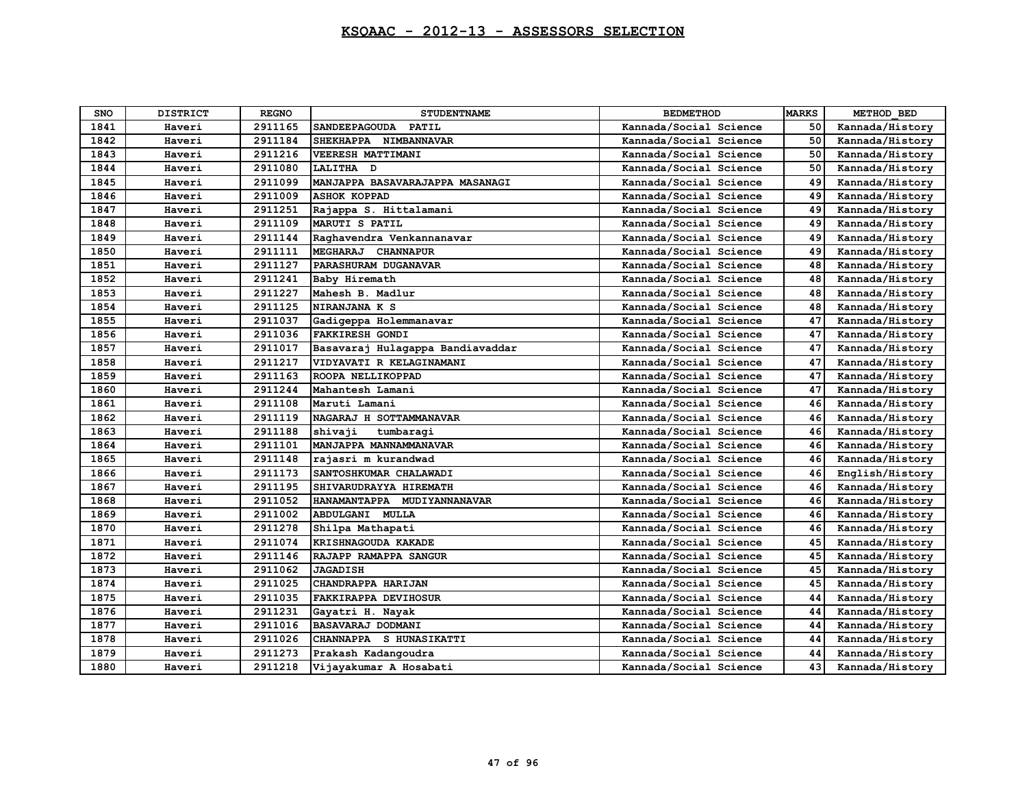# KSQAAC - 2012-13 - ASSESSORS SELECTION

| SNO | DISTRICT | REGNO | STUDENTNAME | BEDMETHOD | MARKS | METHOD_BED |
|---|---|---|---|---|---|---|
| 1841 | Haveri | 2911165 | SANDEEPAGOUDA PATIL | Kannada/Social Science | 50 | Kannada/History |
| 1842 | Haveri | 2911184 | SHEKHAPPA NIMBANNAVAR | Kannada/Social Science | 50 | Kannada/History |
| 1843 | Haveri | 2911216 | VEERESH MATTIMANI | Kannada/Social Science | 50 | Kannada/History |
| 1844 | Haveri | 2911080 | LALITHA D | Kannada/Social Science | 50 | Kannada/History |
| 1845 | Haveri | 2911099 | MANJAPPA BASAVARAJAPPA MASANAGI | Kannada/Social Science | 49 | Kannada/History |
| 1846 | Haveri | 2911009 | ASHOK KOPPAD | Kannada/Social Science | 49 | Kannada/History |
| 1847 | Haveri | 2911251 | Rajappa S. Hittalamani | Kannada/Social Science | 49 | Kannada/History |
| 1848 | Haveri | 2911109 | MARUTI S PATIL | Kannada/Social Science | 49 | Kannada/History |
| 1849 | Haveri | 2911144 | Raghavendra Venkannanavar | Kannada/Social Science | 49 | Kannada/History |
| 1850 | Haveri | 2911111 | MEGHARAJ CHANNAPUR | Kannada/Social Science | 49 | Kannada/History |
| 1851 | Haveri | 2911127 | PARASHURAM DUGANAVAR | Kannada/Social Science | 48 | Kannada/History |
| 1852 | Haveri | 2911241 | Baby Hiremath | Kannada/Social Science | 48 | Kannada/History |
| 1853 | Haveri | 2911227 | Mahesh B. Madlur | Kannada/Social Science | 48 | Kannada/History |
| 1854 | Haveri | 2911125 | NIRANJANA K S | Kannada/Social Science | 48 | Kannada/History |
| 1855 | Haveri | 2911037 | Gadigeppa Holemmanavar | Kannada/Social Science | 47 | Kannada/History |
| 1856 | Haveri | 2911036 | FAKKIRESH GONDI | Kannada/Social Science | 47 | Kannada/History |
| 1857 | Haveri | 2911017 | Basavaraj Hulagappa Bandiavaddar | Kannada/Social Science | 47 | Kannada/History |
| 1858 | Haveri | 2911217 | VIDYAVATI R KELAGINAMANI | Kannada/Social Science | 47 | Kannada/History |
| 1859 | Haveri | 2911163 | ROOPA NELLIKOPPAD | Kannada/Social Science | 47 | Kannada/History |
| 1860 | Haveri | 2911244 | Mahantesh Lamani | Kannada/Social Science | 47 | Kannada/History |
| 1861 | Haveri | 2911108 | Maruti Lamani | Kannada/Social Science | 46 | Kannada/History |
| 1862 | Haveri | 2911119 | NAGARAJ H SOTTAMMANAVAR | Kannada/Social Science | 46 | Kannada/History |
| 1863 | Haveri | 2911188 | shivaji tumbaragi | Kannada/Social Science | 46 | Kannada/History |
| 1864 | Haveri | 2911101 | MANJAPPA MANNAMMANAVAR | Kannada/Social Science | 46 | Kannada/History |
| 1865 | Haveri | 2911148 | rajasri m kurandwad | Kannada/Social Science | 46 | Kannada/History |
| 1866 | Haveri | 2911173 | SANTOSHKUMAR CHALAWADI | Kannada/Social Science | 46 | English/History |
| 1867 | Haveri | 2911195 | SHIVARUDRAYYA HIREMATH | Kannada/Social Science | 46 | Kannada/History |
| 1868 | Haveri | 2911052 | HANAMANTAPPA MUDIYANNANAVAR | Kannada/Social Science | 46 | Kannada/History |
| 1869 | Haveri | 2911002 | ABDULGANI MULLA | Kannada/Social Science | 46 | Kannada/History |
| 1870 | Haveri | 2911278 | Shilpa Mathapati | Kannada/Social Science | 46 | Kannada/History |
| 1871 | Haveri | 2911074 | KRISHNAGOUDA KAKADE | Kannada/Social Science | 45 | Kannada/History |
| 1872 | Haveri | 2911146 | RAJAPP RAMAPPA SANGUR | Kannada/Social Science | 45 | Kannada/History |
| 1873 | Haveri | 2911062 | JAGADISH | Kannada/Social Science | 45 | Kannada/History |
| 1874 | Haveri | 2911025 | CHANDRAPPA HARIJAN | Kannada/Social Science | 45 | Kannada/History |
| 1875 | Haveri | 2911035 | FAKKIRAPPA DEVIHOSUR | Kannada/Social Science | 44 | Kannada/History |
| 1876 | Haveri | 2911231 | Gayatri H. Nayak | Kannada/Social Science | 44 | Kannada/History |
| 1877 | Haveri | 2911016 | BASAVARAJ DODMANI | Kannada/Social Science | 44 | Kannada/History |
| 1878 | Haveri | 2911026 | CHANNAPPA S HUNASIKATTI | Kannada/Social Science | 44 | Kannada/History |
| 1879 | Haveri | 2911273 | Prakash Kadangoudra | Kannada/Social Science | 44 | Kannada/History |
| 1880 | Haveri | 2911218 | Vijayakumar A Hosabati | Kannada/Social Science | 43 | Kannada/History |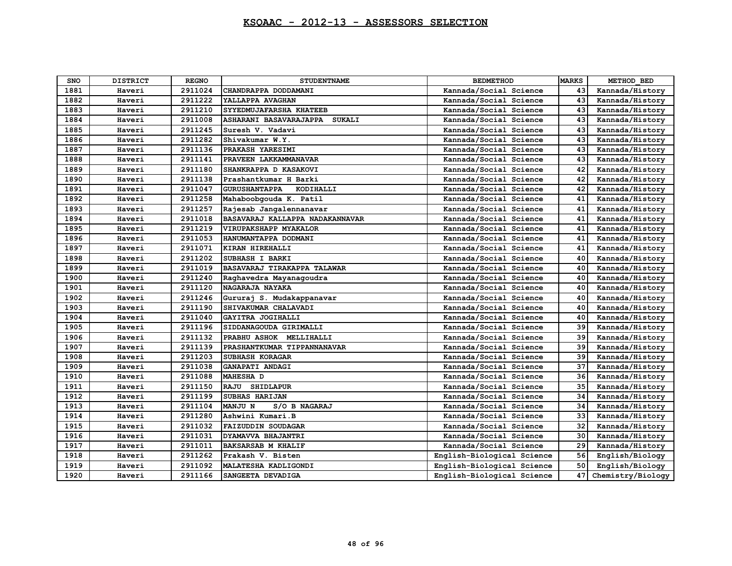# KSQAAC - 2012-13 - ASSESSORS SELECTION

| SNO | DISTRICT | REGNO | STUDENTNAME | BEDMETHOD | MARKS | METHOD_BED |
|---|---|---|---|---|---|---|
| 1881 | Haveri | 2911024 | CHANDRAPPA DODDAMANI | Kannada/Social Science | 43 | Kannada/History |
| 1882 | Haveri | 2911222 | YALLAPPA AVAGHAN | Kannada/Social Science | 43 | Kannada/History |
| 1883 | Haveri | 2911210 | SYYEDMUJAFARSHA KHATEEB | Kannada/Social Science | 43 | Kannada/History |
| 1884 | Haveri | 2911008 | ASHARANI BASAVARAJAPPA SUKALI | Kannada/Social Science | 43 | Kannada/History |
| 1885 | Haveri | 2911245 | Suresh V. Vadavi | Kannada/Social Science | 43 | Kannada/History |
| 1886 | Haveri | 2911282 | Shivakumar W.Y. | Kannada/Social Science | 43 | Kannada/History |
| 1887 | Haveri | 2911136 | PRAKASH YARESIMI | Kannada/Social Science | 43 | Kannada/History |
| 1888 | Haveri | 2911141 | PRAVEEN LAKKAMMANAVAR | Kannada/Social Science | 43 | Kannada/History |
| 1889 | Haveri | 2911180 | SHANKRAPPA D KASAKOVI | Kannada/Social Science | 42 | Kannada/History |
| 1890 | Haveri | 2911138 | Prashantkumar H Barki | Kannada/Social Science | 42 | Kannada/History |
| 1891 | Haveri | 2911047 | GURUSHANTAPPA KODIHALLI | Kannada/Social Science | 42 | Kannada/History |
| 1892 | Haveri | 2911258 | Mahaboobgouda K. Patil | Kannada/Social Science | 41 | Kannada/History |
| 1893 | Haveri | 2911257 | Rajesab Jangalennanavar | Kannada/Social Science | 41 | Kannada/History |
| 1894 | Haveri | 2911018 | BASAVARAJ KALLAPPA NADAKANNAVAR | Kannada/Social Science | 41 | Kannada/History |
| 1895 | Haveri | 2911219 | VIRUPAKSHAPP MYAKALOR | Kannada/Social Science | 41 | Kannada/History |
| 1896 | Haveri | 2911053 | HANUMANTAPPA DODMANI | Kannada/Social Science | 41 | Kannada/History |
| 1897 | Haveri | 2911071 | KIRAN HIREHALLI | Kannada/Social Science | 41 | Kannada/History |
| 1898 | Haveri | 2911202 | SUBHASH I BARKI | Kannada/Social Science | 40 | Kannada/History |
| 1899 | Haveri | 2911019 | BASAVARAJ TIRAKAPPA TALAWAR | Kannada/Social Science | 40 | Kannada/History |
| 1900 | Haveri | 2911240 | Raghavedra Mayanagoudra | Kannada/Social Science | 40 | Kannada/History |
| 1901 | Haveri | 2911120 | NAGARAJA NAYAKA | Kannada/Social Science | 40 | Kannada/History |
| 1902 | Haveri | 2911246 | Gururaj S. Mudakappanavar | Kannada/Social Science | 40 | Kannada/History |
| 1903 | Haveri | 2911190 | SHIVAKUMAR CHALAVADI | Kannada/Social Science | 40 | Kannada/History |
| 1904 | Haveri | 2911040 | GAYITRA JOGIHALLI | Kannada/Social Science | 40 | Kannada/History |
| 1905 | Haveri | 2911196 | SIDDANAGOUDA GIRIMALLI | Kannada/Social Science | 39 | Kannada/History |
| 1906 | Haveri | 2911132 | PRABHU ASHOK MELLIHALLI | Kannada/Social Science | 39 | Kannada/History |
| 1907 | Haveri | 2911139 | PRASHANTKUMAR TIPPANNANAVAR | Kannada/Social Science | 39 | Kannada/History |
| 1908 | Haveri | 2911203 | SUBHASH KORAGAR | Kannada/Social Science | 39 | Kannada/History |
| 1909 | Haveri | 2911038 | GANAPATI ANDAGI | Kannada/Social Science | 37 | Kannada/History |
| 1910 | Haveri | 2911088 | MAHESHA D | Kannada/Social Science | 36 | Kannada/History |
| 1911 | Haveri | 2911150 | RAJU SHIDLAPUR | Kannada/Social Science | 35 | Kannada/History |
| 1912 | Haveri | 2911199 | SUBHAS HARIJAN | Kannada/Social Science | 34 | Kannada/History |
| 1913 | Haveri | 2911104 | MANJU N S/O B NAGARAJ | Kannada/Social Science | 34 | Kannada/History |
| 1914 | Haveri | 2911280 | Ashwini Kumari.B | Kannada/Social Science | 33 | Kannada/History |
| 1915 | Haveri | 2911032 | FAIZUDDIN SOUDAGAR | Kannada/Social Science | 32 | Kannada/History |
| 1916 | Haveri | 2911031 | DYAMAVVA BHAJANTRI | Kannada/Social Science | 30 | Kannada/History |
| 1917 | Haveri | 2911011 | BAKSARSAB M KHALIF | Kannada/Social Science | 29 | Kannada/History |
| 1918 | Haveri | 2911262 | Prakash V. Bisten | English-Biological Science | 56 | English/Biology |
| 1919 | Haveri | 2911092 | MALATESHA KADLIGONDI | English-Biological Science | 50 | English/Biology |
| 1920 | Haveri | 2911166 | SANGEETA DEVADIGA | English-Biological Science | 47 | Chemistry/Biology |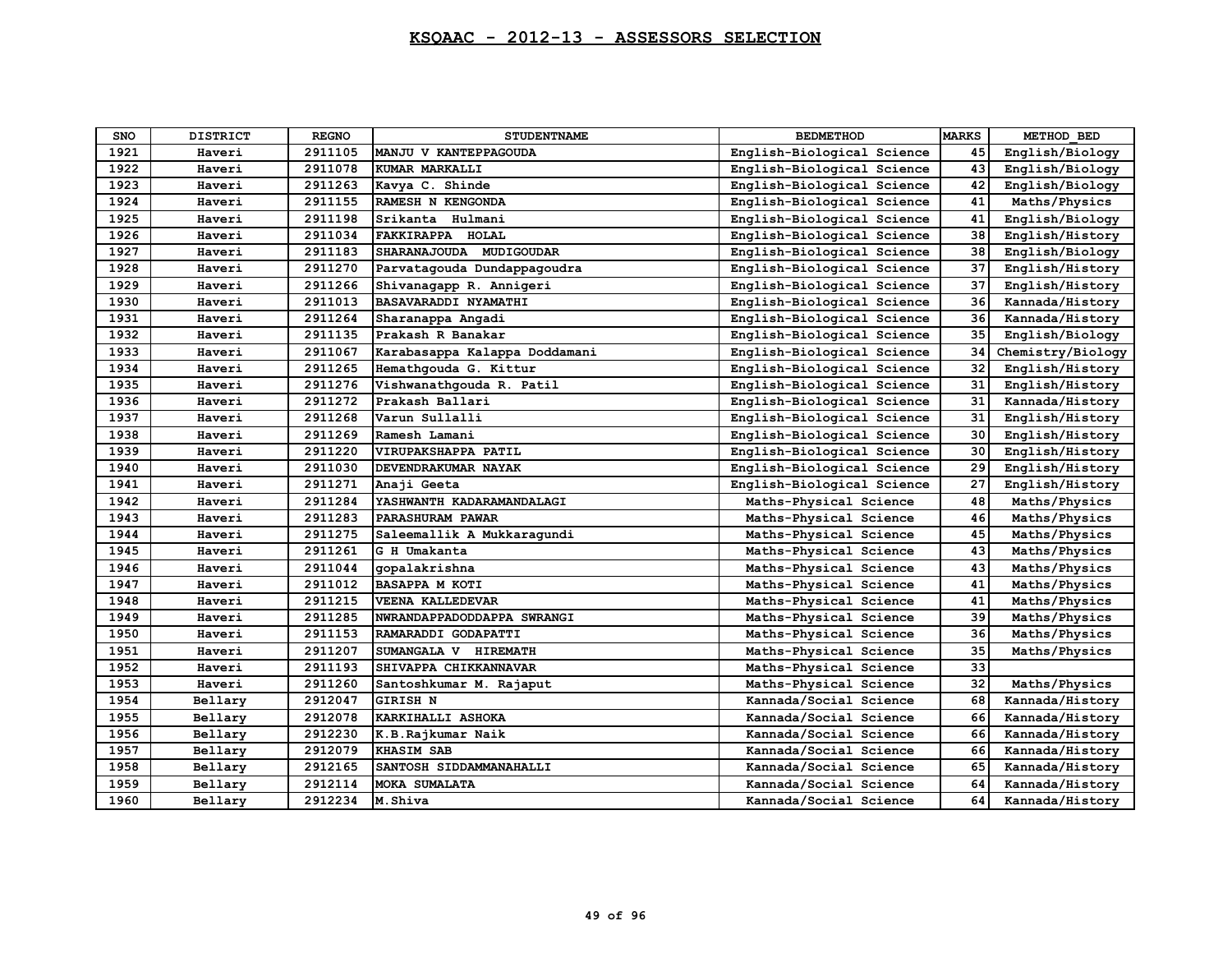# KSQAAC - 2012-13 - ASSESSORS SELECTION

| SNO | DISTRICT | REGNO | STUDENTNAME | BEDMETHOD | MARKS | METHOD_BED |
|---|---|---|---|---|---|---|
| 1921 | Haveri | 2911105 | MANJU V KANTEPPAGOUDA | English-Biological Science | 45 | English/Biology |
| 1922 | Haveri | 2911078 | KUMAR MARKALLI | English-Biological Science | 43 | English/Biology |
| 1923 | Haveri | 2911263 | Kavya C. Shinde | English-Biological Science | 42 | English/Biology |
| 1924 | Haveri | 2911155 | RAMESH N KENGONDA | English-Biological Science | 41 | Maths/Physics |
| 1925 | Haveri | 2911198 | Srikanta  Hulmani | English-Biological Science | 41 | English/Biology |
| 1926 | Haveri | 2911034 | FAKKIRAPPA  HOLAL | English-Biological Science | 38 | English/History |
| 1927 | Haveri | 2911183 | SHARANAJOUDA  MUDIGOUDAR | English-Biological Science | 38 | English/Biology |
| 1928 | Haveri | 2911270 | Parvatagouda Dundappagoudra | English-Biological Science | 37 | English/History |
| 1929 | Haveri | 2911266 | Shivanagapp R. Annigeri | English-Biological Science | 37 | English/History |
| 1930 | Haveri | 2911013 | BASAVARADDI NYAMATHI | English-Biological Science | 36 | Kannada/History |
| 1931 | Haveri | 2911264 | Sharanappa Angadi | English-Biological Science | 36 | Kannada/History |
| 1932 | Haveri | 2911135 | Prakash R Banakar | English-Biological Science | 35 | English/Biology |
| 1933 | Haveri | 2911067 | Karabasappa Kalappa Doddamani | English-Biological Science | 34 | Chemistry/Biology |
| 1934 | Haveri | 2911265 | Hemathgouda G. Kittur | English-Biological Science | 32 | English/History |
| 1935 | Haveri | 2911276 | Vishwanathgouda R. Patil | English-Biological Science | 31 | English/History |
| 1936 | Haveri | 2911272 | Prakash Ballari | English-Biological Science | 31 | Kannada/History |
| 1937 | Haveri | 2911268 | Varun Sullalli | English-Biological Science | 31 | English/History |
| 1938 | Haveri | 2911269 | Ramesh Lamani | English-Biological Science | 30 | English/History |
| 1939 | Haveri | 2911220 | VIRUPAKSHAPPA PATIL | English-Biological Science | 30 | English/History |
| 1940 | Haveri | 2911030 | DEVENDRAKUMAR NAYAK | English-Biological Science | 29 | English/History |
| 1941 | Haveri | 2911271 | Anaji Geeta | English-Biological Science | 27 | English/History |
| 1942 | Haveri | 2911284 | YASHWANTH KADARAMANDALAGI | Maths-Physical Science | 48 | Maths/Physics |
| 1943 | Haveri | 2911283 | PARASHURAM PAWAR | Maths-Physical Science | 46 | Maths/Physics |
| 1944 | Haveri | 2911275 | Saleemallik A Mukkaragundi | Maths-Physical Science | 45 | Maths/Physics |
| 1945 | Haveri | 2911261 | G H Umakanta | Maths-Physical Science | 43 | Maths/Physics |
| 1946 | Haveri | 2911044 | gopalakrishna | Maths-Physical Science | 43 | Maths/Physics |
| 1947 | Haveri | 2911012 | BASAPPA M KOTI | Maths-Physical Science | 41 | Maths/Physics |
| 1948 | Haveri | 2911215 | VEENA KALLEDEVAR | Maths-Physical Science | 41 | Maths/Physics |
| 1949 | Haveri | 2911285 | NWRANDAPPADODDAPPA SWRANGI | Maths-Physical Science | 39 | Maths/Physics |
| 1950 | Haveri | 2911153 | RAMARADDI GODAPATTI | Maths-Physical Science | 36 | Maths/Physics |
| 1951 | Haveri | 2911207 | SUMANGALA V  HIREMATH | Maths-Physical Science | 35 | Maths/Physics |
| 1952 | Haveri | 2911193 | SHIVAPPA CHIKKANNAVAR | Maths-Physical Science | 33 | |
| 1953 | Haveri | 2911260 | Santoshkumar M. Rajaput | Maths-Physical Science | 32 | Maths/Physics |
| 1954 | Bellary | 2912047 | GIRISH N | Kannada/Social Science | 68 | Kannada/History |
| 1955 | Bellary | 2912078 | KARKIHALLI ASHOKA | Kannada/Social Science | 66 | Kannada/History |
| 1956 | Bellary | 2912230 | K.B.Rajkumar Naik | Kannada/Social Science | 66 | Kannada/History |
| 1957 | Bellary | 2912079 | KHASIM SAB | Kannada/Social Science | 66 | Kannada/History |
| 1958 | Bellary | 2912165 | SANTOSH SIDDAMMANAHALLI | Kannada/Social Science | 65 | Kannada/History |
| 1959 | Bellary | 2912114 | MOKA SUMALATA | Kannada/Social Science | 64 | Kannada/History |
| 1960 | Bellary | 2912234 | M.Shiva | Kannada/Social Science | 64 | Kannada/History |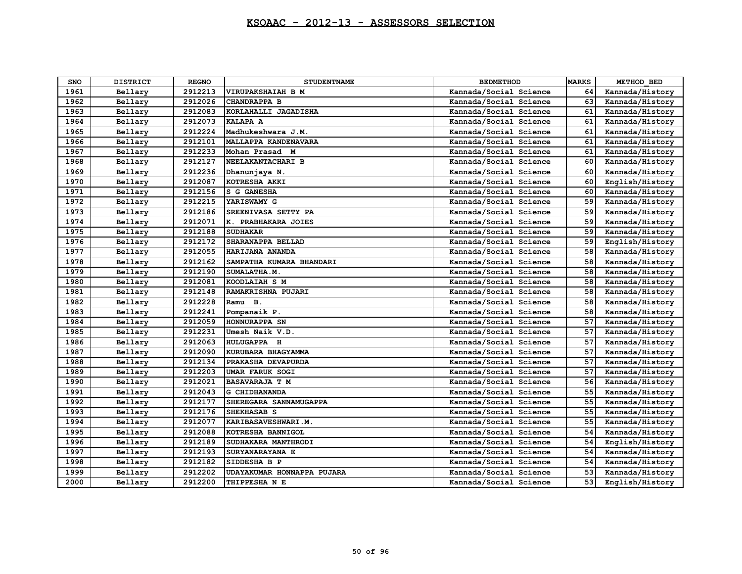# KSQAAC - 2012-13 - ASSESSORS SELECTION

| SNO | DISTRICT | REGNO | STUDENTNAME | BEDMETHOD | MARKS | METHOD_BED |
|---|---|---|---|---|---|---|
| 1961 | Bellary | 2912213 | VIRUPAKSHAIAH B M | Kannada/Social Science | 64 | Kannada/History |
| 1962 | Bellary | 2912026 | CHANDRAPPA B | Kannada/Social Science | 63 | Kannada/History |
| 1963 | Bellary | 2912083 | KORLAHALLI JAGADISHA | Kannada/Social Science | 61 | Kannada/History |
| 1964 | Bellary | 2912073 | KALAPA A | Kannada/Social Science | 61 | Kannada/History |
| 1965 | Bellary | 2912224 | Madhukeshwara J.M. | Kannada/Social Science | 61 | Kannada/History |
| 1966 | Bellary | 2912101 | MALLAPPA KANDENAVARA | Kannada/Social Science | 61 | Kannada/History |
| 1967 | Bellary | 2912233 | Mohan Prasad M | Kannada/Social Science | 61 | Kannada/History |
| 1968 | Bellary | 2912127 | NEELAKANTACHARI B | Kannada/Social Science | 60 | Kannada/History |
| 1969 | Bellary | 2912236 | Dhanunjaya N. | Kannada/Social Science | 60 | Kannada/History |
| 1970 | Bellary | 2912087 | KOTRESHA AKKI | Kannada/Social Science | 60 | English/History |
| 1971 | Bellary | 2912156 | S G GANESHA | Kannada/Social Science | 60 | Kannada/History |
| 1972 | Bellary | 2912215 | YARISWAMY G | Kannada/Social Science | 59 | Kannada/History |
| 1973 | Bellary | 2912186 | SREENIVASA SETTY PA | Kannada/Social Science | 59 | Kannada/History |
| 1974 | Bellary | 2912071 | K. PRABHAKARA JOIES | Kannada/Social Science | 59 | Kannada/History |
| 1975 | Bellary | 2912188 | SUDHAKAR | Kannada/Social Science | 59 | Kannada/History |
| 1976 | Bellary | 2912172 | SHARANAPPA BELLAD | Kannada/Social Science | 59 | English/History |
| 1977 | Bellary | 2912055 | HARIJANA ANANDA | Kannada/Social Science | 58 | Kannada/History |
| 1978 | Bellary | 2912162 | SAMPATHA KUMARA BHANDARI | Kannada/Social Science | 58 | Kannada/History |
| 1979 | Bellary | 2912190 | SUMALATHA.M. | Kannada/Social Science | 58 | Kannada/History |
| 1980 | Bellary | 2912081 | KOODLAIAH S M | Kannada/Social Science | 58 | Kannada/History |
| 1981 | Bellary | 2912148 | RAMAKRISHNA PUJARI | Kannada/Social Science | 58 | Kannada/History |
| 1982 | Bellary | 2912228 | Ramu B. | Kannada/Social Science | 58 | Kannada/History |
| 1983 | Bellary | 2912241 | Pompanaik P. | Kannada/Social Science | 58 | Kannada/History |
| 1984 | Bellary | 2912059 | HONNURAPPA SN | Kannada/Social Science | 57 | Kannada/History |
| 1985 | Bellary | 2912231 | Umesh Naik V.D. | Kannada/Social Science | 57 | Kannada/History |
| 1986 | Bellary | 2912063 | HULUGAPPA H | Kannada/Social Science | 57 | Kannada/History |
| 1987 | Bellary | 2912090 | KURUBARA BHAGYAMMA | Kannada/Social Science | 57 | Kannada/History |
| 1988 | Bellary | 2912134 | PRAKASHA DEVAPURDA | Kannada/Social Science | 57 | Kannada/History |
| 1989 | Bellary | 2912203 | UMAR FARUK SOGI | Kannada/Social Science | 57 | Kannada/History |
| 1990 | Bellary | 2912021 | BASAVARAJA T M | Kannada/Social Science | 56 | Kannada/History |
| 1991 | Bellary | 2912043 | G CHIDHANANDA | Kannada/Social Science | 55 | Kannada/History |
| 1992 | Bellary | 2912177 | SHEREGARA SANNAMUGAPPA | Kannada/Social Science | 55 | Kannada/History |
| 1993 | Bellary | 2912176 | SHEKHASAB S | Kannada/Social Science | 55 | Kannada/History |
| 1994 | Bellary | 2912077 | KARIBASAVESHWARI.M. | Kannada/Social Science | 55 | Kannada/History |
| 1995 | Bellary | 2912088 | KOTRESHA BANNIGOL | Kannada/Social Science | 54 | Kannada/History |
| 1996 | Bellary | 2912189 | SUDHAKARA MANTHRODI | Kannada/Social Science | 54 | English/History |
| 1997 | Bellary | 2912193 | SURYANARAYANA E | Kannada/Social Science | 54 | Kannada/History |
| 1998 | Bellary | 2912182 | SIDDESHA B P | Kannada/Social Science | 54 | Kannada/History |
| 1999 | Bellary | 2912202 | UDAYAKUMAR HONNAPPA PUJARA | Kannada/Social Science | 53 | Kannada/History |
| 2000 | Bellary | 2912200 | THIPPESHA N E | Kannada/Social Science | 53 | English/History |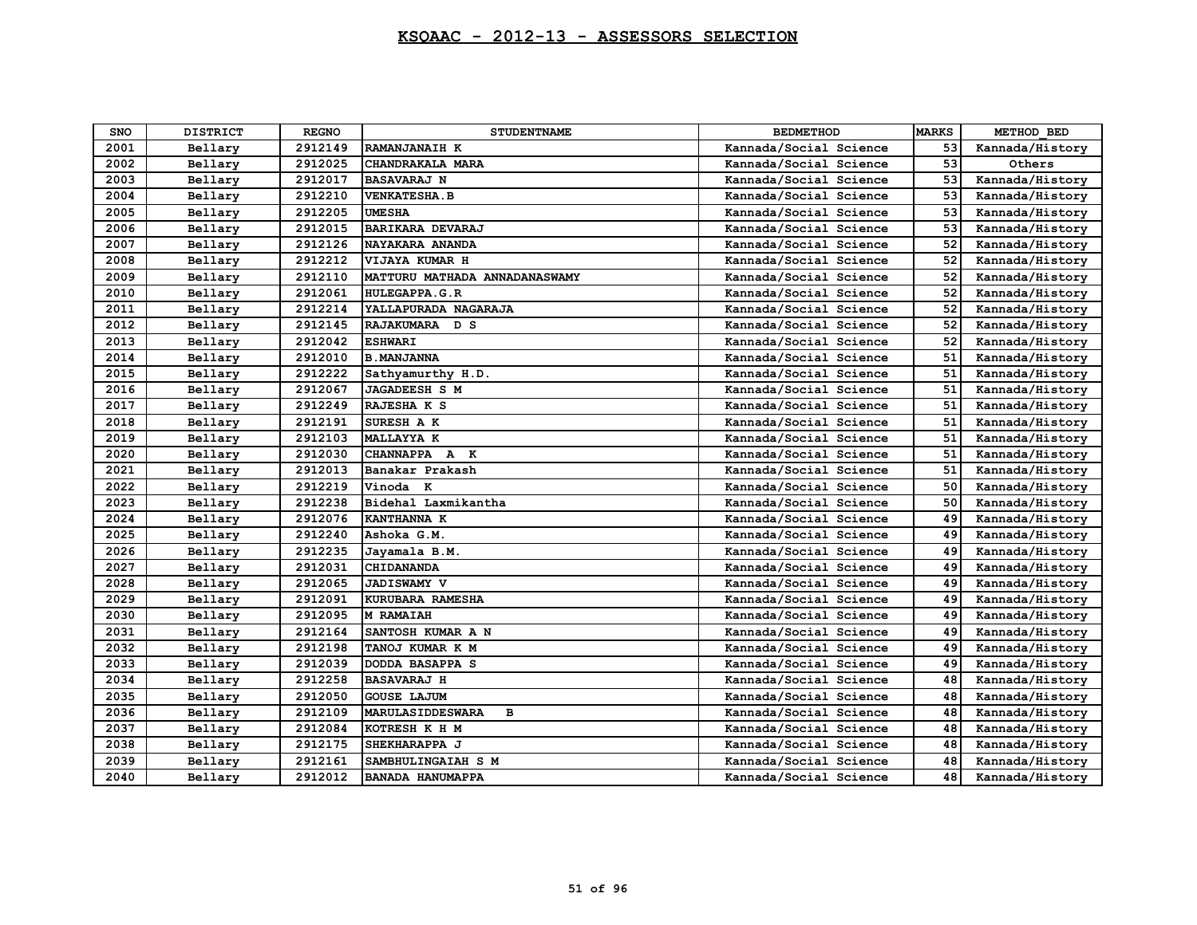# KSQAAC - 2012-13 - ASSESSORS SELECTION

| SNO | DISTRICT | REGNO | STUDENTNAME | BEDMETHOD | MARKS | METHOD_BED |
|---|---|---|---|---|---|---|
| 2001 | Bellary | 2912149 | RAMANJANAIH K | Kannada/Social Science | 53 | Kannada/History |
| 2002 | Bellary | 2912025 | CHANDRAKALA MARA | Kannada/Social Science | 53 | Others |
| 2003 | Bellary | 2912017 | BASAVARAJ N | Kannada/Social Science | 53 | Kannada/History |
| 2004 | Bellary | 2912210 | VENKATESHA.B | Kannada/Social Science | 53 | Kannada/History |
| 2005 | Bellary | 2912205 | UMESHA | Kannada/Social Science | 53 | Kannada/History |
| 2006 | Bellary | 2912015 | BARIKARA DEVARAJ | Kannada/Social Science | 53 | Kannada/History |
| 2007 | Bellary | 2912126 | NAYAKARA ANANDA | Kannada/Social Science | 52 | Kannada/History |
| 2008 | Bellary | 2912212 | VIJAYA KUMAR H | Kannada/Social Science | 52 | Kannada/History |
| 2009 | Bellary | 2912110 | MATTURU MATHADA ANNADANASWAMY | Kannada/Social Science | 52 | Kannada/History |
| 2010 | Bellary | 2912061 | HULEGAPPA.G.R | Kannada/Social Science | 52 | Kannada/History |
| 2011 | Bellary | 2912214 | YALLAPURADA NAGARAJA | Kannada/Social Science | 52 | Kannada/History |
| 2012 | Bellary | 2912145 | RAJAKUMARA D S | Kannada/Social Science | 52 | Kannada/History |
| 2013 | Bellary | 2912042 | ESHWARI | Kannada/Social Science | 52 | Kannada/History |
| 2014 | Bellary | 2912010 | B.MANJANNA | Kannada/Social Science | 51 | Kannada/History |
| 2015 | Bellary | 2912222 | Sathyamurthy H.D. | Kannada/Social Science | 51 | Kannada/History |
| 2016 | Bellary | 2912067 | JAGADEESH S M | Kannada/Social Science | 51 | Kannada/History |
| 2017 | Bellary | 2912249 | RAJESHA K S | Kannada/Social Science | 51 | Kannada/History |
| 2018 | Bellary | 2912191 | SURESH A K | Kannada/Social Science | 51 | Kannada/History |
| 2019 | Bellary | 2912103 | MALLAYYA K | Kannada/Social Science | 51 | Kannada/History |
| 2020 | Bellary | 2912030 | CHANNAPPA A K | Kannada/Social Science | 51 | Kannada/History |
| 2021 | Bellary | 2912013 | Banakar Prakash | Kannada/Social Science | 51 | Kannada/History |
| 2022 | Bellary | 2912219 | Vinoda K | Kannada/Social Science | 50 | Kannada/History |
| 2023 | Bellary | 2912238 | Bidehal Laxmikantha | Kannada/Social Science | 50 | Kannada/History |
| 2024 | Bellary | 2912076 | KANTHANNA K | Kannada/Social Science | 49 | Kannada/History |
| 2025 | Bellary | 2912240 | Ashoka G.M. | Kannada/Social Science | 49 | Kannada/History |
| 2026 | Bellary | 2912235 | Jayamala B.M. | Kannada/Social Science | 49 | Kannada/History |
| 2027 | Bellary | 2912031 | CHIDANANDA | Kannada/Social Science | 49 | Kannada/History |
| 2028 | Bellary | 2912065 | JADISWAMY V | Kannada/Social Science | 49 | Kannada/History |
| 2029 | Bellary | 2912091 | KURUBARA RAMESHA | Kannada/Social Science | 49 | Kannada/History |
| 2030 | Bellary | 2912095 | M RAMAIAH | Kannada/Social Science | 49 | Kannada/History |
| 2031 | Bellary | 2912164 | SANTOSH KUMAR A N | Kannada/Social Science | 49 | Kannada/History |
| 2032 | Bellary | 2912198 | TANOJ KUMAR K M | Kannada/Social Science | 49 | Kannada/History |
| 2033 | Bellary | 2912039 | DODDA BASAPPA S | Kannada/Social Science | 49 | Kannada/History |
| 2034 | Bellary | 2912258 | BASAVARAJ H | Kannada/Social Science | 48 | Kannada/History |
| 2035 | Bellary | 2912050 | GOUSE LAJUM | Kannada/Social Science | 48 | Kannada/History |
| 2036 | Bellary | 2912109 | MARULASIDDESWARA B | Kannada/Social Science | 48 | Kannada/History |
| 2037 | Bellary | 2912084 | KOTRESH K H M | Kannada/Social Science | 48 | Kannada/History |
| 2038 | Bellary | 2912175 | SHEKHARAPPA J | Kannada/Social Science | 48 | Kannada/History |
| 2039 | Bellary | 2912161 | SAMBHULINGAIAH S M | Kannada/Social Science | 48 | Kannada/History |
| 2040 | Bellary | 2912012 | BANADA HANUMAPPA | Kannada/Social Science | 48 | Kannada/History |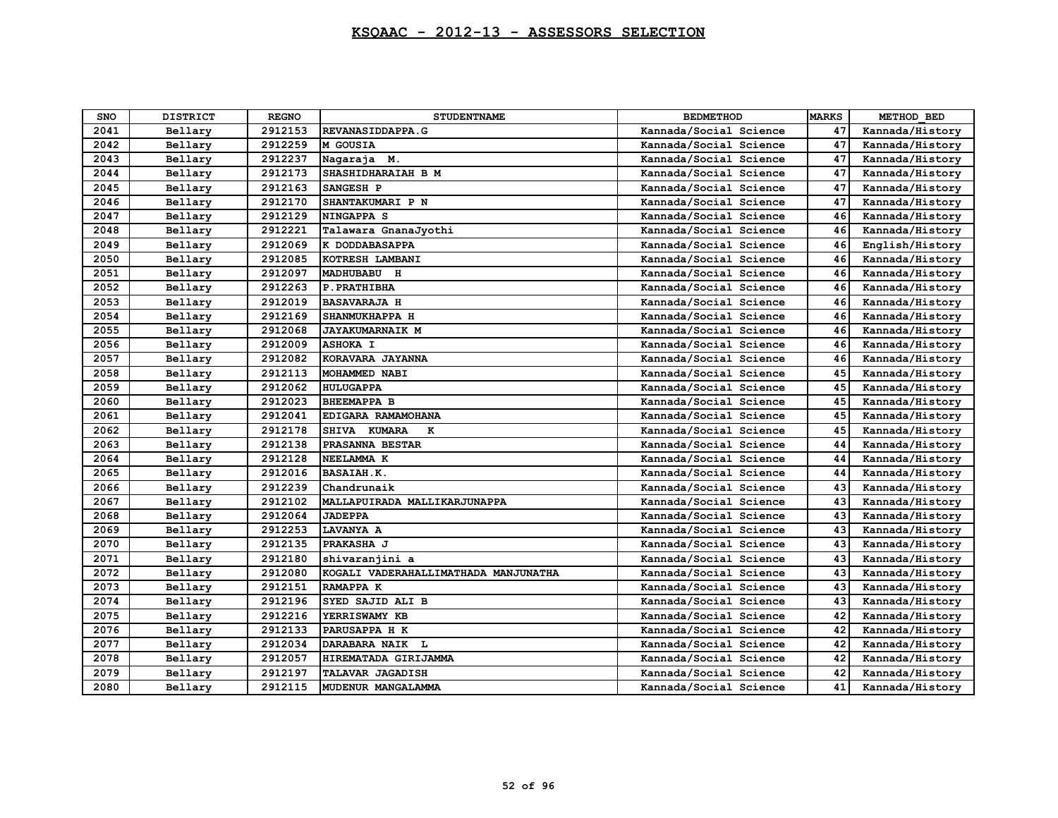# KSQAAC - 2012-13 - ASSESSORS SELECTION

| SNO | DISTRICT | REGNO | STUDENTNAME | BEDMETHOD | MARKS | METHOD_BED |
|---|---|---|---|---|---|---|
| 2041 | Bellary | 2912153 | REVANASIDDAPPA.G | Kannada/Social Science | 47 | Kannada/History |
| 2042 | Bellary | 2912259 | M GOUSIA | Kannada/Social Science | 47 | Kannada/History |
| 2043 | Bellary | 2912237 | Nagaraja M. | Kannada/Social Science | 47 | Kannada/History |
| 2044 | Bellary | 2912173 | SHASHIDHARAIAH B M | Kannada/Social Science | 47 | Kannada/History |
| 2045 | Bellary | 2912163 | SANGESH P | Kannada/Social Science | 47 | Kannada/History |
| 2046 | Bellary | 2912170 | SHANTAKUMARI P N | Kannada/Social Science | 47 | Kannada/History |
| 2047 | Bellary | 2912129 | NINGAPPA S | Kannada/Social Science | 46 | Kannada/History |
| 2048 | Bellary | 2912221 | Talawara GnanaJyothi | Kannada/Social Science | 46 | Kannada/History |
| 2049 | Bellary | 2912069 | K DODDABASAPPA | Kannada/Social Science | 46 | English/History |
| 2050 | Bellary | 2912085 | KOTRESH LAMBANI | Kannada/Social Science | 46 | Kannada/History |
| 2051 | Bellary | 2912097 | MADHUBABU H | Kannada/Social Science | 46 | Kannada/History |
| 2052 | Bellary | 2912263 | P.PRATHIBHA | Kannada/Social Science | 46 | Kannada/History |
| 2053 | Bellary | 2912019 | BASAVARAJA H | Kannada/Social Science | 46 | Kannada/History |
| 2054 | Bellary | 2912169 | SHANMUKHAPPA H | Kannada/Social Science | 46 | Kannada/History |
| 2055 | Bellary | 2912068 | JAYAKUMARNAIK M | Kannada/Social Science | 46 | Kannada/History |
| 2056 | Bellary | 2912009 | ASHOKA I | Kannada/Social Science | 46 | Kannada/History |
| 2057 | Bellary | 2912082 | KORAVARA JAYANNA | Kannada/Social Science | 46 | Kannada/History |
| 2058 | Bellary | 2912113 | MOHAMMED NABI | Kannada/Social Science | 45 | Kannada/History |
| 2059 | Bellary | 2912062 | HULUGAPPA | Kannada/Social Science | 45 | Kannada/History |
| 2060 | Bellary | 2912023 | BHEEMAPPA B | Kannada/Social Science | 45 | Kannada/History |
| 2061 | Bellary | 2912041 | EDIGARA RAMAMOHANA | Kannada/Social Science | 45 | Kannada/History |
| 2062 | Bellary | 2912178 | SHIVA KUMARA K | Kannada/Social Science | 45 | Kannada/History |
| 2063 | Bellary | 2912138 | PRASANNA BESTAR | Kannada/Social Science | 44 | Kannada/History |
| 2064 | Bellary | 2912128 | NEELAMMA K | Kannada/Social Science | 44 | Kannada/History |
| 2065 | Bellary | 2912016 | BASAIAH.K. | Kannada/Social Science | 44 | Kannada/History |
| 2066 | Bellary | 2912239 | Chandrunaik | Kannada/Social Science | 43 | Kannada/History |
| 2067 | Bellary | 2912102 | MALLAPUIRADA MALLIKARJUNAPPA | Kannada/Social Science | 43 | Kannada/History |
| 2068 | Bellary | 2912064 | JADEPPA | Kannada/Social Science | 43 | Kannada/History |
| 2069 | Bellary | 2912253 | LAVANYA A | Kannada/Social Science | 43 | Kannada/History |
| 2070 | Bellary | 2912135 | PRAKASHA J | Kannada/Social Science | 43 | Kannada/History |
| 2071 | Bellary | 2912180 | shivaranjini a | Kannada/Social Science | 43 | Kannada/History |
| 2072 | Bellary | 2912080 | KOGALI VADERAHALLIMATHADA MANJUNATHA | Kannada/Social Science | 43 | Kannada/History |
| 2073 | Bellary | 2912151 | RAMAPPA K | Kannada/Social Science | 43 | Kannada/History |
| 2074 | Bellary | 2912196 | SYED SAJID ALI B | Kannada/Social Science | 43 | Kannada/History |
| 2075 | Bellary | 2912216 | YERRISWAMY KB | Kannada/Social Science | 42 | Kannada/History |
| 2076 | Bellary | 2912133 | PARUSAPPA H K | Kannada/Social Science | 42 | Kannada/History |
| 2077 | Bellary | 2912034 | DARABARA NAIK L | Kannada/Social Science | 42 | Kannada/History |
| 2078 | Bellary | 2912057 | HIREMATADA GIRIJAMMA | Kannada/Social Science | 42 | Kannada/History |
| 2079 | Bellary | 2912197 | TALAVAR JAGADISH | Kannada/Social Science | 42 | Kannada/History |
| 2080 | Bellary | 2912115 | MUDENUR MANGALAMMA | Kannada/Social Science | 41 | Kannada/History |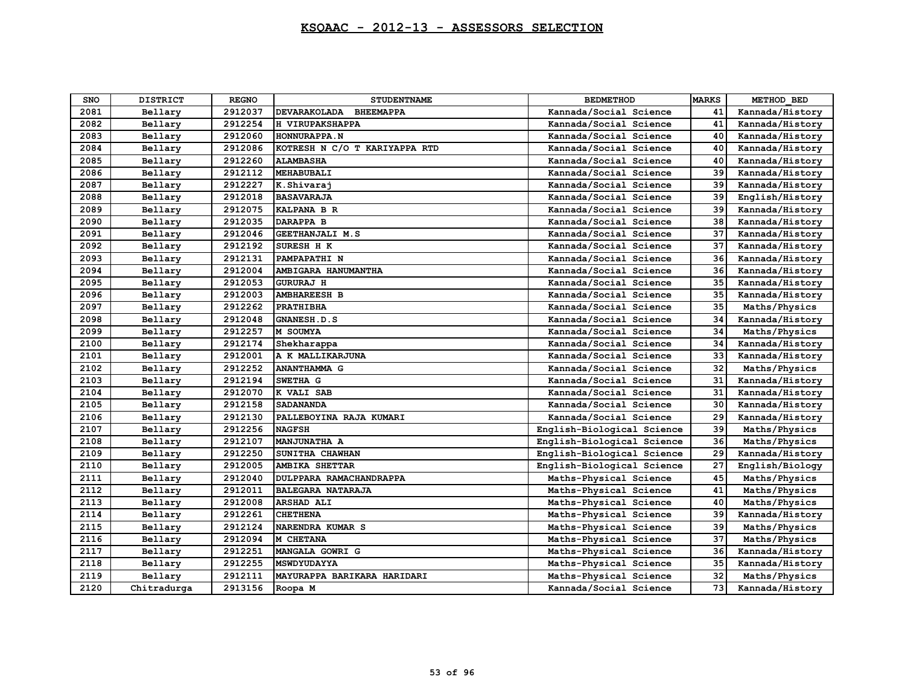# KSQAAC - 2012-13 - ASSESSORS SELECTION

| SNO | DISTRICT | REGNO | STUDENTNAME | BEDMETHOD | MARKS | METHOD_BED |
|---|---|---|---|---|---|---|
| 2081 | Bellary | 2912037 | DEVARAKOLADA BHEEMAPPA | Kannada/Social Science | 41 | Kannada/History |
| 2082 | Bellary | 2912254 | H VIRUPAKSHAPPA | Kannada/Social Science | 41 | Kannada/History |
| 2083 | Bellary | 2912060 | HONNURAPPA.N | Kannada/Social Science | 40 | Kannada/History |
| 2084 | Bellary | 2912086 | KOTRESH N C/O T KARIYAPPA RTD | Kannada/Social Science | 40 | Kannada/History |
| 2085 | Bellary | 2912260 | ALAMBASHA | Kannada/Social Science | 40 | Kannada/History |
| 2086 | Bellary | 2912112 | MEHABUBALI | Kannada/Social Science | 39 | Kannada/History |
| 2087 | Bellary | 2912227 | K.Shivaraj | Kannada/Social Science | 39 | Kannada/History |
| 2088 | Bellary | 2912018 | BASAVARAJA | Kannada/Social Science | 39 | English/History |
| 2089 | Bellary | 2912075 | KALPANA B R | Kannada/Social Science | 39 | Kannada/History |
| 2090 | Bellary | 2912035 | DARAPPA B | Kannada/Social Science | 38 | Kannada/History |
| 2091 | Bellary | 2912046 | GEETHANJALI M.S | Kannada/Social Science | 37 | Kannada/History |
| 2092 | Bellary | 2912192 | SURESH H K | Kannada/Social Science | 37 | Kannada/History |
| 2093 | Bellary | 2912131 | PAMPAPATHI N | Kannada/Social Science | 36 | Kannada/History |
| 2094 | Bellary | 2912004 | AMBIGARA HANUMANTHA | Kannada/Social Science | 36 | Kannada/History |
| 2095 | Bellary | 2912053 | GURURAJ H | Kannada/Social Science | 35 | Kannada/History |
| 2096 | Bellary | 2912003 | AMBHAREESH B | Kannada/Social Science | 35 | Kannada/History |
| 2097 | Bellary | 2912262 | PRATHIBHA | Kannada/Social Science | 35 | Maths/Physics |
| 2098 | Bellary | 2912048 | GNANESH.D.S | Kannada/Social Science | 34 | Kannada/History |
| 2099 | Bellary | 2912257 | M SOUMYA | Kannada/Social Science | 34 | Maths/Physics |
| 2100 | Bellary | 2912174 | Shekharappa | Kannada/Social Science | 34 | Kannada/History |
| 2101 | Bellary | 2912001 | A K MALLIKARJUNA | Kannada/Social Science | 33 | Kannada/History |
| 2102 | Bellary | 2912252 | ANANTHAMMA G | Kannada/Social Science | 32 | Maths/Physics |
| 2103 | Bellary | 2912194 | SWETHA G | Kannada/Social Science | 31 | Kannada/History |
| 2104 | Bellary | 2912070 | K VALI SAB | Kannada/Social Science | 31 | Kannada/History |
| 2105 | Bellary | 2912158 | SADANANDA | Kannada/Social Science | 30 | Kannada/History |
| 2106 | Bellary | 2912130 | PALLEBOYINA RAJA KUMARI | Kannada/Social Science | 29 | Kannada/History |
| 2107 | Bellary | 2912256 | NAGFSH | English-Biological Science | 39 | Maths/Physics |
| 2108 | Bellary | 2912107 | MANJUNATHA A | English-Biological Science | 36 | Maths/Physics |
| 2109 | Bellary | 2912250 | SUNITHA CHAWHAN | English-Biological Science | 29 | Kannada/History |
| 2110 | Bellary | 2912005 | AMBIKA SHETTAR | English-Biological Science | 27 | English/Biology |
| 2111 | Bellary | 2912040 | DULPPARA RAMACHANDRAPPA | Maths-Physical Science | 45 | Maths/Physics |
| 2112 | Bellary | 2912011 | BALEGARA NATARAJA | Maths-Physical Science | 41 | Maths/Physics |
| 2113 | Bellary | 2912008 | ARSHAD ALI | Maths-Physical Science | 40 | Maths/Physics |
| 2114 | Bellary | 2912261 | CHETHENA | Maths-Physical Science | 39 | Kannada/History |
| 2115 | Bellary | 2912124 | NARENDRA KUMAR S | Maths-Physical Science | 39 | Maths/Physics |
| 2116 | Bellary | 2912094 | M CHETANA | Maths-Physical Science | 37 | Maths/Physics |
| 2117 | Bellary | 2912251 | MANGALA GOWRI G | Maths-Physical Science | 36 | Kannada/History |
| 2118 | Bellary | 2912255 | MSWDYUDAYYA | Maths-Physical Science | 35 | Kannada/History |
| 2119 | Bellary | 2912111 | MAYURAPPA BARIKARA HARIDARI | Maths-Physical Science | 32 | Maths/Physics |
| 2120 | Chitradurga | 2913156 | Roopa M | Kannada/Social Science | 73 | Kannada/History |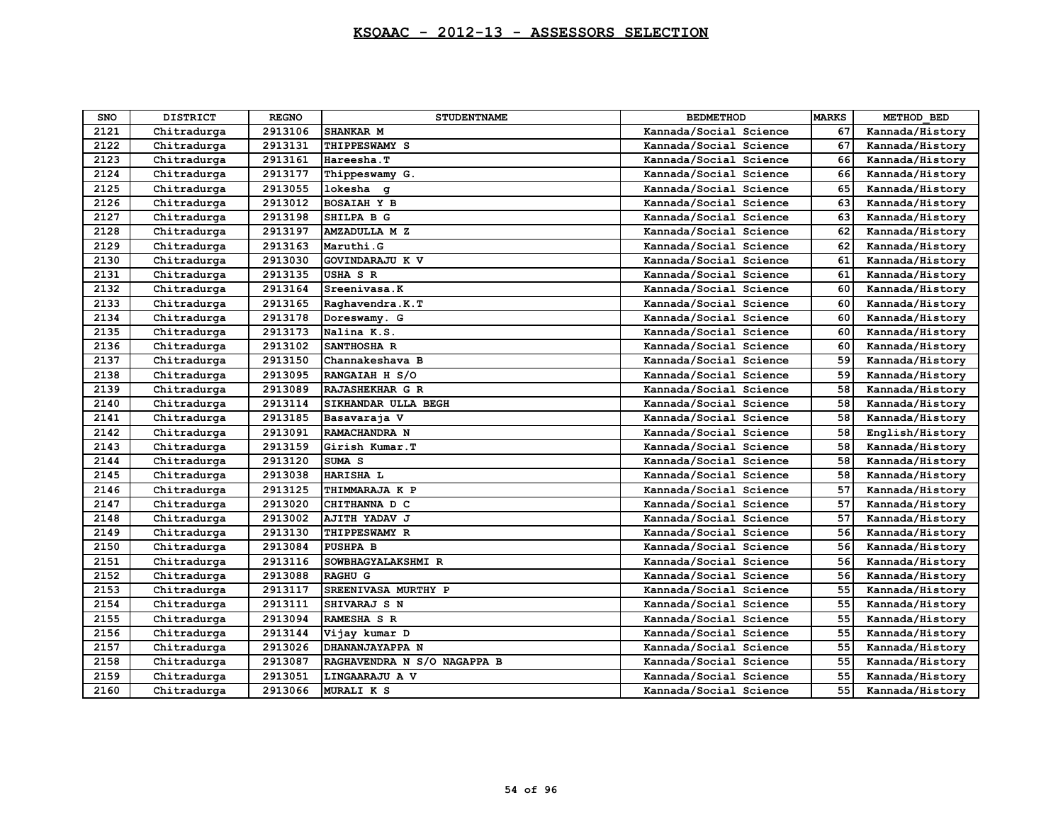# KSQAAC - 2012-13 - ASSESSORS SELECTION

| SNO | DISTRICT | REGNO | STUDENTNAME | BEDMETHOD | MARKS | METHOD_BED |
|---|---|---|---|---|---|---|
| 2121 | Chitradurga | 2913106 | SHANKAR M | Kannada/Social Science | 67 | Kannada/History |
| 2122 | Chitradurga | 2913131 | THIPPESWAMY S | Kannada/Social Science | 67 | Kannada/History |
| 2123 | Chitradurga | 2913161 | Hareesha.T | Kannada/Social Science | 66 | Kannada/History |
| 2124 | Chitradurga | 2913177 | Thippeswamy G. | Kannada/Social Science | 66 | Kannada/History |
| 2125 | Chitradurga | 2913055 | lokesha g | Kannada/Social Science | 65 | Kannada/History |
| 2126 | Chitradurga | 2913012 | BOSAIAH Y B | Kannada/Social Science | 63 | Kannada/History |
| 2127 | Chitradurga | 2913198 | SHILPA B G | Kannada/Social Science | 63 | Kannada/History |
| 2128 | Chitradurga | 2913197 | AMZADULLA M Z | Kannada/Social Science | 62 | Kannada/History |
| 2129 | Chitradurga | 2913163 | Maruthi.G | Kannada/Social Science | 62 | Kannada/History |
| 2130 | Chitradurga | 2913030 | GOVINDARAJU K V | Kannada/Social Science | 61 | Kannada/History |
| 2131 | Chitradurga | 2913135 | USHA S R | Kannada/Social Science | 61 | Kannada/History |
| 2132 | Chitradurga | 2913164 | Sreenivasa.K | Kannada/Social Science | 60 | Kannada/History |
| 2133 | Chitradurga | 2913165 | Raghavendra.K.T | Kannada/Social Science | 60 | Kannada/History |
| 2134 | Chitradurga | 2913178 | Doreswamy. G | Kannada/Social Science | 60 | Kannada/History |
| 2135 | Chitradurga | 2913173 | Nalina K.S. | Kannada/Social Science | 60 | Kannada/History |
| 2136 | Chitradurga | 2913102 | SANTHOSHA R | Kannada/Social Science | 60 | Kannada/History |
| 2137 | Chitradurga | 2913150 | Channakeshava B | Kannada/Social Science | 59 | Kannada/History |
| 2138 | Chitradurga | 2913095 | RANGAIAH H S/O | Kannada/Social Science | 59 | Kannada/History |
| 2139 | Chitradurga | 2913089 | RAJASHEKHAR G R | Kannada/Social Science | 58 | Kannada/History |
| 2140 | Chitradurga | 2913114 | SIKHANDAR ULLA BEGH | Kannada/Social Science | 58 | Kannada/History |
| 2141 | Chitradurga | 2913185 | Basavaraja V | Kannada/Social Science | 58 | Kannada/History |
| 2142 | Chitradurga | 2913091 | RAMACHANDRA N | Kannada/Social Science | 58 | English/History |
| 2143 | Chitradurga | 2913159 | Girish Kumar.T | Kannada/Social Science | 58 | Kannada/History |
| 2144 | Chitradurga | 2913120 | SUMA S | Kannada/Social Science | 58 | Kannada/History |
| 2145 | Chitradurga | 2913038 | HARISHA L | Kannada/Social Science | 58 | Kannada/History |
| 2146 | Chitradurga | 2913125 | THIMMARAJA K P | Kannada/Social Science | 57 | Kannada/History |
| 2147 | Chitradurga | 2913020 | CHITHANNA D C | Kannada/Social Science | 57 | Kannada/History |
| 2148 | Chitradurga | 2913002 | AJITH YADAV J | Kannada/Social Science | 57 | Kannada/History |
| 2149 | Chitradurga | 2913130 | THIPPESWAMY R | Kannada/Social Science | 56 | Kannada/History |
| 2150 | Chitradurga | 2913084 | PUSHPA B | Kannada/Social Science | 56 | Kannada/History |
| 2151 | Chitradurga | 2913116 | SOWBHAGYALAKSHMI R | Kannada/Social Science | 56 | Kannada/History |
| 2152 | Chitradurga | 2913088 | RAGHU G | Kannada/Social Science | 56 | Kannada/History |
| 2153 | Chitradurga | 2913117 | SREENIVASA MURTHY P | Kannada/Social Science | 55 | Kannada/History |
| 2154 | Chitradurga | 2913111 | SHIVARAJ S N | Kannada/Social Science | 55 | Kannada/History |
| 2155 | Chitradurga | 2913094 | RAMESHA S R | Kannada/Social Science | 55 | Kannada/History |
| 2156 | Chitradurga | 2913144 | Vijay kumar D | Kannada/Social Science | 55 | Kannada/History |
| 2157 | Chitradurga | 2913026 | DHANANJAYAPPA N | Kannada/Social Science | 55 | Kannada/History |
| 2158 | Chitradurga | 2913087 | RAGHAVENDRA N S/O NAGAPPA B | Kannada/Social Science | 55 | Kannada/History |
| 2159 | Chitradurga | 2913051 | LINGAARAJU A V | Kannada/Social Science | 55 | Kannada/History |
| 2160 | Chitradurga | 2913066 | MURALI K S | Kannada/Social Science | 55 | Kannada/History |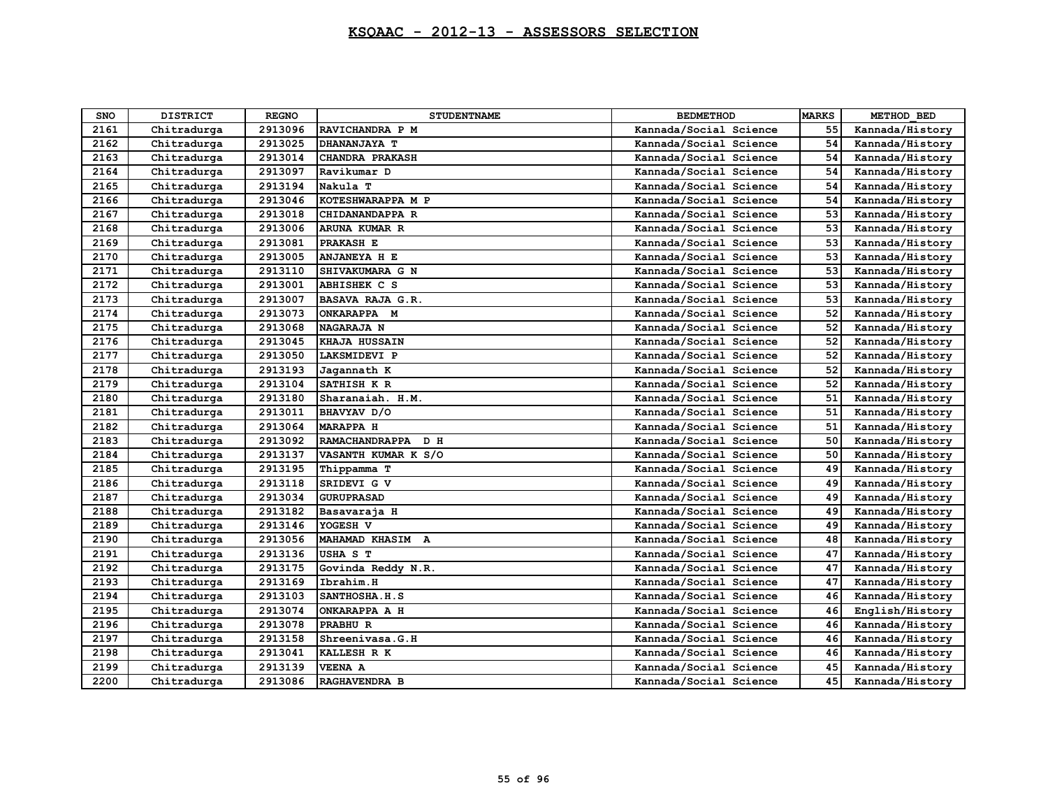# KSQAAC - 2012-13 - ASSESSORS SELECTION

| SNO | DISTRICT | REGNO | STUDENTNAME | BEDMETHOD | MARKS | METHOD_BED |
|---|---|---|---|---|---|---|
| 2161 | Chitradurga | 2913096 | RAVICHANDRA P M | Kannada/Social Science | 55 | Kannada/History |
| 2162 | Chitradurga | 2913025 | DHANANJAYA T | Kannada/Social Science | 54 | Kannada/History |
| 2163 | Chitradurga | 2913014 | CHANDRA PRAKASH | Kannada/Social Science | 54 | Kannada/History |
| 2164 | Chitradurga | 2913097 | Ravikumar D | Kannada/Social Science | 54 | Kannada/History |
| 2165 | Chitradurga | 2913194 | Nakula T | Kannada/Social Science | 54 | Kannada/History |
| 2166 | Chitradurga | 2913046 | KOTESHWARAPPA M P | Kannada/Social Science | 54 | Kannada/History |
| 2167 | Chitradurga | 2913018 | CHIDANANDAPPA R | Kannada/Social Science | 53 | Kannada/History |
| 2168 | Chitradurga | 2913006 | ARUNA KUMAR R | Kannada/Social Science | 53 | Kannada/History |
| 2169 | Chitradurga | 2913081 | PRAKASH E | Kannada/Social Science | 53 | Kannada/History |
| 2170 | Chitradurga | 2913005 | ANJANEYA H E | Kannada/Social Science | 53 | Kannada/History |
| 2171 | Chitradurga | 2913110 | SHIVAKUMARA G N | Kannada/Social Science | 53 | Kannada/History |
| 2172 | Chitradurga | 2913001 | ABHISHEK C S | Kannada/Social Science | 53 | Kannada/History |
| 2173 | Chitradurga | 2913007 | BASAVA RAJA G.R. | Kannada/Social Science | 53 | Kannada/History |
| 2174 | Chitradurga | 2913073 | ONKARAPPA M | Kannada/Social Science | 52 | Kannada/History |
| 2175 | Chitradurga | 2913068 | NAGARAJA N | Kannada/Social Science | 52 | Kannada/History |
| 2176 | Chitradurga | 2913045 | KHAJA HUSSAIN | Kannada/Social Science | 52 | Kannada/History |
| 2177 | Chitradurga | 2913050 | LAKSMIDEVI P | Kannada/Social Science | 52 | Kannada/History |
| 2178 | Chitradurga | 2913193 | Jagannath K | Kannada/Social Science | 52 | Kannada/History |
| 2179 | Chitradurga | 2913104 | SATHISH K R | Kannada/Social Science | 52 | Kannada/History |
| 2180 | Chitradurga | 2913180 | Sharanaiah. H.M. | Kannada/Social Science | 51 | Kannada/History |
| 2181 | Chitradurga | 2913011 | BHAVYAV D/O | Kannada/Social Science | 51 | Kannada/History |
| 2182 | Chitradurga | 2913064 | MARAPPA H | Kannada/Social Science | 51 | Kannada/History |
| 2183 | Chitradurga | 2913092 | RAMACHANDRAPPA D H | Kannada/Social Science | 50 | Kannada/History |
| 2184 | Chitradurga | 2913137 | VASANTH KUMAR K S/O | Kannada/Social Science | 50 | Kannada/History |
| 2185 | Chitradurga | 2913195 | Thippamma T | Kannada/Social Science | 49 | Kannada/History |
| 2186 | Chitradurga | 2913118 | SRIDEVI G V | Kannada/Social Science | 49 | Kannada/History |
| 2187 | Chitradurga | 2913034 | GURUPRASAD | Kannada/Social Science | 49 | Kannada/History |
| 2188 | Chitradurga | 2913182 | Basavaraja H | Kannada/Social Science | 49 | Kannada/History |
| 2189 | Chitradurga | 2913146 | YOGESH V | Kannada/Social Science | 49 | Kannada/History |
| 2190 | Chitradurga | 2913056 | MAHAMAD KHASIM A | Kannada/Social Science | 48 | Kannada/History |
| 2191 | Chitradurga | 2913136 | USHA S T | Kannada/Social Science | 47 | Kannada/History |
| 2192 | Chitradurga | 2913175 | Govinda Reddy N.R. | Kannada/Social Science | 47 | Kannada/History |
| 2193 | Chitradurga | 2913169 | Ibrahim.H | Kannada/Social Science | 47 | Kannada/History |
| 2194 | Chitradurga | 2913103 | SANTHOSHA.H.S | Kannada/Social Science | 46 | Kannada/History |
| 2195 | Chitradurga | 2913074 | ONKARAPPA A H | Kannada/Social Science | 46 | English/History |
| 2196 | Chitradurga | 2913078 | PRABHU R | Kannada/Social Science | 46 | Kannada/History |
| 2197 | Chitradurga | 2913158 | Shreenivasa.G.H | Kannada/Social Science | 46 | Kannada/History |
| 2198 | Chitradurga | 2913041 | KALLESH R K | Kannada/Social Science | 46 | Kannada/History |
| 2199 | Chitradurga | 2913139 | VEENA A | Kannada/Social Science | 45 | Kannada/History |
| 2200 | Chitradurga | 2913086 | RAGHAVENDRA B | Kannada/Social Science | 45 | Kannada/History |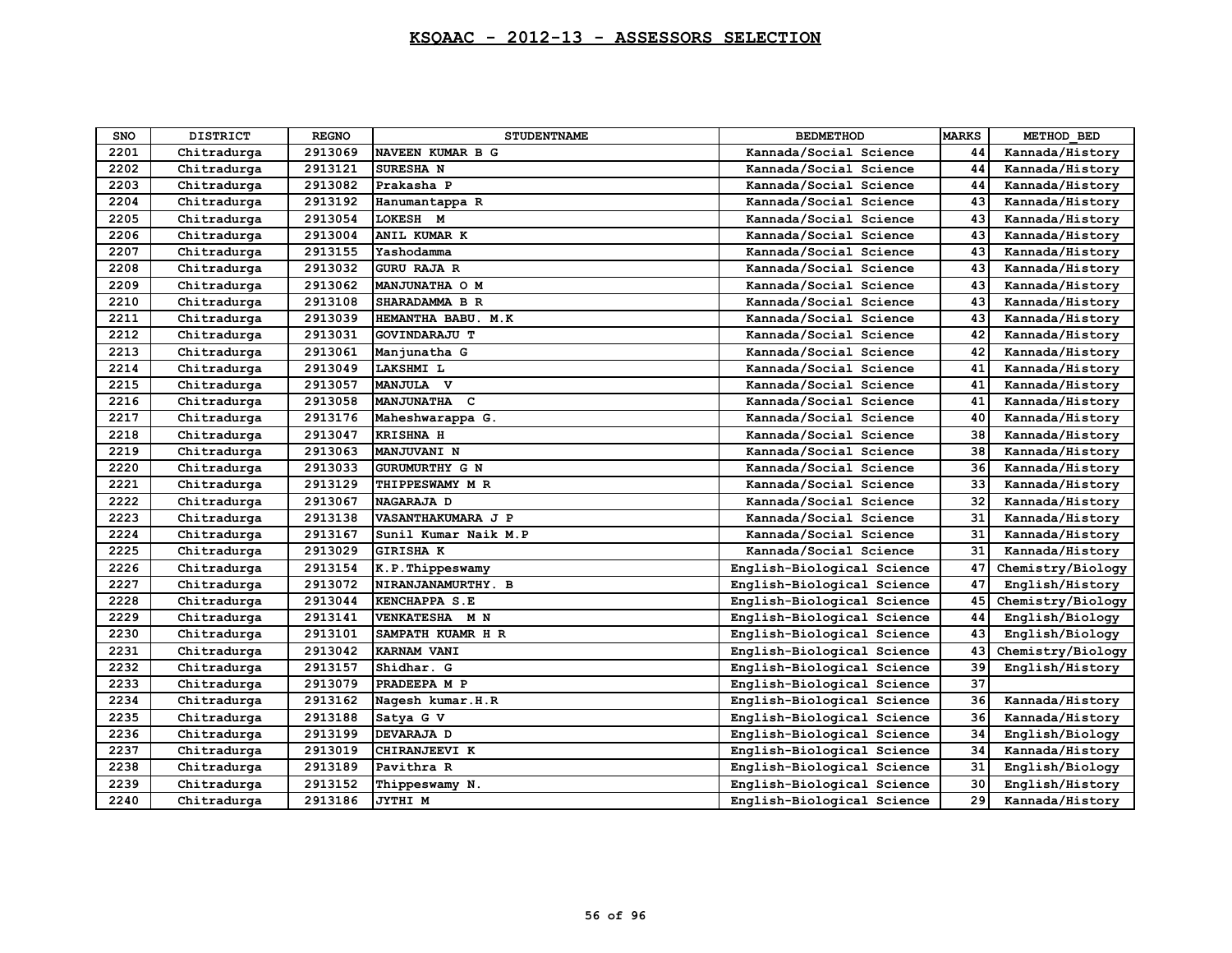# KSQAAC - 2012-13 - ASSESSORS SELECTION

| SNO | DISTRICT | REGNO | STUDENTNAME | BEDMETHOD | MARKS | METHOD_BED |
|---|---|---|---|---|---|---|
| 2201 | Chitradurga | 2913069 | NAVEEN KUMAR B G | Kannada/Social Science | 44 | Kannada/History |
| 2202 | Chitradurga | 2913121 | SURESHA N | Kannada/Social Science | 44 | Kannada/History |
| 2203 | Chitradurga | 2913082 | Prakasha P | Kannada/Social Science | 44 | Kannada/History |
| 2204 | Chitradurga | 2913192 | Hanumantappa R | Kannada/Social Science | 43 | Kannada/History |
| 2205 | Chitradurga | 2913054 | LOKESH M | Kannada/Social Science | 43 | Kannada/History |
| 2206 | Chitradurga | 2913004 | ANIL KUMAR K | Kannada/Social Science | 43 | Kannada/History |
| 2207 | Chitradurga | 2913155 | Yashodamma | Kannada/Social Science | 43 | Kannada/History |
| 2208 | Chitradurga | 2913032 | GURU RAJA R | Kannada/Social Science | 43 | Kannada/History |
| 2209 | Chitradurga | 2913062 | MANJUNATHA O M | Kannada/Social Science | 43 | Kannada/History |
| 2210 | Chitradurga | 2913108 | SHARADAMMA B R | Kannada/Social Science | 43 | Kannada/History |
| 2211 | Chitradurga | 2913039 | HEMANTHA BABU. M.K | Kannada/Social Science | 43 | Kannada/History |
| 2212 | Chitradurga | 2913031 | GOVINDARAJU T | Kannada/Social Science | 42 | Kannada/History |
| 2213 | Chitradurga | 2913061 | Manjunatha G | Kannada/Social Science | 42 | Kannada/History |
| 2214 | Chitradurga | 2913049 | LAKSHMI L | Kannada/Social Science | 41 | Kannada/History |
| 2215 | Chitradurga | 2913057 | MANJULA V | Kannada/Social Science | 41 | Kannada/History |
| 2216 | Chitradurga | 2913058 | MANJUNATHA C | Kannada/Social Science | 41 | Kannada/History |
| 2217 | Chitradurga | 2913176 | Maheshwarappa G. | Kannada/Social Science | 40 | Kannada/History |
| 2218 | Chitradurga | 2913047 | KRISHNA H | Kannada/Social Science | 38 | Kannada/History |
| 2219 | Chitradurga | 2913063 | MANJUVANI N | Kannada/Social Science | 38 | Kannada/History |
| 2220 | Chitradurga | 2913033 | GURUMURTHY G N | Kannada/Social Science | 36 | Kannada/History |
| 2221 | Chitradurga | 2913129 | THIPPESWAMY M R | Kannada/Social Science | 33 | Kannada/History |
| 2222 | Chitradurga | 2913067 | NAGARAJA D | Kannada/Social Science | 32 | Kannada/History |
| 2223 | Chitradurga | 2913138 | VASANTHAKUMARA J P | Kannada/Social Science | 31 | Kannada/History |
| 2224 | Chitradurga | 2913167 | Sunil Kumar Naik M.P | Kannada/Social Science | 31 | Kannada/History |
| 2225 | Chitradurga | 2913029 | GIRISHA K | Kannada/Social Science | 31 | Kannada/History |
| 2226 | Chitradurga | 2913154 | K.P.Thippeswamy | English-Biological Science | 47 | Chemistry/Biology |
| 2227 | Chitradurga | 2913072 | NIRANJANAMURTHY. B | English-Biological Science | 47 | English/History |
| 2228 | Chitradurga | 2913044 | KENCHAPPA S.E | English-Biological Science | 45 | Chemistry/Biology |
| 2229 | Chitradurga | 2913141 | VENKATESHA M N | English-Biological Science | 44 | English/Biology |
| 2230 | Chitradurga | 2913101 | SAMPATH KUAMR H R | English-Biological Science | 43 | English/Biology |
| 2231 | Chitradurga | 2913042 | KARNAM VANI | English-Biological Science | 43 | Chemistry/Biology |
| 2232 | Chitradurga | 2913157 | Shidhar. G | English-Biological Science | 39 | English/History |
| 2233 | Chitradurga | 2913079 | PRADEEPA M P | English-Biological Science | 37 | |
| 2234 | Chitradurga | 2913162 | Nagesh kumar.H.R | English-Biological Science | 36 | Kannada/History |
| 2235 | Chitradurga | 2913188 | Satya G V | English-Biological Science | 36 | Kannada/History |
| 2236 | Chitradurga | 2913199 | DEVARAJA D | English-Biological Science | 34 | English/Biology |
| 2237 | Chitradurga | 2913019 | CHIRANJEEVI K | English-Biological Science | 34 | Kannada/History |
| 2238 | Chitradurga | 2913189 | Pavithra R | English-Biological Science | 31 | English/Biology |
| 2239 | Chitradurga | 2913152 | Thippeswamy N. | English-Biological Science | 30 | English/History |
| 2240 | Chitradurga | 2913186 | JYTHI M | English-Biological Science | 29 | Kannada/History |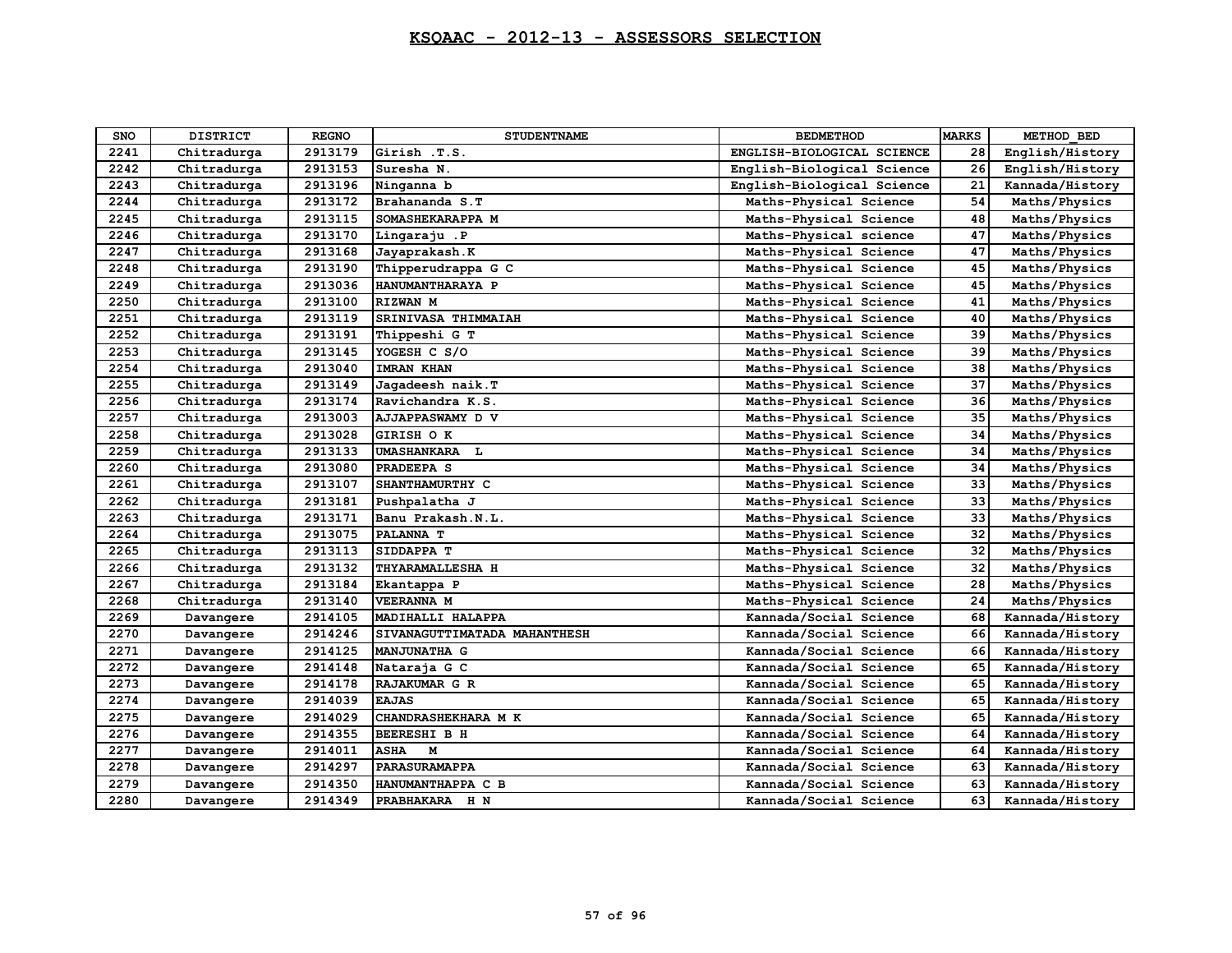# KSQAAC - 2012-13 - ASSESSORS SELECTION

| SNO | DISTRICT | REGNO | STUDENTNAME | BEDMETHOD | MARKS | METHOD_BED |
|---|---|---|---|---|---|---|
| 2241 | Chitradurga | 2913179 | Girish .T.S. | ENGLISH-BIOLOGICAL SCIENCE | 28 | English/History |
| 2242 | Chitradurga | 2913153 | Suresha N. | English-Biological Science | 26 | English/History |
| 2243 | Chitradurga | 2913196 | Ninganna b | English-Biological Science | 21 | Kannada/History |
| 2244 | Chitradurga | 2913172 | Brahananda S.T | Maths-Physical Science | 54 | Maths/Physics |
| 2245 | Chitradurga | 2913115 | SOMASHEKARAPPA M | Maths-Physical Science | 48 | Maths/Physics |
| 2246 | Chitradurga | 2913170 | Lingaraju .P | Maths-Physical science | 47 | Maths/Physics |
| 2247 | Chitradurga | 2913168 | Jayaprakash.K | Maths-Physical Science | 47 | Maths/Physics |
| 2248 | Chitradurga | 2913190 | Thipperudrappa G C | Maths-Physical Science | 45 | Maths/Physics |
| 2249 | Chitradurga | 2913036 | HANUMANTHARAYA P | Maths-Physical Science | 45 | Maths/Physics |
| 2250 | Chitradurga | 2913100 | RIZWAN M | Maths-Physical Science | 41 | Maths/Physics |
| 2251 | Chitradurga | 2913119 | SRINIVASA THIMMAIAH | Maths-Physical Science | 40 | Maths/Physics |
| 2252 | Chitradurga | 2913191 | Thippeshi G T | Maths-Physical Science | 39 | Maths/Physics |
| 2253 | Chitradurga | 2913145 | YOGESH C S/O | Maths-Physical Science | 39 | Maths/Physics |
| 2254 | Chitradurga | 2913040 | IMRAN KHAN | Maths-Physical Science | 38 | Maths/Physics |
| 2255 | Chitradurga | 2913149 | Jagadeesh naik.T | Maths-Physical Science | 37 | Maths/Physics |
| 2256 | Chitradurga | 2913174 | Ravichandra K.S. | Maths-Physical Science | 36 | Maths/Physics |
| 2257 | Chitradurga | 2913003 | AJJAPPASWAMY D V | Maths-Physical Science | 35 | Maths/Physics |
| 2258 | Chitradurga | 2913028 | GIRISH O K | Maths-Physical Science | 34 | Maths/Physics |
| 2259 | Chitradurga | 2913133 | UMASHANKARA L | Maths-Physical Science | 34 | Maths/Physics |
| 2260 | Chitradurga | 2913080 | PRADEEPA S | Maths-Physical Science | 34 | Maths/Physics |
| 2261 | Chitradurga | 2913107 | SHANTHAMURTHY C | Maths-Physical Science | 33 | Maths/Physics |
| 2262 | Chitradurga | 2913181 | Pushpalatha J | Maths-Physical Science | 33 | Maths/Physics |
| 2263 | Chitradurga | 2913171 | Banu Prakash.N.L. | Maths-Physical Science | 33 | Maths/Physics |
| 2264 | Chitradurga | 2913075 | PALANNA T | Maths-Physical Science | 32 | Maths/Physics |
| 2265 | Chitradurga | 2913113 | SIDDAPPA T | Maths-Physical Science | 32 | Maths/Physics |
| 2266 | Chitradurga | 2913132 | THYARAMALLESHA H | Maths-Physical Science | 32 | Maths/Physics |
| 2267 | Chitradurga | 2913184 | Ekantappa P | Maths-Physical Science | 28 | Maths/Physics |
| 2268 | Chitradurga | 2913140 | VEERANNA M | Maths-Physical Science | 24 | Maths/Physics |
| 2269 | Davangere | 2914105 | MADIHALLI HALAPPA | Kannada/Social Science | 68 | Kannada/History |
| 2270 | Davangere | 2914246 | SIVANAGUTTIMATADA MAHANTHESH | Kannada/Social Science | 66 | Kannada/History |
| 2271 | Davangere | 2914125 | MANJUNATHA G | Kannada/Social Science | 66 | Kannada/History |
| 2272 | Davangere | 2914148 | Nataraja G C | Kannada/Social Science | 65 | Kannada/History |
| 2273 | Davangere | 2914178 | RAJAKUMAR G R | Kannada/Social Science | 65 | Kannada/History |
| 2274 | Davangere | 2914039 | EAJAS | Kannada/Social Science | 65 | Kannada/History |
| 2275 | Davangere | 2914029 | CHANDRASHEKHARA M K | Kannada/Social Science | 65 | Kannada/History |
| 2276 | Davangere | 2914355 | BEERESHI B H | Kannada/Social Science | 64 | Kannada/History |
| 2277 | Davangere | 2914011 | ASHA M | Kannada/Social Science | 64 | Kannada/History |
| 2278 | Davangere | 2914297 | PARASURAMAPPA | Kannada/Social Science | 63 | Kannada/History |
| 2279 | Davangere | 2914350 | HANUMANTHAPPA C B | Kannada/Social Science | 63 | Kannada/History |
| 2280 | Davangere | 2914349 | PRABHAKARA H N | Kannada/Social Science | 63 | Kannada/History |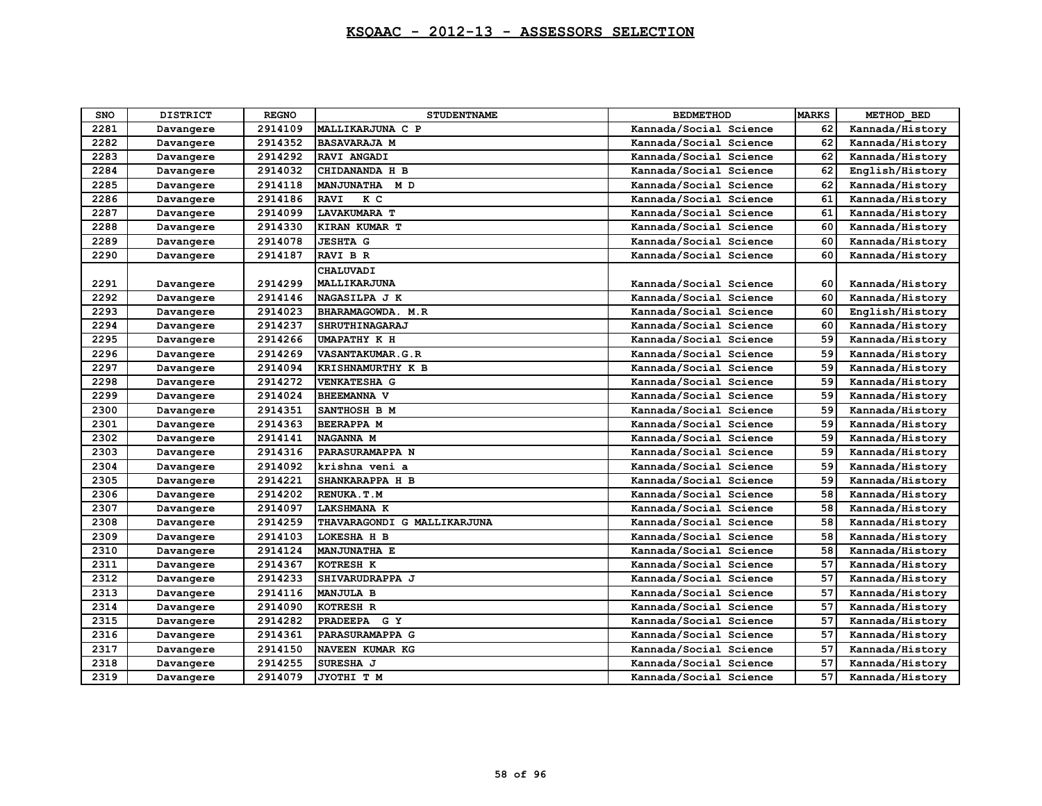# KSQAAC - 2012-13 - ASSESSORS SELECTION

| SNO | DISTRICT | REGNO | STUDENTNAME | BEDMETHOD | MARKS | METHOD_BED |
|---|---|---|---|---|---|---|
| 2281 | Davangere | 2914109 | MALLIKARJUNA C P | Kannada/Social Science | 62 | Kannada/History |
| 2282 | Davangere | 2914352 | BASAVARAJA M | Kannada/Social Science | 62 | Kannada/History |
| 2283 | Davangere | 2914292 | RAVI ANGADI | Kannada/Social Science | 62 | Kannada/History |
| 2284 | Davangere | 2914032 | CHIDANANDA H B | Kannada/Social Science | 62 | English/History |
| 2285 | Davangere | 2914118 | MANJUNATHA M D | Kannada/Social Science | 62 | Kannada/History |
| 2286 | Davangere | 2914186 | RAVI K C | Kannada/Social Science | 61 | Kannada/History |
| 2287 | Davangere | 2914099 | LAVAKUMARA T | Kannada/Social Science | 61 | Kannada/History |
| 2288 | Davangere | 2914330 | KIRAN KUMAR T | Kannada/Social Science | 60 | Kannada/History |
| 2289 | Davangere | 2914078 | JESHTA G | Kannada/Social Science | 60 | Kannada/History |
| 2290 | Davangere | 2914187 | RAVI B R | Kannada/Social Science | 60 | Kannada/History |
| 2291 | Davangere | 2914299 | CHALUVADI MALLIKARJUNA | Kannada/Social Science | 60 | Kannada/History |
| 2292 | Davangere | 2914146 | NAGASILPA J K | Kannada/Social Science | 60 | Kannada/History |
| 2293 | Davangere | 2914023 | BHARAMAGOWDA. M.R | Kannada/Social Science | 60 | English/History |
| 2294 | Davangere | 2914237 | SHRUTHINAGARAJ | Kannada/Social Science | 60 | Kannada/History |
| 2295 | Davangere | 2914266 | UMAPATHY K H | Kannada/Social Science | 59 | Kannada/History |
| 2296 | Davangere | 2914269 | VASANTAKUMAR.G.R | Kannada/Social Science | 59 | Kannada/History |
| 2297 | Davangere | 2914094 | KRISHNAMURTHY K B | Kannada/Social Science | 59 | Kannada/History |
| 2298 | Davangere | 2914272 | VENKATESHA G | Kannada/Social Science | 59 | Kannada/History |
| 2299 | Davangere | 2914024 | BHEEMANNA V | Kannada/Social Science | 59 | Kannada/History |
| 2300 | Davangere | 2914351 | SANTHOSH B M | Kannada/Social Science | 59 | Kannada/History |
| 2301 | Davangere | 2914363 | BEERAPPA M | Kannada/Social Science | 59 | Kannada/History |
| 2302 | Davangere | 2914141 | NAGANNA M | Kannada/Social Science | 59 | Kannada/History |
| 2303 | Davangere | 2914316 | PARASURAMAPPA N | Kannada/Social Science | 59 | Kannada/History |
| 2304 | Davangere | 2914092 | krishna veni a | Kannada/Social Science | 59 | Kannada/History |
| 2305 | Davangere | 2914221 | SHANKARAPPA H B | Kannada/Social Science | 59 | Kannada/History |
| 2306 | Davangere | 2914202 | RENUKA.T.M | Kannada/Social Science | 58 | Kannada/History |
| 2307 | Davangere | 2914097 | LAKSHMANA K | Kannada/Social Science | 58 | Kannada/History |
| 2308 | Davangere | 2914259 | THAVARAGONDI G MALLIKARJUNA | Kannada/Social Science | 58 | Kannada/History |
| 2309 | Davangere | 2914103 | LOKESHA H B | Kannada/Social Science | 58 | Kannada/History |
| 2310 | Davangere | 2914124 | MANJUNATHA E | Kannada/Social Science | 58 | Kannada/History |
| 2311 | Davangere | 2914367 | KOTRESH K | Kannada/Social Science | 57 | Kannada/History |
| 2312 | Davangere | 2914233 | SHIVARUDRAPPA J | Kannada/Social Science | 57 | Kannada/History |
| 2313 | Davangere | 2914116 | MANJULA B | Kannada/Social Science | 57 | Kannada/History |
| 2314 | Davangere | 2914090 | KOTRESH R | Kannada/Social Science | 57 | Kannada/History |
| 2315 | Davangere | 2914282 | PRADEEPA G Y | Kannada/Social Science | 57 | Kannada/History |
| 2316 | Davangere | 2914361 | PARASURAMAPPA G | Kannada/Social Science | 57 | Kannada/History |
| 2317 | Davangere | 2914150 | NAVEEN KUMAR KG | Kannada/Social Science | 57 | Kannada/History |
| 2318 | Davangere | 2914255 | SURESHA J | Kannada/Social Science | 57 | Kannada/History |
| 2319 | Davangere | 2914079 | JYOTHI T M | Kannada/Social Science | 57 | Kannada/History |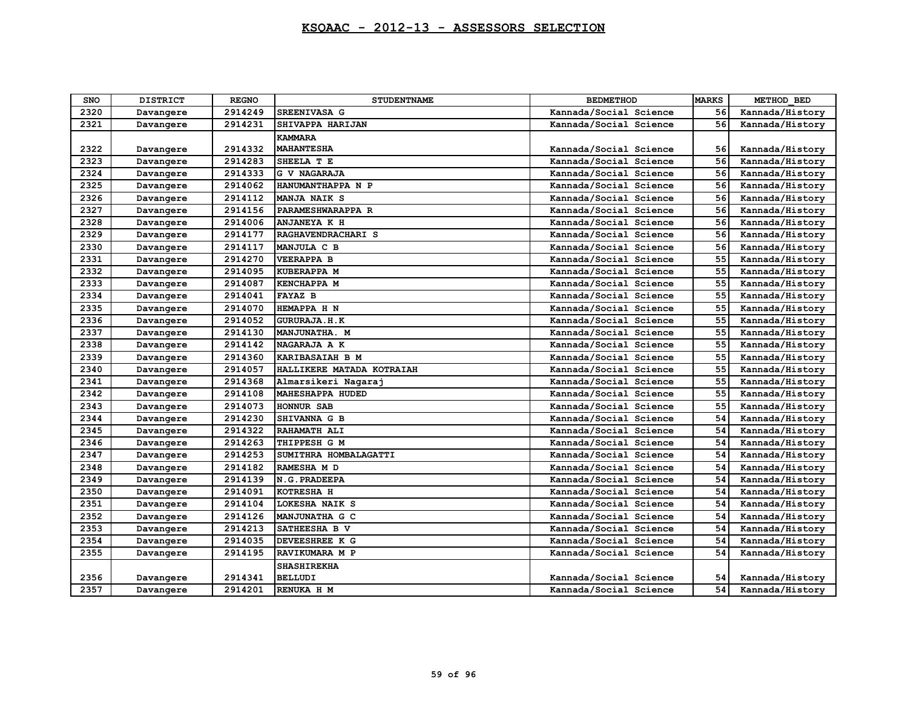# KSQAAC - 2012-13 - ASSESSORS SELECTION

| SNO | DISTRICT | REGNO | STUDENTNAME | BEDMETHOD | MARKS | METHOD_BED |
|---|---|---|---|---|---|---|
| 2320 | Davangere | 2914249 | SREENIVASA G | Kannada/Social Science | 56 | Kannada/History |
| 2321 | Davangere | 2914231 | SHIVAPPA HARIJAN | Kannada/Social Science | 56 | Kannada/History |
| 2322 | Davangere | 2914332 | KAMMARA MAHANTESHA | Kannada/Social Science | 56 | Kannada/History |
| 2323 | Davangere | 2914283 | SHEELA T E | Kannada/Social Science | 56 | Kannada/History |
| 2324 | Davangere | 2914333 | G V NAGARAJA | Kannada/Social Science | 56 | Kannada/History |
| 2325 | Davangere | 2914062 | HANUMANTHAPPA N P | Kannada/Social Science | 56 | Kannada/History |
| 2326 | Davangere | 2914112 | MANJA NAIK S | Kannada/Social Science | 56 | Kannada/History |
| 2327 | Davangere | 2914156 | PARAMESHWARAPPA R | Kannada/Social Science | 56 | Kannada/History |
| 2328 | Davangere | 2914006 | ANJANEYA K H | Kannada/Social Science | 56 | Kannada/History |
| 2329 | Davangere | 2914177 | RAGHAVENDRACHARI S | Kannada/Social Science | 56 | Kannada/History |
| 2330 | Davangere | 2914117 | MANJULA C B | Kannada/Social Science | 56 | Kannada/History |
| 2331 | Davangere | 2914270 | VEERAPPA B | Kannada/Social Science | 55 | Kannada/History |
| 2332 | Davangere | 2914095 | KUBERAPPA M | Kannada/Social Science | 55 | Kannada/History |
| 2333 | Davangere | 2914087 | KENCHAPPA M | Kannada/Social Science | 55 | Kannada/History |
| 2334 | Davangere | 2914041 | FAYAZ B | Kannada/Social Science | 55 | Kannada/History |
| 2335 | Davangere | 2914070 | HEMAPPA H N | Kannada/Social Science | 55 | Kannada/History |
| 2336 | Davangere | 2914052 | GURURAJA.H.K | Kannada/Social Science | 55 | Kannada/History |
| 2337 | Davangere | 2914130 | MANJUNATHA. M | Kannada/Social Science | 55 | Kannada/History |
| 2338 | Davangere | 2914142 | NAGARAJA A K | Kannada/Social Science | 55 | Kannada/History |
| 2339 | Davangere | 2914360 | KARIBASAIAH B M | Kannada/Social Science | 55 | Kannada/History |
| 2340 | Davangere | 2914057 | HALLIKERE MATADA KOTRAIAH | Kannada/Social Science | 55 | Kannada/History |
| 2341 | Davangere | 2914368 | Almarsikeri Nagaraj | Kannada/Social Science | 55 | Kannada/History |
| 2342 | Davangere | 2914108 | MAHESHAPPA HUDED | Kannada/Social Science | 55 | Kannada/History |
| 2343 | Davangere | 2914073 | HONNUR SAB | Kannada/Social Science | 55 | Kannada/History |
| 2344 | Davangere | 2914230 | SHIVANNA G B | Kannada/Social Science | 54 | Kannada/History |
| 2345 | Davangere | 2914322 | RAHAMATH ALI | Kannada/Social Science | 54 | Kannada/History |
| 2346 | Davangere | 2914263 | THIPPESH G M | Kannada/Social Science | 54 | Kannada/History |
| 2347 | Davangere | 2914253 | SUMITHRA HOMBALAGATTI | Kannada/Social Science | 54 | Kannada/History |
| 2348 | Davangere | 2914182 | RAMESHA M D | Kannada/Social Science | 54 | Kannada/History |
| 2349 | Davangere | 2914139 | N.G.PRADEEPA | Kannada/Social Science | 54 | Kannada/History |
| 2350 | Davangere | 2914091 | KOTRESHA H | Kannada/Social Science | 54 | Kannada/History |
| 2351 | Davangere | 2914104 | LOKESHA NAIK S | Kannada/Social Science | 54 | Kannada/History |
| 2352 | Davangere | 2914126 | MANJUNATHA G C | Kannada/Social Science | 54 | Kannada/History |
| 2353 | Davangere | 2914213 | SATHEESHA B V | Kannada/Social Science | 54 | Kannada/History |
| 2354 | Davangere | 2914035 | DEVEESHREE K G | Kannada/Social Science | 54 | Kannada/History |
| 2355 | Davangere | 2914195 | RAVIKUMARA M P | Kannada/Social Science | 54 | Kannada/History |
| 2356 | Davangere | 2914341 | SHASHIREKHA BELLUDI | Kannada/Social Science | 54 | Kannada/History |
| 2357 | Davangere | 2914201 | RENUKA H M | Kannada/Social Science | 54 | Kannada/History |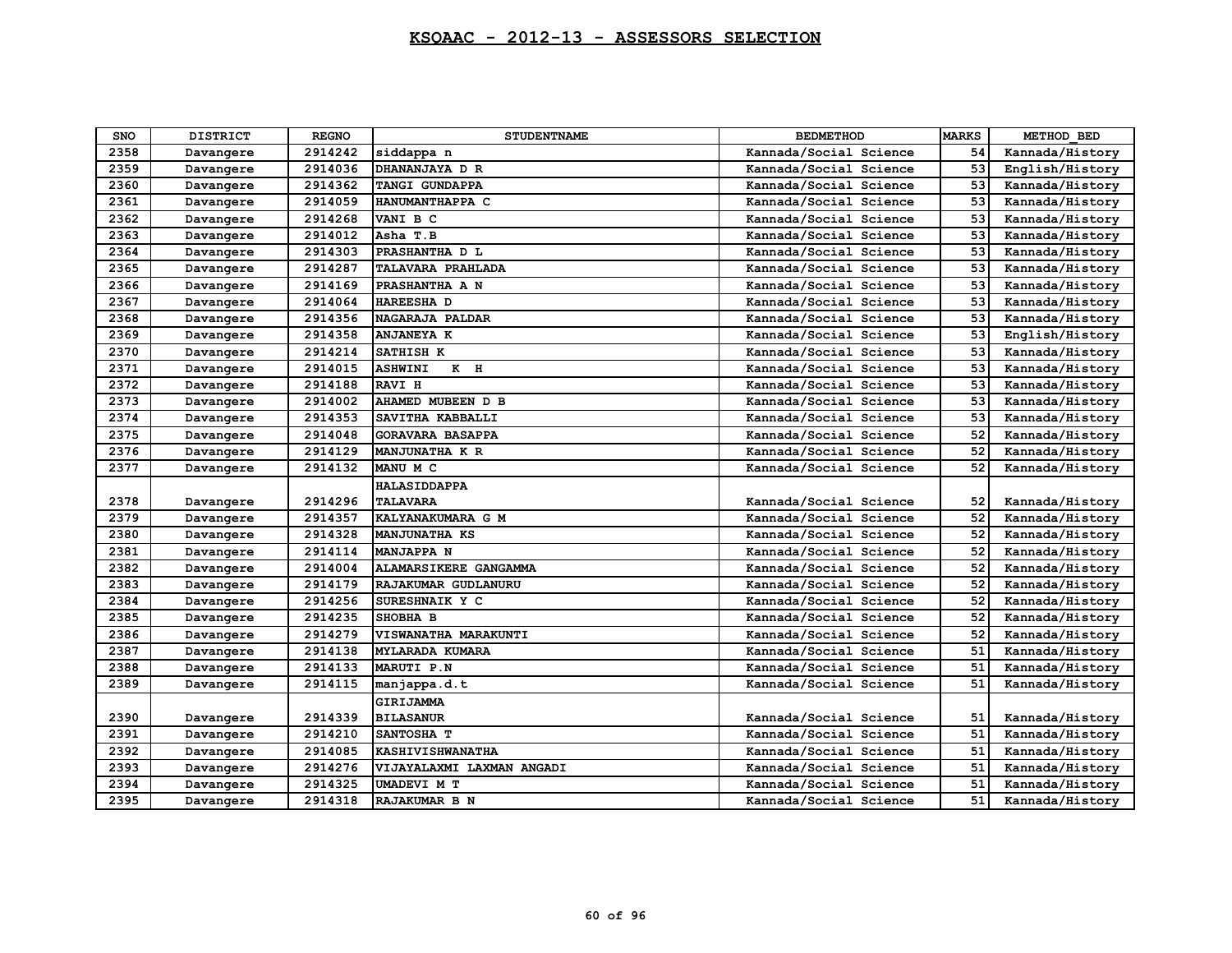# KSQAAC - 2012-13 - ASSESSORS SELECTION

| SNO | DISTRICT | REGNO | STUDENTNAME | BEDMETHOD | MARKS | METHOD_BED |
|---|---|---|---|---|---|---|
| 2358 | Davangere | 2914242 | siddappa n | Kannada/Social Science | 54 | Kannada/History |
| 2359 | Davangere | 2914036 | DHANANJAYA D R | Kannada/Social Science | 53 | English/History |
| 2360 | Davangere | 2914362 | TANGI GUNDAPPA | Kannada/Social Science | 53 | Kannada/History |
| 2361 | Davangere | 2914059 | HANUMANTHAPPA C | Kannada/Social Science | 53 | Kannada/History |
| 2362 | Davangere | 2914268 | VANI B C | Kannada/Social Science | 53 | Kannada/History |
| 2363 | Davangere | 2914012 | Asha T.B | Kannada/Social Science | 53 | Kannada/History |
| 2364 | Davangere | 2914303 | PRASHANTHA D L | Kannada/Social Science | 53 | Kannada/History |
| 2365 | Davangere | 2914287 | TALAVARA PRAHLADA | Kannada/Social Science | 53 | Kannada/History |
| 2366 | Davangere | 2914169 | PRASHANTHA A N | Kannada/Social Science | 53 | Kannada/History |
| 2367 | Davangere | 2914064 | HAREESHA D | Kannada/Social Science | 53 | Kannada/History |
| 2368 | Davangere | 2914356 | NAGARAJA PALDAR | Kannada/Social Science | 53 | Kannada/History |
| 2369 | Davangere | 2914358 | ANJANEYA K | Kannada/Social Science | 53 | English/History |
| 2370 | Davangere | 2914214 | SATHISH K | Kannada/Social Science | 53 | Kannada/History |
| 2371 | Davangere | 2914015 | ASHWINI K H | Kannada/Social Science | 53 | Kannada/History |
| 2372 | Davangere | 2914188 | RAVI H | Kannada/Social Science | 53 | Kannada/History |
| 2373 | Davangere | 2914002 | AHAMED MUBEEN D B | Kannada/Social Science | 53 | Kannada/History |
| 2374 | Davangere | 2914353 | SAVITHA KABBALLI | Kannada/Social Science | 53 | Kannada/History |
| 2375 | Davangere | 2914048 | GORAVARA BASAPPA | Kannada/Social Science | 52 | Kannada/History |
| 2376 | Davangere | 2914129 | MANJUNATHA K R | Kannada/Social Science | 52 | Kannada/History |
| 2377 | Davangere | 2914132 | MANU M C | Kannada/Social Science | 52 | Kannada/History |
| 2378 | Davangere | 2914296 | HALASIDDAPPA TALAVARA | Kannada/Social Science | 52 | Kannada/History |
| 2379 | Davangere | 2914357 | KALYANAKUMARA G M | Kannada/Social Science | 52 | Kannada/History |
| 2380 | Davangere | 2914328 | MANJUNATHA KS | Kannada/Social Science | 52 | Kannada/History |
| 2381 | Davangere | 2914114 | MANJAPPA N | Kannada/Social Science | 52 | Kannada/History |
| 2382 | Davangere | 2914004 | ALAMARSIKERE GANGAMMA | Kannada/Social Science | 52 | Kannada/History |
| 2383 | Davangere | 2914179 | RAJAKUMAR GUDLANURU | Kannada/Social Science | 52 | Kannada/History |
| 2384 | Davangere | 2914256 | SURESHNAIK Y C | Kannada/Social Science | 52 | Kannada/History |
| 2385 | Davangere | 2914235 | SHOBHA B | Kannada/Social Science | 52 | Kannada/History |
| 2386 | Davangere | 2914279 | VISWANATHA MARAKUNTI | Kannada/Social Science | 52 | Kannada/History |
| 2387 | Davangere | 2914138 | MYLARADA KUMARA | Kannada/Social Science | 51 | Kannada/History |
| 2388 | Davangere | 2914133 | MARUTI P.N | Kannada/Social Science | 51 | Kannada/History |
| 2389 | Davangere | 2914115 | manjappa.d.t | Kannada/Social Science | 51 | Kannada/History |
| 2390 | Davangere | 2914339 | GIRIJAMMA BILASANUR | Kannada/Social Science | 51 | Kannada/History |
| 2391 | Davangere | 2914210 | SANTOSHA T | Kannada/Social Science | 51 | Kannada/History |
| 2392 | Davangere | 2914085 | KASHIVISHWANATHA | Kannada/Social Science | 51 | Kannada/History |
| 2393 | Davangere | 2914276 | VIJAYALAXMI LAXMAN ANGADI | Kannada/Social Science | 51 | Kannada/History |
| 2394 | Davangere | 2914325 | UMADEVI M T | Kannada/Social Science | 51 | Kannada/History |
| 2395 | Davangere | 2914318 | RAJAKUMAR B N | Kannada/Social Science | 51 | Kannada/History |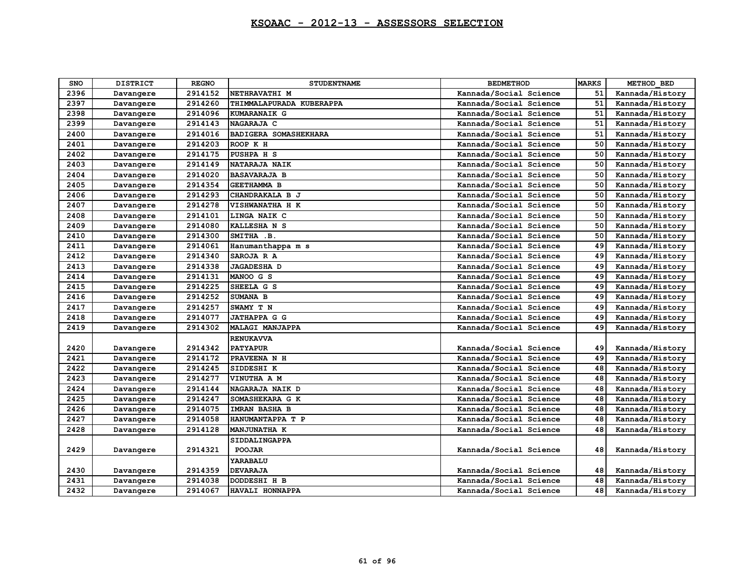## KSQAAC - 2012-13 - ASSESSORS SELECTION

| SNO | DISTRICT | REGNO | STUDENTNAME | BEDMETHOD | MARKS | METHOD_BED |
|---|---|---|---|---|---|---|
| 2396 | Davangere | 2914152 | NETHRAVATHI M | Kannada/Social Science | 51 | Kannada/History |
| 2397 | Davangere | 2914260 | THIMMALAPURADA KUBERAPPA | Kannada/Social Science | 51 | Kannada/History |
| 2398 | Davangere | 2914096 | KUMARANAIK G | Kannada/Social Science | 51 | Kannada/History |
| 2399 | Davangere | 2914143 | NAGARAJA C | Kannada/Social Science | 51 | Kannada/History |
| 2400 | Davangere | 2914016 | BADIGERA SOMASHEKHARA | Kannada/Social Science | 51 | Kannada/History |
| 2401 | Davangere | 2914203 | ROOP K H | Kannada/Social Science | 50 | Kannada/History |
| 2402 | Davangere | 2914175 | PUSHPA H S | Kannada/Social Science | 50 | Kannada/History |
| 2403 | Davangere | 2914149 | NATARAJA NAIK | Kannada/Social Science | 50 | Kannada/History |
| 2404 | Davangere | 2914020 | BASAVARAJA B | Kannada/Social Science | 50 | Kannada/History |
| 2405 | Davangere | 2914354 | GEETHAMMA B | Kannada/Social Science | 50 | Kannada/History |
| 2406 | Davangere | 2914293 | CHANDRAKALA B J | Kannada/Social Science | 50 | Kannada/History |
| 2407 | Davangere | 2914278 | VISHWANATHA H K | Kannada/Social Science | 50 | Kannada/History |
| 2408 | Davangere | 2914101 | LINGA NAIK C | Kannada/Social Science | 50 | Kannada/History |
| 2409 | Davangere | 2914080 | KALLESHA N S | Kannada/Social Science | 50 | Kannada/History |
| 2410 | Davangere | 2914300 | SMITHA .B. | Kannada/Social Science | 50 | Kannada/History |
| 2411 | Davangere | 2914061 | Hanumanthappa m s | Kannada/Social Science | 49 | Kannada/History |
| 2412 | Davangere | 2914340 | SAROJA R A | Kannada/Social Science | 49 | Kannada/History |
| 2413 | Davangere | 2914338 | JAGADESHA D | Kannada/Social Science | 49 | Kannada/History |
| 2414 | Davangere | 2914131 | MANOO G S | Kannada/Social Science | 49 | Kannada/History |
| 2415 | Davangere | 2914225 | SHEELA G S | Kannada/Social Science | 49 | Kannada/History |
| 2416 | Davangere | 2914252 | SUMANA B | Kannada/Social Science | 49 | Kannada/History |
| 2417 | Davangere | 2914257 | SWAMY T N | Kannada/Social Science | 49 | Kannada/History |
| 2418 | Davangere | 2914077 | JATHAPPA G G | Kannada/Social Science | 49 | Kannada/History |
| 2419 | Davangere | 2914302 | MALAGI MANJAPPA | Kannada/Social Science | 49 | Kannada/History |
| 2420 | Davangere | 2914342 | RENUKAVVA PATYAPUR | Kannada/Social Science | 49 | Kannada/History |
| 2421 | Davangere | 2914172 | PRAVEENA N H | Kannada/Social Science | 49 | Kannada/History |
| 2422 | Davangere | 2914245 | SIDDESHI K | Kannada/Social Science | 48 | Kannada/History |
| 2423 | Davangere | 2914277 | VINUTHA A M | Kannada/Social Science | 48 | Kannada/History |
| 2424 | Davangere | 2914144 | NAGARAJA NAIK D | Kannada/Social Science | 48 | Kannada/History |
| 2425 | Davangere | 2914247 | SOMASHEKARA G K | Kannada/Social Science | 48 | Kannada/History |
| 2426 | Davangere | 2914075 | IMRAN BASHA B | Kannada/Social Science | 48 | Kannada/History |
| 2427 | Davangere | 2914058 | HANUMANTAPPA T P | Kannada/Social Science | 48 | Kannada/History |
| 2428 | Davangere | 2914128 | MANJUNATHA K | Kannada/Social Science | 48 | Kannada/History |
| 2429 | Davangere | 2914321 | SIDDALINGAPPA POOJAR | Kannada/Social Science | 48 | Kannada/History |
| 2430 | Davangere | 2914359 | YARABALU DEVARAJA | Kannada/Social Science | 48 | Kannada/History |
| 2431 | Davangere | 2914038 | DODDESHI H B | Kannada/Social Science | 48 | Kannada/History |
| 2432 | Davangere | 2914067 | HAVALI HONNAPPA | Kannada/Social Science | 48 | Kannada/History |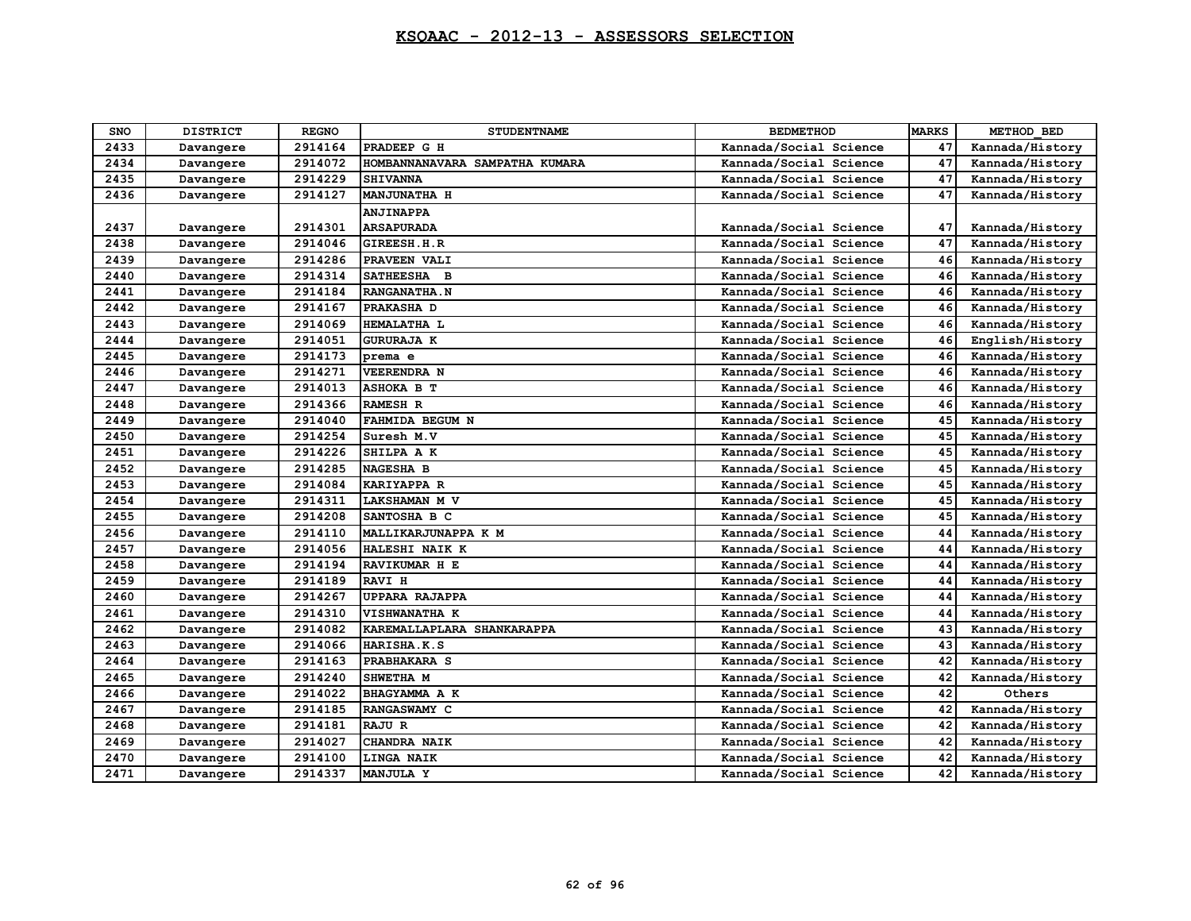# KSQAAC - 2012-13 - ASSESSORS SELECTION

| SNO | DISTRICT | REGNO | STUDENTNAME | BEDMETHOD | MARKS | METHOD_BED |
|---|---|---|---|---|---|---|
| 2433 | Davangere | 2914164 | PRADEEP G H | Kannada/Social Science | 47 | Kannada/History |
| 2434 | Davangere | 2914072 | HOMBANNANAVARA SAMPATHA KUMARA | Kannada/Social Science | 47 | Kannada/History |
| 2435 | Davangere | 2914229 | SHIVANNA | Kannada/Social Science | 47 | Kannada/History |
| 2436 | Davangere | 2914127 | MANJUNATHA H | Kannada/Social Science | 47 | Kannada/History |
| 2437 | Davangere | 2914301 | ANJINAPPA ARSAPURADA | Kannada/Social Science | 47 | Kannada/History |
| 2438 | Davangere | 2914046 | GIREESH.H.R | Kannada/Social Science | 47 | Kannada/History |
| 2439 | Davangere | 2914286 | PRAVEEN VALI | Kannada/Social Science | 46 | Kannada/History |
| 2440 | Davangere | 2914314 | SATHEESHA B | Kannada/Social Science | 46 | Kannada/History |
| 2441 | Davangere | 2914184 | RANGANATHA.N | Kannada/Social Science | 46 | Kannada/History |
| 2442 | Davangere | 2914167 | PRAKASHA D | Kannada/Social Science | 46 | Kannada/History |
| 2443 | Davangere | 2914069 | HEMALATHA L | Kannada/Social Science | 46 | Kannada/History |
| 2444 | Davangere | 2914051 | GURURAJA K | Kannada/Social Science | 46 | English/History |
| 2445 | Davangere | 2914173 | prema e | Kannada/Social Science | 46 | Kannada/History |
| 2446 | Davangere | 2914271 | VEERENDRA N | Kannada/Social Science | 46 | Kannada/History |
| 2447 | Davangere | 2914013 | ASHOKA B T | Kannada/Social Science | 46 | Kannada/History |
| 2448 | Davangere | 2914366 | RAMESH R | Kannada/Social Science | 46 | Kannada/History |
| 2449 | Davangere | 2914040 | FAHMIDA BEGUM N | Kannada/Social Science | 45 | Kannada/History |
| 2450 | Davangere | 2914254 | Suresh M.V | Kannada/Social Science | 45 | Kannada/History |
| 2451 | Davangere | 2914226 | SHILPA A K | Kannada/Social Science | 45 | Kannada/History |
| 2452 | Davangere | 2914285 | NAGESHA B | Kannada/Social Science | 45 | Kannada/History |
| 2453 | Davangere | 2914084 | KARIYAPPA R | Kannada/Social Science | 45 | Kannada/History |
| 2454 | Davangere | 2914311 | LAKSHAMAN M V | Kannada/Social Science | 45 | Kannada/History |
| 2455 | Davangere | 2914208 | SANTOSHA B C | Kannada/Social Science | 45 | Kannada/History |
| 2456 | Davangere | 2914110 | MALLIKARJUNAPPA K M | Kannada/Social Science | 44 | Kannada/History |
| 2457 | Davangere | 2914056 | HALESHI NAIK K | Kannada/Social Science | 44 | Kannada/History |
| 2458 | Davangere | 2914194 | RAVIKUMAR H E | Kannada/Social Science | 44 | Kannada/History |
| 2459 | Davangere | 2914189 | RAVI H | Kannada/Social Science | 44 | Kannada/History |
| 2460 | Davangere | 2914267 | UPPARA RAJAPPA | Kannada/Social Science | 44 | Kannada/History |
| 2461 | Davangere | 2914310 | VISHWANATHA K | Kannada/Social Science | 44 | Kannada/History |
| 2462 | Davangere | 2914082 | KAREMALLAPLARA SHANKARAPPA | Kannada/Social Science | 43 | Kannada/History |
| 2463 | Davangere | 2914066 | HARISHA.K.S | Kannada/Social Science | 43 | Kannada/History |
| 2464 | Davangere | 2914163 | PRABHAKARA S | Kannada/Social Science | 42 | Kannada/History |
| 2465 | Davangere | 2914240 | SHWETHA M | Kannada/Social Science | 42 | Kannada/History |
| 2466 | Davangere | 2914022 | BHAGYAMMA A K | Kannada/Social Science | 42 | Others |
| 2467 | Davangere | 2914185 | RANGASWAMY C | Kannada/Social Science | 42 | Kannada/History |
| 2468 | Davangere | 2914181 | RAJU R | Kannada/Social Science | 42 | Kannada/History |
| 2469 | Davangere | 2914027 | CHANDRA NAIK | Kannada/Social Science | 42 | Kannada/History |
| 2470 | Davangere | 2914100 | LINGA NAIK | Kannada/Social Science | 42 | Kannada/History |
| 2471 | Davangere | 2914337 | MANJULA Y | Kannada/Social Science | 42 | Kannada/History |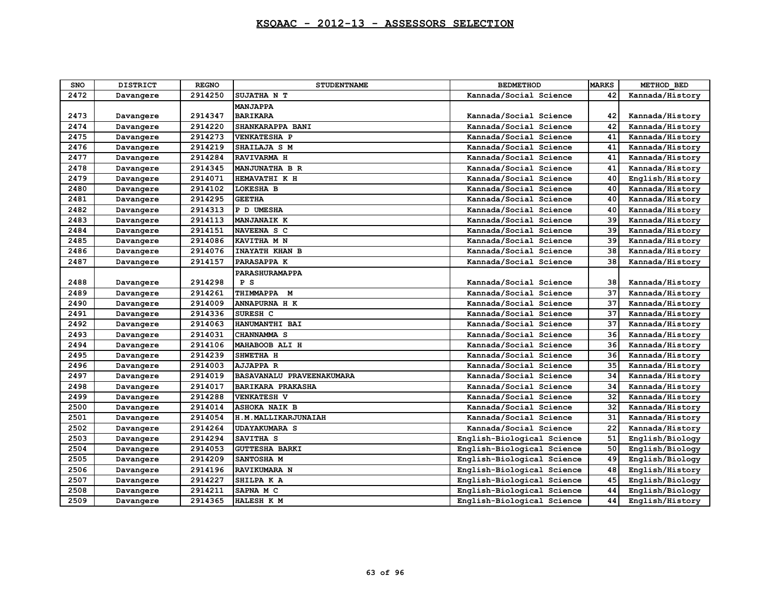# KSQAAC - 2012-13 - ASSESSORS SELECTION

| SNO | DISTRICT | REGNO | STUDENTNAME | BEDMETHOD | MARKS | METHOD_BED |
|---|---|---|---|---|---|---|
| 2472 | Davangere | 2914250 | SUJATHA N T | Kannada/Social Science | 42 | Kannada/History |
| 2473 | Davangere | 2914347 | MANJAPPA BARIKARA | Kannada/Social Science | 42 | Kannada/History |
| 2474 | Davangere | 2914220 | SHANKARAPPA BANI | Kannada/Social Science | 42 | Kannada/History |
| 2475 | Davangere | 2914273 | VENKATESHA P | Kannada/Social Science | 41 | Kannada/History |
| 2476 | Davangere | 2914219 | SHAILAJA S M | Kannada/Social Science | 41 | Kannada/History |
| 2477 | Davangere | 2914284 | RAVIVARMA H | Kannada/Social Science | 41 | Kannada/History |
| 2478 | Davangere | 2914345 | MANJUNATHA B R | Kannada/Social Science | 41 | Kannada/History |
| 2479 | Davangere | 2914071 | HEMAVATHI K H | Kannada/Social Science | 40 | English/History |
| 2480 | Davangere | 2914102 | LOKESHA B | Kannada/Social Science | 40 | Kannada/History |
| 2481 | Davangere | 2914295 | GEETHA | Kannada/Social Science | 40 | Kannada/History |
| 2482 | Davangere | 2914313 | P D UMESHA | Kannada/Social Science | 40 | Kannada/History |
| 2483 | Davangere | 2914113 | MANJANAIK K | Kannada/Social Science | 39 | Kannada/History |
| 2484 | Davangere | 2914151 | NAVEENA S C | Kannada/Social Science | 39 | Kannada/History |
| 2485 | Davangere | 2914086 | KAVITHA M N | Kannada/Social Science | 39 | Kannada/History |
| 2486 | Davangere | 2914076 | INAYATH KHAN B | Kannada/Social Science | 38 | Kannada/History |
| 2487 | Davangere | 2914157 | PARASAPPA K | Kannada/Social Science | 38 | Kannada/History |
| 2488 | Davangere | 2914298 | PARASHURAMAPPA P S | Kannada/Social Science | 38 | Kannada/History |
| 2489 | Davangere | 2914261 | THIMMAPPA M | Kannada/Social Science | 37 | Kannada/History |
| 2490 | Davangere | 2914009 | ANNAPURNA H K | Kannada/Social Science | 37 | Kannada/History |
| 2491 | Davangere | 2914336 | SURESH C | Kannada/Social Science | 37 | Kannada/History |
| 2492 | Davangere | 2914063 | HANUMANTHI BAI | Kannada/Social Science | 37 | Kannada/History |
| 2493 | Davangere | 2914031 | CHANNAMMA S | Kannada/Social Science | 36 | Kannada/History |
| 2494 | Davangere | 2914106 | MAHABOOB ALI H | Kannada/Social Science | 36 | Kannada/History |
| 2495 | Davangere | 2914239 | SHWETHA H | Kannada/Social Science | 36 | Kannada/History |
| 2496 | Davangere | 2914003 | AJJAPPA R | Kannada/Social Science | 35 | Kannada/History |
| 2497 | Davangere | 2914019 | BASAVANALU PRAVEENAKUMARA | Kannada/Social Science | 34 | Kannada/History |
| 2498 | Davangere | 2914017 | BARIKARA PRAKASHA | Kannada/Social Science | 34 | Kannada/History |
| 2499 | Davangere | 2914288 | VENKATESH V | Kannada/Social Science | 32 | Kannada/History |
| 2500 | Davangere | 2914014 | ASHOKA NAIK B | Kannada/Social Science | 32 | Kannada/History |
| 2501 | Davangere | 2914054 | H.M.MALLIKARJUNAIAH | Kannada/Social Science | 31 | Kannada/History |
| 2502 | Davangere | 2914264 | UDAYAKUMARA S | Kannada/Social Science | 22 | Kannada/History |
| 2503 | Davangere | 2914294 | SAVITHA S | English-Biological Science | 51 | English/Biology |
| 2504 | Davangere | 2914053 | GUTTESHA BARKI | English-Biological Science | 50 | English/Biology |
| 2505 | Davangere | 2914209 | SANTOSHA M | English-Biological Science | 49 | English/Biology |
| 2506 | Davangere | 2914196 | RAVIKUMARA N | English-Biological Science | 48 | English/History |
| 2507 | Davangere | 2914227 | SHILPA K A | English-Biological Science | 45 | English/Biology |
| 2508 | Davangere | 2914211 | SAPNA M C | English-Biological Science | 44 | English/Biology |
| 2509 | Davangere | 2914365 | HALESH K M | English-Biological Science | 44 | English/History |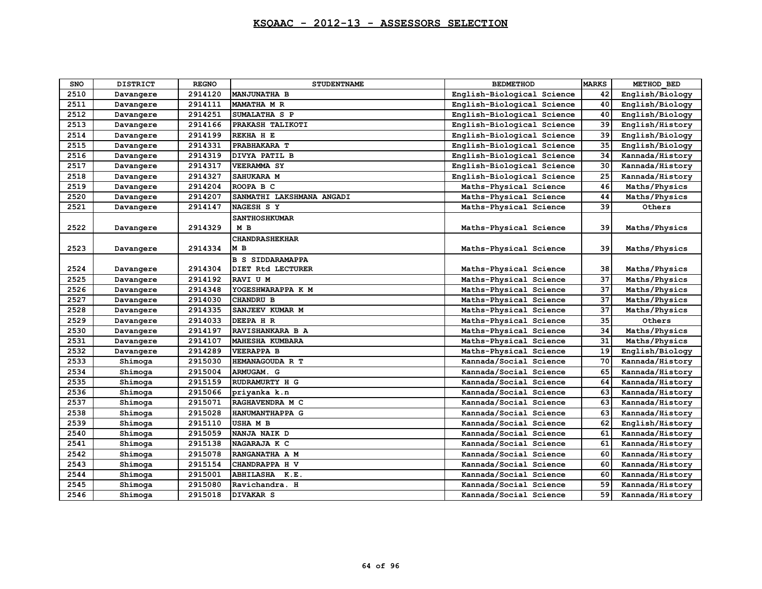# KSQAAC - 2012-13 - ASSESSORS SELECTION

| SNO | DISTRICT | REGNO | STUDENTNAME | BEDMETHOD | MARKS | METHOD_BED |
|---|---|---|---|---|---|---|
| 2510 | Davangere | 2914120 | MANJUNATHA B | English-Biological Science | 42 | English/Biology |
| 2511 | Davangere | 2914111 | MAMATHA M R | English-Biological Science | 40 | English/Biology |
| 2512 | Davangere | 2914251 | SUMALATHA S P | English-Biological Science | 40 | English/Biology |
| 2513 | Davangere | 2914166 | PRAKASH TALIKOTI | English-Biological Science | 39 | English/History |
| 2514 | Davangere | 2914199 | REKHA H E | English-Biological Science | 39 | English/Biology |
| 2515 | Davangere | 2914331 | PRABHAKARA T | English-Biological Science | 35 | English/Biology |
| 2516 | Davangere | 2914319 | DIVYA PATIL B | English-Biological Science | 34 | Kannada/History |
| 2517 | Davangere | 2914317 | VEERAMMA SY | English-Biological Science | 30 | Kannada/History |
| 2518 | Davangere | 2914327 | SAHUKARA M | English-Biological Science | 25 | Kannada/History |
| 2519 | Davangere | 2914204 | ROOPA B C | Maths-Physical Science | 46 | Maths/Physics |
| 2520 | Davangere | 2914207 | SANMATHI LAKSHMANA ANGADI | Maths-Physical Science | 44 | Maths/Physics |
| 2521 | Davangere | 2914147 | NAGESH S Y | Maths-Physical Science | 39 | Others |
| 2522 | Davangere | 2914329 | SANTHOSHKUMAR M B | Maths-Physical Science | 39 | Maths/Physics |
| 2523 | Davangere | 2914334 | CHANDRASHEKHAR M B | Maths-Physical Science | 39 | Maths/Physics |
| 2524 | Davangere | 2914304 | B S SIDDARAMAPPA DIET Rtd LECTURER | Maths-Physical Science | 38 | Maths/Physics |
| 2525 | Davangere | 2914192 | RAVI U M | Maths-Physical Science | 37 | Maths/Physics |
| 2526 | Davangere | 2914348 | YOGESHWARAPPA K M | Maths-Physical Science | 37 | Maths/Physics |
| 2527 | Davangere | 2914030 | CHANDRU B | Maths-Physical Science | 37 | Maths/Physics |
| 2528 | Davangere | 2914335 | SANJEEV KUMAR M | Maths-Physical Science | 37 | Maths/Physics |
| 2529 | Davangere | 2914033 | DEEPA H R | Maths-Physical Science | 35 | Others |
| 2530 | Davangere | 2914197 | RAVISHANKARA B A | Maths-Physical Science | 34 | Maths/Physics |
| 2531 | Davangere | 2914107 | MAHESHA KUMBARA | Maths-Physical Science | 31 | Maths/Physics |
| 2532 | Davangere | 2914289 | VEERAPPA B | Maths-Physical Science | 19 | English/Biology |
| 2533 | Shimoga | 2915030 | HEMANAGOUDA R T | Kannada/Social Science | 70 | Kannada/History |
| 2534 | Shimoga | 2915004 | ARMUGAM. G | Kannada/Social Science | 65 | Kannada/History |
| 2535 | Shimoga | 2915159 | RUDRAMURTY H G | Kannada/Social Science | 64 | Kannada/History |
| 2536 | Shimoga | 2915066 | priyanka k.n | Kannada/Social Science | 63 | Kannada/History |
| 2537 | Shimoga | 2915071 | RAGHAVENDRA M C | Kannada/Social Science | 63 | Kannada/History |
| 2538 | Shimoga | 2915028 | HANUMANTHAPPA G | Kannada/Social Science | 63 | Kannada/History |
| 2539 | Shimoga | 2915110 | USHA M B | Kannada/Social Science | 62 | English/History |
| 2540 | Shimoga | 2915059 | NANJA NAIK D | Kannada/Social Science | 61 | Kannada/History |
| 2541 | Shimoga | 2915138 | NAGARAJA K C | Kannada/Social Science | 61 | Kannada/History |
| 2542 | Shimoga | 2915078 | RANGANATHA A M | Kannada/Social Science | 60 | Kannada/History |
| 2543 | Shimoga | 2915154 | CHANDRAPPA H V | Kannada/Social Science | 60 | Kannada/History |
| 2544 | Shimoga | 2915001 | ABHILASHA K.E. | Kannada/Social Science | 60 | Kannada/History |
| 2545 | Shimoga | 2915080 | Ravichandra. H | Kannada/Social Science | 59 | Kannada/History |
| 2546 | Shimoga | 2915018 | DIVAKAR S | Kannada/Social Science | 59 | Kannada/History |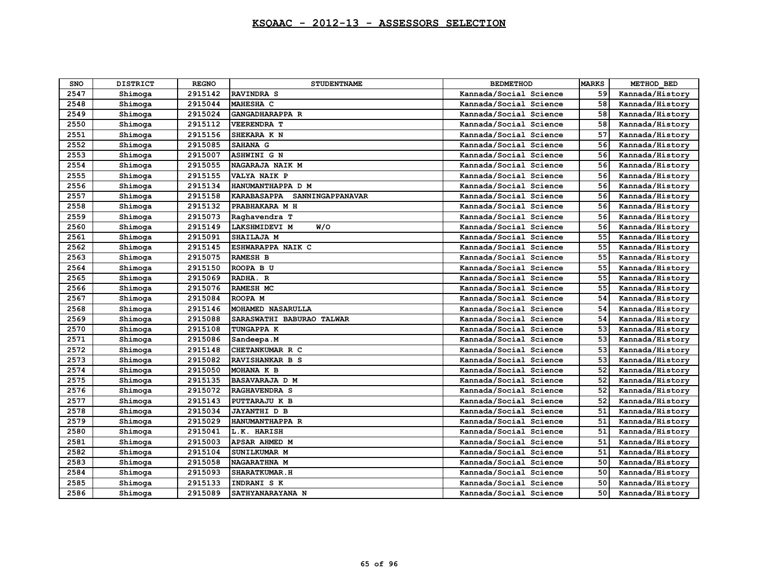# KSQAAC - 2012-13 - ASSESSORS SELECTION

| SNO | DISTRICT | REGNO | STUDENTNAME | BEDMETHOD | MARKS | METHOD_BED |
|---|---|---|---|---|---|---|
| 2547 | Shimoga | 2915142 | RAVINDRA S | Kannada/Social Science | 59 | Kannada/History |
| 2548 | Shimoga | 2915044 | MAHESHA C | Kannada/Social Science | 58 | Kannada/History |
| 2549 | Shimoga | 2915024 | GANGADHARAPPA R | Kannada/Social Science | 58 | Kannada/History |
| 2550 | Shimoga | 2915112 | VEERENDRA T | Kannada/Social Science | 58 | Kannada/History |
| 2551 | Shimoga | 2915156 | SHEKARA K N | Kannada/Social Science | 57 | Kannada/History |
| 2552 | Shimoga | 2915085 | SAHANA G | Kannada/Social Science | 56 | Kannada/History |
| 2553 | Shimoga | 2915007 | ASHWINI G N | Kannada/Social Science | 56 | Kannada/History |
| 2554 | Shimoga | 2915055 | NAGARAJA NAIK M | Kannada/Social Science | 56 | Kannada/History |
| 2555 | Shimoga | 2915155 | VALYA NAIK P | Kannada/Social Science | 56 | Kannada/History |
| 2556 | Shimoga | 2915134 | HANUMANTHAPPA D M | Kannada/Social Science | 56 | Kannada/History |
| 2557 | Shimoga | 2915158 | KARABASAPPA SANNINGAPPANAVAR | Kannada/Social Science | 56 | Kannada/History |
| 2558 | Shimoga | 2915132 | PRABHAKARA M H | Kannada/Social Science | 56 | Kannada/History |
| 2559 | Shimoga | 2915073 | Raghavendra T | Kannada/Social Science | 56 | Kannada/History |
| 2560 | Shimoga | 2915149 | LAKSHMIDEVI M W/O | Kannada/Social Science | 56 | Kannada/History |
| 2561 | Shimoga | 2915091 | SHAILAJA M | Kannada/Social Science | 55 | Kannada/History |
| 2562 | Shimoga | 2915145 | ESHWARAPPA NAIK C | Kannada/Social Science | 55 | Kannada/History |
| 2563 | Shimoga | 2915075 | RAMESH B | Kannada/Social Science | 55 | Kannada/History |
| 2564 | Shimoga | 2915150 | ROOPA B U | Kannada/Social Science | 55 | Kannada/History |
| 2565 | Shimoga | 2915069 | RADHA. R | Kannada/Social Science | 55 | Kannada/History |
| 2566 | Shimoga | 2915076 | RAMESH MC | Kannada/Social Science | 55 | Kannada/History |
| 2567 | Shimoga | 2915084 | ROOPA M | Kannada/Social Science | 54 | Kannada/History |
| 2568 | Shimoga | 2915146 | MOHAMED NASARULLA | Kannada/Social Science | 54 | Kannada/History |
| 2569 | Shimoga | 2915088 | SARASWATHI BABURAO TALWAR | Kannada/Social Science | 54 | Kannada/History |
| 2570 | Shimoga | 2915108 | TUNGAPPA K | Kannada/Social Science | 53 | Kannada/History |
| 2571 | Shimoga | 2915086 | Sandeepa.M | Kannada/Social Science | 53 | Kannada/History |
| 2572 | Shimoga | 2915148 | CHETANKUMAR R C | Kannada/Social Science | 53 | Kannada/History |
| 2573 | Shimoga | 2915082 | RAVISHANKAR B S | Kannada/Social Science | 53 | Kannada/History |
| 2574 | Shimoga | 2915050 | MOHANA K B | Kannada/Social Science | 52 | Kannada/History |
| 2575 | Shimoga | 2915135 | BASAVARAJA D M | Kannada/Social Science | 52 | Kannada/History |
| 2576 | Shimoga | 2915072 | RAGHAVENDRA S | Kannada/Social Science | 52 | Kannada/History |
| 2577 | Shimoga | 2915143 | PUTTARAJU K B | Kannada/Social Science | 52 | Kannada/History |
| 2578 | Shimoga | 2915034 | JAYANTHI D B | Kannada/Social Science | 51 | Kannada/History |
| 2579 | Shimoga | 2915029 | HANUMANTHAPPA R | Kannada/Social Science | 51 | Kannada/History |
| 2580 | Shimoga | 2915041 | L.K. HARISH | Kannada/Social Science | 51 | Kannada/History |
| 2581 | Shimoga | 2915003 | APSAR AHMED M | Kannada/Social Science | 51 | Kannada/History |
| 2582 | Shimoga | 2915104 | SUNILKUMAR M | Kannada/Social Science | 51 | Kannada/History |
| 2583 | Shimoga | 2915058 | NAGARATHNA M | Kannada/Social Science | 50 | Kannada/History |
| 2584 | Shimoga | 2915093 | SHARATKUMAR.H | Kannada/Social Science | 50 | Kannada/History |
| 2585 | Shimoga | 2915133 | INDRANI S K | Kannada/Social Science | 50 | Kannada/History |
| 2586 | Shimoga | 2915089 | SATHYANARAYANA N | Kannada/Social Science | 50 | Kannada/History |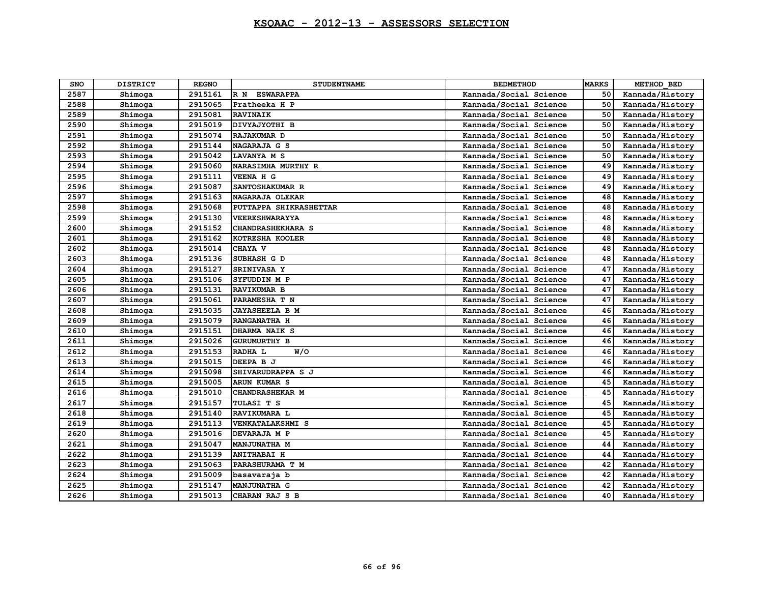# KSQAAC - 2012-13 - ASSESSORS SELECTION

| SNO | DISTRICT | REGNO | STUDENTNAME | BEDMETHOD | MARKS | METHOD_BED |
|---|---|---|---|---|---|---|
| 2587 | Shimoga | 2915161 | R N ESWARAPPA | Kannada/Social Science | 50 | Kannada/History |
| 2588 | Shimoga | 2915065 | Pratheeka H P | Kannada/Social Science | 50 | Kannada/History |
| 2589 | Shimoga | 2915081 | RAVINAIK | Kannada/Social Science | 50 | Kannada/History |
| 2590 | Shimoga | 2915019 | DIVYAJYOTHI B | Kannada/Social Science | 50 | Kannada/History |
| 2591 | Shimoga | 2915074 | RAJAKUMAR D | Kannada/Social Science | 50 | Kannada/History |
| 2592 | Shimoga | 2915144 | NAGARAJA G S | Kannada/Social Science | 50 | Kannada/History |
| 2593 | Shimoga | 2915042 | LAVANYA M S | Kannada/Social Science | 50 | Kannada/History |
| 2594 | Shimoga | 2915060 | NARASIMHA MURTHY R | Kannada/Social Science | 49 | Kannada/History |
| 2595 | Shimoga | 2915111 | VEENA H G | Kannada/Social Science | 49 | Kannada/History |
| 2596 | Shimoga | 2915087 | SANTOSHAKUMAR R | Kannada/Social Science | 49 | Kannada/History |
| 2597 | Shimoga | 2915163 | NAGARAJA OLEKAR | Kannada/Social Science | 48 | Kannada/History |
| 2598 | Shimoga | 2915068 | PUTTAPPA SHIKRASHETTAR | Kannada/Social Science | 48 | Kannada/History |
| 2599 | Shimoga | 2915130 | VEERESHWARAYYA | Kannada/Social Science | 48 | Kannada/History |
| 2600 | Shimoga | 2915152 | CHANDRASHEKHARA S | Kannada/Social Science | 48 | Kannada/History |
| 2601 | Shimoga | 2915162 | KOTRESHA KOOLER | Kannada/Social Science | 48 | Kannada/History |
| 2602 | Shimoga | 2915014 | CHAYA V | Kannada/Social Science | 48 | Kannada/History |
| 2603 | Shimoga | 2915136 | SUBHASH G D | Kannada/Social Science | 48 | Kannada/History |
| 2604 | Shimoga | 2915127 | SRINIVASA Y | Kannada/Social Science | 47 | Kannada/History |
| 2605 | Shimoga | 2915106 | SYFUDDIN M P | Kannada/Social Science | 47 | Kannada/History |
| 2606 | Shimoga | 2915131 | RAVIKUMAR B | Kannada/Social Science | 47 | Kannada/History |
| 2607 | Shimoga | 2915061 | PARAMESHA T N | Kannada/Social Science | 47 | Kannada/History |
| 2608 | Shimoga | 2915035 | JAYASHEELA B M | Kannada/Social Science | 46 | Kannada/History |
| 2609 | Shimoga | 2915079 | RANGANATHA H | Kannada/Social Science | 46 | Kannada/History |
| 2610 | Shimoga | 2915151 | DHARMA NAIK S | Kannada/Social Science | 46 | Kannada/History |
| 2611 | Shimoga | 2915026 | GURUMURTHY B | Kannada/Social Science | 46 | Kannada/History |
| 2612 | Shimoga | 2915153 | RADHA L W/O | Kannada/Social Science | 46 | Kannada/History |
| 2613 | Shimoga | 2915015 | DEEPA B J | Kannada/Social Science | 46 | Kannada/History |
| 2614 | Shimoga | 2915098 | SHIVARUDRAPPA S J | Kannada/Social Science | 46 | Kannada/History |
| 2615 | Shimoga | 2915005 | ARUN KUMAR S | Kannada/Social Science | 45 | Kannada/History |
| 2616 | Shimoga | 2915010 | CHANDRASHEKAR M | Kannada/Social Science | 45 | Kannada/History |
| 2617 | Shimoga | 2915157 | TULASI T S | Kannada/Social Science | 45 | Kannada/History |
| 2618 | Shimoga | 2915140 | RAVIKUMARA L | Kannada/Social Science | 45 | Kannada/History |
| 2619 | Shimoga | 2915113 | VENKATALAKSHMI S | Kannada/Social Science | 45 | Kannada/History |
| 2620 | Shimoga | 2915016 | DEVARAJA M P | Kannada/Social Science | 45 | Kannada/History |
| 2621 | Shimoga | 2915047 | MANJUNATHA M | Kannada/Social Science | 44 | Kannada/History |
| 2622 | Shimoga | 2915139 | ANITHABAI H | Kannada/Social Science | 44 | Kannada/History |
| 2623 | Shimoga | 2915063 | PARASHURAMA T M | Kannada/Social Science | 42 | Kannada/History |
| 2624 | Shimoga | 2915009 | basavaraja b | Kannada/Social Science | 42 | Kannada/History |
| 2625 | Shimoga | 2915147 | MANJUNATHA G | Kannada/Social Science | 42 | Kannada/History |
| 2626 | Shimoga | 2915013 | CHARAN RAJ S B | Kannada/Social Science | 40 | Kannada/History |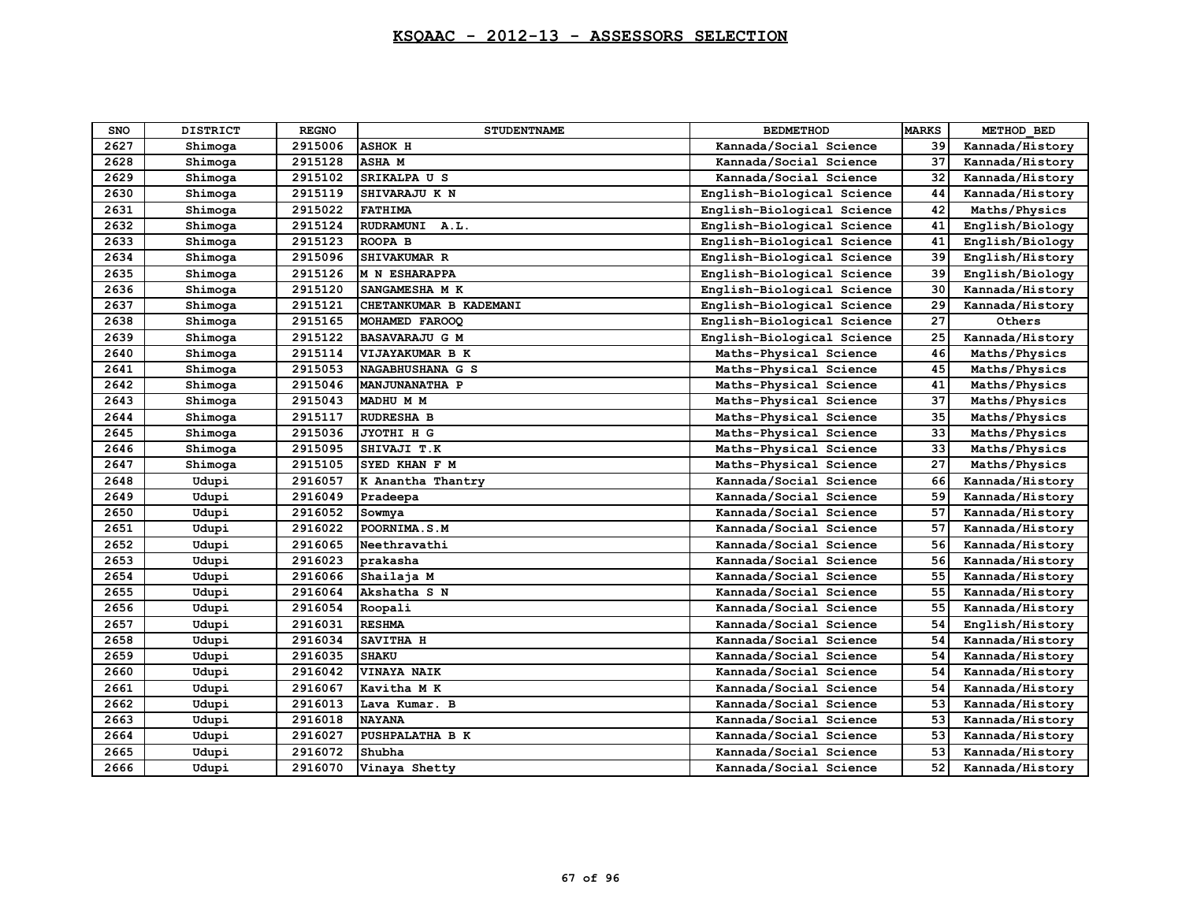# KSQAAC - 2012-13 - ASSESSORS SELECTION

| SNO | DISTRICT | REGNO | STUDENTNAME | BEDMETHOD | MARKS | METHOD_BED |
|---|---|---|---|---|---|---|
| 2627 | Shimoga | 2915006 | ASHOK H | Kannada/Social Science | 39 | Kannada/History |
| 2628 | Shimoga | 2915128 | ASHA M | Kannada/Social Science | 37 | Kannada/History |
| 2629 | Shimoga | 2915102 | SRIKALPA U S | Kannada/Social Science | 32 | Kannada/History |
| 2630 | Shimoga | 2915119 | SHIVARAJU K N | English-Biological Science | 44 | Kannada/History |
| 2631 | Shimoga | 2915022 | FATHIMA | English-Biological Science | 42 | Maths/Physics |
| 2632 | Shimoga | 2915124 | RUDRAMUNI A.L. | English-Biological Science | 41 | English/Biology |
| 2633 | Shimoga | 2915123 | ROOPA B | English-Biological Science | 41 | English/Biology |
| 2634 | Shimoga | 2915096 | SHIVAKUMAR R | English-Biological Science | 39 | English/History |
| 2635 | Shimoga | 2915126 | M N ESHARAPPA | English-Biological Science | 39 | English/Biology |
| 2636 | Shimoga | 2915120 | SANGAMESHA M K | English-Biological Science | 30 | Kannada/History |
| 2637 | Shimoga | 2915121 | CHETANKUMAR B KADEMANI | English-Biological Science | 29 | Kannada/History |
| 2638 | Shimoga | 2915165 | MOHAMED FAROOQ | English-Biological Science | 27 | Others |
| 2639 | Shimoga | 2915122 | BASAVARAJU G M | English-Biological Science | 25 | Kannada/History |
| 2640 | Shimoga | 2915114 | VIJAYAKUMAR B K | Maths-Physical Science | 46 | Maths/Physics |
| 2641 | Shimoga | 2915053 | NAGABHUSHANA G S | Maths-Physical Science | 45 | Maths/Physics |
| 2642 | Shimoga | 2915046 | MANJUNANATHA P | Maths-Physical Science | 41 | Maths/Physics |
| 2643 | Shimoga | 2915043 | MADHU M M | Maths-Physical Science | 37 | Maths/Physics |
| 2644 | Shimoga | 2915117 | RUDRESHA B | Maths-Physical Science | 35 | Maths/Physics |
| 2645 | Shimoga | 2915036 | JYOTHI H G | Maths-Physical Science | 33 | Maths/Physics |
| 2646 | Shimoga | 2915095 | SHIVAJI T.K | Maths-Physical Science | 33 | Maths/Physics |
| 2647 | Shimoga | 2915105 | SYED KHAN F M | Maths-Physical Science | 27 | Maths/Physics |
| 2648 | Udupi | 2916057 | K Anantha Thantry | Kannada/Social Science | 66 | Kannada/History |
| 2649 | Udupi | 2916049 | Pradeepa | Kannada/Social Science | 59 | Kannada/History |
| 2650 | Udupi | 2916052 | Sowmya | Kannada/Social Science | 57 | Kannada/History |
| 2651 | Udupi | 2916022 | POORNIMA.S.M | Kannada/Social Science | 57 | Kannada/History |
| 2652 | Udupi | 2916065 | Neethravathi | Kannada/Social Science | 56 | Kannada/History |
| 2653 | Udupi | 2916023 | prakasha | Kannada/Social Science | 56 | Kannada/History |
| 2654 | Udupi | 2916066 | Shailaja M | Kannada/Social Science | 55 | Kannada/History |
| 2655 | Udupi | 2916064 | Akshatha S N | Kannada/Social Science | 55 | Kannada/History |
| 2656 | Udupi | 2916054 | Roopali | Kannada/Social Science | 55 | Kannada/History |
| 2657 | Udupi | 2916031 | RESHMA | Kannada/Social Science | 54 | English/History |
| 2658 | Udupi | 2916034 | SAVITHA H | Kannada/Social Science | 54 | Kannada/History |
| 2659 | Udupi | 2916035 | SHAKU | Kannada/Social Science | 54 | Kannada/History |
| 2660 | Udupi | 2916042 | VINAYA NAIK | Kannada/Social Science | 54 | Kannada/History |
| 2661 | Udupi | 2916067 | Kavitha M K | Kannada/Social Science | 54 | Kannada/History |
| 2662 | Udupi | 2916013 | Lava Kumar. B | Kannada/Social Science | 53 | Kannada/History |
| 2663 | Udupi | 2916018 | NAYANA | Kannada/Social Science | 53 | Kannada/History |
| 2664 | Udupi | 2916027 | PUSHPALATHA B K | Kannada/Social Science | 53 | Kannada/History |
| 2665 | Udupi | 2916072 | Shubha | Kannada/Social Science | 53 | Kannada/History |
| 2666 | Udupi | 2916070 | Vinaya Shetty | Kannada/Social Science | 52 | Kannada/History |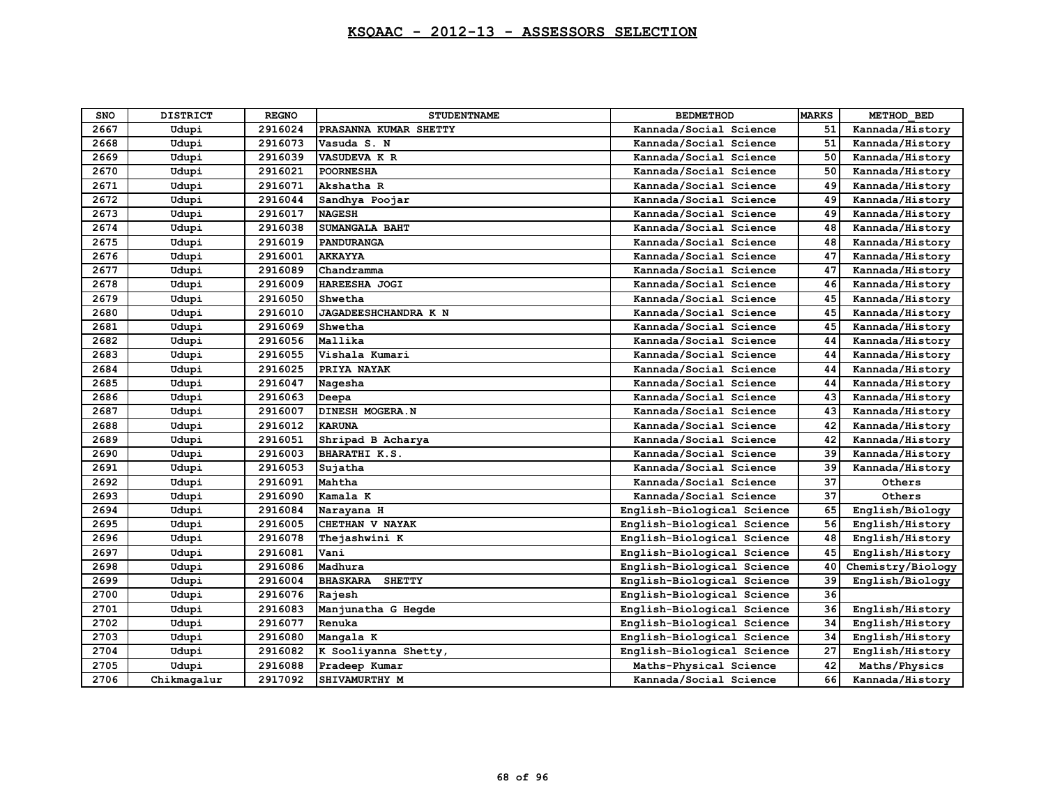## KSQAAC - 2012-13 - ASSESSORS SELECTION

| SNO | DISTRICT | REGNO | STUDENTNAME | BEDMETHOD | MARKS | METHOD_BED |
|---|---|---|---|---|---|---|
| 2667 | Udupi | 2916024 | PRASANNA KUMAR SHETTY | Kannada/Social Science | 51 | Kannada/History |
| 2668 | Udupi | 2916073 | Vasuda S. N | Kannada/Social Science | 51 | Kannada/History |
| 2669 | Udupi | 2916039 | VASUDEVA K R | Kannada/Social Science | 50 | Kannada/History |
| 2670 | Udupi | 2916021 | POORNESHA | Kannada/Social Science | 50 | Kannada/History |
| 2671 | Udupi | 2916071 | Akshatha R | Kannada/Social Science | 49 | Kannada/History |
| 2672 | Udupi | 2916044 | Sandhya Poojar | Kannada/Social Science | 49 | Kannada/History |
| 2673 | Udupi | 2916017 | NAGESH | Kannada/Social Science | 49 | Kannada/History |
| 2674 | Udupi | 2916038 | SUMANGALA BAHT | Kannada/Social Science | 48 | Kannada/History |
| 2675 | Udupi | 2916019 | PANDURANGA | Kannada/Social Science | 48 | Kannada/History |
| 2676 | Udupi | 2916001 | AKKAYYA | Kannada/Social Science | 47 | Kannada/History |
| 2677 | Udupi | 2916089 | Chandramma | Kannada/Social Science | 47 | Kannada/History |
| 2678 | Udupi | 2916009 | HAREESHA JOGI | Kannada/Social Science | 46 | Kannada/History |
| 2679 | Udupi | 2916050 | Shwetha | Kannada/Social Science | 45 | Kannada/History |
| 2680 | Udupi | 2916010 | JAGADEESHCHANDRA K N | Kannada/Social Science | 45 | Kannada/History |
| 2681 | Udupi | 2916069 | Shwetha | Kannada/Social Science | 45 | Kannada/History |
| 2682 | Udupi | 2916056 | Mallika | Kannada/Social Science | 44 | Kannada/History |
| 2683 | Udupi | 2916055 | Vishala Kumari | Kannada/Social Science | 44 | Kannada/History |
| 2684 | Udupi | 2916025 | PRIYA NAYAK | Kannada/Social Science | 44 | Kannada/History |
| 2685 | Udupi | 2916047 | Nagesha | Kannada/Social Science | 44 | Kannada/History |
| 2686 | Udupi | 2916063 | Deepa | Kannada/Social Science | 43 | Kannada/History |
| 2687 | Udupi | 2916007 | DINESH MOGERA.N | Kannada/Social Science | 43 | Kannada/History |
| 2688 | Udupi | 2916012 | KARUNA | Kannada/Social Science | 42 | Kannada/History |
| 2689 | Udupi | 2916051 | Shripad B Acharya | Kannada/Social Science | 42 | Kannada/History |
| 2690 | Udupi | 2916003 | BHARATHI K.S. | Kannada/Social Science | 39 | Kannada/History |
| 2691 | Udupi | 2916053 | Sujatha | Kannada/Social Science | 39 | Kannada/History |
| 2692 | Udupi | 2916091 | Mahtha | Kannada/Social Science | 37 | Others |
| 2693 | Udupi | 2916090 | Kamala K | Kannada/Social Science | 37 | Others |
| 2694 | Udupi | 2916084 | Narayana H | English-Biological Science | 65 | English/Biology |
| 2695 | Udupi | 2916005 | CHETHAN V NAYAK | English-Biological Science | 56 | English/History |
| 2696 | Udupi | 2916078 | Thejashwini K | English-Biological Science | 48 | English/History |
| 2697 | Udupi | 2916081 | Vani | English-Biological Science | 45 | English/History |
| 2698 | Udupi | 2916086 | Madhura | English-Biological Science | 40 | Chemistry/Biology |
| 2699 | Udupi | 2916004 | BHASKARA SHETTY | English-Biological Science | 39 | English/Biology |
| 2700 | Udupi | 2916076 | Rajesh | English-Biological Science | 36 | |
| 2701 | Udupi | 2916083 | Manjunatha G Hegde | English-Biological Science | 36 | English/History |
| 2702 | Udupi | 2916077 | Renuka | English-Biological Science | 34 | English/History |
| 2703 | Udupi | 2916080 | Mangala K | English-Biological Science | 34 | English/History |
| 2704 | Udupi | 2916082 | K Sooliyanna Shetty, | English-Biological Science | 27 | English/History |
| 2705 | Udupi | 2916088 | Pradeep Kumar | Maths-Physical Science | 42 | Maths/Physics |
| 2706 | Chikmagalur | 2917092 | SHIVAMURTHY M | Kannada/Social Science | 66 | Kannada/History |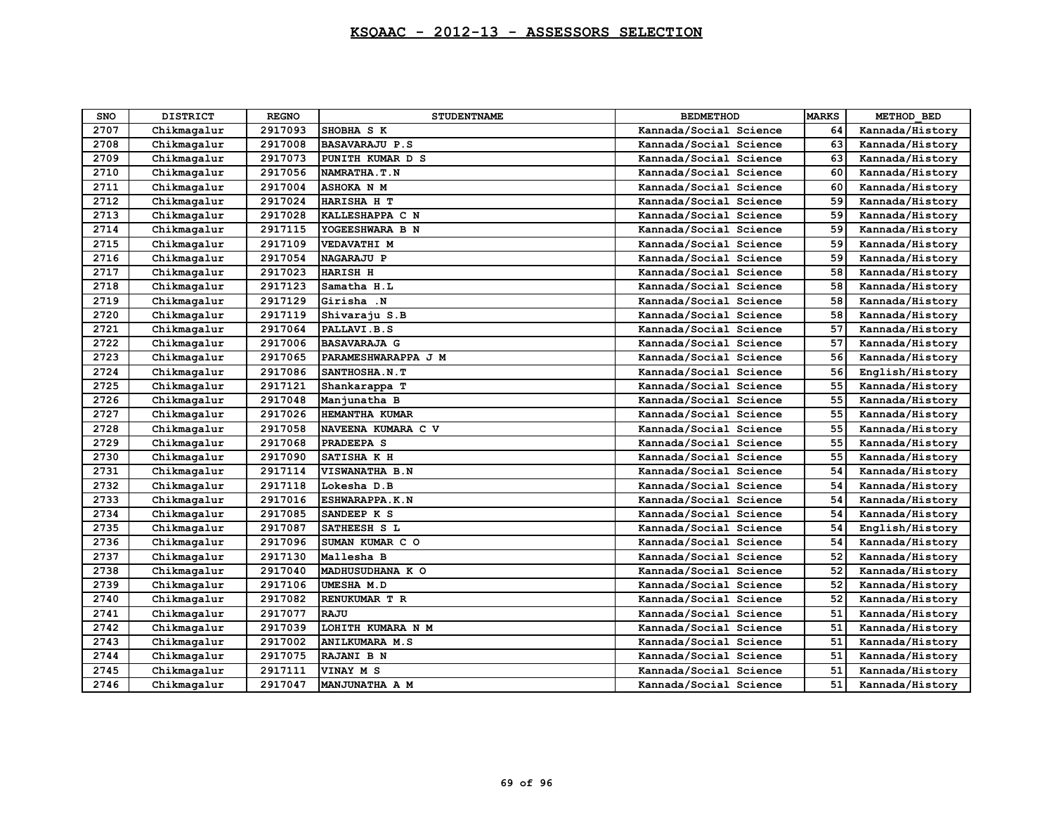# KSQAAC - 2012-13 - ASSESSORS SELECTION

| SNO | DISTRICT | REGNO | STUDENTNAME | BEDMETHOD | MARKS | METHOD_BED |
|---|---|---|---|---|---|---|
| 2707 | Chikmagalur | 2917093 | SHOBHA S K | Kannada/Social Science | 64 | Kannada/History |
| 2708 | Chikmagalur | 2917008 | BASAVARAJU P.S | Kannada/Social Science | 63 | Kannada/History |
| 2709 | Chikmagalur | 2917073 | PUNITH KUMAR D S | Kannada/Social Science | 63 | Kannada/History |
| 2710 | Chikmagalur | 2917056 | NAMRATHA.T.N | Kannada/Social Science | 60 | Kannada/History |
| 2711 | Chikmagalur | 2917004 | ASHOKA N M | Kannada/Social Science | 60 | Kannada/History |
| 2712 | Chikmagalur | 2917024 | HARISHA H T | Kannada/Social Science | 59 | Kannada/History |
| 2713 | Chikmagalur | 2917028 | KALLESHAPPA C N | Kannada/Social Science | 59 | Kannada/History |
| 2714 | Chikmagalur | 2917115 | YOGEESHWARA B N | Kannada/Social Science | 59 | Kannada/History |
| 2715 | Chikmagalur | 2917109 | VEDAVATHI M | Kannada/Social Science | 59 | Kannada/History |
| 2716 | Chikmagalur | 2917054 | NAGARAJU P | Kannada/Social Science | 59 | Kannada/History |
| 2717 | Chikmagalur | 2917023 | HARISH H | Kannada/Social Science | 58 | Kannada/History |
| 2718 | Chikmagalur | 2917123 | Samatha H.L | Kannada/Social Science | 58 | Kannada/History |
| 2719 | Chikmagalur | 2917129 | Girisha .N | Kannada/Social Science | 58 | Kannada/History |
| 2720 | Chikmagalur | 2917119 | Shivaraju S.B | Kannada/Social Science | 58 | Kannada/History |
| 2721 | Chikmagalur | 2917064 | PALLAVI.B.S | Kannada/Social Science | 57 | Kannada/History |
| 2722 | Chikmagalur | 2917006 | BASAVARAJA G | Kannada/Social Science | 57 | Kannada/History |
| 2723 | Chikmagalur | 2917065 | PARAMESHWARAPPA J M | Kannada/Social Science | 56 | Kannada/History |
| 2724 | Chikmagalur | 2917086 | SANTHOSHA.N.T | Kannada/Social Science | 56 | English/History |
| 2725 | Chikmagalur | 2917121 | Shankarappa T | Kannada/Social Science | 55 | Kannada/History |
| 2726 | Chikmagalur | 2917048 | Manjunatha B | Kannada/Social Science | 55 | Kannada/History |
| 2727 | Chikmagalur | 2917026 | HEMANTHA KUMAR | Kannada/Social Science | 55 | Kannada/History |
| 2728 | Chikmagalur | 2917058 | NAVEENA KUMARA C V | Kannada/Social Science | 55 | Kannada/History |
| 2729 | Chikmagalur | 2917068 | PRADEEPA S | Kannada/Social Science | 55 | Kannada/History |
| 2730 | Chikmagalur | 2917090 | SATISHA K H | Kannada/Social Science | 55 | Kannada/History |
| 2731 | Chikmagalur | 2917114 | VISWANATHA B.N | Kannada/Social Science | 54 | Kannada/History |
| 2732 | Chikmagalur | 2917118 | Lokesha D.B | Kannada/Social Science | 54 | Kannada/History |
| 2733 | Chikmagalur | 2917016 | ESHWARAPPA.K.N | Kannada/Social Science | 54 | Kannada/History |
| 2734 | Chikmagalur | 2917085 | SANDEEP K S | Kannada/Social Science | 54 | Kannada/History |
| 2735 | Chikmagalur | 2917087 | SATHEESH S L | Kannada/Social Science | 54 | English/History |
| 2736 | Chikmagalur | 2917096 | SUMAN KUMAR C O | Kannada/Social Science | 54 | Kannada/History |
| 2737 | Chikmagalur | 2917130 | Mallesha B | Kannada/Social Science | 52 | Kannada/History |
| 2738 | Chikmagalur | 2917040 | MADHUSUDHANA K O | Kannada/Social Science | 52 | Kannada/History |
| 2739 | Chikmagalur | 2917106 | UMESHA M.D | Kannada/Social Science | 52 | Kannada/History |
| 2740 | Chikmagalur | 2917082 | RENUKUMAR T R | Kannada/Social Science | 52 | Kannada/History |
| 2741 | Chikmagalur | 2917077 | RAJU | Kannada/Social Science | 51 | Kannada/History |
| 2742 | Chikmagalur | 2917039 | LOHITH KUMARA N M | Kannada/Social Science | 51 | Kannada/History |
| 2743 | Chikmagalur | 2917002 | ANILKUMARA M.S | Kannada/Social Science | 51 | Kannada/History |
| 2744 | Chikmagalur | 2917075 | RAJANI B N | Kannada/Social Science | 51 | Kannada/History |
| 2745 | Chikmagalur | 2917111 | VINAY M S | Kannada/Social Science | 51 | Kannada/History |
| 2746 | Chikmagalur | 2917047 | MANJUNATHA A M | Kannada/Social Science | 51 | Kannada/History |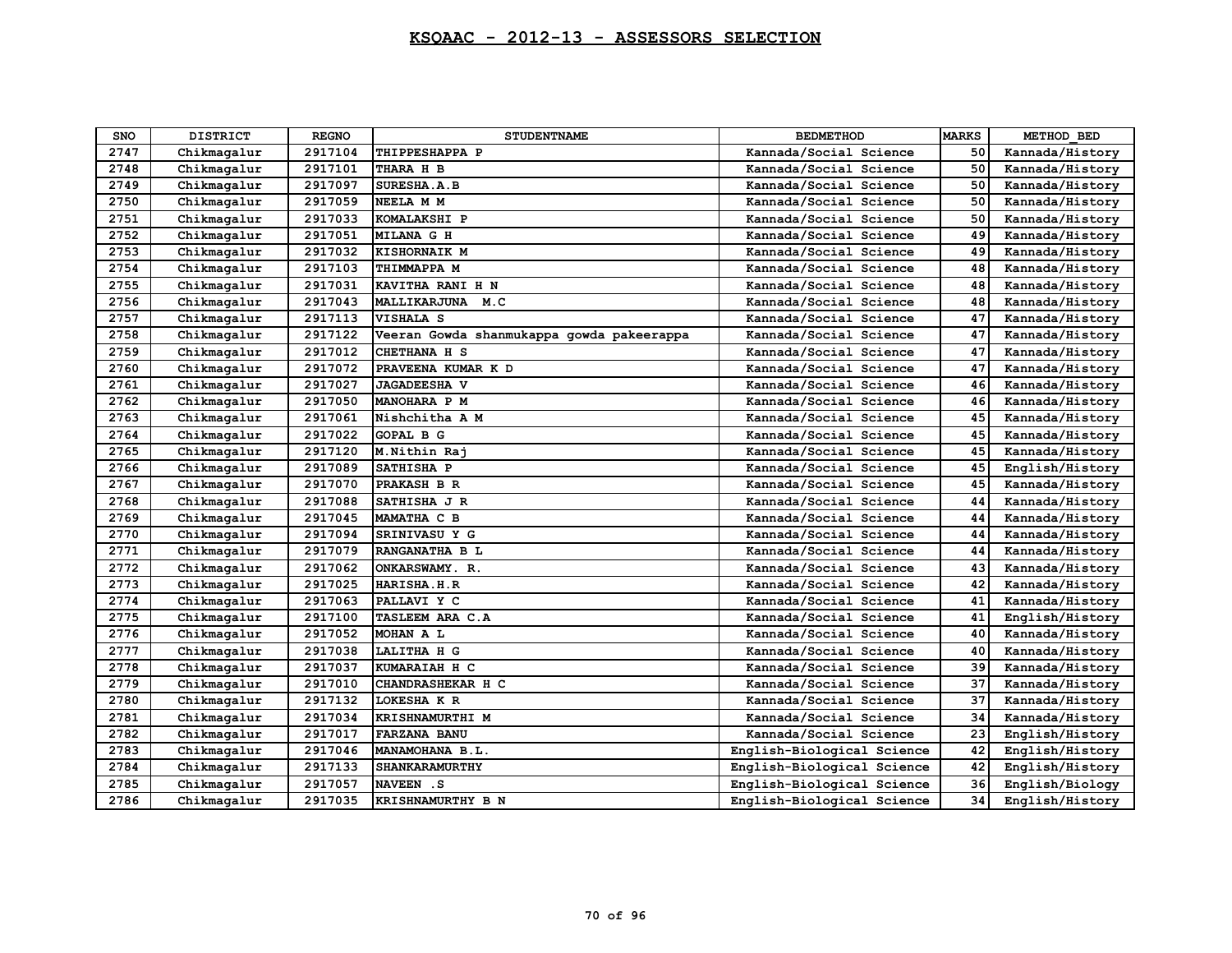# KSQAAC - 2012-13 - ASSESSORS SELECTION

| SNO | DISTRICT | REGNO | STUDENTNAME | BEDMETHOD | MARKS | METHOD_BED |
|---|---|---|---|---|---|---|
| 2747 | Chikmagalur | 2917104 | THIPPESHAPPA P | Kannada/Social Science | 50 | Kannada/History |
| 2748 | Chikmagalur | 2917101 | THARA H B | Kannada/Social Science | 50 | Kannada/History |
| 2749 | Chikmagalur | 2917097 | SURESHA.A.B | Kannada/Social Science | 50 | Kannada/History |
| 2750 | Chikmagalur | 2917059 | NEELA M M | Kannada/Social Science | 50 | Kannada/History |
| 2751 | Chikmagalur | 2917033 | KOMALAKSHI P | Kannada/Social Science | 50 | Kannada/History |
| 2752 | Chikmagalur | 2917051 | MILANA G H | Kannada/Social Science | 49 | Kannada/History |
| 2753 | Chikmagalur | 2917032 | KISHORNAIK M | Kannada/Social Science | 49 | Kannada/History |
| 2754 | Chikmagalur | 2917103 | THIMMAPPA M | Kannada/Social Science | 48 | Kannada/History |
| 2755 | Chikmagalur | 2917031 | KAVITHA RANI H N | Kannada/Social Science | 48 | Kannada/History |
| 2756 | Chikmagalur | 2917043 | MALLIKARJUNA M.C | Kannada/Social Science | 48 | Kannada/History |
| 2757 | Chikmagalur | 2917113 | VISHALA S | Kannada/Social Science | 47 | Kannada/History |
| 2758 | Chikmagalur | 2917122 | Veeran Gowda shanmukappa gowda pakeerappa | Kannada/Social Science | 47 | Kannada/History |
| 2759 | Chikmagalur | 2917012 | CHETHANA H S | Kannada/Social Science | 47 | Kannada/History |
| 2760 | Chikmagalur | 2917072 | PRAVEENA KUMAR K D | Kannada/Social Science | 47 | Kannada/History |
| 2761 | Chikmagalur | 2917027 | JAGADEESHA V | Kannada/Social Science | 46 | Kannada/History |
| 2762 | Chikmagalur | 2917050 | MANOHARA P M | Kannada/Social Science | 46 | Kannada/History |
| 2763 | Chikmagalur | 2917061 | Nishchitha A M | Kannada/Social Science | 45 | Kannada/History |
| 2764 | Chikmagalur | 2917022 | GOPAL B G | Kannada/Social Science | 45 | Kannada/History |
| 2765 | Chikmagalur | 2917120 | M.Nithin Raj | Kannada/Social Science | 45 | Kannada/History |
| 2766 | Chikmagalur | 2917089 | SATHISHA P | Kannada/Social Science | 45 | English/History |
| 2767 | Chikmagalur | 2917070 | PRAKASH B R | Kannada/Social Science | 45 | Kannada/History |
| 2768 | Chikmagalur | 2917088 | SATHISHA J R | Kannada/Social Science | 44 | Kannada/History |
| 2769 | Chikmagalur | 2917045 | MAMATHA C B | Kannada/Social Science | 44 | Kannada/History |
| 2770 | Chikmagalur | 2917094 | SRINIVASU Y G | Kannada/Social Science | 44 | Kannada/History |
| 2771 | Chikmagalur | 2917079 | RANGANATHA B L | Kannada/Social Science | 44 | Kannada/History |
| 2772 | Chikmagalur | 2917062 | ONKARSWAMY. R. | Kannada/Social Science | 43 | Kannada/History |
| 2773 | Chikmagalur | 2917025 | HARISHA.H.R | Kannada/Social Science | 42 | Kannada/History |
| 2774 | Chikmagalur | 2917063 | PALLAVI Y C | Kannada/Social Science | 41 | Kannada/History |
| 2775 | Chikmagalur | 2917100 | TASLEEM ARA C.A | Kannada/Social Science | 41 | English/History |
| 2776 | Chikmagalur | 2917052 | MOHAN A L | Kannada/Social Science | 40 | Kannada/History |
| 2777 | Chikmagalur | 2917038 | LALITHA H G | Kannada/Social Science | 40 | Kannada/History |
| 2778 | Chikmagalur | 2917037 | KUMARAIAH H C | Kannada/Social Science | 39 | Kannada/History |
| 2779 | Chikmagalur | 2917010 | CHANDRASHEKAR H C | Kannada/Social Science | 37 | Kannada/History |
| 2780 | Chikmagalur | 2917132 | LOKESHA K R | Kannada/Social Science | 37 | Kannada/History |
| 2781 | Chikmagalur | 2917034 | KRISHNAMURTHI M | Kannada/Social Science | 34 | Kannada/History |
| 2782 | Chikmagalur | 2917017 | FARZANA BANU | Kannada/Social Science | 23 | English/History |
| 2783 | Chikmagalur | 2917046 | MANAMOHANA B.L. | English-Biological Science | 42 | English/History |
| 2784 | Chikmagalur | 2917133 | SHANKARAMURTHY | English-Biological Science | 42 | English/History |
| 2785 | Chikmagalur | 2917057 | NAVEEN .S | English-Biological Science | 36 | English/Biology |
| 2786 | Chikmagalur | 2917035 | KRISHNAMURTHY B N | English-Biological Science | 34 | English/History |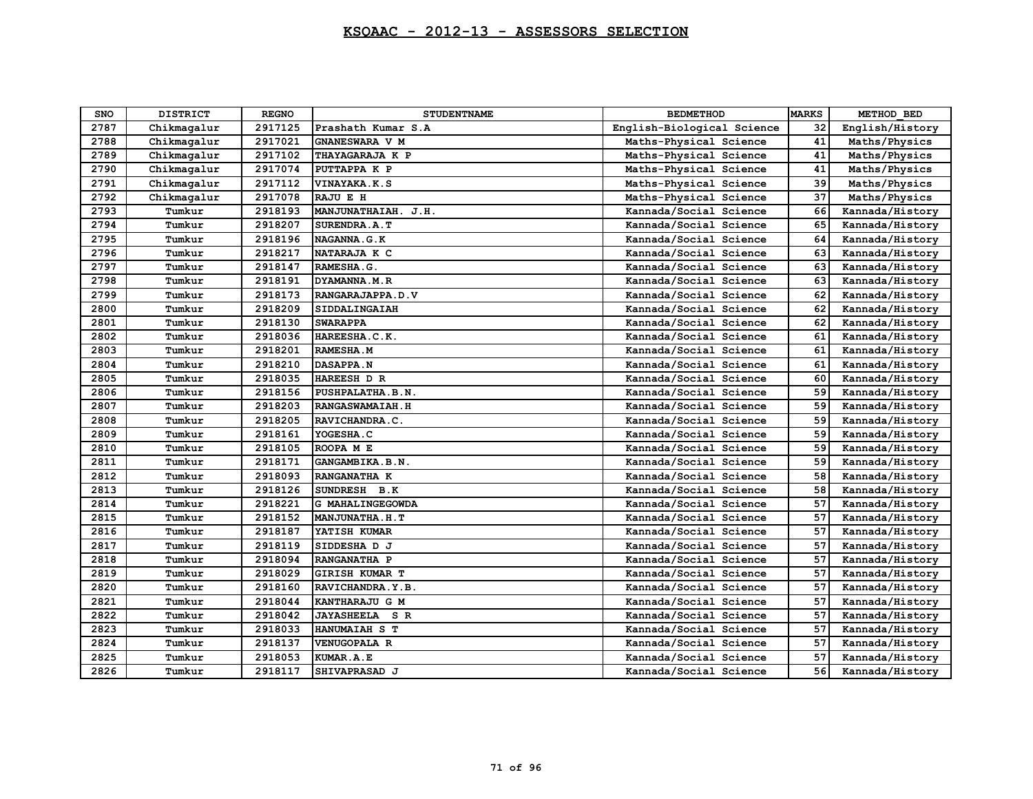# KSQAAC - 2012-13 - ASSESSORS SELECTION

| SNO | DISTRICT | REGNO | STUDENTNAME | BEDMETHOD | MARKS | METHOD_BED |
|---|---|---|---|---|---|---|
| 2787 | Chikmagalur | 2917125 | Prashath Kumar S.A | English-Biological Science | 32 | English/History |
| 2788 | Chikmagalur | 2917021 | GNANESWARA V M | Maths-Physical Science | 41 | Maths/Physics |
| 2789 | Chikmagalur | 2917102 | THAYAGARAJA K P | Maths-Physical Science | 41 | Maths/Physics |
| 2790 | Chikmagalur | 2917074 | PUTTAPPA K P | Maths-Physical Science | 41 | Maths/Physics |
| 2791 | Chikmagalur | 2917112 | VINAYAKA.K.S | Maths-Physical Science | 39 | Maths/Physics |
| 2792 | Chikmagalur | 2917078 | RAJU E H | Maths-Physical Science | 37 | Maths/Physics |
| 2793 | Tumkur | 2918193 | MANJUNATHAIAH. J.H. | Kannada/Social Science | 66 | Kannada/History |
| 2794 | Tumkur | 2918207 | SURENDRA.A.T | Kannada/Social Science | 65 | Kannada/History |
| 2795 | Tumkur | 2918196 | NAGANNA.G.K | Kannada/Social Science | 64 | Kannada/History |
| 2796 | Tumkur | 2918217 | NATARAJA K C | Kannada/Social Science | 63 | Kannada/History |
| 2797 | Tumkur | 2918147 | RAMESHA.G. | Kannada/Social Science | 63 | Kannada/History |
| 2798 | Tumkur | 2918191 | DYAMANNA.M.R | Kannada/Social Science | 63 | Kannada/History |
| 2799 | Tumkur | 2918173 | RANGARAJAPPA.D.V | Kannada/Social Science | 62 | Kannada/History |
| 2800 | Tumkur | 2918209 | SIDDALINGAIAH | Kannada/Social Science | 62 | Kannada/History |
| 2801 | Tumkur | 2918130 | SWARAPPA | Kannada/Social Science | 62 | Kannada/History |
| 2802 | Tumkur | 2918036 | HAREESHA.C.K. | Kannada/Social Science | 61 | Kannada/History |
| 2803 | Tumkur | 2918201 | RAMESHA.M | Kannada/Social Science | 61 | Kannada/History |
| 2804 | Tumkur | 2918210 | DASAPPA.N | Kannada/Social Science | 61 | Kannada/History |
| 2805 | Tumkur | 2918035 | HAREESH D R | Kannada/Social Science | 60 | Kannada/History |
| 2806 | Tumkur | 2918156 | PUSHPALATHA.B.N. | Kannada/Social Science | 59 | Kannada/History |
| 2807 | Tumkur | 2918203 | RANGASWAMAIAH.H | Kannada/Social Science | 59 | Kannada/History |
| 2808 | Tumkur | 2918205 | RAVICHANDRA.C. | Kannada/Social Science | 59 | Kannada/History |
| 2809 | Tumkur | 2918161 | YOGESHA.C | Kannada/Social Science | 59 | Kannada/History |
| 2810 | Tumkur | 2918105 | ROOPA M E | Kannada/Social Science | 59 | Kannada/History |
| 2811 | Tumkur | 2918171 | GANGAMBIKA.B.N. | Kannada/Social Science | 59 | Kannada/History |
| 2812 | Tumkur | 2918093 | RANGANATHA K | Kannada/Social Science | 58 | Kannada/History |
| 2813 | Tumkur | 2918126 | SUNDRESH B.K | Kannada/Social Science | 58 | Kannada/History |
| 2814 | Tumkur | 2918221 | G MAHALINGEGOWDA | Kannada/Social Science | 57 | Kannada/History |
| 2815 | Tumkur | 2918152 | MANJUNATHA.H.T | Kannada/Social Science | 57 | Kannada/History |
| 2816 | Tumkur | 2918187 | YATISH KUMAR | Kannada/Social Science | 57 | Kannada/History |
| 2817 | Tumkur | 2918119 | SIDDESHA D J | Kannada/Social Science | 57 | Kannada/History |
| 2818 | Tumkur | 2918094 | RANGANATHA P | Kannada/Social Science | 57 | Kannada/History |
| 2819 | Tumkur | 2918029 | GIRISH KUMAR T | Kannada/Social Science | 57 | Kannada/History |
| 2820 | Tumkur | 2918160 | RAVICHANDRA.Y.B. | Kannada/Social Science | 57 | Kannada/History |
| 2821 | Tumkur | 2918044 | KANTHARAJU G M | Kannada/Social Science | 57 | Kannada/History |
| 2822 | Tumkur | 2918042 | JAYASHEELA S R | Kannada/Social Science | 57 | Kannada/History |
| 2823 | Tumkur | 2918033 | HANUMAIAH S T | Kannada/Social Science | 57 | Kannada/History |
| 2824 | Tumkur | 2918137 | VENUGOPALA R | Kannada/Social Science | 57 | Kannada/History |
| 2825 | Tumkur | 2918053 | KUMAR.A.E | Kannada/Social Science | 57 | Kannada/History |
| 2826 | Tumkur | 2918117 | SHIVAPRASAD J | Kannada/Social Science | 56 | Kannada/History |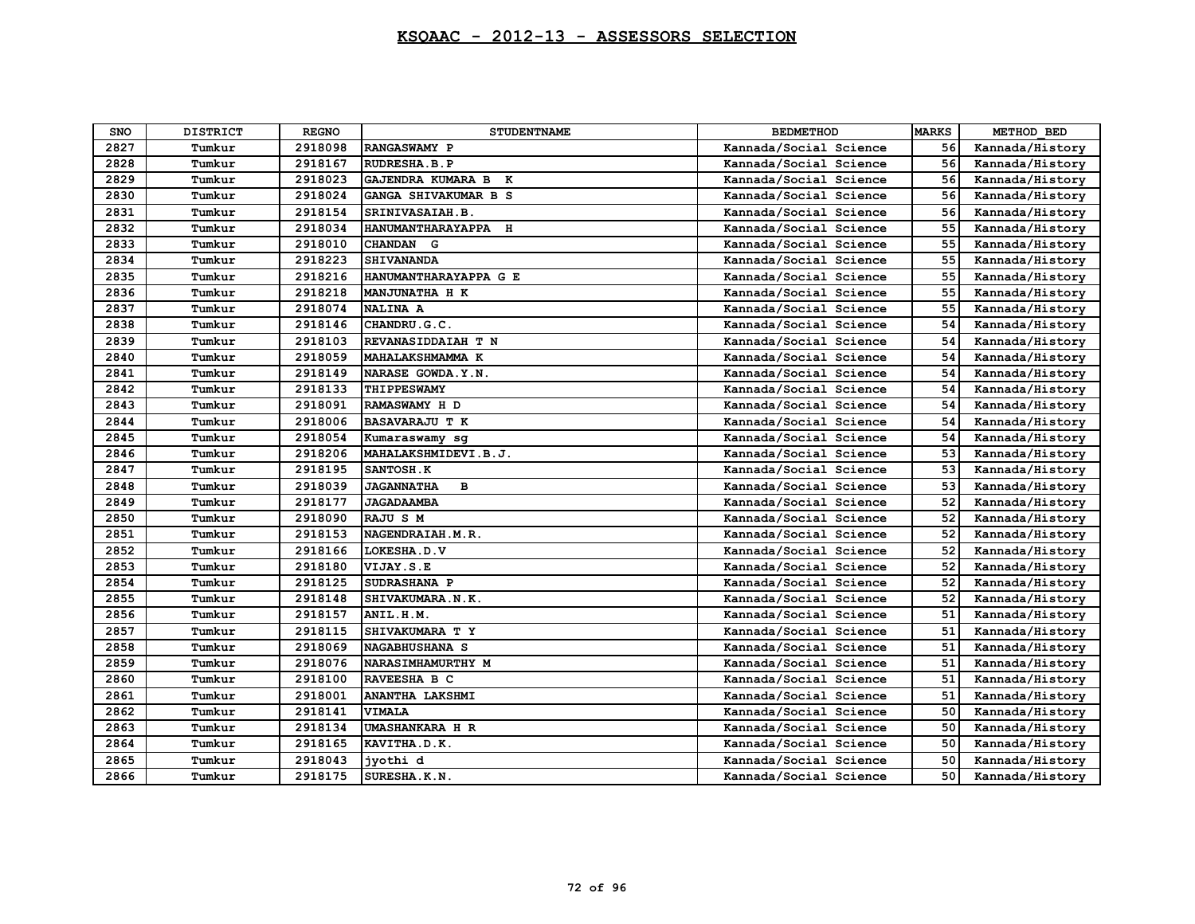# KSQAAC - 2012-13 - ASSESSORS SELECTION

| SNO | DISTRICT | REGNO | STUDENTNAME | BEDMETHOD | MARKS | METHOD_BED |
|---|---|---|---|---|---|---|
| 2827 | Tumkur | 2918098 | RANGASWAMY P | Kannada/Social Science | 56 | Kannada/History |
| 2828 | Tumkur | 2918167 | RUDRESHA.B.P | Kannada/Social Science | 56 | Kannada/History |
| 2829 | Tumkur | 2918023 | GAJENDRA KUMARA B K | Kannada/Social Science | 56 | Kannada/History |
| 2830 | Tumkur | 2918024 | GANGA SHIVAKUMAR B S | Kannada/Social Science | 56 | Kannada/History |
| 2831 | Tumkur | 2918154 | SRINIVASAIAH.B. | Kannada/Social Science | 56 | Kannada/History |
| 2832 | Tumkur | 2918034 | HANUMANTHARAYAPPA H | Kannada/Social Science | 55 | Kannada/History |
| 2833 | Tumkur | 2918010 | CHANDAN G | Kannada/Social Science | 55 | Kannada/History |
| 2834 | Tumkur | 2918223 | SHIVANANDA | Kannada/Social Science | 55 | Kannada/History |
| 2835 | Tumkur | 2918216 | HANUMANTHARAYAPPA G E | Kannada/Social Science | 55 | Kannada/History |
| 2836 | Tumkur | 2918218 | MANJUNATHA H K | Kannada/Social Science | 55 | Kannada/History |
| 2837 | Tumkur | 2918074 | NALINA A | Kannada/Social Science | 55 | Kannada/History |
| 2838 | Tumkur | 2918146 | CHANDRU.G.C. | Kannada/Social Science | 54 | Kannada/History |
| 2839 | Tumkur | 2918103 | REVANASIDDAIAH T N | Kannada/Social Science | 54 | Kannada/History |
| 2840 | Tumkur | 2918059 | MAHALAKSHMAMMA K | Kannada/Social Science | 54 | Kannada/History |
| 2841 | Tumkur | 2918149 | NARASE GOWDA.Y.N. | Kannada/Social Science | 54 | Kannada/History |
| 2842 | Tumkur | 2918133 | THIPPESWAMY | Kannada/Social Science | 54 | Kannada/History |
| 2843 | Tumkur | 2918091 | RAMASWAMY H D | Kannada/Social Science | 54 | Kannada/History |
| 2844 | Tumkur | 2918006 | BASAVARAJU T K | Kannada/Social Science | 54 | Kannada/History |
| 2845 | Tumkur | 2918054 | Kumaraswamy sg | Kannada/Social Science | 54 | Kannada/History |
| 2846 | Tumkur | 2918206 | MAHALAKSHMIDEVI.B.J. | Kannada/Social Science | 53 | Kannada/History |
| 2847 | Tumkur | 2918195 | SANTOSH.K | Kannada/Social Science | 53 | Kannada/History |
| 2848 | Tumkur | 2918039 | JAGANNATHA B | Kannada/Social Science | 53 | Kannada/History |
| 2849 | Tumkur | 2918177 | JAGADAAMBA | Kannada/Social Science | 52 | Kannada/History |
| 2850 | Tumkur | 2918090 | RAJU S M | Kannada/Social Science | 52 | Kannada/History |
| 2851 | Tumkur | 2918153 | NAGENDRAIAH.M.R. | Kannada/Social Science | 52 | Kannada/History |
| 2852 | Tumkur | 2918166 | LOKESHA.D.V | Kannada/Social Science | 52 | Kannada/History |
| 2853 | Tumkur | 2918180 | VIJAY.S.E | Kannada/Social Science | 52 | Kannada/History |
| 2854 | Tumkur | 2918125 | SUDRASHANA P | Kannada/Social Science | 52 | Kannada/History |
| 2855 | Tumkur | 2918148 | SHIVAKUMARA.N.K. | Kannada/Social Science | 52 | Kannada/History |
| 2856 | Tumkur | 2918157 | ANIL.H.M. | Kannada/Social Science | 51 | Kannada/History |
| 2857 | Tumkur | 2918115 | SHIVAKUMARA T Y | Kannada/Social Science | 51 | Kannada/History |
| 2858 | Tumkur | 2918069 | NAGABHUSHANA S | Kannada/Social Science | 51 | Kannada/History |
| 2859 | Tumkur | 2918076 | NARASIMHAMURTHY M | Kannada/Social Science | 51 | Kannada/History |
| 2860 | Tumkur | 2918100 | RAVEESHA B C | Kannada/Social Science | 51 | Kannada/History |
| 2861 | Tumkur | 2918001 | ANANTHA LAKSHMI | Kannada/Social Science | 51 | Kannada/History |
| 2862 | Tumkur | 2918141 | VIMALA | Kannada/Social Science | 50 | Kannada/History |
| 2863 | Tumkur | 2918134 | UMASHANKARA H R | Kannada/Social Science | 50 | Kannada/History |
| 2864 | Tumkur | 2918165 | KAVITHA.D.K. | Kannada/Social Science | 50 | Kannada/History |
| 2865 | Tumkur | 2918043 | jyothi d | Kannada/Social Science | 50 | Kannada/History |
| 2866 | Tumkur | 2918175 | SURESHA.K.N. | Kannada/Social Science | 50 | Kannada/History |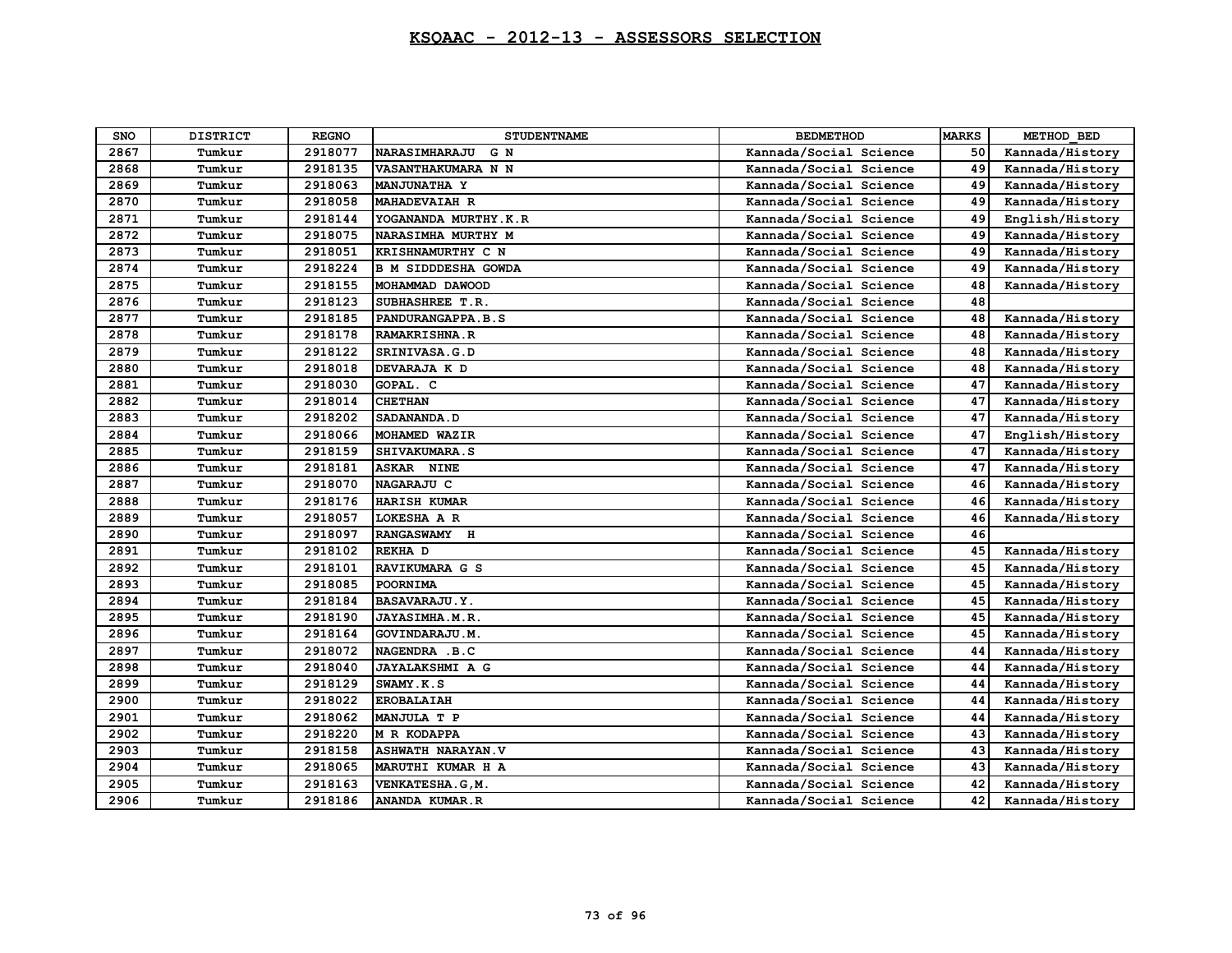# KSQAAC - 2012-13 - ASSESSORS SELECTION

| SNO | DISTRICT | REGNO | STUDENTNAME | BEDMETHOD | MARKS | METHOD_BED |
|---|---|---|---|---|---|---|
| 2867 | Tumkur | 2918077 | NARASIMHARAJU G N | Kannada/Social Science | 50 | Kannada/History |
| 2868 | Tumkur | 2918135 | VASANTHAKUMARA N N | Kannada/Social Science | 49 | Kannada/History |
| 2869 | Tumkur | 2918063 | MANJUNATHA Y | Kannada/Social Science | 49 | Kannada/History |
| 2870 | Tumkur | 2918058 | MAHADEVAIAH R | Kannada/Social Science | 49 | Kannada/History |
| 2871 | Tumkur | 2918144 | YOGANANDA MURTHY.K.R | Kannada/Social Science | 49 | English/History |
| 2872 | Tumkur | 2918075 | NARASIMHA MURTHY M | Kannada/Social Science | 49 | Kannada/History |
| 2873 | Tumkur | 2918051 | KRISHNAMURTHY C N | Kannada/Social Science | 49 | Kannada/History |
| 2874 | Tumkur | 2918224 | B M SIDDDESHA GOWDA | Kannada/Social Science | 49 | Kannada/History |
| 2875 | Tumkur | 2918155 | MOHAMMAD DAWOOD | Kannada/Social Science | 48 | Kannada/History |
| 2876 | Tumkur | 2918123 | SUBHASHREE T.R. | Kannada/Social Science | 48 | |
| 2877 | Tumkur | 2918185 | PANDURANGAPPA.B.S | Kannada/Social Science | 48 | Kannada/History |
| 2878 | Tumkur | 2918178 | RAMAKRISHNA.R | Kannada/Social Science | 48 | Kannada/History |
| 2879 | Tumkur | 2918122 | SRINIVASA.G.D | Kannada/Social Science | 48 | Kannada/History |
| 2880 | Tumkur | 2918018 | DEVARAJA K D | Kannada/Social Science | 48 | Kannada/History |
| 2881 | Tumkur | 2918030 | GOPAL. C | Kannada/Social Science | 47 | Kannada/History |
| 2882 | Tumkur | 2918014 | CHETHAN | Kannada/Social Science | 47 | Kannada/History |
| 2883 | Tumkur | 2918202 | SADANANDA.D | Kannada/Social Science | 47 | Kannada/History |
| 2884 | Tumkur | 2918066 | MOHAMED WAZIR | Kannada/Social Science | 47 | English/History |
| 2885 | Tumkur | 2918159 | SHIVAKUMARA.S | Kannada/Social Science | 47 | Kannada/History |
| 2886 | Tumkur | 2918181 | ASKAR NINE | Kannada/Social Science | 47 | Kannada/History |
| 2887 | Tumkur | 2918070 | NAGARAJU C | Kannada/Social Science | 46 | Kannada/History |
| 2888 | Tumkur | 2918176 | HARISH KUMAR | Kannada/Social Science | 46 | Kannada/History |
| 2889 | Tumkur | 2918057 | LOKESHA A R | Kannada/Social Science | 46 | Kannada/History |
| 2890 | Tumkur | 2918097 | RANGASWAMY H | Kannada/Social Science | 46 | |
| 2891 | Tumkur | 2918102 | REKHA D | Kannada/Social Science | 45 | Kannada/History |
| 2892 | Tumkur | 2918101 | RAVIKUMARA G S | Kannada/Social Science | 45 | Kannada/History |
| 2893 | Tumkur | 2918085 | POORNIMA | Kannada/Social Science | 45 | Kannada/History |
| 2894 | Tumkur | 2918184 | BASAVARAJU.Y. | Kannada/Social Science | 45 | Kannada/History |
| 2895 | Tumkur | 2918190 | JAYASIMHA.M.R. | Kannada/Social Science | 45 | Kannada/History |
| 2896 | Tumkur | 2918164 | GOVINDARAJU.M. | Kannada/Social Science | 45 | Kannada/History |
| 2897 | Tumkur | 2918072 | NAGENDRA .B.C | Kannada/Social Science | 44 | Kannada/History |
| 2898 | Tumkur | 2918040 | JAYALAKSHMI A G | Kannada/Social Science | 44 | Kannada/History |
| 2899 | Tumkur | 2918129 | SWAMY.K.S | Kannada/Social Science | 44 | Kannada/History |
| 2900 | Tumkur | 2918022 | EROBALAIAH | Kannada/Social Science | 44 | Kannada/History |
| 2901 | Tumkur | 2918062 | MANJULA T P | Kannada/Social Science | 44 | Kannada/History |
| 2902 | Tumkur | 2918220 | M R KODAPPA | Kannada/Social Science | 43 | Kannada/History |
| 2903 | Tumkur | 2918158 | ASHWATH NARAYAN.V | Kannada/Social Science | 43 | Kannada/History |
| 2904 | Tumkur | 2918065 | MARUTHI KUMAR H A | Kannada/Social Science | 43 | Kannada/History |
| 2905 | Tumkur | 2918163 | VENKATESHA.G,M. | Kannada/Social Science | 42 | Kannada/History |
| 2906 | Tumkur | 2918186 | ANANDA KUMAR.R | Kannada/Social Science | 42 | Kannada/History |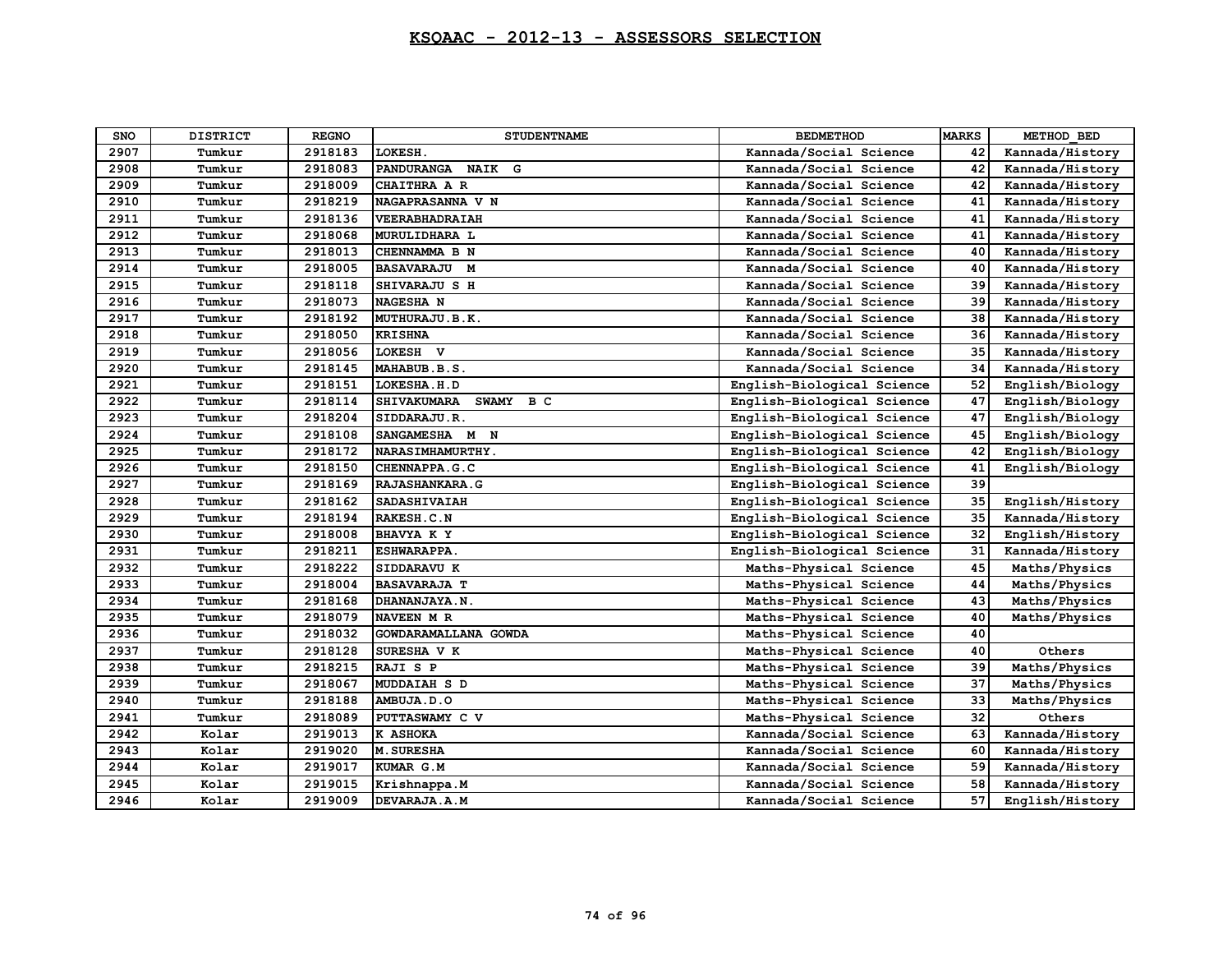# KSQAAC - 2012-13 - ASSESSORS SELECTION

| SNO | DISTRICT | REGNO | STUDENTNAME | BEDMETHOD | MARKS | METHOD_BED |
|---|---|---|---|---|---|---|
| 2907 | Tumkur | 2918183 | LOKESH. | Kannada/Social Science | 42 | Kannada/History |
| 2908 | Tumkur | 2918083 | PANDURANGA NAIK G | Kannada/Social Science | 42 | Kannada/History |
| 2909 | Tumkur | 2918009 | CHAITHRA A R | Kannada/Social Science | 42 | Kannada/History |
| 2910 | Tumkur | 2918219 | NAGAPRASANNA V N | Kannada/Social Science | 41 | Kannada/History |
| 2911 | Tumkur | 2918136 | VEERABHADRAIAH | Kannada/Social Science | 41 | Kannada/History |
| 2912 | Tumkur | 2918068 | MURULIDHARA L | Kannada/Social Science | 41 | Kannada/History |
| 2913 | Tumkur | 2918013 | CHENNAMMA B N | Kannada/Social Science | 40 | Kannada/History |
| 2914 | Tumkur | 2918005 | BASAVARAJU M | Kannada/Social Science | 40 | Kannada/History |
| 2915 | Tumkur | 2918118 | SHIVARAJU S H | Kannada/Social Science | 39 | Kannada/History |
| 2916 | Tumkur | 2918073 | NAGESHA N | Kannada/Social Science | 39 | Kannada/History |
| 2917 | Tumkur | 2918192 | MUTHURAJU.B.K. | Kannada/Social Science | 38 | Kannada/History |
| 2918 | Tumkur | 2918050 | KRISHNA | Kannada/Social Science | 36 | Kannada/History |
| 2919 | Tumkur | 2918056 | LOKESH V | Kannada/Social Science | 35 | Kannada/History |
| 2920 | Tumkur | 2918145 | MAHABUB.B.S. | Kannada/Social Science | 34 | Kannada/History |
| 2921 | Tumkur | 2918151 | LOKESHA.H.D | English-Biological Science | 52 | English/Biology |
| 2922 | Tumkur | 2918114 | SHIVAKUMARA SWAMY B C | English-Biological Science | 47 | English/Biology |
| 2923 | Tumkur | 2918204 | SIDDARAJU.R. | English-Biological Science | 47 | English/Biology |
| 2924 | Tumkur | 2918108 | SANGAMESHA M N | English-Biological Science | 45 | English/Biology |
| 2925 | Tumkur | 2918172 | NARASIMHAMURTHY. | English-Biological Science | 42 | English/Biology |
| 2926 | Tumkur | 2918150 | CHENNAPPA.G.C | English-Biological Science | 41 | English/Biology |
| 2927 | Tumkur | 2918169 | RAJASHANKARA.G | English-Biological Science | 39 | |
| 2928 | Tumkur | 2918162 | SADASHIVAIAH | English-Biological Science | 35 | English/History |
| 2929 | Tumkur | 2918194 | RAKESH.C.N | English-Biological Science | 35 | Kannada/History |
| 2930 | Tumkur | 2918008 | BHAVYA K Y | English-Biological Science | 32 | English/History |
| 2931 | Tumkur | 2918211 | ESHWARAPPA. | English-Biological Science | 31 | Kannada/History |
| 2932 | Tumkur | 2918222 | SIDDARAVU K | Maths-Physical Science | 45 | Maths/Physics |
| 2933 | Tumkur | 2918004 | BASAVARAJA T | Maths-Physical Science | 44 | Maths/Physics |
| 2934 | Tumkur | 2918168 | DHANANJAYA.N. | Maths-Physical Science | 43 | Maths/Physics |
| 2935 | Tumkur | 2918079 | NAVEEN M R | Maths-Physical Science | 40 | Maths/Physics |
| 2936 | Tumkur | 2918032 | GOWDARAMALLANA GOWDA | Maths-Physical Science | 40 | |
| 2937 | Tumkur | 2918128 | SURESHA V K | Maths-Physical Science | 40 | Others |
| 2938 | Tumkur | 2918215 | RAJI S P | Maths-Physical Science | 39 | Maths/Physics |
| 2939 | Tumkur | 2918067 | MUDDAIAH S D | Maths-Physical Science | 37 | Maths/Physics |
| 2940 | Tumkur | 2918188 | AMBUJA.D.O | Maths-Physical Science | 33 | Maths/Physics |
| 2941 | Tumkur | 2918089 | PUTTASWAMY C V | Maths-Physical Science | 32 | Others |
| 2942 | Kolar | 2919013 | K ASHOKA | Kannada/Social Science | 63 | Kannada/History |
| 2943 | Kolar | 2919020 | M.SURESHA | Kannada/Social Science | 60 | Kannada/History |
| 2944 | Kolar | 2919017 | KUMAR G.M | Kannada/Social Science | 59 | Kannada/History |
| 2945 | Kolar | 2919015 | Krishnappa.M | Kannada/Social Science | 58 | Kannada/History |
| 2946 | Kolar | 2919009 | DEVARAJA.A.M | Kannada/Social Science | 57 | English/History |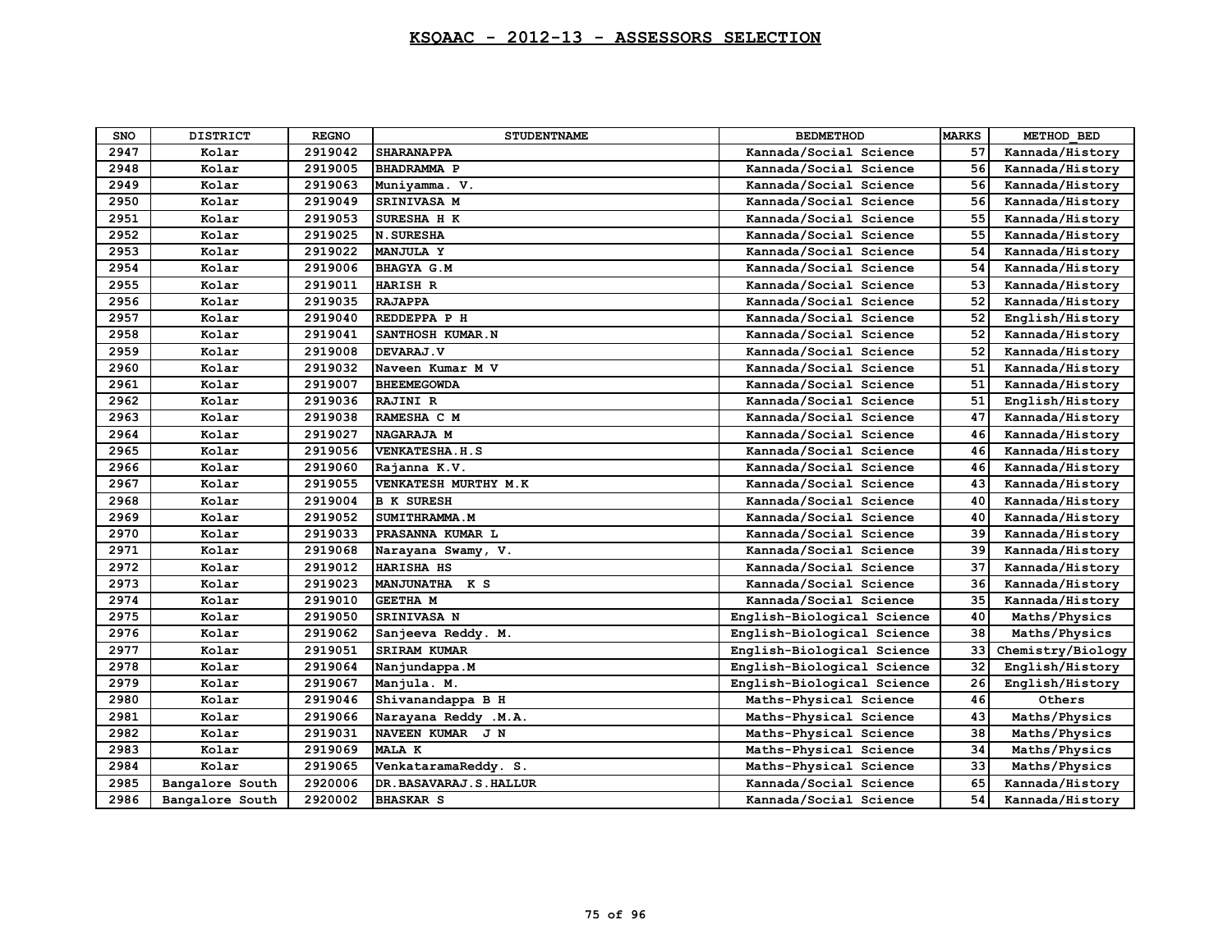# KSQAAC - 2012-13 - ASSESSORS SELECTION

| SNO | DISTRICT | REGNO | STUDENTNAME | BEDMETHOD | MARKS | METHOD_BED |
|---|---|---|---|---|---|---|
| 2947 | Kolar | 2919042 | SHARANAPPA | Kannada/Social Science | 57 | Kannada/History |
| 2948 | Kolar | 2919005 | BHADRAMMA P | Kannada/Social Science | 56 | Kannada/History |
| 2949 | Kolar | 2919063 | Muniyamma. V. | Kannada/Social Science | 56 | Kannada/History |
| 2950 | Kolar | 2919049 | SRINIVASA M | Kannada/Social Science | 56 | Kannada/History |
| 2951 | Kolar | 2919053 | SURESHA H K | Kannada/Social Science | 55 | Kannada/History |
| 2952 | Kolar | 2919025 | N.SURESHA | Kannada/Social Science | 55 | Kannada/History |
| 2953 | Kolar | 2919022 | MANJULA Y | Kannada/Social Science | 54 | Kannada/History |
| 2954 | Kolar | 2919006 | BHAGYA G.M | Kannada/Social Science | 54 | Kannada/History |
| 2955 | Kolar | 2919011 | HARISH R | Kannada/Social Science | 53 | Kannada/History |
| 2956 | Kolar | 2919035 | RAJAPPA | Kannada/Social Science | 52 | Kannada/History |
| 2957 | Kolar | 2919040 | REDDEPPA P H | Kannada/Social Science | 52 | English/History |
| 2958 | Kolar | 2919041 | SANTHOSH KUMAR.N | Kannada/Social Science | 52 | Kannada/History |
| 2959 | Kolar | 2919008 | DEVARAJ.V | Kannada/Social Science | 52 | Kannada/History |
| 2960 | Kolar | 2919032 | Naveen Kumar M V | Kannada/Social Science | 51 | Kannada/History |
| 2961 | Kolar | 2919007 | BHEEMEGOWDA | Kannada/Social Science | 51 | Kannada/History |
| 2962 | Kolar | 2919036 | RAJINI R | Kannada/Social Science | 51 | English/History |
| 2963 | Kolar | 2919038 | RAMESHA C M | Kannada/Social Science | 47 | Kannada/History |
| 2964 | Kolar | 2919027 | NAGARAJA M | Kannada/Social Science | 46 | Kannada/History |
| 2965 | Kolar | 2919056 | VENKATESHA.H.S | Kannada/Social Science | 46 | Kannada/History |
| 2966 | Kolar | 2919060 | Rajanna K.V. | Kannada/Social Science | 46 | Kannada/History |
| 2967 | Kolar | 2919055 | VENKATESH MURTHY M.K | Kannada/Social Science | 43 | Kannada/History |
| 2968 | Kolar | 2919004 | B K SURESH | Kannada/Social Science | 40 | Kannada/History |
| 2969 | Kolar | 2919052 | SUMITHRAMMA.M | Kannada/Social Science | 40 | Kannada/History |
| 2970 | Kolar | 2919033 | PRASANNA KUMAR L | Kannada/Social Science | 39 | Kannada/History |
| 2971 | Kolar | 2919068 | Narayana Swamy, V. | Kannada/Social Science | 39 | Kannada/History |
| 2972 | Kolar | 2919012 | HARISHA HS | Kannada/Social Science | 37 | Kannada/History |
| 2973 | Kolar | 2919023 | MANJUNATHA K S | Kannada/Social Science | 36 | Kannada/History |
| 2974 | Kolar | 2919010 | GEETHA M | Kannada/Social Science | 35 | Kannada/History |
| 2975 | Kolar | 2919050 | SRINIVASA N | English-Biological Science | 40 | Maths/Physics |
| 2976 | Kolar | 2919062 | Sanjeeva Reddy. M. | English-Biological Science | 38 | Maths/Physics |
| 2977 | Kolar | 2919051 | SRIRAM KUMAR | English-Biological Science | 33 | Chemistry/Biology |
| 2978 | Kolar | 2919064 | Nanjundappa.M | English-Biological Science | 32 | English/History |
| 2979 | Kolar | 2919067 | Manjula. M. | English-Biological Science | 26 | English/History |
| 2980 | Kolar | 2919046 | Shivanandappa B H | Maths-Physical Science | 46 | Others |
| 2981 | Kolar | 2919066 | Narayana Reddy .M.A. | Maths-Physical Science | 43 | Maths/Physics |
| 2982 | Kolar | 2919031 | NAVEEN KUMAR J N | Maths-Physical Science | 38 | Maths/Physics |
| 2983 | Kolar | 2919069 | MALA K | Maths-Physical Science | 34 | Maths/Physics |
| 2984 | Kolar | 2919065 | VenkataramaReddy. S. | Maths-Physical Science | 33 | Maths/Physics |
| 2985 | Bangalore South | 2920006 | DR.BASAVARAJ.S.HALLUR | Kannada/Social Science | 65 | Kannada/History |
| 2986 | Bangalore South | 2920002 | BHASKAR S | Kannada/Social Science | 54 | Kannada/History |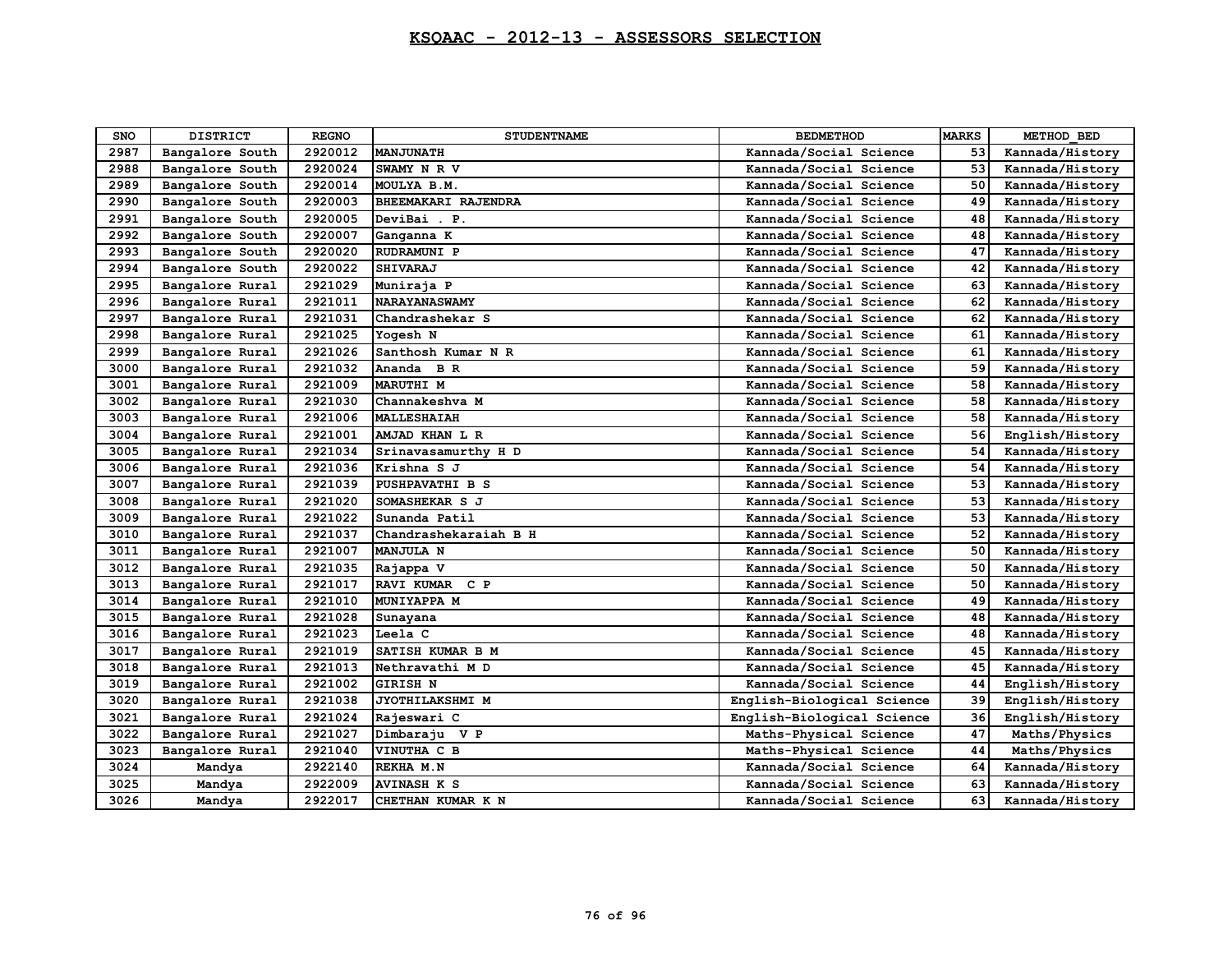# KSQAAC - 2012-13 - ASSESSORS SELECTION

| SNO | DISTRICT | REGNO | STUDENTNAME | BEDMETHOD | MARKS | METHOD_BED |
|---|---|---|---|---|---|---|
| 2987 | Bangalore South | 2920012 | MANJUNATH | Kannada/Social Science | 53 | Kannada/History |
| 2988 | Bangalore South | 2920024 | SWAMY N R V | Kannada/Social Science | 53 | Kannada/History |
| 2989 | Bangalore South | 2920014 | MOULYA B.M. | Kannada/Social Science | 50 | Kannada/History |
| 2990 | Bangalore South | 2920003 | BHEEMAKARI RAJENDRA | Kannada/Social Science | 49 | Kannada/History |
| 2991 | Bangalore South | 2920005 | DeviBai . P. | Kannada/Social Science | 48 | Kannada/History |
| 2992 | Bangalore South | 2920007 | Ganganna K | Kannada/Social Science | 48 | Kannada/History |
| 2993 | Bangalore South | 2920020 | RUDRAMUNI P | Kannada/Social Science | 47 | Kannada/History |
| 2994 | Bangalore South | 2920022 | SHIVARAJ | Kannada/Social Science | 42 | Kannada/History |
| 2995 | Bangalore Rural | 2921029 | Muniraja P | Kannada/Social Science | 63 | Kannada/History |
| 2996 | Bangalore Rural | 2921011 | NARAYANASWAMY | Kannada/Social Science | 62 | Kannada/History |
| 2997 | Bangalore Rural | 2921031 | Chandrashekar S | Kannada/Social Science | 62 | Kannada/History |
| 2998 | Bangalore Rural | 2921025 | Yogesh N | Kannada/Social Science | 61 | Kannada/History |
| 2999 | Bangalore Rural | 2921026 | Santhosh Kumar N R | Kannada/Social Science | 61 | Kannada/History |
| 3000 | Bangalore Rural | 2921032 | Ananda B R | Kannada/Social Science | 59 | Kannada/History |
| 3001 | Bangalore Rural | 2921009 | MARUTHI M | Kannada/Social Science | 58 | Kannada/History |
| 3002 | Bangalore Rural | 2921030 | Channakeshva M | Kannada/Social Science | 58 | Kannada/History |
| 3003 | Bangalore Rural | 2921006 | MALLESHAIAH | Kannada/Social Science | 58 | Kannada/History |
| 3004 | Bangalore Rural | 2921001 | AMJAD KHAN L R | Kannada/Social Science | 56 | English/History |
| 3005 | Bangalore Rural | 2921034 | Srinavasamurthy H D | Kannada/Social Science | 54 | Kannada/History |
| 3006 | Bangalore Rural | 2921036 | Krishna S J | Kannada/Social Science | 54 | Kannada/History |
| 3007 | Bangalore Rural | 2921039 | PUSHPAVATHI B S | Kannada/Social Science | 53 | Kannada/History |
| 3008 | Bangalore Rural | 2921020 | SOMASHEKAR S J | Kannada/Social Science | 53 | Kannada/History |
| 3009 | Bangalore Rural | 2921022 | Sunanda Patil | Kannada/Social Science | 53 | Kannada/History |
| 3010 | Bangalore Rural | 2921037 | Chandrashekaraiah B H | Kannada/Social Science | 52 | Kannada/History |
| 3011 | Bangalore Rural | 2921007 | MANJULA N | Kannada/Social Science | 50 | Kannada/History |
| 3012 | Bangalore Rural | 2921035 | Rajappa V | Kannada/Social Science | 50 | Kannada/History |
| 3013 | Bangalore Rural | 2921017 | RAVI KUMAR C P | Kannada/Social Science | 50 | Kannada/History |
| 3014 | Bangalore Rural | 2921010 | MUNIYAPPA M | Kannada/Social Science | 49 | Kannada/History |
| 3015 | Bangalore Rural | 2921028 | Sunayana | Kannada/Social Science | 48 | Kannada/History |
| 3016 | Bangalore Rural | 2921023 | Leela C | Kannada/Social Science | 48 | Kannada/History |
| 3017 | Bangalore Rural | 2921019 | SATISH KUMAR B M | Kannada/Social Science | 45 | Kannada/History |
| 3018 | Bangalore Rural | 2921013 | Nethravathi M D | Kannada/Social Science | 45 | Kannada/History |
| 3019 | Bangalore Rural | 2921002 | GIRISH N | Kannada/Social Science | 44 | English/History |
| 3020 | Bangalore Rural | 2921038 | JYOTHILAKSHMI M | English-Biological Science | 39 | English/History |
| 3021 | Bangalore Rural | 2921024 | Rajeswari C | English-Biological Science | 36 | English/History |
| 3022 | Bangalore Rural | 2921027 | Dimbaraju V P | Maths-Physical Science | 47 | Maths/Physics |
| 3023 | Bangalore Rural | 2921040 | VINUTHA C B | Maths-Physical Science | 44 | Maths/Physics |
| 3024 | Mandya | 2922140 | REKHA M.N | Kannada/Social Science | 64 | Kannada/History |
| 3025 | Mandya | 2922009 | AVINASH K S | Kannada/Social Science | 63 | Kannada/History |
| 3026 | Mandya | 2922017 | CHETHAN KUMAR K N | Kannada/Social Science | 63 | Kannada/History |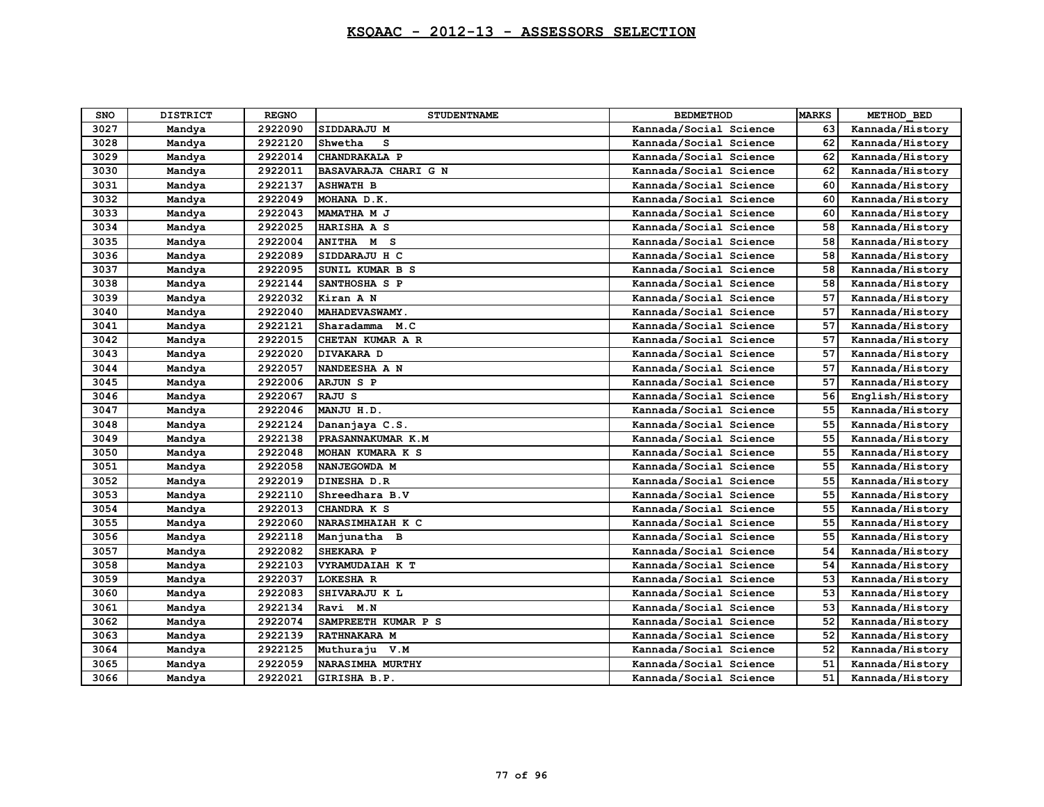# KSQAAC - 2012-13 - ASSESSORS SELECTION

| SNO | DISTRICT | REGNO | STUDENTNAME | BEDMETHOD | MARKS | METHOD_BED |
|---|---|---|---|---|---|---|
| 3027 | Mandya | 2922090 | SIDDARAJU M | Kannada/Social Science | 63 | Kannada/History |
| 3028 | Mandya | 2922120 | Shwetha S | Kannada/Social Science | 62 | Kannada/History |
| 3029 | Mandya | 2922014 | CHANDRAKALA P | Kannada/Social Science | 62 | Kannada/History |
| 3030 | Mandya | 2922011 | BASAVARAJA CHARI G N | Kannada/Social Science | 62 | Kannada/History |
| 3031 | Mandya | 2922137 | ASHWATH B | Kannada/Social Science | 60 | Kannada/History |
| 3032 | Mandya | 2922049 | MOHANA D.K. | Kannada/Social Science | 60 | Kannada/History |
| 3033 | Mandya | 2922043 | MAMATHA M J | Kannada/Social Science | 60 | Kannada/History |
| 3034 | Mandya | 2922025 | HARISHA A S | Kannada/Social Science | 58 | Kannada/History |
| 3035 | Mandya | 2922004 | ANITHA M S | Kannada/Social Science | 58 | Kannada/History |
| 3036 | Mandya | 2922089 | SIDDARAJU H C | Kannada/Social Science | 58 | Kannada/History |
| 3037 | Mandya | 2922095 | SUNIL KUMAR B S | Kannada/Social Science | 58 | Kannada/History |
| 3038 | Mandya | 2922144 | SANTHOSHA S P | Kannada/Social Science | 58 | Kannada/History |
| 3039 | Mandya | 2922032 | Kiran A N | Kannada/Social Science | 57 | Kannada/History |
| 3040 | Mandya | 2922040 | MAHADEVASWAMY. | Kannada/Social Science | 57 | Kannada/History |
| 3041 | Mandya | 2922121 | Sharadamma M.C | Kannada/Social Science | 57 | Kannada/History |
| 3042 | Mandya | 2922015 | CHETAN KUMAR A R | Kannada/Social Science | 57 | Kannada/History |
| 3043 | Mandya | 2922020 | DIVAKARA D | Kannada/Social Science | 57 | Kannada/History |
| 3044 | Mandya | 2922057 | NANDEESHA A N | Kannada/Social Science | 57 | Kannada/History |
| 3045 | Mandya | 2922006 | ARJUN S P | Kannada/Social Science | 57 | Kannada/History |
| 3046 | Mandya | 2922067 | RAJU S | Kannada/Social Science | 56 | English/History |
| 3047 | Mandya | 2922046 | MANJU H.D. | Kannada/Social Science | 55 | Kannada/History |
| 3048 | Mandya | 2922124 | Dananjaya C.S. | Kannada/Social Science | 55 | Kannada/History |
| 3049 | Mandya | 2922138 | PRASANNAKUMAR K.M | Kannada/Social Science | 55 | Kannada/History |
| 3050 | Mandya | 2922048 | MOHAN KUMARA K S | Kannada/Social Science | 55 | Kannada/History |
| 3051 | Mandya | 2922058 | NANJEGOWDA M | Kannada/Social Science | 55 | Kannada/History |
| 3052 | Mandya | 2922019 | DINESHA D.R | Kannada/Social Science | 55 | Kannada/History |
| 3053 | Mandya | 2922110 | Shreedhara B.V | Kannada/Social Science | 55 | Kannada/History |
| 3054 | Mandya | 2922013 | CHANDRA K S | Kannada/Social Science | 55 | Kannada/History |
| 3055 | Mandya | 2922060 | NARASIMHAIAH K C | Kannada/Social Science | 55 | Kannada/History |
| 3056 | Mandya | 2922118 | Manjunatha B | Kannada/Social Science | 55 | Kannada/History |
| 3057 | Mandya | 2922082 | SHEKARA P | Kannada/Social Science | 54 | Kannada/History |
| 3058 | Mandya | 2922103 | VYRAMUDAIAH K T | Kannada/Social Science | 54 | Kannada/History |
| 3059 | Mandya | 2922037 | LOKESHA R | Kannada/Social Science | 53 | Kannada/History |
| 3060 | Mandya | 2922083 | SHIVARAJU K L | Kannada/Social Science | 53 | Kannada/History |
| 3061 | Mandya | 2922134 | Ravi M.N | Kannada/Social Science | 53 | Kannada/History |
| 3062 | Mandya | 2922074 | SAMPREETH KUMAR P S | Kannada/Social Science | 52 | Kannada/History |
| 3063 | Mandya | 2922139 | RATHNAKARA M | Kannada/Social Science | 52 | Kannada/History |
| 3064 | Mandya | 2922125 | Muthuraju V.M | Kannada/Social Science | 52 | Kannada/History |
| 3065 | Mandya | 2922059 | NARASIMHA MURTHY | Kannada/Social Science | 51 | Kannada/History |
| 3066 | Mandya | 2922021 | GIRISHA B.P. | Kannada/Social Science | 51 | Kannada/History |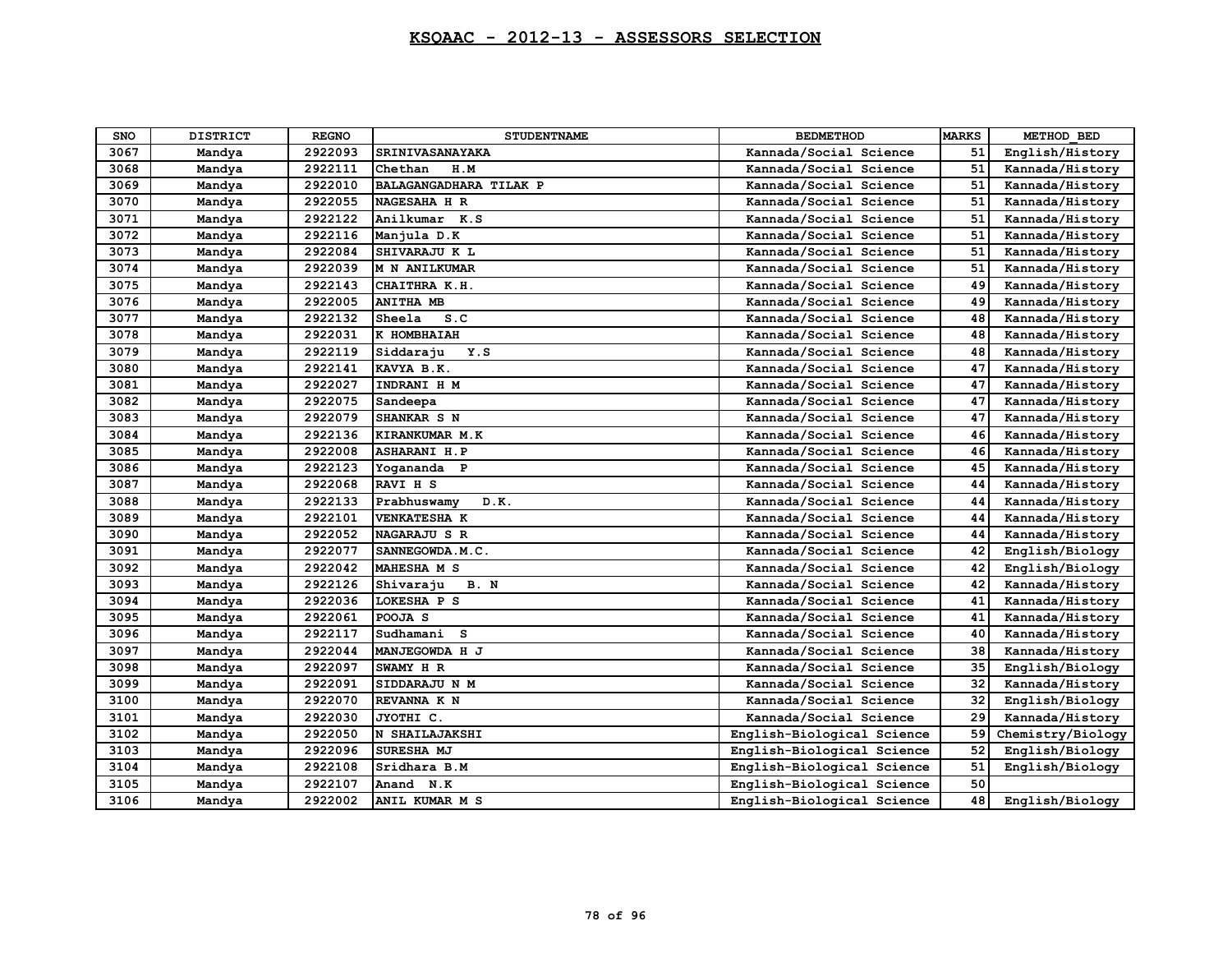# KSQAAC - 2012-13 - ASSESSORS SELECTION

| SNO | DISTRICT | REGNO | STUDENTNAME | BEDMETHOD | MARKS | METHOD_BED |
|---|---|---|---|---|---|---|
| 3067 | Mandya | 2922093 | SRINIVASANAYAKA | Kannada/Social Science | 51 | English/History |
| 3068 | Mandya | 2922111 | Chethan H.M | Kannada/Social Science | 51 | Kannada/History |
| 3069 | Mandya | 2922010 | BALAGANGADHARA TILAK P | Kannada/Social Science | 51 | Kannada/History |
| 3070 | Mandya | 2922055 | NAGESAHA H R | Kannada/Social Science | 51 | Kannada/History |
| 3071 | Mandya | 2922122 | Anilkumar K.S | Kannada/Social Science | 51 | Kannada/History |
| 3072 | Mandya | 2922116 | Manjula D.K | Kannada/Social Science | 51 | Kannada/History |
| 3073 | Mandya | 2922084 | SHIVARAJU K L | Kannada/Social Science | 51 | Kannada/History |
| 3074 | Mandya | 2922039 | M N ANILKUMAR | Kannada/Social Science | 51 | Kannada/History |
| 3075 | Mandya | 2922143 | CHAITHRA K.H. | Kannada/Social Science | 49 | Kannada/History |
| 3076 | Mandya | 2922005 | ANITHA MB | Kannada/Social Science | 49 | Kannada/History |
| 3077 | Mandya | 2922132 | Sheela S.C | Kannada/Social Science | 48 | Kannada/History |
| 3078 | Mandya | 2922031 | K HOMBHAIAH | Kannada/Social Science | 48 | Kannada/History |
| 3079 | Mandya | 2922119 | Siddaraju Y.S | Kannada/Social Science | 48 | Kannada/History |
| 3080 | Mandya | 2922141 | KAVYA B.K. | Kannada/Social Science | 47 | Kannada/History |
| 3081 | Mandya | 2922027 | INDRANI H M | Kannada/Social Science | 47 | Kannada/History |
| 3082 | Mandya | 2922075 | Sandeepa | Kannada/Social Science | 47 | Kannada/History |
| 3083 | Mandya | 2922079 | SHANKAR S N | Kannada/Social Science | 47 | Kannada/History |
| 3084 | Mandya | 2922136 | KIRANKUMAR M.K | Kannada/Social Science | 46 | Kannada/History |
| 3085 | Mandya | 2922008 | ASHARANI H.P | Kannada/Social Science | 46 | Kannada/History |
| 3086 | Mandya | 2922123 | Yogananda P | Kannada/Social Science | 45 | Kannada/History |
| 3087 | Mandya | 2922068 | RAVI H S | Kannada/Social Science | 44 | Kannada/History |
| 3088 | Mandya | 2922133 | Prabhuswamy D.K. | Kannada/Social Science | 44 | Kannada/History |
| 3089 | Mandya | 2922101 | VENKATESHA K | Kannada/Social Science | 44 | Kannada/History |
| 3090 | Mandya | 2922052 | NAGARAJU S R | Kannada/Social Science | 44 | Kannada/History |
| 3091 | Mandya | 2922077 | SANNEGOWDA.M.C. | Kannada/Social Science | 42 | English/Biology |
| 3092 | Mandya | 2922042 | MAHESHA M S | Kannada/Social Science | 42 | English/Biology |
| 3093 | Mandya | 2922126 | Shivaraju B. N | Kannada/Social Science | 42 | Kannada/History |
| 3094 | Mandya | 2922036 | LOKESHA P S | Kannada/Social Science | 41 | Kannada/History |
| 3095 | Mandya | 2922061 | POOJA S | Kannada/Social Science | 41 | Kannada/History |
| 3096 | Mandya | 2922117 | Sudhamani S | Kannada/Social Science | 40 | Kannada/History |
| 3097 | Mandya | 2922044 | MANJEGOWDA H J | Kannada/Social Science | 38 | Kannada/History |
| 3098 | Mandya | 2922097 | SWAMY H R | Kannada/Social Science | 35 | English/Biology |
| 3099 | Mandya | 2922091 | SIDDARAJU N M | Kannada/Social Science | 32 | Kannada/History |
| 3100 | Mandya | 2922070 | REVANNA K N | Kannada/Social Science | 32 | English/Biology |
| 3101 | Mandya | 2922030 | JYOTHI C. | Kannada/Social Science | 29 | Kannada/History |
| 3102 | Mandya | 2922050 | N SHAILAJAKSHI | English-Biological Science | 59 | Chemistry/Biology |
| 3103 | Mandya | 2922096 | SURESHA MJ | English-Biological Science | 52 | English/Biology |
| 3104 | Mandya | 2922108 | Sridhara B.M | English-Biological Science | 51 | English/Biology |
| 3105 | Mandya | 2922107 | Anand N.K | English-Biological Science | 50 | |
| 3106 | Mandya | 2922002 | ANIL KUMAR M S | English-Biological Science | 48 | English/Biology |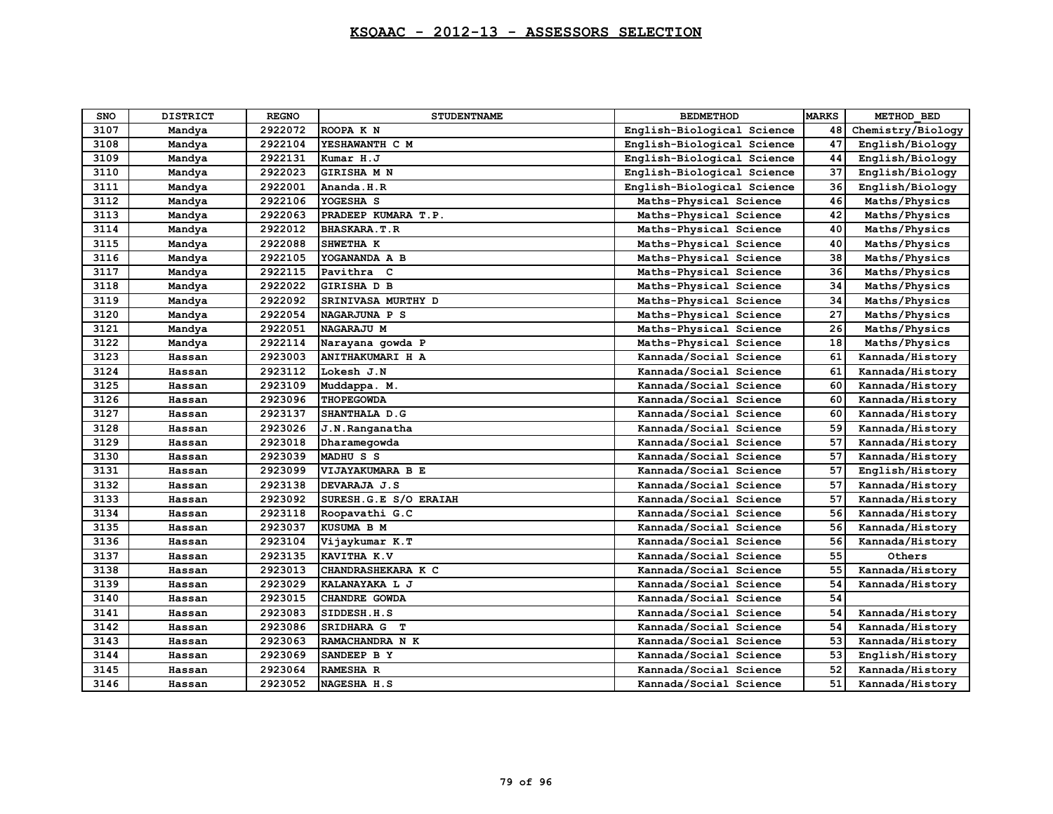# KSQAAC - 2012-13 - ASSESSORS SELECTION

| SNO | DISTRICT | REGNO | STUDENTNAME | BEDMETHOD | MARKS | METHOD_BED |
|---|---|---|---|---|---|---|
| 3107 | Mandya | 2922072 | ROOPA K N | English-Biological Science | 48 | Chemistry/Biology |
| 3108 | Mandya | 2922104 | YESHAWANTH C M | English-Biological Science | 47 | English/Biology |
| 3109 | Mandya | 2922131 | Kumar H.J | English-Biological Science | 44 | English/Biology |
| 3110 | Mandya | 2922023 | GIRISHA M N | English-Biological Science | 37 | English/Biology |
| 3111 | Mandya | 2922001 | Ananda.H.R | English-Biological Science | 36 | English/Biology |
| 3112 | Mandya | 2922106 | YOGESHA S | Maths-Physical Science | 46 | Maths/Physics |
| 3113 | Mandya | 2922063 | PRADEEP KUMARA T.P. | Maths-Physical Science | 42 | Maths/Physics |
| 3114 | Mandya | 2922012 | BHASKARA.T.R | Maths-Physical Science | 40 | Maths/Physics |
| 3115 | Mandya | 2922088 | SHWETHA K | Maths-Physical Science | 40 | Maths/Physics |
| 3116 | Mandya | 2922105 | YOGANANDA A B | Maths-Physical Science | 38 | Maths/Physics |
| 3117 | Mandya | 2922115 | Pavithra C | Maths-Physical Science | 36 | Maths/Physics |
| 3118 | Mandya | 2922022 | GIRISHA D B | Maths-Physical Science | 34 | Maths/Physics |
| 3119 | Mandya | 2922092 | SRINIVASA MURTHY D | Maths-Physical Science | 34 | Maths/Physics |
| 3120 | Mandya | 2922054 | NAGARJUNA P S | Maths-Physical Science | 27 | Maths/Physics |
| 3121 | Mandya | 2922051 | NAGARAJU M | Maths-Physical Science | 26 | Maths/Physics |
| 3122 | Mandya | 2922114 | Narayana gowda P | Maths-Physical Science | 18 | Maths/Physics |
| 3123 | Hassan | 2923003 | ANITHAKUMARI H A | Kannada/Social Science | 61 | Kannada/History |
| 3124 | Hassan | 2923112 | Lokesh J.N | Kannada/Social Science | 61 | Kannada/History |
| 3125 | Hassan | 2923109 | Muddappa. M. | Kannada/Social Science | 60 | Kannada/History |
| 3126 | Hassan | 2923096 | THOPEGOWDA | Kannada/Social Science | 60 | Kannada/History |
| 3127 | Hassan | 2923137 | SHANTHALA D.G | Kannada/Social Science | 60 | Kannada/History |
| 3128 | Hassan | 2923026 | J.N.Ranganatha | Kannada/Social Science | 59 | Kannada/History |
| 3129 | Hassan | 2923018 | Dharamegowda | Kannada/Social Science | 57 | Kannada/History |
| 3130 | Hassan | 2923039 | MADHU S S | Kannada/Social Science | 57 | Kannada/History |
| 3131 | Hassan | 2923099 | VIJAYAKUMARA B E | Kannada/Social Science | 57 | English/History |
| 3132 | Hassan | 2923138 | DEVARAJA J.S | Kannada/Social Science | 57 | Kannada/History |
| 3133 | Hassan | 2923092 | SURESH.G.E S/O ERAIAH | Kannada/Social Science | 57 | Kannada/History |
| 3134 | Hassan | 2923118 | Roopavathi G.C | Kannada/Social Science | 56 | Kannada/History |
| 3135 | Hassan | 2923037 | KUSUMA B M | Kannada/Social Science | 56 | Kannada/History |
| 3136 | Hassan | 2923104 | Vijaykumar K.T | Kannada/Social Science | 56 | Kannada/History |
| 3137 | Hassan | 2923135 | KAVITHA K.V | Kannada/Social Science | 55 | Others |
| 3138 | Hassan | 2923013 | CHANDRASHEKARA K C | Kannada/Social Science | 55 | Kannada/History |
| 3139 | Hassan | 2923029 | KALANAYAKA L J | Kannada/Social Science | 54 | Kannada/History |
| 3140 | Hassan | 2923015 | CHANDRE GOWDA | Kannada/Social Science | 54 | |
| 3141 | Hassan | 2923083 | SIDDESH.H.S | Kannada/Social Science | 54 | Kannada/History |
| 3142 | Hassan | 2923086 | SRIDHARA G T | Kannada/Social Science | 54 | Kannada/History |
| 3143 | Hassan | 2923063 | RAMACHANDRA N K | Kannada/Social Science | 53 | Kannada/History |
| 3144 | Hassan | 2923069 | SANDEEP B Y | Kannada/Social Science | 53 | English/History |
| 3145 | Hassan | 2923064 | RAMESHA R | Kannada/Social Science | 52 | Kannada/History |
| 3146 | Hassan | 2923052 | NAGESHA H.S | Kannada/Social Science | 51 | Kannada/History |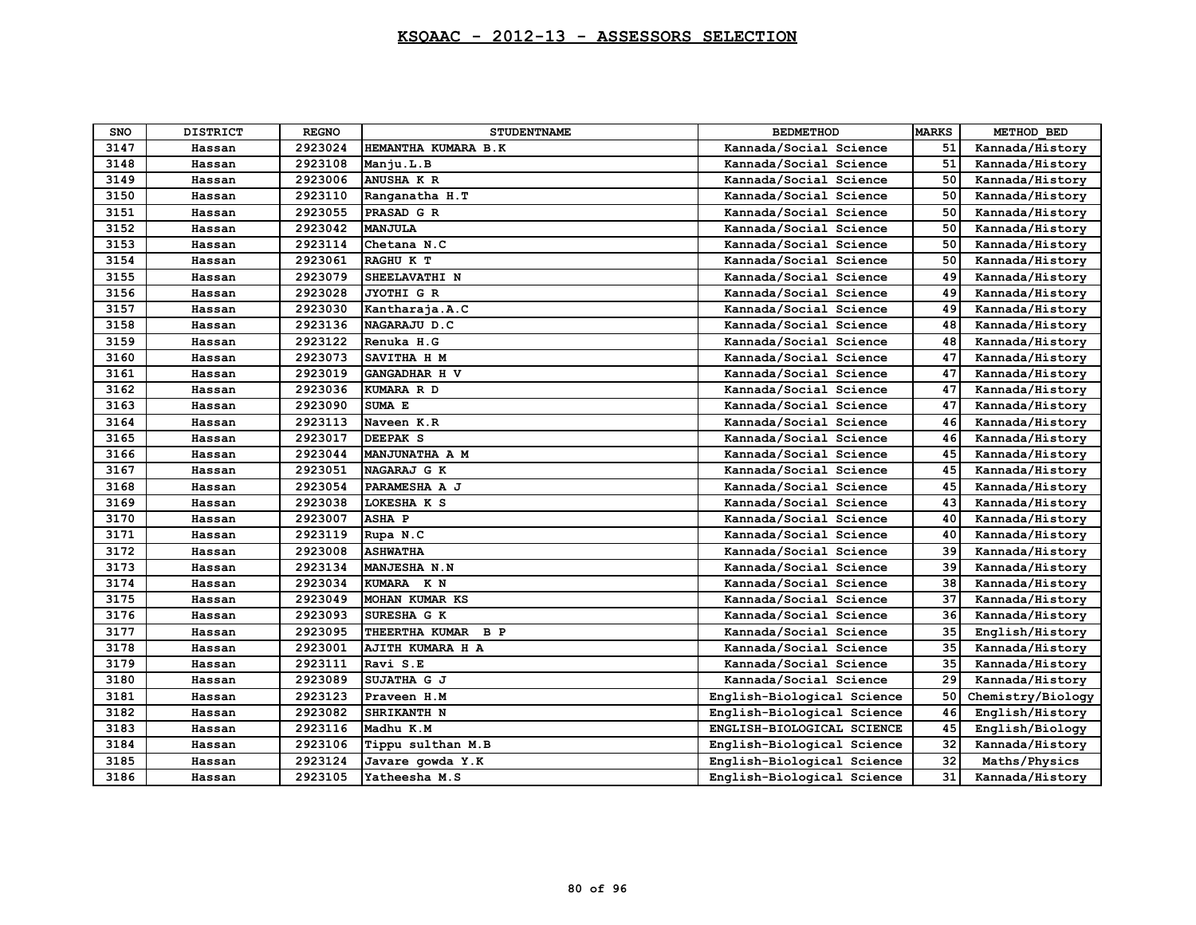## KSQAAC - 2012-13 - ASSESSORS SELECTION

| SNO | DISTRICT | REGNO | STUDENTNAME | BEDMETHOD | MARKS | METHOD_BED |
|---|---|---|---|---|---|---|
| 3147 | Hassan | 2923024 | HEMANTHA KUMARA B.K | Kannada/Social Science | 51 | Kannada/History |
| 3148 | Hassan | 2923108 | Manju.L.B | Kannada/Social Science | 51 | Kannada/History |
| 3149 | Hassan | 2923006 | ANUSHA K R | Kannada/Social Science | 50 | Kannada/History |
| 3150 | Hassan | 2923110 | Ranganatha H.T | Kannada/Social Science | 50 | Kannada/History |
| 3151 | Hassan | 2923055 | PRASAD G R | Kannada/Social Science | 50 | Kannada/History |
| 3152 | Hassan | 2923042 | MANJULA | Kannada/Social Science | 50 | Kannada/History |
| 3153 | Hassan | 2923114 | Chetana N.C | Kannada/Social Science | 50 | Kannada/History |
| 3154 | Hassan | 2923061 | RAGHU K T | Kannada/Social Science | 50 | Kannada/History |
| 3155 | Hassan | 2923079 | SHEELAVATHI N | Kannada/Social Science | 49 | Kannada/History |
| 3156 | Hassan | 2923028 | JYOTHI G R | Kannada/Social Science | 49 | Kannada/History |
| 3157 | Hassan | 2923030 | Kantharaja.A.C | Kannada/Social Science | 49 | Kannada/History |
| 3158 | Hassan | 2923136 | NAGARAJU D.C | Kannada/Social Science | 48 | Kannada/History |
| 3159 | Hassan | 2923122 | Renuka H.G | Kannada/Social Science | 48 | Kannada/History |
| 3160 | Hassan | 2923073 | SAVITHA H M | Kannada/Social Science | 47 | Kannada/History |
| 3161 | Hassan | 2923019 | GANGADHAR H V | Kannada/Social Science | 47 | Kannada/History |
| 3162 | Hassan | 2923036 | KUMARA R D | Kannada/Social Science | 47 | Kannada/History |
| 3163 | Hassan | 2923090 | SUMA E | Kannada/Social Science | 47 | Kannada/History |
| 3164 | Hassan | 2923113 | Naveen K.R | Kannada/Social Science | 46 | Kannada/History |
| 3165 | Hassan | 2923017 | DEEPAK S | Kannada/Social Science | 46 | Kannada/History |
| 3166 | Hassan | 2923044 | MANJUNATHA A M | Kannada/Social Science | 45 | Kannada/History |
| 3167 | Hassan | 2923051 | NAGARAJ G K | Kannada/Social Science | 45 | Kannada/History |
| 3168 | Hassan | 2923054 | PARAMESHA A J | Kannada/Social Science | 45 | Kannada/History |
| 3169 | Hassan | 2923038 | LOKESHA K S | Kannada/Social Science | 43 | Kannada/History |
| 3170 | Hassan | 2923007 | ASHA P | Kannada/Social Science | 40 | Kannada/History |
| 3171 | Hassan | 2923119 | Rupa N.C | Kannada/Social Science | 40 | Kannada/History |
| 3172 | Hassan | 2923008 | ASHWATHA | Kannada/Social Science | 39 | Kannada/History |
| 3173 | Hassan | 2923134 | MANJESHA N.N | Kannada/Social Science | 39 | Kannada/History |
| 3174 | Hassan | 2923034 | KUMARA K N | Kannada/Social Science | 38 | Kannada/History |
| 3175 | Hassan | 2923049 | MOHAN KUMAR KS | Kannada/Social Science | 37 | Kannada/History |
| 3176 | Hassan | 2923093 | SURESHA G K | Kannada/Social Science | 36 | Kannada/History |
| 3177 | Hassan | 2923095 | THEERTHA KUMAR B P | Kannada/Social Science | 35 | English/History |
| 3178 | Hassan | 2923001 | AJITH KUMARA H A | Kannada/Social Science | 35 | Kannada/History |
| 3179 | Hassan | 2923111 | Ravi S.E | Kannada/Social Science | 35 | Kannada/History |
| 3180 | Hassan | 2923089 | SUJATHA G J | Kannada/Social Science | 29 | Kannada/History |
| 3181 | Hassan | 2923123 | Praveen H.M | English-Biological Science | 50 | Chemistry/Biology |
| 3182 | Hassan | 2923082 | SHRIKANTH N | English-Biological Science | 46 | English/History |
| 3183 | Hassan | 2923116 | Madhu K.M | ENGLISH-BIOLOGICAL SCIENCE | 45 | English/Biology |
| 3184 | Hassan | 2923106 | Tippu sulthan M.B | English-Biological Science | 32 | Kannada/History |
| 3185 | Hassan | 2923124 | Javare gowda Y.K | English-Biological Science | 32 | Maths/Physics |
| 3186 | Hassan | 2923105 | Yatheesha M.S | English-Biological Science | 31 | Kannada/History |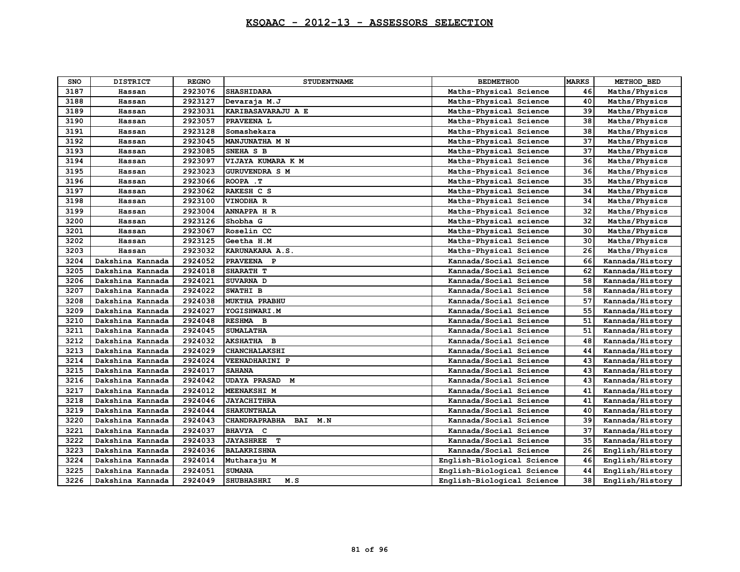# KSQAAC - 2012-13 - ASSESSORS SELECTION

| SNO | DISTRICT | REGNO | STUDENTNAME | BEDMETHOD | MARKS | METHOD_BED |
|---|---|---|---|---|---|---|
| 3187 | Hassan | 2923076 | SHASHIDARA | Maths-Physical Science | 46 | Maths/Physics |
| 3188 | Hassan | 2923127 | Devaraja M.J | Maths-Physical Science | 40 | Maths/Physics |
| 3189 | Hassan | 2923031 | KARIBASAVARAJU A E | Maths-Physical Science | 39 | Maths/Physics |
| 3190 | Hassan | 2923057 | PRAVEENA L | Maths-Physical Science | 38 | Maths/Physics |
| 3191 | Hassan | 2923128 | Somashekara | Maths-Physical Science | 38 | Maths/Physics |
| 3192 | Hassan | 2923045 | MANJUNATHA M N | Maths-Physical Science | 37 | Maths/Physics |
| 3193 | Hassan | 2923085 | SNEHA S B | Maths-Physical Science | 37 | Maths/Physics |
| 3194 | Hassan | 2923097 | VIJAYA KUMARA K M | Maths-Physical Science | 36 | Maths/Physics |
| 3195 | Hassan | 2923023 | GURUVENDRA S M | Maths-Physical Science | 36 | Maths/Physics |
| 3196 | Hassan | 2923066 | ROOPA .T | Maths-Physical Science | 35 | Maths/Physics |
| 3197 | Hassan | 2923062 | RAKESH C S | Maths-Physical Science | 34 | Maths/Physics |
| 3198 | Hassan | 2923100 | VINODHA R | Maths-Physical Science | 34 | Maths/Physics |
| 3199 | Hassan | 2923004 | ANNAPPA H R | Maths-Physical Science | 32 | Maths/Physics |
| 3200 | Hassan | 2923126 | Shobha G | Maths-Physical science | 32 | Maths/Physics |
| 3201 | Hassan | 2923067 | Roselin CC | Maths-Physical Science | 30 | Maths/Physics |
| 3202 | Hassan | 2923125 | Geetha H.M | Maths-Physical Science | 30 | Maths/Physics |
| 3203 | Hassan | 2923032 | KARUNAKARA A.S. | Maths-Physical Science | 26 | Maths/Physics |
| 3204 | Dakshina Kannada | 2924052 | PRAVEENA P | Kannada/Social Science | 66 | Kannada/History |
| 3205 | Dakshina Kannada | 2924018 | SHARATH T | Kannada/Social Science | 62 | Kannada/History |
| 3206 | Dakshina Kannada | 2924021 | SUVARNA D | Kannada/Social Science | 58 | Kannada/History |
| 3207 | Dakshina Kannada | 2924022 | SWATHI B | Kannada/Social Science | 58 | Kannada/History |
| 3208 | Dakshina Kannada | 2924038 | MUKTHA PRABHU | Kannada/Social Science | 57 | Kannada/History |
| 3209 | Dakshina Kannada | 2924027 | YOGISHWARI.M | Kannada/Social Science | 55 | Kannada/History |
| 3210 | Dakshina Kannada | 2924048 | RESHMA B | Kannada/Social Science | 51 | Kannada/History |
| 3211 | Dakshina Kannada | 2924045 | SUMALATHA | Kannada/Social Science | 51 | Kannada/History |
| 3212 | Dakshina Kannada | 2924032 | AKSHATHA B | Kannada/Social Science | 48 | Kannada/History |
| 3213 | Dakshina Kannada | 2924029 | CHANCHALAKSHI | Kannada/Social Science | 44 | Kannada/History |
| 3214 | Dakshina Kannada | 2924024 | VEENADHARINI P | Kannada/Social Science | 43 | Kannada/History |
| 3215 | Dakshina Kannada | 2924017 | SAHANA | Kannada/Social Science | 43 | Kannada/History |
| 3216 | Dakshina Kannada | 2924042 | UDAYA PRASAD M | Kannada/Social Science | 43 | Kannada/History |
| 3217 | Dakshina Kannada | 2924012 | MEENAKSHI M | Kannada/Social Science | 41 | Kannada/History |
| 3218 | Dakshina Kannada | 2924046 | JAYACHITHRA | Kannada/Social Science | 41 | Kannada/History |
| 3219 | Dakshina Kannada | 2924044 | SHAKUNTHALA | Kannada/Social Science | 40 | Kannada/History |
| 3220 | Dakshina Kannada | 2924043 | CHANDRAPRABHA BAI M.N | Kannada/Social Science | 39 | Kannada/History |
| 3221 | Dakshina Kannada | 2924037 | BHAVYA C | Kannada/Social Science | 37 | Kannada/History |
| 3222 | Dakshina Kannada | 2924033 | JAYASHREE T | Kannada/Social Science | 35 | Kannada/History |
| 3223 | Dakshina Kannada | 2924036 | BALAKRISHNA | Kannada/Social Science | 26 | English/History |
| 3224 | Dakshina Kannada | 2924014 | Mutharaju M | English-Biological Science | 46 | English/History |
| 3225 | Dakshina Kannada | 2924051 | SUMANA | English-Biological Science | 44 | English/History |
| 3226 | Dakshina Kannada | 2924049 | SHUBHASHRI M.S | English-Biological Science | 38 | English/History |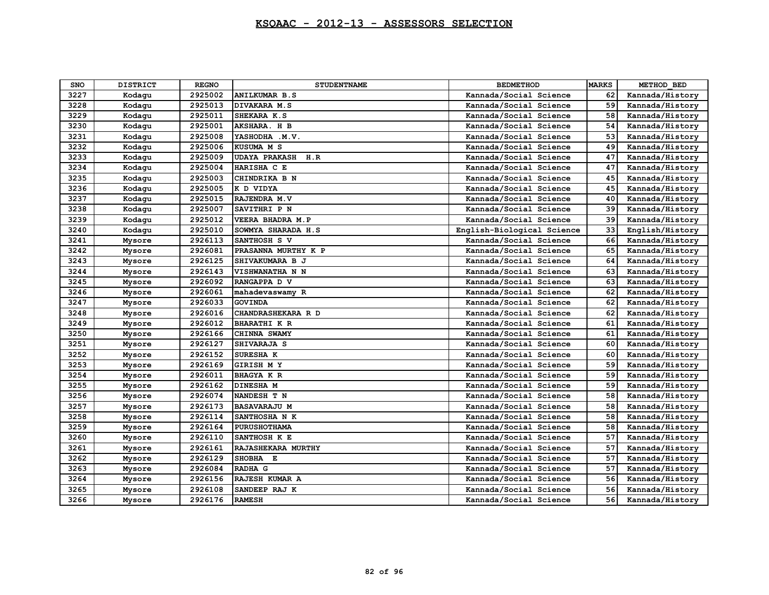## KSQAAC - 2012-13 - ASSESSORS SELECTION

| SNO | DISTRICT | REGNO | STUDENTNAME | BEDMETHOD | MARKS | METHOD_BED |
|---|---|---|---|---|---|---|
| 3227 | Kodagu | 2925002 | ANILKUMAR B.S | Kannada/Social Science | 62 | Kannada/History |
| 3228 | Kodagu | 2925013 | DIVAKARA M.S | Kannada/Social Science | 59 | Kannada/History |
| 3229 | Kodagu | 2925011 | SHEKARA K.S | Kannada/Social Science | 58 | Kannada/History |
| 3230 | Kodagu | 2925001 | AKSHARA. H B | Kannada/Social Science | 54 | Kannada/History |
| 3231 | Kodagu | 2925008 | YASHODHA .M.V. | Kannada/Social Science | 53 | Kannada/History |
| 3232 | Kodagu | 2925006 | KUSUMA M S | Kannada/Social Science | 49 | Kannada/History |
| 3233 | Kodagu | 2925009 | UDAYA PRAKASH H.R | Kannada/Social Science | 47 | Kannada/History |
| 3234 | Kodagu | 2925004 | HARISHA C E | Kannada/Social Science | 47 | Kannada/History |
| 3235 | Kodagu | 2925003 | CHINDRIKA B N | Kannada/Social Science | 45 | Kannada/History |
| 3236 | Kodagu | 2925005 | K D VIDYA | Kannada/Social Science | 45 | Kannada/History |
| 3237 | Kodagu | 2925015 | RAJENDRA M.V | Kannada/Social Science | 40 | Kannada/History |
| 3238 | Kodagu | 2925007 | SAVITHRI P N | Kannada/Social Science | 39 | Kannada/History |
| 3239 | Kodagu | 2925012 | VEERA BHADRA M.P | Kannada/Social Science | 39 | Kannada/History |
| 3240 | Kodagu | 2925010 | SOWMYA SHARADA H.S | English-Biological Science | 33 | English/History |
| 3241 | Mysore | 2926113 | SANTHOSH S V | Kannada/Social Science | 66 | Kannada/History |
| 3242 | Mysore | 2926081 | PRASANNA MURTHY K P | Kannada/Social Science | 65 | Kannada/History |
| 3243 | Mysore | 2926125 | SHIVAKUMARA B J | Kannada/Social Science | 64 | Kannada/History |
| 3244 | Mysore | 2926143 | VISHWANATHA N N | Kannada/Social Science | 63 | Kannada/History |
| 3245 | Mysore | 2926092 | RANGAPPA D V | Kannada/Social Science | 63 | Kannada/History |
| 3246 | Mysore | 2926061 | mahadevaswamy R | Kannada/Social Science | 62 | Kannada/History |
| 3247 | Mysore | 2926033 | GOVINDA | Kannada/Social Science | 62 | Kannada/History |
| 3248 | Mysore | 2926016 | CHANDRASHEKARA R D | Kannada/Social Science | 62 | Kannada/History |
| 3249 | Mysore | 2926012 | BHARATHI K R | Kannada/Social Science | 61 | Kannada/History |
| 3250 | Mysore | 2926166 | CHINNA SWAMY | Kannada/Social Science | 61 | Kannada/History |
| 3251 | Mysore | 2926127 | SHIVARAJA S | Kannada/Social Science | 60 | Kannada/History |
| 3252 | Mysore | 2926152 | SURESHA K | Kannada/Social Science | 60 | Kannada/History |
| 3253 | Mysore | 2926169 | GIRISH M Y | Kannada/Social Science | 59 | Kannada/History |
| 3254 | Mysore | 2926011 | BHAGYA K R | Kannada/Social Science | 59 | Kannada/History |
| 3255 | Mysore | 2926162 | DINESHA M | Kannada/Social Science | 59 | Kannada/History |
| 3256 | Mysore | 2926074 | NANDESH T N | Kannada/Social Science | 58 | Kannada/History |
| 3257 | Mysore | 2926173 | BASAVARAJU M | Kannada/Social Science | 58 | Kannada/History |
| 3258 | Mysore | 2926114 | SANTHOSHA N K | Kannada/Social Science | 58 | Kannada/History |
| 3259 | Mysore | 2926164 | PURUSHOTHAMA | Kannada/Social Science | 58 | Kannada/History |
| 3260 | Mysore | 2926110 | SANTHOSH K E | Kannada/Social Science | 57 | Kannada/History |
| 3261 | Mysore | 2926161 | RAJASHEKARA MURTHY | Kannada/Social Science | 57 | Kannada/History |
| 3262 | Mysore | 2926129 | SHOBHA E | Kannada/Social Science | 57 | Kannada/History |
| 3263 | Mysore | 2926084 | RADHA G | Kannada/Social Science | 57 | Kannada/History |
| 3264 | Mysore | 2926156 | RAJESH KUMAR A | Kannada/Social Science | 56 | Kannada/History |
| 3265 | Mysore | 2926108 | SANDEEP RAJ K | Kannada/Social Science | 56 | Kannada/History |
| 3266 | Mysore | 2926176 | RAMESH | Kannada/Social Science | 56 | Kannada/History |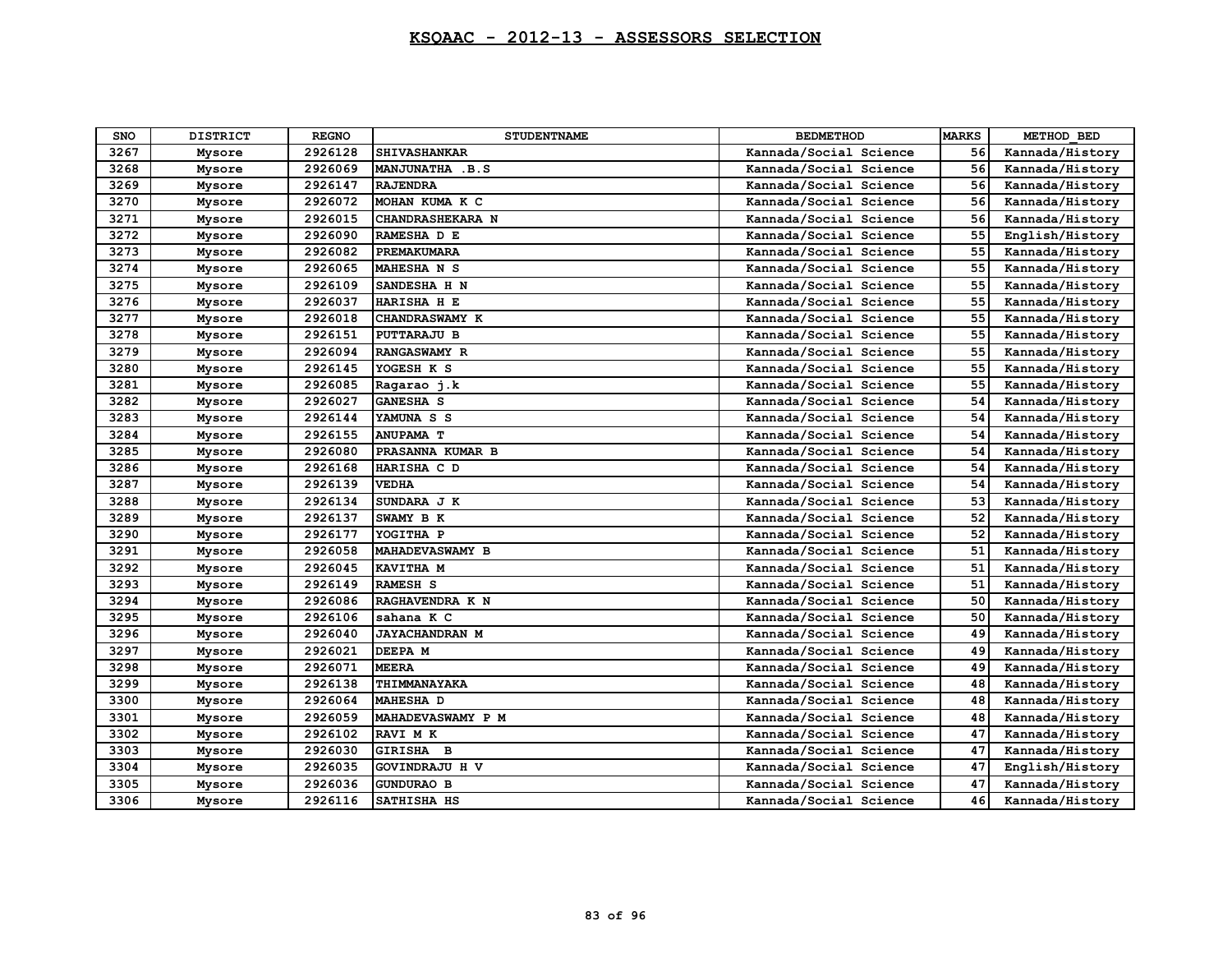# KSQAAC - 2012-13 - ASSESSORS SELECTION

| SNO | DISTRICT | REGNO | STUDENTNAME | BEDMETHOD | MARKS | METHOD_BED |
|---|---|---|---|---|---|---|
| 3267 | Mysore | 2926128 | SHIVASHANKAR | Kannada/Social Science | 56 | Kannada/History |
| 3268 | Mysore | 2926069 | MANJUNATHA .B.S | Kannada/Social Science | 56 | Kannada/History |
| 3269 | Mysore | 2926147 | RAJENDRA | Kannada/Social Science | 56 | Kannada/History |
| 3270 | Mysore | 2926072 | MOHAN KUMA K C | Kannada/Social Science | 56 | Kannada/History |
| 3271 | Mysore | 2926015 | CHANDRASHEKARA N | Kannada/Social Science | 56 | Kannada/History |
| 3272 | Mysore | 2926090 | RAMESHA D E | Kannada/Social Science | 55 | English/History |
| 3273 | Mysore | 2926082 | PREMAKUMARA | Kannada/Social Science | 55 | Kannada/History |
| 3274 | Mysore | 2926065 | MAHESHA N S | Kannada/Social Science | 55 | Kannada/History |
| 3275 | Mysore | 2926109 | SANDESHA H N | Kannada/Social Science | 55 | Kannada/History |
| 3276 | Mysore | 2926037 | HARISHA H E | Kannada/Social Science | 55 | Kannada/History |
| 3277 | Mysore | 2926018 | CHANDRASWAMY K | Kannada/Social Science | 55 | Kannada/History |
| 3278 | Mysore | 2926151 | PUTTARAJU B | Kannada/Social Science | 55 | Kannada/History |
| 3279 | Mysore | 2926094 | RANGASWAMY R | Kannada/Social Science | 55 | Kannada/History |
| 3280 | Mysore | 2926145 | YOGESH K S | Kannada/Social Science | 55 | Kannada/History |
| 3281 | Mysore | 2926085 | Ragarao j.k | Kannada/Social Science | 55 | Kannada/History |
| 3282 | Mysore | 2926027 | GANESHA S | Kannada/Social Science | 54 | Kannada/History |
| 3283 | Mysore | 2926144 | YAMUNA S S | Kannada/Social Science | 54 | Kannada/History |
| 3284 | Mysore | 2926155 | ANUPAMA T | Kannada/Social Science | 54 | Kannada/History |
| 3285 | Mysore | 2926080 | PRASANNA KUMAR B | Kannada/Social Science | 54 | Kannada/History |
| 3286 | Mysore | 2926168 | HARISHA C D | Kannada/Social Science | 54 | Kannada/History |
| 3287 | Mysore | 2926139 | VEDHA | Kannada/Social Science | 54 | Kannada/History |
| 3288 | Mysore | 2926134 | SUNDARA J K | Kannada/Social Science | 53 | Kannada/History |
| 3289 | Mysore | 2926137 | SWAMY B K | Kannada/Social Science | 52 | Kannada/History |
| 3290 | Mysore | 2926177 | YOGITHA P | Kannada/Social Science | 52 | Kannada/History |
| 3291 | Mysore | 2926058 | MAHADEVASWAMY B | Kannada/Social Science | 51 | Kannada/History |
| 3292 | Mysore | 2926045 | KAVITHA M | Kannada/Social Science | 51 | Kannada/History |
| 3293 | Mysore | 2926149 | RAMESH S | Kannada/Social Science | 51 | Kannada/History |
| 3294 | Mysore | 2926086 | RAGHAVENDRA K N | Kannada/Social Science | 50 | Kannada/History |
| 3295 | Mysore | 2926106 | sahana K C | Kannada/Social Science | 50 | Kannada/History |
| 3296 | Mysore | 2926040 | JAYACHANDRAN M | Kannada/Social Science | 49 | Kannada/History |
| 3297 | Mysore | 2926021 | DEEPA M | Kannada/Social Science | 49 | Kannada/History |
| 3298 | Mysore | 2926071 | MEERA | Kannada/Social Science | 49 | Kannada/History |
| 3299 | Mysore | 2926138 | THIMMANAYAKA | Kannada/Social Science | 48 | Kannada/History |
| 3300 | Mysore | 2926064 | MAHESHA D | Kannada/Social Science | 48 | Kannada/History |
| 3301 | Mysore | 2926059 | MAHADEVASWAMY P M | Kannada/Social Science | 48 | Kannada/History |
| 3302 | Mysore | 2926102 | RAVI M K | Kannada/Social Science | 47 | Kannada/History |
| 3303 | Mysore | 2926030 | GIRISHA B | Kannada/Social Science | 47 | Kannada/History |
| 3304 | Mysore | 2926035 | GOVINDRAJU H V | Kannada/Social Science | 47 | English/History |
| 3305 | Mysore | 2926036 | GUNDURAO B | Kannada/Social Science | 47 | Kannada/History |
| 3306 | Mysore | 2926116 | SATHISHA HS | Kannada/Social Science | 46 | Kannada/History |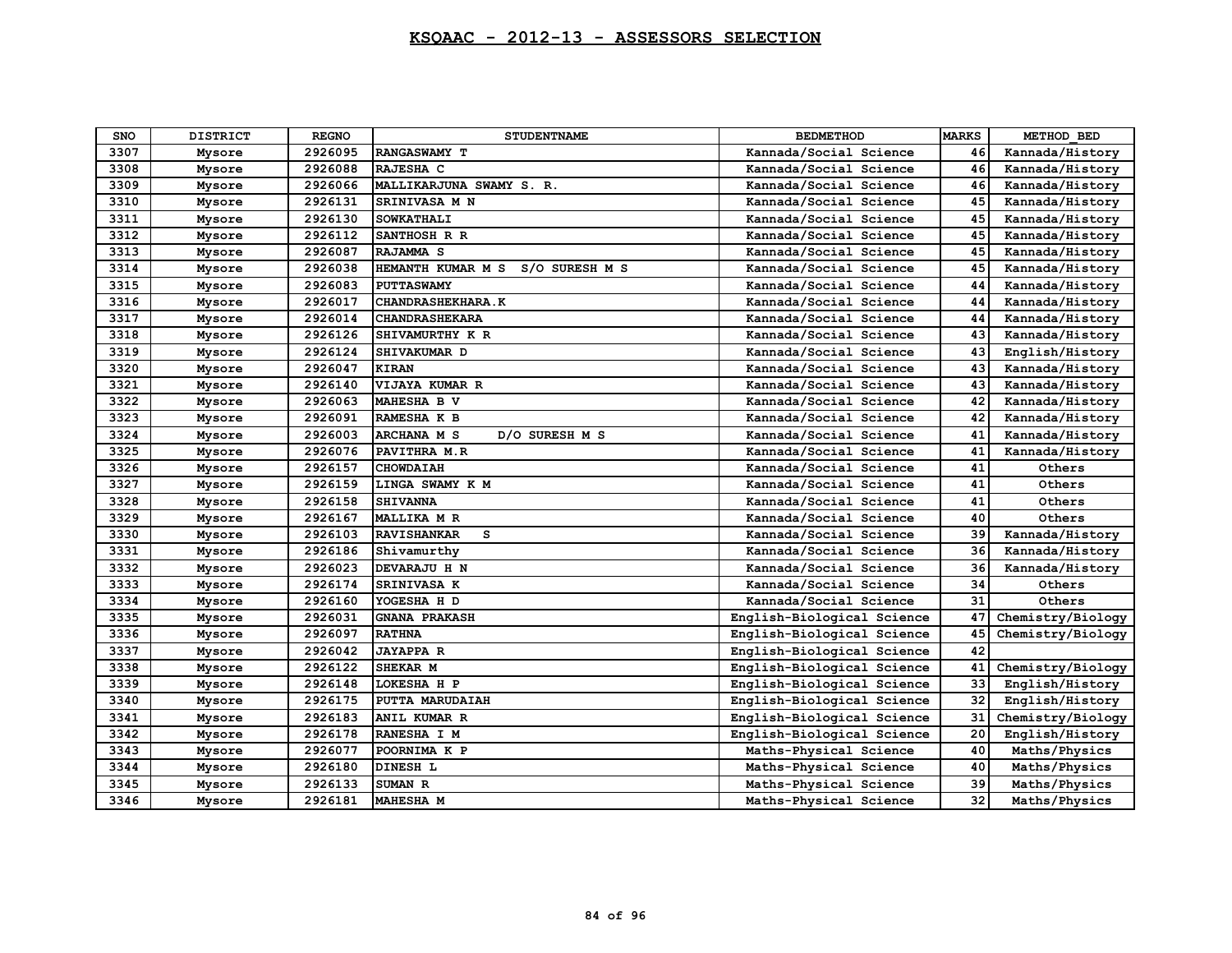# KSQAAC - 2012-13 - ASSESSORS SELECTION

| SNO | DISTRICT | REGNO | STUDENTNAME | BEDMETHOD | MARKS | METHOD_BED |
|---|---|---|---|---|---|---|
| 3307 | Mysore | 2926095 | RANGASWAMY T | Kannada/Social Science | 46 | Kannada/History |
| 3308 | Mysore | 2926088 | RAJESHA C | Kannada/Social Science | 46 | Kannada/History |
| 3309 | Mysore | 2926066 | MALLIKARJUNA SWAMY S. R. | Kannada/Social Science | 46 | Kannada/History |
| 3310 | Mysore | 2926131 | SRINIVASA M N | Kannada/Social Science | 45 | Kannada/History |
| 3311 | Mysore | 2926130 | SOWKATHALI | Kannada/Social Science | 45 | Kannada/History |
| 3312 | Mysore | 2926112 | SANTHOSH R R | Kannada/Social Science | 45 | Kannada/History |
| 3313 | Mysore | 2926087 | RAJAMMA S | Kannada/Social Science | 45 | Kannada/History |
| 3314 | Mysore | 2926038 | HEMANTH KUMAR M S S/O SURESH M S | Kannada/Social Science | 45 | Kannada/History |
| 3315 | Mysore | 2926083 | PUTTASWAMY | Kannada/Social Science | 44 | Kannada/History |
| 3316 | Mysore | 2926017 | CHANDRASHEKHARA.K | Kannada/Social Science | 44 | Kannada/History |
| 3317 | Mysore | 2926014 | CHANDRASHEKARA | Kannada/Social Science | 44 | Kannada/History |
| 3318 | Mysore | 2926126 | SHIVAMURTHY K R | Kannada/Social Science | 43 | Kannada/History |
| 3319 | Mysore | 2926124 | SHIVAKUMAR D | Kannada/Social Science | 43 | English/History |
| 3320 | Mysore | 2926047 | KIRAN | Kannada/Social Science | 43 | Kannada/History |
| 3321 | Mysore | 2926140 | VIJAYA KUMAR R | Kannada/Social Science | 43 | Kannada/History |
| 3322 | Mysore | 2926063 | MAHESHA B V | Kannada/Social Science | 42 | Kannada/History |
| 3323 | Mysore | 2926091 | RAMESHA K B | Kannada/Social Science | 42 | Kannada/History |
| 3324 | Mysore | 2926003 | ARCHANA M S D/O SURESH M S | Kannada/Social Science | 41 | Kannada/History |
| 3325 | Mysore | 2926076 | PAVITHRA M.R | Kannada/Social Science | 41 | Kannada/History |
| 3326 | Mysore | 2926157 | CHOWDAIAH | Kannada/Social Science | 41 | Others |
| 3327 | Mysore | 2926159 | LINGA SWAMY K M | Kannada/Social Science | 41 | Others |
| 3328 | Mysore | 2926158 | SHIVANNA | Kannada/Social Science | 41 | Others |
| 3329 | Mysore | 2926167 | MALLIKA M R | Kannada/Social Science | 40 | Others |
| 3330 | Mysore | 2926103 | RAVISHANKAR S | Kannada/Social Science | 39 | Kannada/History |
| 3331 | Mysore | 2926186 | Shivamurthy | Kannada/Social Science | 36 | Kannada/History |
| 3332 | Mysore | 2926023 | DEVARAJU H N | Kannada/Social Science | 36 | Kannada/History |
| 3333 | Mysore | 2926174 | SRINIVASA K | Kannada/Social Science | 34 | Others |
| 3334 | Mysore | 2926160 | YOGESHA H D | Kannada/Social Science | 31 | Others |
| 3335 | Mysore | 2926031 | GNANA PRAKASH | English-Biological Science | 47 | Chemistry/Biology |
| 3336 | Mysore | 2926097 | RATHNA | English-Biological Science | 45 | Chemistry/Biology |
| 3337 | Mysore | 2926042 | JAYAPPA R | English-Biological Science | 42 | |
| 3338 | Mysore | 2926122 | SHEKAR M | English-Biological Science | 41 | Chemistry/Biology |
| 3339 | Mysore | 2926148 | LOKESHA H P | English-Biological Science | 33 | English/History |
| 3340 | Mysore | 2926175 | PUTTA MARUDAIAH | English-Biological Science | 32 | English/History |
| 3341 | Mysore | 2926183 | ANIL KUMAR R | English-Biological Science | 31 | Chemistry/Biology |
| 3342 | Mysore | 2926178 | RANESHA I M | English-Biological Science | 20 | English/History |
| 3343 | Mysore | 2926077 | POORNIMA K P | Maths-Physical Science | 40 | Maths/Physics |
| 3344 | Mysore | 2926180 | DINESH L | Maths-Physical Science | 40 | Maths/Physics |
| 3345 | Mysore | 2926133 | SUMAN R | Maths-Physical Science | 39 | Maths/Physics |
| 3346 | Mysore | 2926181 | MAHESHA M | Maths-Physical Science | 32 | Maths/Physics |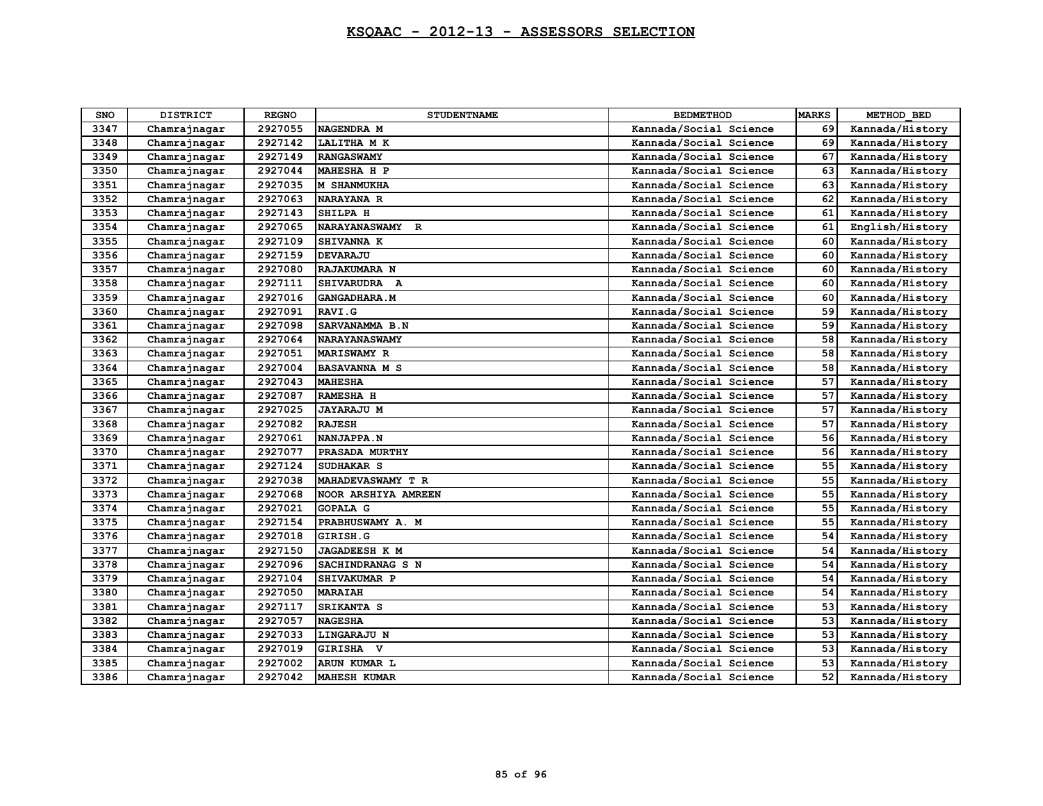# KSQAAC - 2012-13 - ASSESSORS SELECTION

| SNO | DISTRICT | REGNO | STUDENTNAME | BEDMETHOD | MARKS | METHOD_BED |
|---|---|---|---|---|---|---|
| 3347 | Chamrajnagar | 2927055 | NAGENDRA M | Kannada/Social Science | 69 | Kannada/History |
| 3348 | Chamrajnagar | 2927142 | LALITHA M K | Kannada/Social Science | 69 | Kannada/History |
| 3349 | Chamrajnagar | 2927149 | RANGASWAMY | Kannada/Social Science | 67 | Kannada/History |
| 3350 | Chamrajnagar | 2927044 | MAHESHA H P | Kannada/Social Science | 63 | Kannada/History |
| 3351 | Chamrajnagar | 2927035 | M SHANMUKHA | Kannada/Social Science | 63 | Kannada/History |
| 3352 | Chamrajnagar | 2927063 | NARAYANA R | Kannada/Social Science | 62 | Kannada/History |
| 3353 | Chamrajnagar | 2927143 | SHILPA H | Kannada/Social Science | 61 | Kannada/History |
| 3354 | Chamrajnagar | 2927065 | NARAYANASWAMY R | Kannada/Social Science | 61 | English/History |
| 3355 | Chamrajnagar | 2927109 | SHIVANNA K | Kannada/Social Science | 60 | Kannada/History |
| 3356 | Chamrajnagar | 2927159 | DEVARAJU | Kannada/Social Science | 60 | Kannada/History |
| 3357 | Chamrajnagar | 2927080 | RAJAKUMARA N | Kannada/Social Science | 60 | Kannada/History |
| 3358 | Chamrajnagar | 2927111 | SHIVARUDRA A | Kannada/Social Science | 60 | Kannada/History |
| 3359 | Chamrajnagar | 2927016 | GANGADHARA.M | Kannada/Social Science | 60 | Kannada/History |
| 3360 | Chamrajnagar | 2927091 | RAVI.G | Kannada/Social Science | 59 | Kannada/History |
| 3361 | Chamrajnagar | 2927098 | SARVANAMMA B.N | Kannada/Social Science | 59 | Kannada/History |
| 3362 | Chamrajnagar | 2927064 | NARAYANASWAMY | Kannada/Social Science | 58 | Kannada/History |
| 3363 | Chamrajnagar | 2927051 | MARISWAMY R | Kannada/Social Science | 58 | Kannada/History |
| 3364 | Chamrajnagar | 2927004 | BASAVANNA M S | Kannada/Social Science | 58 | Kannada/History |
| 3365 | Chamrajnagar | 2927043 | MAHESHA | Kannada/Social Science | 57 | Kannada/History |
| 3366 | Chamrajnagar | 2927087 | RAMESHA H | Kannada/Social Science | 57 | Kannada/History |
| 3367 | Chamrajnagar | 2927025 | JAYARAJU M | Kannada/Social Science | 57 | Kannada/History |
| 3368 | Chamrajnagar | 2927082 | RAJESH | Kannada/Social Science | 57 | Kannada/History |
| 3369 | Chamrajnagar | 2927061 | NANJAPPA.N | Kannada/Social Science | 56 | Kannada/History |
| 3370 | Chamrajnagar | 2927077 | PRASADA MURTHY | Kannada/Social Science | 56 | Kannada/History |
| 3371 | Chamrajnagar | 2927124 | SUDHAKAR S | Kannada/Social Science | 55 | Kannada/History |
| 3372 | Chamrajnagar | 2927038 | MAHADEVASWAMY T R | Kannada/Social Science | 55 | Kannada/History |
| 3373 | Chamrajnagar | 2927068 | NOOR ARSHIYA AMREEN | Kannada/Social Science | 55 | Kannada/History |
| 3374 | Chamrajnagar | 2927021 | GOPALA G | Kannada/Social Science | 55 | Kannada/History |
| 3375 | Chamrajnagar | 2927154 | PRABHUSWAMY A. M | Kannada/Social Science | 55 | Kannada/History |
| 3376 | Chamrajnagar | 2927018 | GIRISH.G | Kannada/Social Science | 54 | Kannada/History |
| 3377 | Chamrajnagar | 2927150 | JAGADEESH K M | Kannada/Social Science | 54 | Kannada/History |
| 3378 | Chamrajnagar | 2927096 | SACHINDRANAG S N | Kannada/Social Science | 54 | Kannada/History |
| 3379 | Chamrajnagar | 2927104 | SHIVAKUMAR P | Kannada/Social Science | 54 | Kannada/History |
| 3380 | Chamrajnagar | 2927050 | MARAIAH | Kannada/Social Science | 54 | Kannada/History |
| 3381 | Chamrajnagar | 2927117 | SRIKANTA S | Kannada/Social Science | 53 | Kannada/History |
| 3382 | Chamrajnagar | 2927057 | NAGESHA | Kannada/Social Science | 53 | Kannada/History |
| 3383 | Chamrajnagar | 2927033 | LINGARAJU N | Kannada/Social Science | 53 | Kannada/History |
| 3384 | Chamrajnagar | 2927019 | GIRISHA V | Kannada/Social Science | 53 | Kannada/History |
| 3385 | Chamrajnagar | 2927002 | ARUN KUMAR L | Kannada/Social Science | 53 | Kannada/History |
| 3386 | Chamrajnagar | 2927042 | MAHESH KUMAR | Kannada/Social Science | 52 | Kannada/History |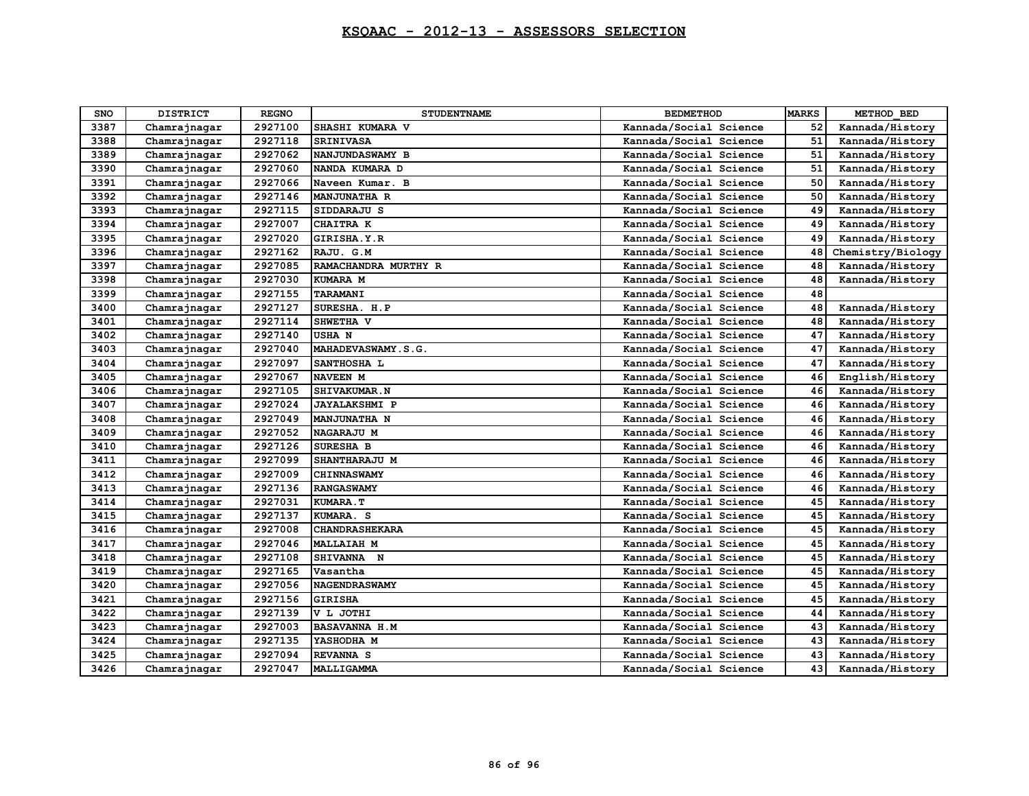## KSQAAC - 2012-13 - ASSESSORS SELECTION

| SNO | DISTRICT | REGNO | STUDENTNAME | BEDMETHOD | MARKS | METHOD_BED |
|---|---|---|---|---|---|---|
| 3387 | Chamrajnagar | 2927100 | SHASHI KUMARA V | Kannada/Social Science | 52 | Kannada/History |
| 3388 | Chamrajnagar | 2927118 | SRINIVASA | Kannada/Social Science | 51 | Kannada/History |
| 3389 | Chamrajnagar | 2927062 | NANJUNDASWAMY B | Kannada/Social Science | 51 | Kannada/History |
| 3390 | Chamrajnagar | 2927060 | NANDA KUMARA D | Kannada/Social Science | 51 | Kannada/History |
| 3391 | Chamrajnagar | 2927066 | Naveen Kumar. B | Kannada/Social Science | 50 | Kannada/History |
| 3392 | Chamrajnagar | 2927146 | MANJUNATHA R | Kannada/Social Science | 50 | Kannada/History |
| 3393 | Chamrajnagar | 2927115 | SIDDARAJU S | Kannada/Social Science | 49 | Kannada/History |
| 3394 | Chamrajnagar | 2927007 | CHAITRA K | Kannada/Social Science | 49 | Kannada/History |
| 3395 | Chamrajnagar | 2927020 | GIRISHA.Y.R | Kannada/Social Science | 49 | Kannada/History |
| 3396 | Chamrajnagar | 2927162 | RAJU. G.M | Kannada/Social Science | 48 | Chemistry/Biology |
| 3397 | Chamrajnagar | 2927085 | RAMACHANDRA MURTHY R | Kannada/Social Science | 48 | Kannada/History |
| 3398 | Chamrajnagar | 2927030 | KUMARA M | Kannada/Social Science | 48 | Kannada/History |
| 3399 | Chamrajnagar | 2927155 | TARAMANI | Kannada/Social Science | 48 | |
| 3400 | Chamrajnagar | 2927127 | SURESHA. H.P | Kannada/Social Science | 48 | Kannada/History |
| 3401 | Chamrajnagar | 2927114 | SHWETHA V | Kannada/Social Science | 48 | Kannada/History |
| 3402 | Chamrajnagar | 2927140 | USHA N | Kannada/Social Science | 47 | Kannada/History |
| 3403 | Chamrajnagar | 2927040 | MAHADEVASWAMY.S.G. | Kannada/Social Science | 47 | Kannada/History |
| 3404 | Chamrajnagar | 2927097 | SANTHOSHA L | Kannada/Social Science | 47 | Kannada/History |
| 3405 | Chamrajnagar | 2927067 | NAVEEN M | Kannada/Social Science | 46 | English/History |
| 3406 | Chamrajnagar | 2927105 | SHIVAKUMAR.N | Kannada/Social Science | 46 | Kannada/History |
| 3407 | Chamrajnagar | 2927024 | JAYALAKSHMI P | Kannada/Social Science | 46 | Kannada/History |
| 3408 | Chamrajnagar | 2927049 | MANJUNATHA N | Kannada/Social Science | 46 | Kannada/History |
| 3409 | Chamrajnagar | 2927052 | NAGARAJU M | Kannada/Social Science | 46 | Kannada/History |
| 3410 | Chamrajnagar | 2927126 | SURESHA B | Kannada/Social Science | 46 | Kannada/History |
| 3411 | Chamrajnagar | 2927099 | SHANTHARAJU M | Kannada/Social Science | 46 | Kannada/History |
| 3412 | Chamrajnagar | 2927009 | CHINNASWAMY | Kannada/Social Science | 46 | Kannada/History |
| 3413 | Chamrajnagar | 2927136 | RANGASWAMY | Kannada/Social Science | 46 | Kannada/History |
| 3414 | Chamrajnagar | 2927031 | KUMARA.T | Kannada/Social Science | 45 | Kannada/History |
| 3415 | Chamrajnagar | 2927137 | KUMARA. S | Kannada/Social Science | 45 | Kannada/History |
| 3416 | Chamrajnagar | 2927008 | CHANDRASHEKARA | Kannada/Social Science | 45 | Kannada/History |
| 3417 | Chamrajnagar | 2927046 | MALLAIAH M | Kannada/Social Science | 45 | Kannada/History |
| 3418 | Chamrajnagar | 2927108 | SHIVANNA N | Kannada/Social Science | 45 | Kannada/History |
| 3419 | Chamrajnagar | 2927165 | Vasantha | Kannada/Social Science | 45 | Kannada/History |
| 3420 | Chamrajnagar | 2927056 | NAGENDRASWAMY | Kannada/Social Science | 45 | Kannada/History |
| 3421 | Chamrajnagar | 2927156 | GIRISHA | Kannada/Social Science | 45 | Kannada/History |
| 3422 | Chamrajnagar | 2927139 | V L JOTHI | Kannada/Social Science | 44 | Kannada/History |
| 3423 | Chamrajnagar | 2927003 | BASAVANNA H.M | Kannada/Social Science | 43 | Kannada/History |
| 3424 | Chamrajnagar | 2927135 | YASHODHA M | Kannada/Social Science | 43 | Kannada/History |
| 3425 | Chamrajnagar | 2927094 | REVANNA S | Kannada/Social Science | 43 | Kannada/History |
| 3426 | Chamrajnagar | 2927047 | MALLIGAMMA | Kannada/Social Science | 43 | Kannada/History |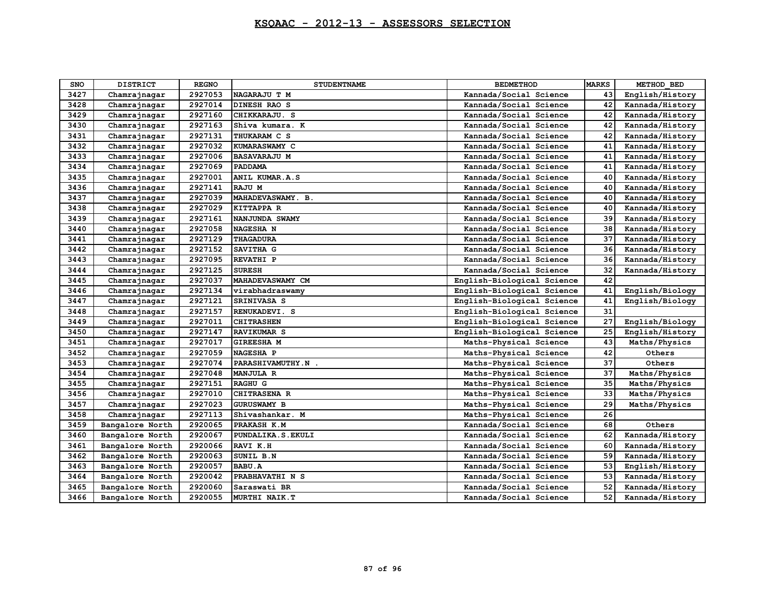# KSQAAC - 2012-13 - ASSESSORS SELECTION

| SNO | DISTRICT | REGNO | STUDENTNAME | BEDMETHOD | MARKS | METHOD_BED |
|---|---|---|---|---|---|---|
| 3427 | Chamrajnagar | 2927053 | NAGARAJU T M | Kannada/Social Science | 43 | English/History |
| 3428 | Chamrajnagar | 2927014 | DINESH RAO S | Kannada/Social Science | 42 | Kannada/History |
| 3429 | Chamrajnagar | 2927160 | CHIKKARAJU. S | Kannada/Social Science | 42 | Kannada/History |
| 3430 | Chamrajnagar | 2927163 | Shiva kumara. K | Kannada/Social Science | 42 | Kannada/History |
| 3431 | Chamrajnagar | 2927131 | THUKARAM C S | Kannada/Social Science | 42 | Kannada/History |
| 3432 | Chamrajnagar | 2927032 | KUMARASWAMY C | Kannada/Social Science | 41 | Kannada/History |
| 3433 | Chamrajnagar | 2927006 | BASAVARAJU M | Kannada/Social Science | 41 | Kannada/History |
| 3434 | Chamrajnagar | 2927069 | PADDAMA | Kannada/Social Science | 41 | Kannada/History |
| 3435 | Chamrajnagar | 2927001 | ANIL KUMAR.A.S | Kannada/Social Science | 40 | Kannada/History |
| 3436 | Chamrajnagar | 2927141 | RAJU M | Kannada/Social Science | 40 | Kannada/History |
| 3437 | Chamrajnagar | 2927039 | MAHADEVASWAMY. B. | Kannada/Social Science | 40 | Kannada/History |
| 3438 | Chamrajnagar | 2927029 | KITTAPPA R | Kannada/Social Science | 40 | Kannada/History |
| 3439 | Chamrajnagar | 2927161 | NANJUNDA SWAMY | Kannada/Social Science | 39 | Kannada/History |
| 3440 | Chamrajnagar | 2927058 | NAGESHA N | Kannada/Social Science | 38 | Kannada/History |
| 3441 | Chamrajnagar | 2927129 | THAGADURA | Kannada/Social Science | 37 | Kannada/History |
| 3442 | Chamrajnagar | 2927152 | SAVITHA G | Kannada/Social Science | 36 | Kannada/History |
| 3443 | Chamrajnagar | 2927095 | REVATHI P | Kannada/Social Science | 36 | Kannada/History |
| 3444 | Chamrajnagar | 2927125 | SURESH | Kannada/Social Science | 32 | Kannada/History |
| 3445 | Chamrajnagar | 2927037 | MAHADEVASWAMY CM | English-Biological Science | 42 | |
| 3446 | Chamrajnagar | 2927134 | virabhadraswamy | English-Biological Science | 41 | English/Biology |
| 3447 | Chamrajnagar | 2927121 | SRINIVASA S | English-Biological Science | 41 | English/Biology |
| 3448 | Chamrajnagar | 2927157 | RENUKADEVI. S | English-Biological Science | 31 | |
| 3449 | Chamrajnagar | 2927011 | CHITRASHEN | English-Biological Science | 27 | English/Biology |
| 3450 | Chamrajnagar | 2927147 | RAVIKUMAR S | English-Biological Science | 25 | English/History |
| 3451 | Chamrajnagar | 2927017 | GIREESHA M | Maths-Physical Science | 43 | Maths/Physics |
| 3452 | Chamrajnagar | 2927059 | NAGESHA P | Maths-Physical Science | 42 | Others |
| 3453 | Chamrajnagar | 2927074 | PARASHIVAMUTHY.N . | Maths-Physical Science | 37 | Others |
| 3454 | Chamrajnagar | 2927048 | MANJULA R | Maths-Physical Science | 37 | Maths/Physics |
| 3455 | Chamrajnagar | 2927151 | RAGHU G | Maths-Physical Science | 35 | Maths/Physics |
| 3456 | Chamrajnagar | 2927010 | CHITRASENA R | Maths-Physical Science | 33 | Maths/Physics |
| 3457 | Chamrajnagar | 2927023 | GURUSWAMY B | Maths-Physical Science | 29 | Maths/Physics |
| 3458 | Chamrajnagar | 2927113 | Shivashankar. M | Maths-Physical Science | 26 | |
| 3459 | Bangalore North | 2920065 | PRAKASH K.M | Kannada/Social Science | 68 | Others |
| 3460 | Bangalore North | 2920067 | PUNDALIKA.S.EKULI | Kannada/Social Science | 62 | Kannada/History |
| 3461 | Bangalore North | 2920066 | RAVI K.H | Kannada/Social Science | 60 | Kannada/History |
| 3462 | Bangalore North | 2920063 | SUNIL B.N | Kannada/Social Science | 59 | Kannada/History |
| 3463 | Bangalore North | 2920057 | BABU.A | Kannada/Social Science | 53 | English/History |
| 3464 | Bangalore North | 2920042 | PRABHAVATHI N S | Kannada/Social Science | 53 | Kannada/History |
| 3465 | Bangalore North | 2920060 | Saraswati BR | Kannada/Social Science | 52 | Kannada/History |
| 3466 | Bangalore North | 2920055 | MURTHI NAIK.T | Kannada/Social Science | 52 | Kannada/History |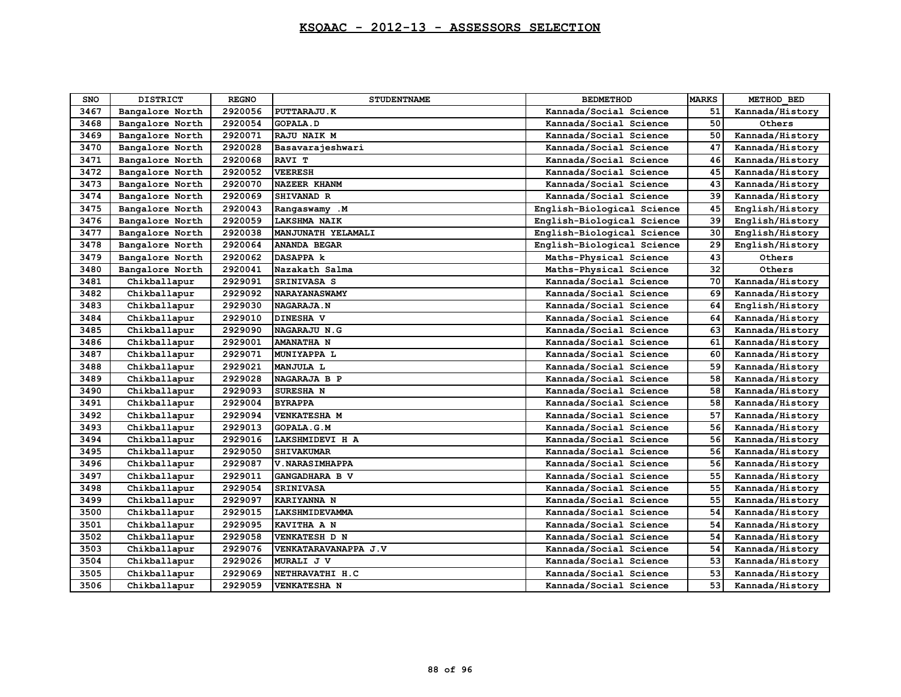# KSQAAC - 2012-13 - ASSESSORS SELECTION

| SNO | DISTRICT | REGNO | STUDENTNAME | BEDMETHOD | MARKS | METHOD_BED |
|---|---|---|---|---|---|---|
| 3467 | Bangalore North | 2920056 | PUTTARAJU.K | Kannada/Social Science | 51 | Kannada/History |
| 3468 | Bangalore North | 2920054 | GOPALA.D | Kannada/Social Science | 50 | Others |
| 3469 | Bangalore North | 2920071 | RAJU NAIK M | Kannada/Social Science | 50 | Kannada/History |
| 3470 | Bangalore North | 2920028 | Basavarajeshwari | Kannada/Social Science | 47 | Kannada/History |
| 3471 | Bangalore North | 2920068 | RAVI T | Kannada/Social Science | 46 | Kannada/History |
| 3472 | Bangalore North | 2920052 | VEERESH | Kannada/Social Science | 45 | Kannada/History |
| 3473 | Bangalore North | 2920070 | NAZEER KHANM | Kannada/Social Science | 43 | Kannada/History |
| 3474 | Bangalore North | 2920069 | SHIVANAD R | Kannada/Social Science | 39 | Kannada/History |
| 3475 | Bangalore North | 2920043 | Rangaswamy .M | English-Biological Science | 45 | English/History |
| 3476 | Bangalore North | 2920059 | LAKSHMA NAIK | English-Biological Science | 39 | English/History |
| 3477 | Bangalore North | 2920038 | MANJUNATH YELAMALI | English-Biological Science | 30 | English/History |
| 3478 | Bangalore North | 2920064 | ANANDA BEGAR | English-Biological Science | 29 | English/History |
| 3479 | Bangalore North | 2920062 | DASAPPA k | Maths-Physical Science | 43 | Others |
| 3480 | Bangalore North | 2920041 | Nazakath Salma | Maths-Physical Science | 32 | Others |
| 3481 | Chikballapur | 2929091 | SRINIVASA S | Kannada/Social Science | 70 | Kannada/History |
| 3482 | Chikballapur | 2929092 | NARAYANASWAMY | Kannada/Social Science | 69 | Kannada/History |
| 3483 | Chikballapur | 2929030 | NAGARAJA.N | Kannada/Social Science | 64 | English/History |
| 3484 | Chikballapur | 2929010 | DINESHA V | Kannada/Social Science | 64 | Kannada/History |
| 3485 | Chikballapur | 2929090 | NAGARAJU N.G | Kannada/Social Science | 63 | Kannada/History |
| 3486 | Chikballapur | 2929001 | AMANATHA N | Kannada/Social Science | 61 | Kannada/History |
| 3487 | Chikballapur | 2929071 | MUNIYAPPA L | Kannada/Social Science | 60 | Kannada/History |
| 3488 | Chikballapur | 2929021 | MANJULA L | Kannada/Social Science | 59 | Kannada/History |
| 3489 | Chikballapur | 2929028 | NAGARAJA B P | Kannada/Social Science | 58 | Kannada/History |
| 3490 | Chikballapur | 2929093 | SURESHA N | Kannada/Social Science | 58 | Kannada/History |
| 3491 | Chikballapur | 2929004 | BYRAPPA | Kannada/Social Science | 58 | Kannada/History |
| 3492 | Chikballapur | 2929094 | VENKATESHA M | Kannada/Social Science | 57 | Kannada/History |
| 3493 | Chikballapur | 2929013 | GOPALA.G.M | Kannada/Social Science | 56 | Kannada/History |
| 3494 | Chikballapur | 2929016 | LAKSHMIDEVI H A | Kannada/Social Science | 56 | Kannada/History |
| 3495 | Chikballapur | 2929050 | SHIVAKUMAR | Kannada/Social Science | 56 | Kannada/History |
| 3496 | Chikballapur | 2929087 | V.NARASIMHAPPA | Kannada/Social Science | 56 | Kannada/History |
| 3497 | Chikballapur | 2929011 | GANGADHARA B V | Kannada/Social Science | 55 | Kannada/History |
| 3498 | Chikballapur | 2929054 | SRINIVASA | Kannada/Social Science | 55 | Kannada/History |
| 3499 | Chikballapur | 2929097 | KARIYANNA N | Kannada/Social Science | 55 | Kannada/History |
| 3500 | Chikballapur | 2929015 | LAKSHMIDEVAMMA | Kannada/Social Science | 54 | Kannada/History |
| 3501 | Chikballapur | 2929095 | KAVITHA A N | Kannada/Social Science | 54 | Kannada/History |
| 3502 | Chikballapur | 2929058 | VENKATESH D N | Kannada/Social Science | 54 | Kannada/History |
| 3503 | Chikballapur | 2929076 | VENKATARAVANAPPA J.V | Kannada/Social Science | 54 | Kannada/History |
| 3504 | Chikballapur | 2929026 | MURALI J V | Kannada/Social Science | 53 | Kannada/History |
| 3505 | Chikballapur | 2929069 | NETHRAVATHI H.C | Kannada/Social Science | 53 | Kannada/History |
| 3506 | Chikballapur | 2929059 | VENKATESHA N | Kannada/Social Science | 53 | Kannada/History |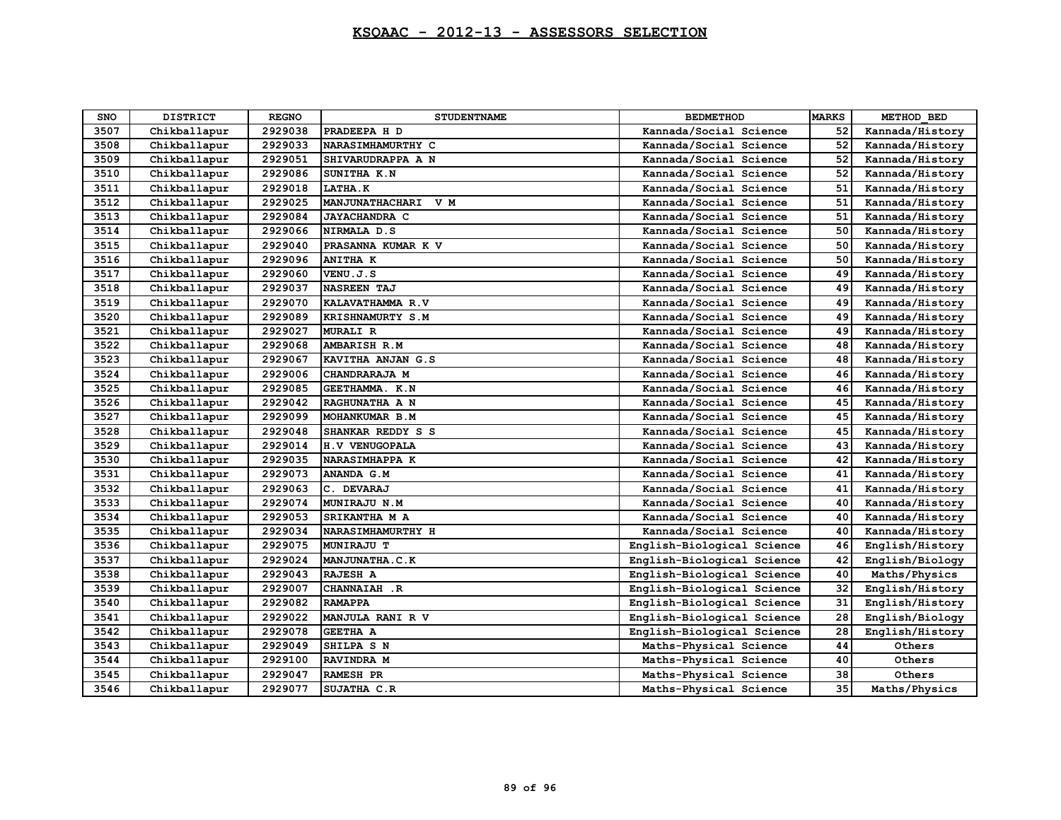# KSQAAC - 2012-13 - ASSESSORS SELECTION

| SNO | DISTRICT | REGNO | STUDENTNAME | BEDMETHOD | MARKS | METHOD_BED |
|---|---|---|---|---|---|---|
| 3507 | Chikballapur | 2929038 | PRADEEPA H D | Kannada/Social Science | 52 | Kannada/History |
| 3508 | Chikballapur | 2929033 | NARASIMHAMURTHY C | Kannada/Social Science | 52 | Kannada/History |
| 3509 | Chikballapur | 2929051 | SHIVARUDRAPPA A N | Kannada/Social Science | 52 | Kannada/History |
| 3510 | Chikballapur | 2929086 | SUNITHA K.N | Kannada/Social Science | 52 | Kannada/History |
| 3511 | Chikballapur | 2929018 | LATHA.K | Kannada/Social Science | 51 | Kannada/History |
| 3512 | Chikballapur | 2929025 | MANJUNATHACHARI V M | Kannada/Social Science | 51 | Kannada/History |
| 3513 | Chikballapur | 2929084 | JAYACHANDRA C | Kannada/Social Science | 51 | Kannada/History |
| 3514 | Chikballapur | 2929066 | NIRMALA D.S | Kannada/Social Science | 50 | Kannada/History |
| 3515 | Chikballapur | 2929040 | PRASANNA KUMAR K V | Kannada/Social Science | 50 | Kannada/History |
| 3516 | Chikballapur | 2929096 | ANITHA K | Kannada/Social Science | 50 | Kannada/History |
| 3517 | Chikballapur | 2929060 | VENU.J.S | Kannada/Social Science | 49 | Kannada/History |
| 3518 | Chikballapur | 2929037 | NASREEN TAJ | Kannada/Social Science | 49 | Kannada/History |
| 3519 | Chikballapur | 2929070 | KALAVATHAMMA R.V | Kannada/Social Science | 49 | Kannada/History |
| 3520 | Chikballapur | 2929089 | KRISHNAMURTY S.M | Kannada/Social Science | 49 | Kannada/History |
| 3521 | Chikballapur | 2929027 | MURALI R | Kannada/Social Science | 49 | Kannada/History |
| 3522 | Chikballapur | 2929068 | AMBARISH R.M | Kannada/Social Science | 48 | Kannada/History |
| 3523 | Chikballapur | 2929067 | KAVITHA ANJAN G.S | Kannada/Social Science | 48 | Kannada/History |
| 3524 | Chikballapur | 2929006 | CHANDRARAJA M | Kannada/Social Science | 46 | Kannada/History |
| 3525 | Chikballapur | 2929085 | GEETHAMMA. K.N | Kannada/Social Science | 46 | Kannada/History |
| 3526 | Chikballapur | 2929042 | RAGHUNATHA A N | Kannada/Social Science | 45 | Kannada/History |
| 3527 | Chikballapur | 2929099 | MOHANKUMAR B.M | Kannada/Social Science | 45 | Kannada/History |
| 3528 | Chikballapur | 2929048 | SHANKAR REDDY S S | Kannada/Social Science | 45 | Kannada/History |
| 3529 | Chikballapur | 2929014 | H.V VENUGOPALA | Kannada/Social Science | 43 | Kannada/History |
| 3530 | Chikballapur | 2929035 | NARASIMHAPPA K | Kannada/Social Science | 42 | Kannada/History |
| 3531 | Chikballapur | 2929073 | ANANDA G.M | Kannada/Social Science | 41 | Kannada/History |
| 3532 | Chikballapur | 2929063 | C. DEVARAJ | Kannada/Social Science | 41 | Kannada/History |
| 3533 | Chikballapur | 2929074 | MUNIRAJU N.M | Kannada/Social Science | 40 | Kannada/History |
| 3534 | Chikballapur | 2929053 | SRIKANTHA M A | Kannada/Social Science | 40 | Kannada/History |
| 3535 | Chikballapur | 2929034 | NARASIMHAMURTHY H | Kannada/Social Science | 40 | Kannada/History |
| 3536 | Chikballapur | 2929075 | MUNIRAJU T | English-Biological Science | 46 | English/History |
| 3537 | Chikballapur | 2929024 | MANJUNATHA.C.K | English-Biological Science | 42 | English/Biology |
| 3538 | Chikballapur | 2929043 | RAJESH A | English-Biological Science | 40 | Maths/Physics |
| 3539 | Chikballapur | 2929007 | CHANNAIAH .R | English-Biological Science | 32 | English/History |
| 3540 | Chikballapur | 2929082 | RAMAPPA | English-Biological Science | 31 | English/History |
| 3541 | Chikballapur | 2929022 | MANJULA RANI R V | English-Biological Science | 28 | English/Biology |
| 3542 | Chikballapur | 2929078 | GEETHA A | English-Biological Science | 28 | English/History |
| 3543 | Chikballapur | 2929049 | SHILPA S N | Maths-Physical Science | 44 | Others |
| 3544 | Chikballapur | 2929100 | RAVINDRA M | Maths-Physical Science | 40 | Others |
| 3545 | Chikballapur | 2929047 | RAMESH PR | Maths-Physical Science | 38 | Others |
| 3546 | Chikballapur | 2929077 | SUJATHA C.R | Maths-Physical Science | 35 | Maths/Physics |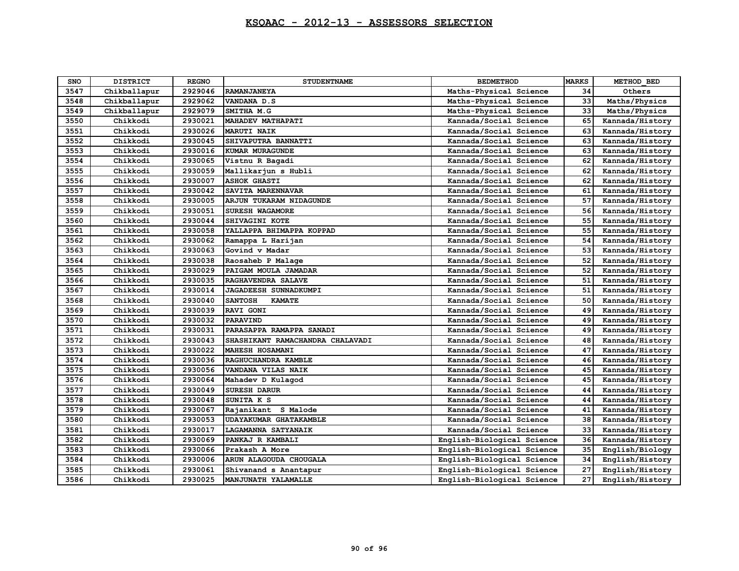# KSQAAC - 2012-13 - ASSESSORS SELECTION

| SNO | DISTRICT | REGNO | STUDENTNAME | BEDMETHOD | MARKS | METHOD_BED |
|---|---|---|---|---|---|---|
| 3547 | Chikballapur | 2929046 | RAMANJANEYA | Maths-Physical Science | 34 | Others |
| 3548 | Chikballapur | 2929062 | VANDANA D.S | Maths-Physical Science | 33 | Maths/Physics |
| 3549 | Chikballapur | 2929079 | SMITHA M.G | Maths-Physical Science | 33 | Maths/Physics |
| 3550 | Chikkodi | 2930021 | MAHADEV MATHAPATI | Kannada/Social Science | 65 | Kannada/History |
| 3551 | Chikkodi | 2930026 | MARUTI NAIK | Kannada/Social Science | 63 | Kannada/History |
| 3552 | Chikkodi | 2930045 | SHIVAPUTRA BANNATTI | Kannada/Social Science | 63 | Kannada/History |
| 3553 | Chikkodi | 2930016 | KUMAR MURAGUNDE | Kannada/Social Science | 63 | Kannada/History |
| 3554 | Chikkodi | 2930065 | Vistnu R Bagadi | Kannada/Social Science | 62 | Kannada/History |
| 3555 | Chikkodi | 2930059 | Mallikarjun s Hubli | Kannada/Social Science | 62 | Kannada/History |
| 3556 | Chikkodi | 2930007 | ASHOK GHASTI | Kannada/Social Science | 62 | Kannada/History |
| 3557 | Chikkodi | 2930042 | SAVITA MARENNAVAR | Kannada/Social Science | 61 | Kannada/History |
| 3558 | Chikkodi | 2930005 | ARJUN TUKARAM NIDAGUNDE | Kannada/Social Science | 57 | Kannada/History |
| 3559 | Chikkodi | 2930051 | SURESH WAGAMORE | Kannada/Social Science | 56 | Kannada/History |
| 3560 | Chikkodi | 2930044 | SHIVAGINI KOTE | Kannada/Social Science | 55 | Kannada/History |
| 3561 | Chikkodi | 2930058 | YALLAPPA BHIMAPPA KOPPAD | Kannada/Social Science | 55 | Kannada/History |
| 3562 | Chikkodi | 2930062 | Ramappa L Harijan | Kannada/Social Science | 54 | Kannada/History |
| 3563 | Chikkodi | 2930063 | Govind v Madar | Kannada/Social Science | 53 | Kannada/History |
| 3564 | Chikkodi | 2930038 | Raosaheb P Malage | Kannada/Social Science | 52 | Kannada/History |
| 3565 | Chikkodi | 2930029 | PAIGAM MOULA JAMADAR | Kannada/Social Science | 52 | Kannada/History |
| 3566 | Chikkodi | 2930035 | RAGHAVENDRA SALAVE | Kannada/Social Science | 51 | Kannada/History |
| 3567 | Chikkodi | 2930014 | JAGADEESH SUNNADKUMPI | Kannada/Social Science | 51 | Kannada/History |
| 3568 | Chikkodi | 2930040 | SANTOSH KAMATE | Kannada/Social Science | 50 | Kannada/History |
| 3569 | Chikkodi | 2930039 | RAVI GONI | Kannada/Social Science | 49 | Kannada/History |
| 3570 | Chikkodi | 2930032 | PARAVIND | Kannada/Social Science | 49 | Kannada/History |
| 3571 | Chikkodi | 2930031 | PARASAPPA RAMAPPA SANADI | Kannada/Social Science | 49 | Kannada/History |
| 3572 | Chikkodi | 2930043 | SHASHIKANT RAMACHANDRA CHALAVADI | Kannada/Social Science | 48 | Kannada/History |
| 3573 | Chikkodi | 2930022 | MAHESH HOSAMANI | Kannada/Social Science | 47 | Kannada/History |
| 3574 | Chikkodi | 2930036 | RAGHUCHANDRA KAMBLE | Kannada/Social Science | 46 | Kannada/History |
| 3575 | Chikkodi | 2930056 | VANDANA VILAS NAIK | Kannada/Social Science | 45 | Kannada/History |
| 3576 | Chikkodi | 2930064 | Mahadev D Kulagod | Kannada/Social Science | 45 | Kannada/History |
| 3577 | Chikkodi | 2930049 | SURESH DARUR | Kannada/Social Science | 44 | Kannada/History |
| 3578 | Chikkodi | 2930048 | SUNITA K S | Kannada/Social Science | 44 | Kannada/History |
| 3579 | Chikkodi | 2930067 | Rajanikant S Malode | Kannada/Social Science | 41 | Kannada/History |
| 3580 | Chikkodi | 2930053 | UDAYAKUMAR GHATAKAMBLE | Kannada/Social Science | 38 | Kannada/History |
| 3581 | Chikkodi | 2930017 | LAGAMANNA SATYANAIK | Kannada/Social Science | 33 | Kannada/History |
| 3582 | Chikkodi | 2930069 | PANKAJ R KAMBALI | English-Biological Science | 36 | Kannada/History |
| 3583 | Chikkodi | 2930066 | Prakash A More | English-Biological Science | 35 | English/Biology |
| 3584 | Chikkodi | 2930006 | ARUN ALAGOUDA CHOUGALA | English-Biological Science | 34 | English/History |
| 3585 | Chikkodi | 2930061 | Shivanand s Anantapur | English-Biological Science | 27 | English/History |
| 3586 | Chikkodi | 2930025 | MANJUNATH YALAMALLE | English-Biological Science | 27 | English/History |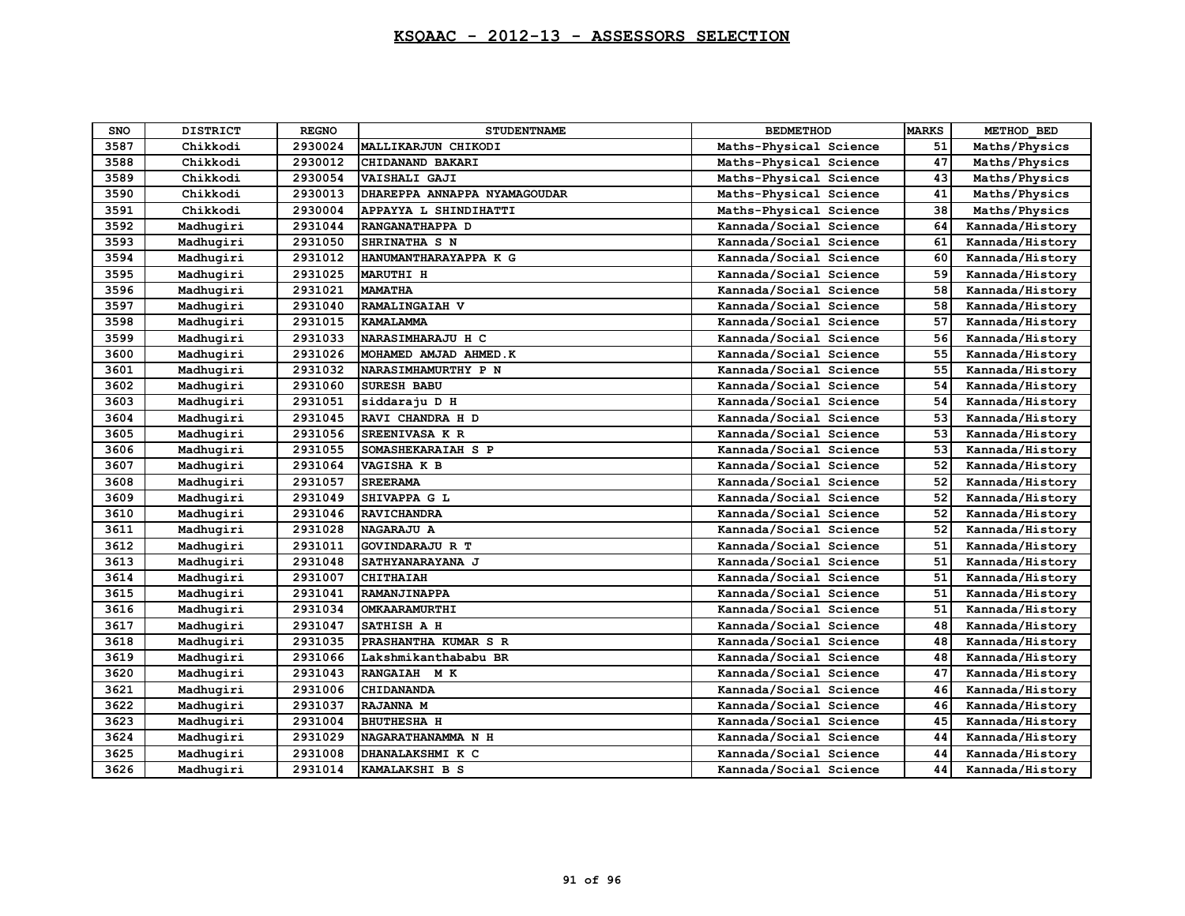# KSQAAC - 2012-13 - ASSESSORS SELECTION

| SNO | DISTRICT | REGNO | STUDENTNAME | BEDMETHOD | MARKS | METHOD_BED |
|---|---|---|---|---|---|---|
| 3587 | Chikkodi | 2930024 | MALLIKARJUN CHIKODI | Maths-Physical Science | 51 | Maths/Physics |
| 3588 | Chikkodi | 2930012 | CHIDANAND BAKARI | Maths-Physical Science | 47 | Maths/Physics |
| 3589 | Chikkodi | 2930054 | VAISHALI GAJI | Maths-Physical Science | 43 | Maths/Physics |
| 3590 | Chikkodi | 2930013 | DHAREPPA ANNAPPA NYAMAGOUDAR | Maths-Physical Science | 41 | Maths/Physics |
| 3591 | Chikkodi | 2930004 | APPAYYA L SHINDIHATTI | Maths-Physical Science | 38 | Maths/Physics |
| 3592 | Madhugiri | 2931044 | RANGANATHAPPA D | Kannada/Social Science | 64 | Kannada/History |
| 3593 | Madhugiri | 2931050 | SHRINATHA S N | Kannada/Social Science | 61 | Kannada/History |
| 3594 | Madhugiri | 2931012 | HANUMANTHARAYAPPA K G | Kannada/Social Science | 60 | Kannada/History |
| 3595 | Madhugiri | 2931025 | MARUTHI H | Kannada/Social Science | 59 | Kannada/History |
| 3596 | Madhugiri | 2931021 | MAMATHA | Kannada/Social Science | 58 | Kannada/History |
| 3597 | Madhugiri | 2931040 | RAMALINGAIAH V | Kannada/Social Science | 58 | Kannada/History |
| 3598 | Madhugiri | 2931015 | KAMALAMMA | Kannada/Social Science | 57 | Kannada/History |
| 3599 | Madhugiri | 2931033 | NARASIMHARAJU H C | Kannada/Social Science | 56 | Kannada/History |
| 3600 | Madhugiri | 2931026 | MOHAMED AMJAD AHMED.K | Kannada/Social Science | 55 | Kannada/History |
| 3601 | Madhugiri | 2931032 | NARASIMHAMURTHY P N | Kannada/Social Science | 55 | Kannada/History |
| 3602 | Madhugiri | 2931060 | SURESH BABU | Kannada/Social Science | 54 | Kannada/History |
| 3603 | Madhugiri | 2931051 | siddaraju D H | Kannada/Social Science | 54 | Kannada/History |
| 3604 | Madhugiri | 2931045 | RAVI CHANDRA H D | Kannada/Social Science | 53 | Kannada/History |
| 3605 | Madhugiri | 2931056 | SREENIVASA K R | Kannada/Social Science | 53 | Kannada/History |
| 3606 | Madhugiri | 2931055 | SOMASHEKARAIAH S P | Kannada/Social Science | 53 | Kannada/History |
| 3607 | Madhugiri | 2931064 | VAGISHA K B | Kannada/Social Science | 52 | Kannada/History |
| 3608 | Madhugiri | 2931057 | SREERAMA | Kannada/Social Science | 52 | Kannada/History |
| 3609 | Madhugiri | 2931049 | SHIVAPPA G L | Kannada/Social Science | 52 | Kannada/History |
| 3610 | Madhugiri | 2931046 | RAVICHANDRA | Kannada/Social Science | 52 | Kannada/History |
| 3611 | Madhugiri | 2931028 | NAGARAJU A | Kannada/Social Science | 52 | Kannada/History |
| 3612 | Madhugiri | 2931011 | GOVINDARAJU R T | Kannada/Social Science | 51 | Kannada/History |
| 3613 | Madhugiri | 2931048 | SATHYANARAYANA J | Kannada/Social Science | 51 | Kannada/History |
| 3614 | Madhugiri | 2931007 | CHITHAIAH | Kannada/Social Science | 51 | Kannada/History |
| 3615 | Madhugiri | 2931041 | RAMANJINAPPA | Kannada/Social Science | 51 | Kannada/History |
| 3616 | Madhugiri | 2931034 | OMKAARAMURTHI | Kannada/Social Science | 51 | Kannada/History |
| 3617 | Madhugiri | 2931047 | SATHISH A H | Kannada/Social Science | 48 | Kannada/History |
| 3618 | Madhugiri | 2931035 | PRASHANTHA KUMAR S R | Kannada/Social Science | 48 | Kannada/History |
| 3619 | Madhugiri | 2931066 | Lakshmikanthababu BR | Kannada/Social Science | 48 | Kannada/History |
| 3620 | Madhugiri | 2931043 | RANGAIAH M K | Kannada/Social Science | 47 | Kannada/History |
| 3621 | Madhugiri | 2931006 | CHIDANANDA | Kannada/Social Science | 46 | Kannada/History |
| 3622 | Madhugiri | 2931037 | RAJANNA M | Kannada/Social Science | 46 | Kannada/History |
| 3623 | Madhugiri | 2931004 | BHUTHESHA H | Kannada/Social Science | 45 | Kannada/History |
| 3624 | Madhugiri | 2931029 | NAGARATHANAMMA N H | Kannada/Social Science | 44 | Kannada/History |
| 3625 | Madhugiri | 2931008 | DHANALAKSHMI K C | Kannada/Social Science | 44 | Kannada/History |
| 3626 | Madhugiri | 2931014 | KAMALAKSHI B S | Kannada/Social Science | 44 | Kannada/History |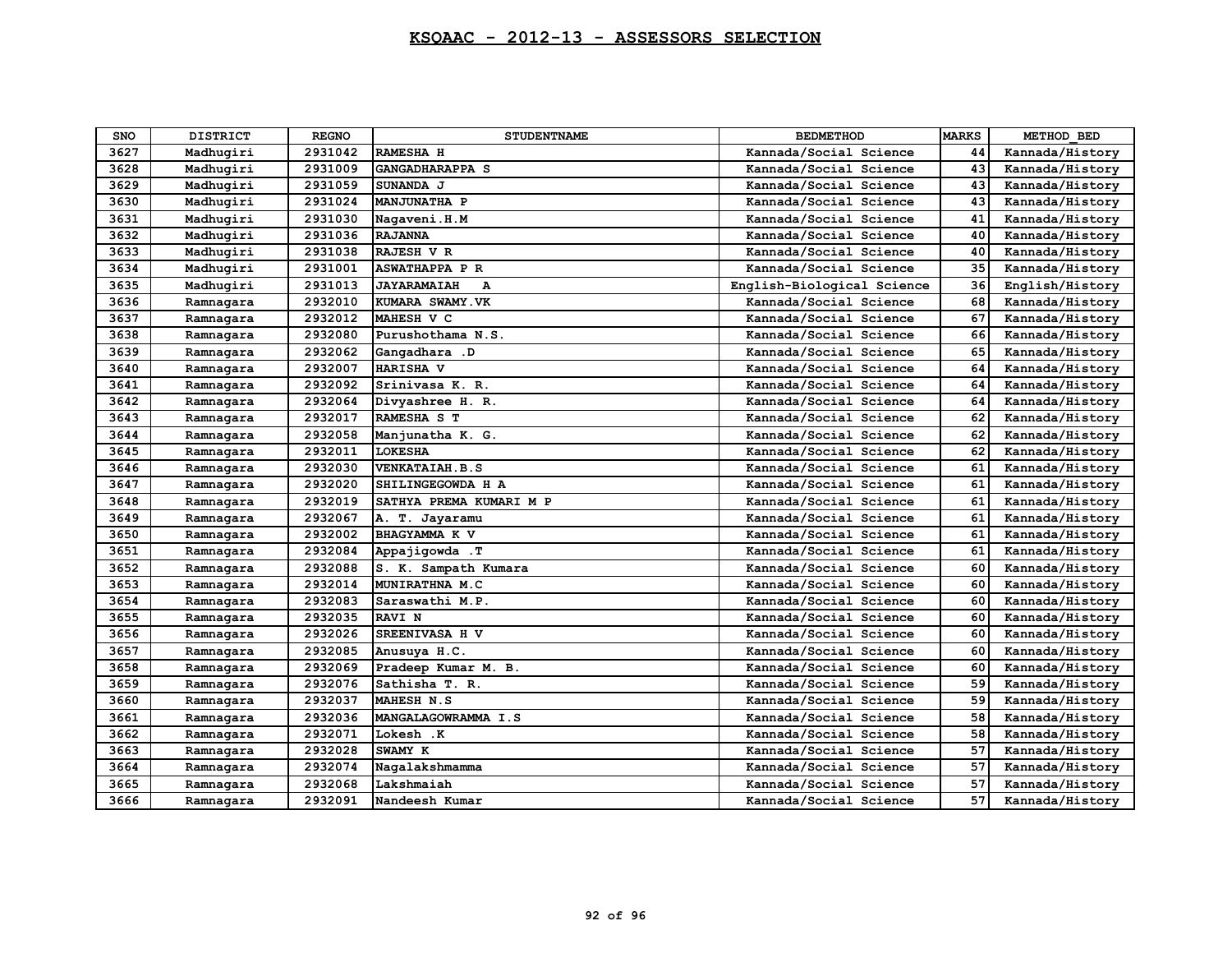# KSQAAC - 2012-13 - ASSESSORS SELECTION

| SNO | DISTRICT | REGNO | STUDENTNAME | BEDMETHOD | MARKS | METHOD_BED |
|---|---|---|---|---|---|---|
| 3627 | Madhugiri | 2931042 | RAMESHA H | Kannada/Social Science | 44 | Kannada/History |
| 3628 | Madhugiri | 2931009 | GANGADHARAPPA S | Kannada/Social Science | 43 | Kannada/History |
| 3629 | Madhugiri | 2931059 | SUNANDA J | Kannada/Social Science | 43 | Kannada/History |
| 3630 | Madhugiri | 2931024 | MANJUNATHA P | Kannada/Social Science | 43 | Kannada/History |
| 3631 | Madhugiri | 2931030 | Nagaveni.H.M | Kannada/Social Science | 41 | Kannada/History |
| 3632 | Madhugiri | 2931036 | RAJANNA | Kannada/Social Science | 40 | Kannada/History |
| 3633 | Madhugiri | 2931038 | RAJESH V R | Kannada/Social Science | 40 | Kannada/History |
| 3634 | Madhugiri | 2931001 | ASWATHAPPA P R | Kannada/Social Science | 35 | Kannada/History |
| 3635 | Madhugiri | 2931013 | JAYARAMAIAH A | English-Biological Science | 36 | English/History |
| 3636 | Ramnagara | 2932010 | KUMARA SWAMY.VK | Kannada/Social Science | 68 | Kannada/History |
| 3637 | Ramnagara | 2932012 | MAHESH V C | Kannada/Social Science | 67 | Kannada/History |
| 3638 | Ramnagara | 2932080 | Purushothama N.S. | Kannada/Social Science | 66 | Kannada/History |
| 3639 | Ramnagara | 2932062 | Gangadhara .D | Kannada/Social Science | 65 | Kannada/History |
| 3640 | Ramnagara | 2932007 | HARISHA V | Kannada/Social Science | 64 | Kannada/History |
| 3641 | Ramnagara | 2932092 | Srinivasa K. R. | Kannada/Social Science | 64 | Kannada/History |
| 3642 | Ramnagara | 2932064 | Divyashree H. R. | Kannada/Social Science | 64 | Kannada/History |
| 3643 | Ramnagara | 2932017 | RAMESHA S T | Kannada/Social Science | 62 | Kannada/History |
| 3644 | Ramnagara | 2932058 | Manjunatha K. G. | Kannada/Social Science | 62 | Kannada/History |
| 3645 | Ramnagara | 2932011 | LOKESHA | Kannada/Social Science | 62 | Kannada/History |
| 3646 | Ramnagara | 2932030 | VENKATAIAH.B.S | Kannada/Social Science | 61 | Kannada/History |
| 3647 | Ramnagara | 2932020 | SHILINGEGOWDA H A | Kannada/Social Science | 61 | Kannada/History |
| 3648 | Ramnagara | 2932019 | SATHYA PREMA KUMARI M P | Kannada/Social Science | 61 | Kannada/History |
| 3649 | Ramnagara | 2932067 | A. T. Jayaramu | Kannada/Social Science | 61 | Kannada/History |
| 3650 | Ramnagara | 2932002 | BHAGYAMMA K V | Kannada/Social Science | 61 | Kannada/History |
| 3651 | Ramnagara | 2932084 | Appajigowda .T | Kannada/Social Science | 61 | Kannada/History |
| 3652 | Ramnagara | 2932088 | S. K. Sampath Kumara | Kannada/Social Science | 60 | Kannada/History |
| 3653 | Ramnagara | 2932014 | MUNIRATHNA M.C | Kannada/Social Science | 60 | Kannada/History |
| 3654 | Ramnagara | 2932083 | Saraswathi M.P. | Kannada/Social Science | 60 | Kannada/History |
| 3655 | Ramnagara | 2932035 | RAVI N | Kannada/Social Science | 60 | Kannada/History |
| 3656 | Ramnagara | 2932026 | SREENIVASA H V | Kannada/Social Science | 60 | Kannada/History |
| 3657 | Ramnagara | 2932085 | Anusuya H.C. | Kannada/Social Science | 60 | Kannada/History |
| 3658 | Ramnagara | 2932069 | Pradeep Kumar M. B. | Kannada/Social Science | 60 | Kannada/History |
| 3659 | Ramnagara | 2932076 | Sathisha T. R. | Kannada/Social Science | 59 | Kannada/History |
| 3660 | Ramnagara | 2932037 | MAHESH N.S | Kannada/Social Science | 59 | Kannada/History |
| 3661 | Ramnagara | 2932036 | MANGALAGOWRAMMA I.S | Kannada/Social Science | 58 | Kannada/History |
| 3662 | Ramnagara | 2932071 | Lokesh .K | Kannada/Social Science | 58 | Kannada/History |
| 3663 | Ramnagara | 2932028 | SWAMY K | Kannada/Social Science | 57 | Kannada/History |
| 3664 | Ramnagara | 2932074 | Nagalakshmamma | Kannada/Social Science | 57 | Kannada/History |
| 3665 | Ramnagara | 2932068 | Lakshmaiah | Kannada/Social Science | 57 | Kannada/History |
| 3666 | Ramnagara | 2932091 | Nandeesh Kumar | Kannada/Social Science | 57 | Kannada/History |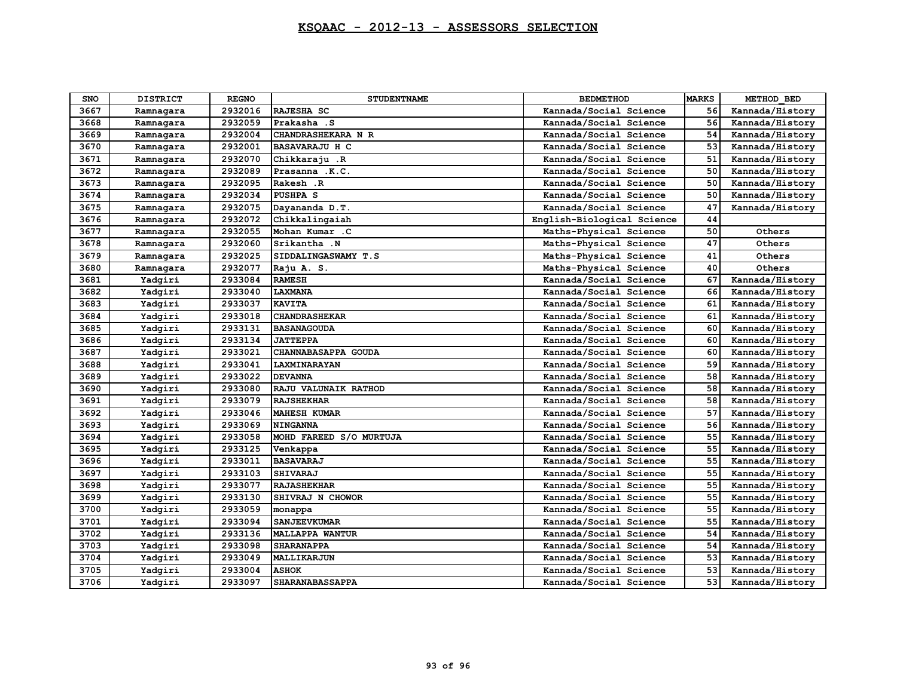# KSQAAC - 2012-13 - ASSESSORS SELECTION

| SNO | DISTRICT | REGNO | STUDENTNAME | BEDMETHOD | MARKS | METHOD_BED |
|---|---|---|---|---|---|---|
| 3667 | Ramnagara | 2932016 | RAJESHA SC | Kannada/Social Science | 56 | Kannada/History |
| 3668 | Ramnagara | 2932059 | Prakasha .S | Kannada/Social Science | 56 | Kannada/History |
| 3669 | Ramnagara | 2932004 | CHANDRASHEKARA N R | Kannada/Social Science | 54 | Kannada/History |
| 3670 | Ramnagara | 2932001 | BASAVARAJU H C | Kannada/Social Science | 53 | Kannada/History |
| 3671 | Ramnagara | 2932070 | Chikkaraju .R | Kannada/Social Science | 51 | Kannada/History |
| 3672 | Ramnagara | 2932089 | Prasanna .K.C. | Kannada/Social Science | 50 | Kannada/History |
| 3673 | Ramnagara | 2932095 | Rakesh .R | Kannada/Social Science | 50 | Kannada/History |
| 3674 | Ramnagara | 2932034 | PUSHPA S | Kannada/Social Science | 50 | Kannada/History |
| 3675 | Ramnagara | 2932075 | Dayananda D.T. | Kannada/Social Science | 47 | Kannada/History |
| 3676 | Ramnagara | 2932072 | Chikkalingaiah | English-Biological Science | 44 | |
| 3677 | Ramnagara | 2932055 | Mohan Kumar .C | Maths-Physical Science | 50 | Others |
| 3678 | Ramnagara | 2932060 | Srikantha .N | Maths-Physical Science | 47 | Others |
| 3679 | Ramnagara | 2932025 | SIDDALINGASWAMY T.S | Maths-Physical Science | 41 | Others |
| 3680 | Ramnagara | 2932077 | Raju A. S. | Maths-Physical Science | 40 | Others |
| 3681 | Yadgiri | 2933084 | RAMESH | Kannada/Social Science | 67 | Kannada/History |
| 3682 | Yadgiri | 2933040 | LAXMANA | Kannada/Social Science | 66 | Kannada/History |
| 3683 | Yadgiri | 2933037 | KAVITA | Kannada/Social Science | 61 | Kannada/History |
| 3684 | Yadgiri | 2933018 | CHANDRASHEKAR | Kannada/Social Science | 61 | Kannada/History |
| 3685 | Yadgiri | 2933131 | BASANAGOUDA | Kannada/Social Science | 60 | Kannada/History |
| 3686 | Yadgiri | 2933134 | JATTEPPA | Kannada/Social Science | 60 | Kannada/History |
| 3687 | Yadgiri | 2933021 | CHANNABASAPPA GOUDA | Kannada/Social Science | 60 | Kannada/History |
| 3688 | Yadgiri | 2933041 | LAXMINARAYAN | Kannada/Social Science | 59 | Kannada/History |
| 3689 | Yadgiri | 2933022 | DEVANNA | Kannada/Social Science | 58 | Kannada/History |
| 3690 | Yadgiri | 2933080 | RAJU VALUNAIK RATHOD | Kannada/Social Science | 58 | Kannada/History |
| 3691 | Yadgiri | 2933079 | RAJSHEKHAR | Kannada/Social Science | 58 | Kannada/History |
| 3692 | Yadgiri | 2933046 | MAHESH KUMAR | Kannada/Social Science | 57 | Kannada/History |
| 3693 | Yadgiri | 2933069 | NINGANNA | Kannada/Social Science | 56 | Kannada/History |
| 3694 | Yadgiri | 2933058 | MOHD FAREED S/O MURTUJA | Kannada/Social Science | 55 | Kannada/History |
| 3695 | Yadgiri | 2933125 | Venkappa | Kannada/Social Science | 55 | Kannada/History |
| 3696 | Yadgiri | 2933011 | BASAVARAJ | Kannada/Social Science | 55 | Kannada/History |
| 3697 | Yadgiri | 2933103 | SHIVARAJ | Kannada/Social Science | 55 | Kannada/History |
| 3698 | Yadgiri | 2933077 | RAJASHEKHAR | Kannada/Social Science | 55 | Kannada/History |
| 3699 | Yadgiri | 2933130 | SHIVRAJ N CHOWOR | Kannada/Social Science | 55 | Kannada/History |
| 3700 | Yadgiri | 2933059 | monappa | Kannada/Social Science | 55 | Kannada/History |
| 3701 | Yadgiri | 2933094 | SANJEEVKUMAR | Kannada/Social Science | 55 | Kannada/History |
| 3702 | Yadgiri | 2933136 | MALLAPPA WANTUR | Kannada/Social Science | 54 | Kannada/History |
| 3703 | Yadgiri | 2933098 | SHARANAPPA | Kannada/Social Science | 54 | Kannada/History |
| 3704 | Yadgiri | 2933049 | MALLIKARJUN | Kannada/Social Science | 53 | Kannada/History |
| 3705 | Yadgiri | 2933004 | ASHOK | Kannada/Social Science | 53 | Kannada/History |
| 3706 | Yadgiri | 2933097 | SHARANABASSAPPA | Kannada/Social Science | 53 | Kannada/History |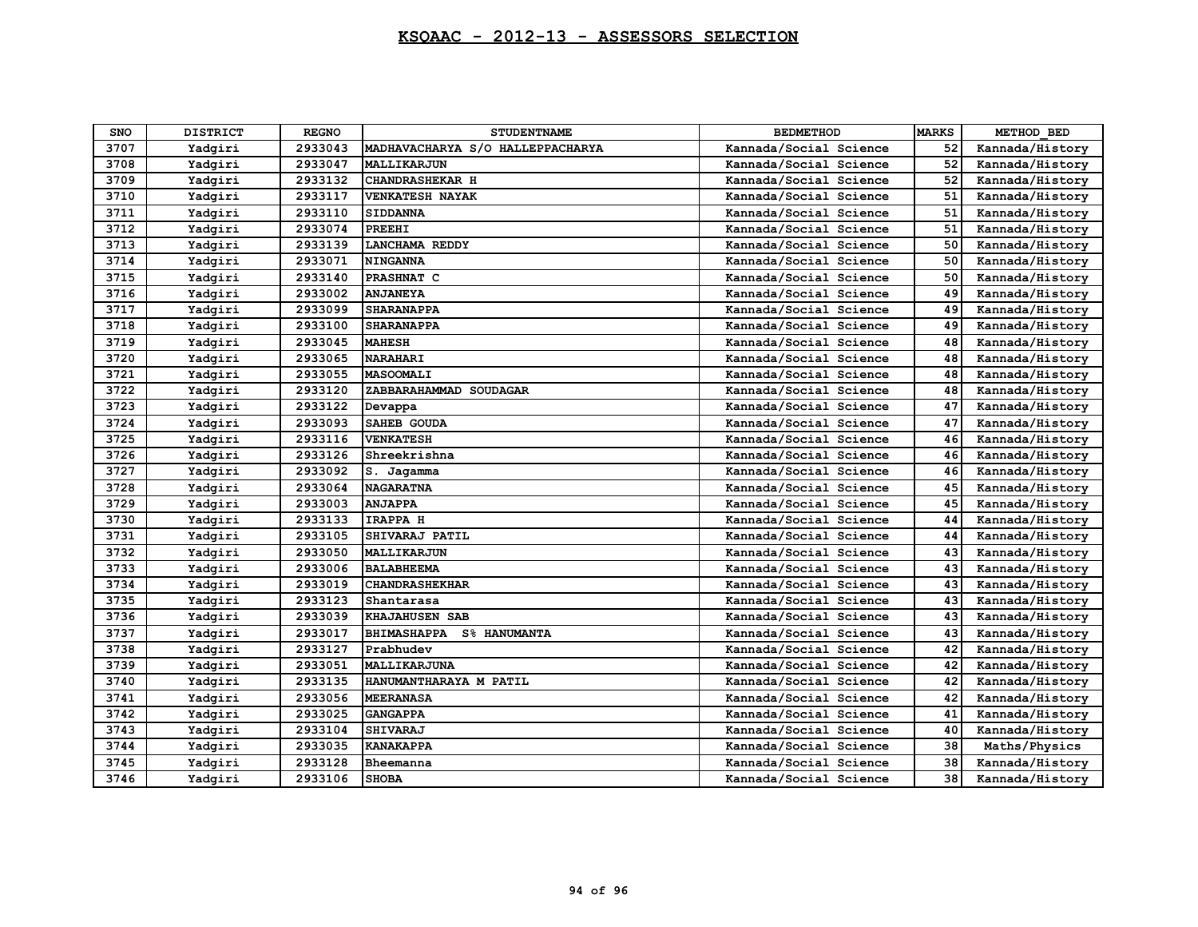# KSQAAC - 2012-13 - ASSESSORS SELECTION

| SNO | DISTRICT | REGNO | STUDENTNAME | BEDMETHOD | MARKS | METHOD_BED |
|---|---|---|---|---|---|---|
| 3707 | Yadgiri | 2933043 | MADHAVACHARYA S/O HALLEPPACHARYA | Kannada/Social Science | 52 | Kannada/History |
| 3708 | Yadgiri | 2933047 | MALLIKARJUN | Kannada/Social Science | 52 | Kannada/History |
| 3709 | Yadgiri | 2933132 | CHANDRASHEKAR H | Kannada/Social Science | 52 | Kannada/History |
| 3710 | Yadgiri | 2933117 | VENKATESH NAYAK | Kannada/Social Science | 51 | Kannada/History |
| 3711 | Yadgiri | 2933110 | SIDDANNA | Kannada/Social Science | 51 | Kannada/History |
| 3712 | Yadgiri | 2933074 | PREEHI | Kannada/Social Science | 51 | Kannada/History |
| 3713 | Yadgiri | 2933139 | LANCHAMA REDDY | Kannada/Social Science | 50 | Kannada/History |
| 3714 | Yadgiri | 2933071 | NINGANNA | Kannada/Social Science | 50 | Kannada/History |
| 3715 | Yadgiri | 2933140 | PRASHNAT C | Kannada/Social Science | 50 | Kannada/History |
| 3716 | Yadgiri | 2933002 | ANJANEYA | Kannada/Social Science | 49 | Kannada/History |
| 3717 | Yadgiri | 2933099 | SHARANAPPA | Kannada/Social Science | 49 | Kannada/History |
| 3718 | Yadgiri | 2933100 | SHARANAPPA | Kannada/Social Science | 49 | Kannada/History |
| 3719 | Yadgiri | 2933045 | MAHESH | Kannada/Social Science | 48 | Kannada/History |
| 3720 | Yadgiri | 2933065 | NARAHARI | Kannada/Social Science | 48 | Kannada/History |
| 3721 | Yadgiri | 2933055 | MASOOMALI | Kannada/Social Science | 48 | Kannada/History |
| 3722 | Yadgiri | 2933120 | ZABBARAHAMMAD SOUDAGAR | Kannada/Social Science | 48 | Kannada/History |
| 3723 | Yadgiri | 2933122 | Devappa | Kannada/Social Science | 47 | Kannada/History |
| 3724 | Yadgiri | 2933093 | SAHEB GOUDA | Kannada/Social Science | 47 | Kannada/History |
| 3725 | Yadgiri | 2933116 | VENKATESH | Kannada/Social Science | 46 | Kannada/History |
| 3726 | Yadgiri | 2933126 | Shreekrishna | Kannada/Social Science | 46 | Kannada/History |
| 3727 | Yadgiri | 2933092 | S. Jagamma | Kannada/Social Science | 46 | Kannada/History |
| 3728 | Yadgiri | 2933064 | NAGARATNA | Kannada/Social Science | 45 | Kannada/History |
| 3729 | Yadgiri | 2933003 | ANJAPPA | Kannada/Social Science | 45 | Kannada/History |
| 3730 | Yadgiri | 2933133 | IRAPPA H | Kannada/Social Science | 44 | Kannada/History |
| 3731 | Yadgiri | 2933105 | SHIVARAJ PATIL | Kannada/Social Science | 44 | Kannada/History |
| 3732 | Yadgiri | 2933050 | MALLIKARJUN | Kannada/Social Science | 43 | Kannada/History |
| 3733 | Yadgiri | 2933006 | BALABHEEMA | Kannada/Social Science | 43 | Kannada/History |
| 3734 | Yadgiri | 2933019 | CHANDRASHEKHAR | Kannada/Social Science | 43 | Kannada/History |
| 3735 | Yadgiri | 2933123 | Shantarasa | Kannada/Social Science | 43 | Kannada/History |
| 3736 | Yadgiri | 2933039 | KHAJAHUSEN SAB | Kannada/Social Science | 43 | Kannada/History |
| 3737 | Yadgiri | 2933017 | BHIMASHAPPA S% HANUMANTA | Kannada/Social Science | 43 | Kannada/History |
| 3738 | Yadgiri | 2933127 | Prabhudev | Kannada/Social Science | 42 | Kannada/History |
| 3739 | Yadgiri | 2933051 | MALLIKARJUNA | Kannada/Social Science | 42 | Kannada/History |
| 3740 | Yadgiri | 2933135 | HANUMANTHARAYA M PATIL | Kannada/Social Science | 42 | Kannada/History |
| 3741 | Yadgiri | 2933056 | MEERANASA | Kannada/Social Science | 42 | Kannada/History |
| 3742 | Yadgiri | 2933025 | GANGAPPA | Kannada/Social Science | 41 | Kannada/History |
| 3743 | Yadgiri | 2933104 | SHIVARAJ | Kannada/Social Science | 40 | Kannada/History |
| 3744 | Yadgiri | 2933035 | KANAKAPPA | Kannada/Social Science | 38 | Maths/Physics |
| 3745 | Yadgiri | 2933128 | Bheemanna | Kannada/Social Science | 38 | Kannada/History |
| 3746 | Yadgiri | 2933106 | SHOBA | Kannada/Social Science | 38 | Kannada/History |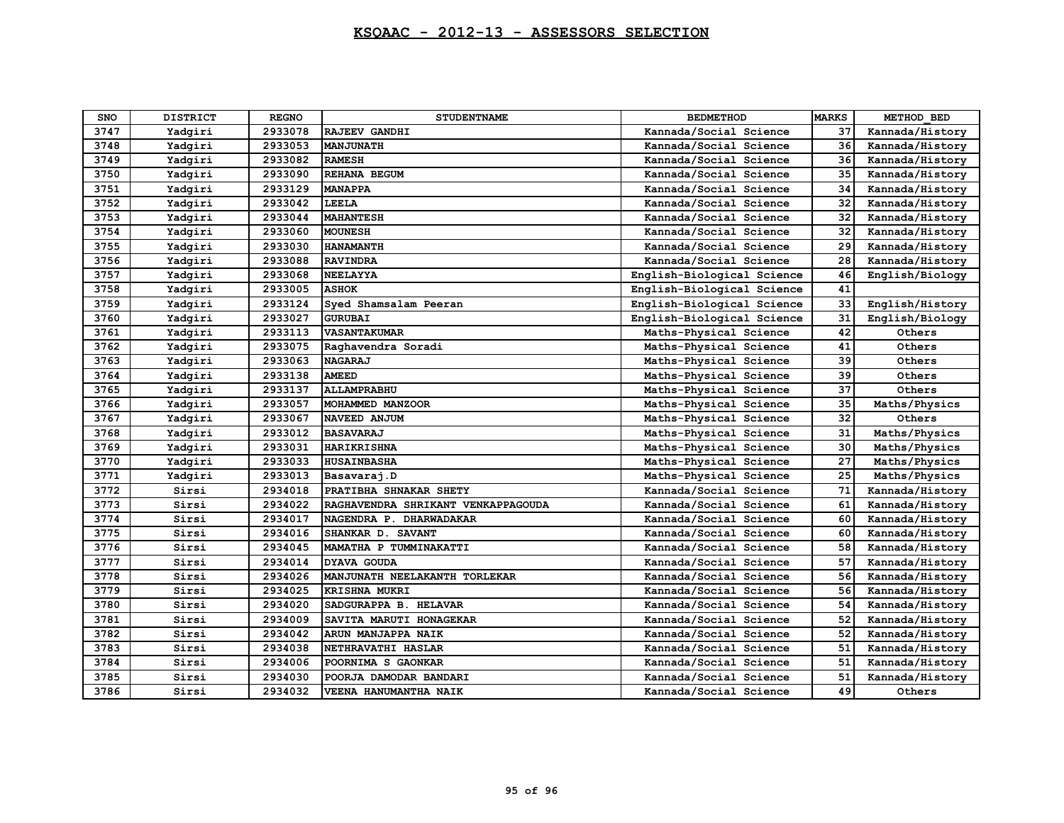# KSQAAC - 2012-13 - ASSESSORS SELECTION

| SNO | DISTRICT | REGNO | STUDENTNAME | BEDMETHOD | MARKS | METHOD_BED |
|---|---|---|---|---|---|---|
| 3747 | Yadgiri | 2933078 | RAJEEV GANDHI | Kannada/Social Science | 37 | Kannada/History |
| 3748 | Yadgiri | 2933053 | MANJUNATH | Kannada/Social Science | 36 | Kannada/History |
| 3749 | Yadgiri | 2933082 | RAMESH | Kannada/Social Science | 36 | Kannada/History |
| 3750 | Yadgiri | 2933090 | REHANA BEGUM | Kannada/Social Science | 35 | Kannada/History |
| 3751 | Yadgiri | 2933129 | MANAPPA | Kannada/Social Science | 34 | Kannada/History |
| 3752 | Yadgiri | 2933042 | LEELA | Kannada/Social Science | 32 | Kannada/History |
| 3753 | Yadgiri | 2933044 | MAHANTESH | Kannada/Social Science | 32 | Kannada/History |
| 3754 | Yadgiri | 2933060 | MOUNESH | Kannada/Social Science | 32 | Kannada/History |
| 3755 | Yadgiri | 2933030 | HANAMANTH | Kannada/Social Science | 29 | Kannada/History |
| 3756 | Yadgiri | 2933088 | RAVINDRA | Kannada/Social Science | 28 | Kannada/History |
| 3757 | Yadgiri | 2933068 | NEELAYYA | English-Biological Science | 46 | English/Biology |
| 3758 | Yadgiri | 2933005 | ASHOK | English-Biological Science | 41 | |
| 3759 | Yadgiri | 2933124 | Syed Shamsalam Peeran | English-Biological Science | 33 | English/History |
| 3760 | Yadgiri | 2933027 | GURUBAI | English-Biological Science | 31 | English/Biology |
| 3761 | Yadgiri | 2933113 | VASANTAKUMAR | Maths-Physical Science | 42 | Others |
| 3762 | Yadgiri | 2933075 | Raghavendra Soradi | Maths-Physical Science | 41 | Others |
| 3763 | Yadgiri | 2933063 | NAGARAJ | Maths-Physical Science | 39 | Others |
| 3764 | Yadgiri | 2933138 | AMEED | Maths-Physical Science | 39 | Others |
| 3765 | Yadgiri | 2933137 | ALLAMPRABHU | Maths-Physical Science | 37 | Others |
| 3766 | Yadgiri | 2933057 | MOHAMMED MANZOOR | Maths-Physical Science | 35 | Maths/Physics |
| 3767 | Yadgiri | 2933067 | NAVEED ANJUM | Maths-Physical Science | 32 | Others |
| 3768 | Yadgiri | 2933012 | BASAVARAJ | Maths-Physical Science | 31 | Maths/Physics |
| 3769 | Yadgiri | 2933031 | HARIKRISHNA | Maths-Physical Science | 30 | Maths/Physics |
| 3770 | Yadgiri | 2933033 | HUSAINBASHA | Maths-Physical Science | 27 | Maths/Physics |
| 3771 | Yadgiri | 2933013 | Basavaraj.D | Maths-Physical Science | 25 | Maths/Physics |
| 3772 | Sirsi | 2934018 | PRATIBHA SHNAKAR SHETY | Kannada/Social Science | 71 | Kannada/History |
| 3773 | Sirsi | 2934022 | RAGHAVENDRA SHRIKANT VENKAPPAGOUDA | Kannada/Social Science | 61 | Kannada/History |
| 3774 | Sirsi | 2934017 | NAGENDRA P. DHARWADAKAR | Kannada/Social Science | 60 | Kannada/History |
| 3775 | Sirsi | 2934016 | SHANKAR D. SAVANT | Kannada/Social Science | 60 | Kannada/History |
| 3776 | Sirsi | 2934045 | MAMATHA P TUMMINAKATTI | Kannada/Social Science | 58 | Kannada/History |
| 3777 | Sirsi | 2934014 | DYAVA GOUDA | Kannada/Social Science | 57 | Kannada/History |
| 3778 | Sirsi | 2934026 | MANJUNATH NEELAKANTH TORLEKAR | Kannada/Social Science | 56 | Kannada/History |
| 3779 | Sirsi | 2934025 | KRISHNA MUKRI | Kannada/Social Science | 56 | Kannada/History |
| 3780 | Sirsi | 2934020 | SADGURAPPA B. HELAVAR | Kannada/Social Science | 54 | Kannada/History |
| 3781 | Sirsi | 2934009 | SAVITA MARUTI HONAGEKAR | Kannada/Social Science | 52 | Kannada/History |
| 3782 | Sirsi | 2934042 | ARUN MANJAPPA NAIK | Kannada/Social Science | 52 | Kannada/History |
| 3783 | Sirsi | 2934038 | NETHRAVATHI HASLAR | Kannada/Social Science | 51 | Kannada/History |
| 3784 | Sirsi | 2934006 | POORNIMA S GAONKAR | Kannada/Social Science | 51 | Kannada/History |
| 3785 | Sirsi | 2934030 | POORJA DAMODAR BANDARI | Kannada/Social Science | 51 | Kannada/History |
| 3786 | Sirsi | 2934032 | VEENA HANUMANTHA NAIK | Kannada/Social Science | 49 | Others |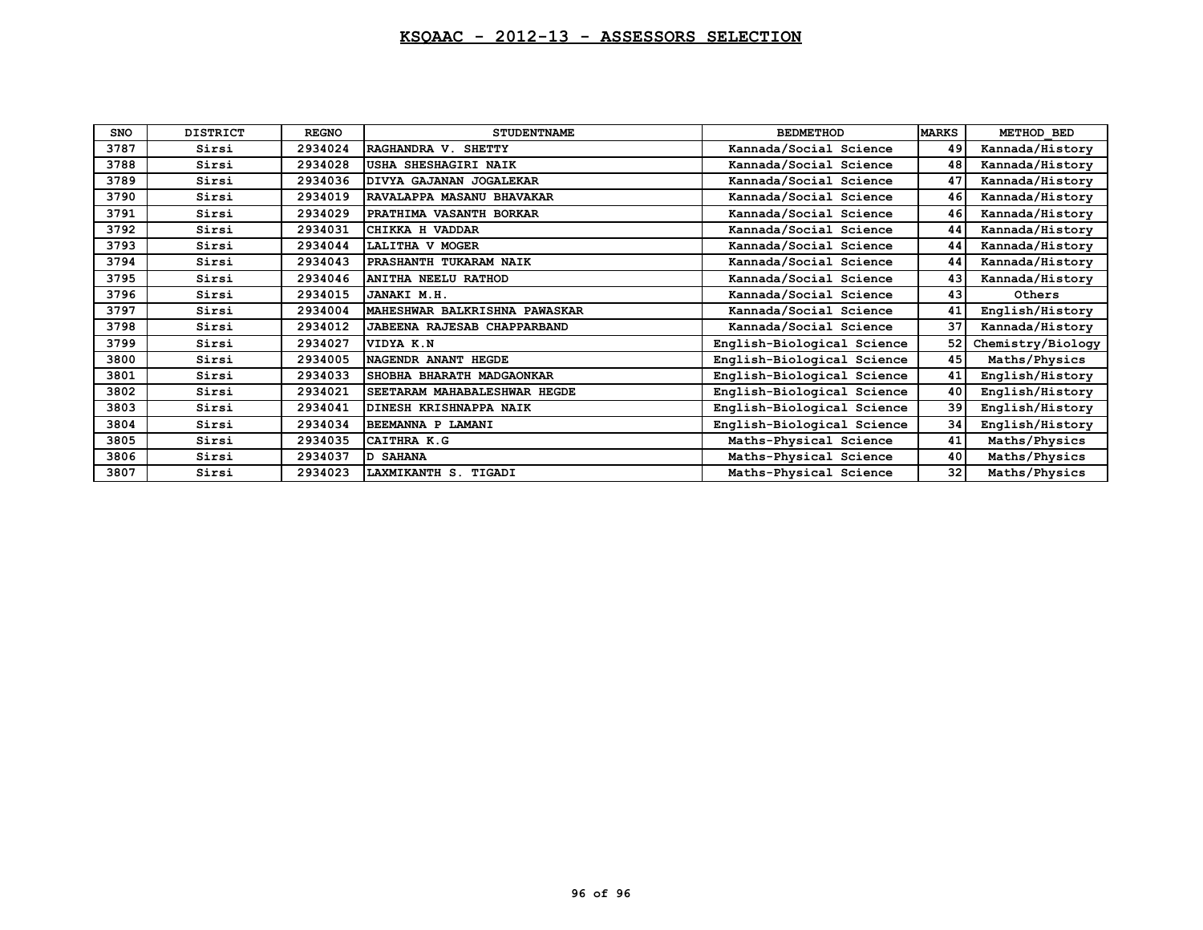## KSQAAC - 2012-13 - ASSESSORS SELECTION

| SNO | DISTRICT | REGNO | STUDENTNAME | BEDMETHOD | MARKS | METHOD_BED |
|---|---|---|---|---|---|---|
| 3787 | Sirsi | 2934024 | RAGHANDRA V. SHETTY | Kannada/Social Science | 49 | Kannada/History |
| 3788 | Sirsi | 2934028 | USHA SHESHAGIRI NAIK | Kannada/Social Science | 48 | Kannada/History |
| 3789 | Sirsi | 2934036 | DIVYA GAJANAN JOGALEKAR | Kannada/Social Science | 47 | Kannada/History |
| 3790 | Sirsi | 2934019 | RAVALAPPA MASANU BHAVAKAR | Kannada/Social Science | 46 | Kannada/History |
| 3791 | Sirsi | 2934029 | PRATHIMA VASANTH BORKAR | Kannada/Social Science | 46 | Kannada/History |
| 3792 | Sirsi | 2934031 | CHIKKA H VADDAR | Kannada/Social Science | 44 | Kannada/History |
| 3793 | Sirsi | 2934044 | LALITHA V MOGER | Kannada/Social Science | 44 | Kannada/History |
| 3794 | Sirsi | 2934043 | PRASHANTH TUKARAM NAIK | Kannada/Social Science | 44 | Kannada/History |
| 3795 | Sirsi | 2934046 | ANITHA NEELU RATHOD | Kannada/Social Science | 43 | Kannada/History |
| 3796 | Sirsi | 2934015 | JANAKI M.H. | Kannada/Social Science | 43 | Others |
| 3797 | Sirsi | 2934004 | MAHESHWAR BALKRISHNA PAWASKAR | Kannada/Social Science | 41 | English/History |
| 3798 | Sirsi | 2934012 | JABEENA RAJESAB CHAPPARBAND | Kannada/Social Science | 37 | Kannada/History |
| 3799 | Sirsi | 2934027 | VIDYA K.N | English-Biological Science | 52 | Chemistry/Biology |
| 3800 | Sirsi | 2934005 | NAGENDR ANANT HEGDE | English-Biological Science | 45 | Maths/Physics |
| 3801 | Sirsi | 2934033 | SHOBHA BHARATH MADGAONKAR | English-Biological Science | 41 | English/History |
| 3802 | Sirsi | 2934021 | SEETARAM MAHABALESHWAR HEGDE | English-Biological Science | 40 | English/History |
| 3803 | Sirsi | 2934041 | DINESH KRISHNAPPA NAIK | English-Biological Science | 39 | English/History |
| 3804 | Sirsi | 2934034 | BEEMANNA P LAMANI | English-Biological Science | 34 | English/History |
| 3805 | Sirsi | 2934035 | CAITHRA K.G | Maths-Physical Science | 41 | Maths/Physics |
| 3806 | Sirsi | 2934037 | D SAHANA | Maths-Physical Science | 40 | Maths/Physics |
| 3807 | Sirsi | 2934023 | LAXMIKANTH S. TIGADI | Maths-Physical Science | 32 | Maths/Physics |